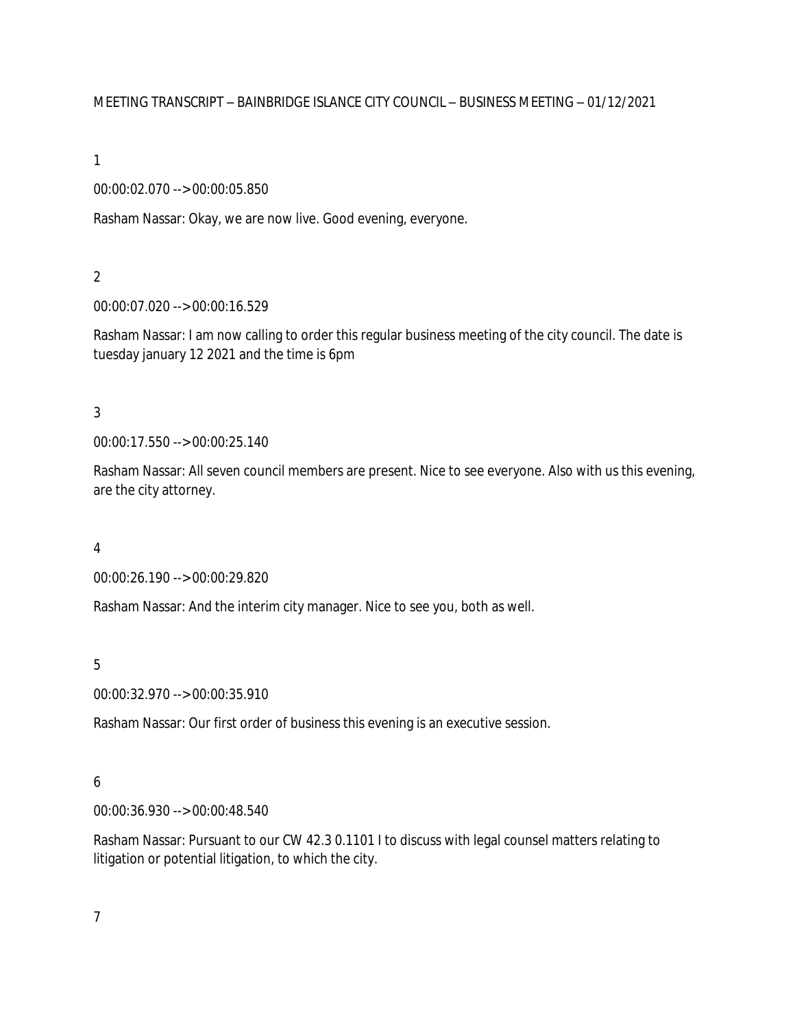MEETING TRANSCRIPT – BAINBRIDGE ISLANCE CITY COUNCIL – BUSINESS MEETING – 01/12/2021

1

00:00:02.070 --> 00:00:05.850

Rasham Nassar: Okay, we are now live. Good evening, everyone.

2

00:00:07.020 --> 00:00:16.529

Rasham Nassar: I am now calling to order this regular business meeting of the city council. The date is tuesday january 12 2021 and the time is 6pm

3

00:00:17.550 --> 00:00:25.140

Rasham Nassar: All seven council members are present. Nice to see everyone. Also with us this evening, are the city attorney.

4

00:00:26.190 --> 00:00:29.820

Rasham Nassar: And the interim city manager. Nice to see you, both as well.

5

00:00:32.970 --> 00:00:35.910

Rasham Nassar: Our first order of business this evening is an executive session.

6

00:00:36.930 --> 00:00:48.540

Rasham Nassar: Pursuant to our CW 42.3 0.1101 I to discuss with legal counsel matters relating to litigation or potential litigation, to which the city.

7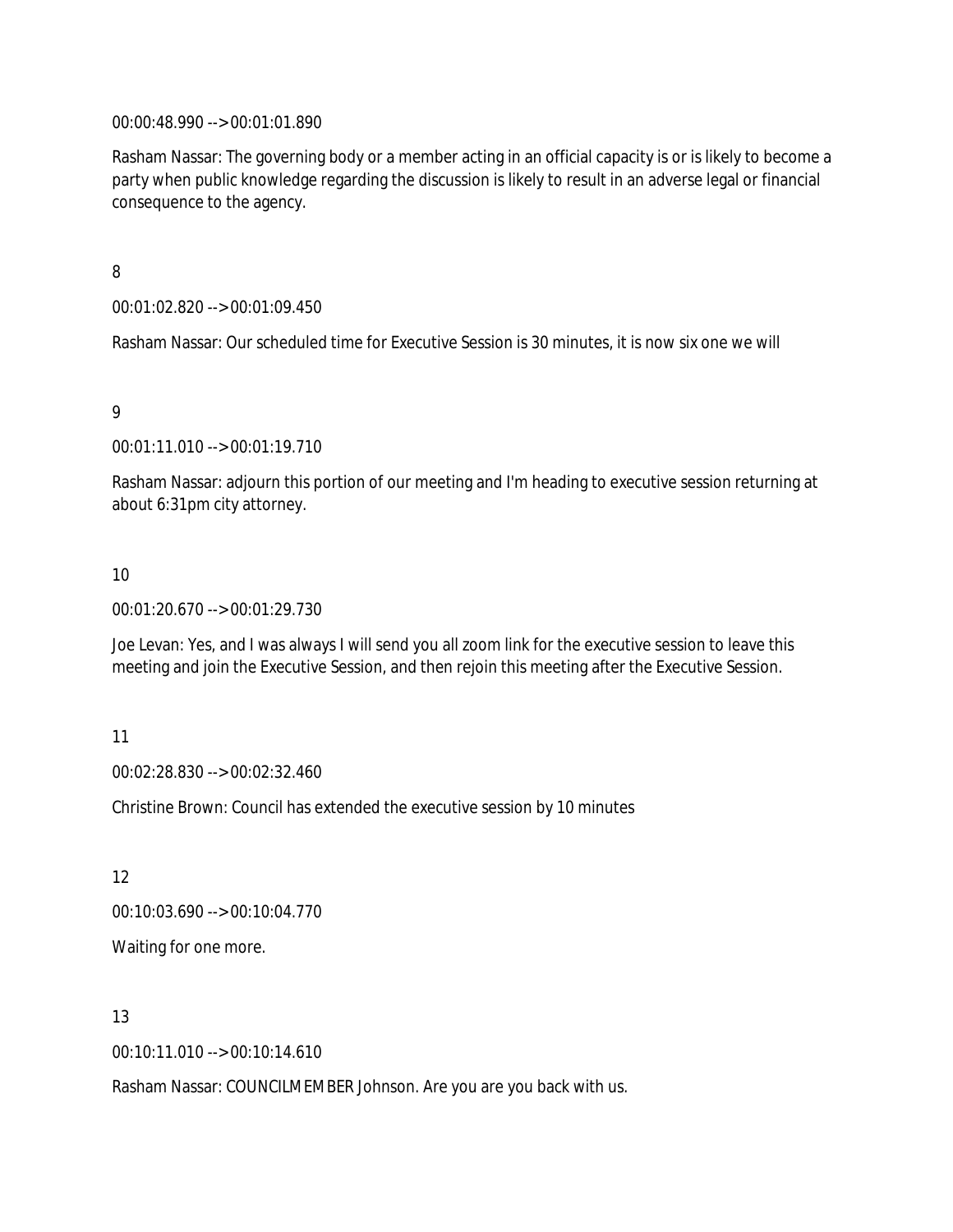00:00:48.990 --> 00:01:01.890

Rasham Nassar: The governing body or a member acting in an official capacity is or is likely to become a party when public knowledge regarding the discussion is likely to result in an adverse legal or financial consequence to the agency.

8

00:01:02.820 --> 00:01:09.450

Rasham Nassar: Our scheduled time for Executive Session is 30 minutes, it is now six one we will

9

00:01:11.010 --> 00:01:19.710

Rasham Nassar: adjourn this portion of our meeting and I'm heading to executive session returning at about 6:31pm city attorney.

10

00:01:20.670 --> 00:01:29.730

Joe Levan: Yes, and I was always I will send you all zoom link for the executive session to leave this meeting and join the Executive Session, and then rejoin this meeting after the Executive Session.

11

00:02:28.830 --> 00:02:32.460

Christine Brown: Council has extended the executive session by 10 minutes

12

00:10:03.690 --> 00:10:04.770

Waiting for one more.

13

00:10:11.010 --> 00:10:14.610

Rasham Nassar: COUNCILMEMBER Johnson. Are you are you back with us.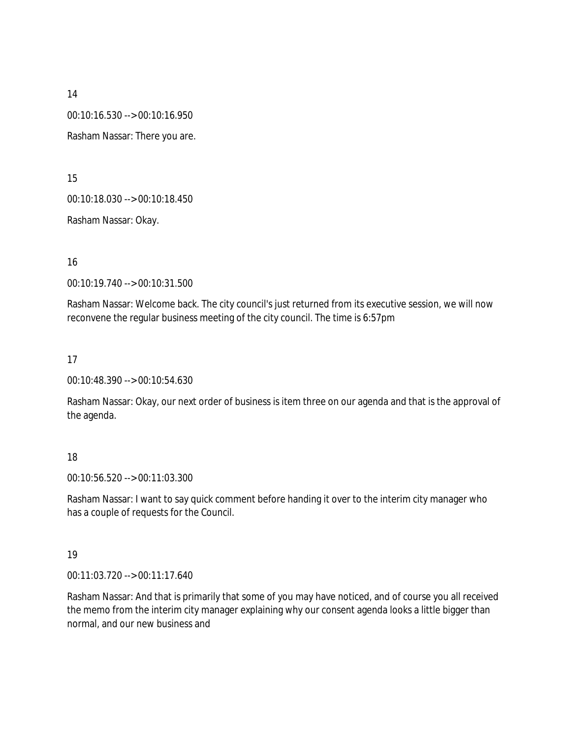14

00:10:16.530 --> 00:10:16.950

Rasham Nassar: There you are.

15

00:10:18.030 --> 00:10:18.450

Rasham Nassar: Okay.

16

00:10:19.740 --> 00:10:31.500

Rasham Nassar: Welcome back. The city council's just returned from its executive session, we will now reconvene the regular business meeting of the city council. The time is 6:57pm

17

00:10:48.390 --> 00:10:54.630

Rasham Nassar: Okay, our next order of business is item three on our agenda and that is the approval of the agenda.

18

00:10:56.520 --> 00:11:03.300

Rasham Nassar: I want to say quick comment before handing it over to the interim city manager who has a couple of requests for the Council.

19

00:11:03.720 --> 00:11:17.640

Rasham Nassar: And that is primarily that some of you may have noticed, and of course you all received the memo from the interim city manager explaining why our consent agenda looks a little bigger than normal, and our new business and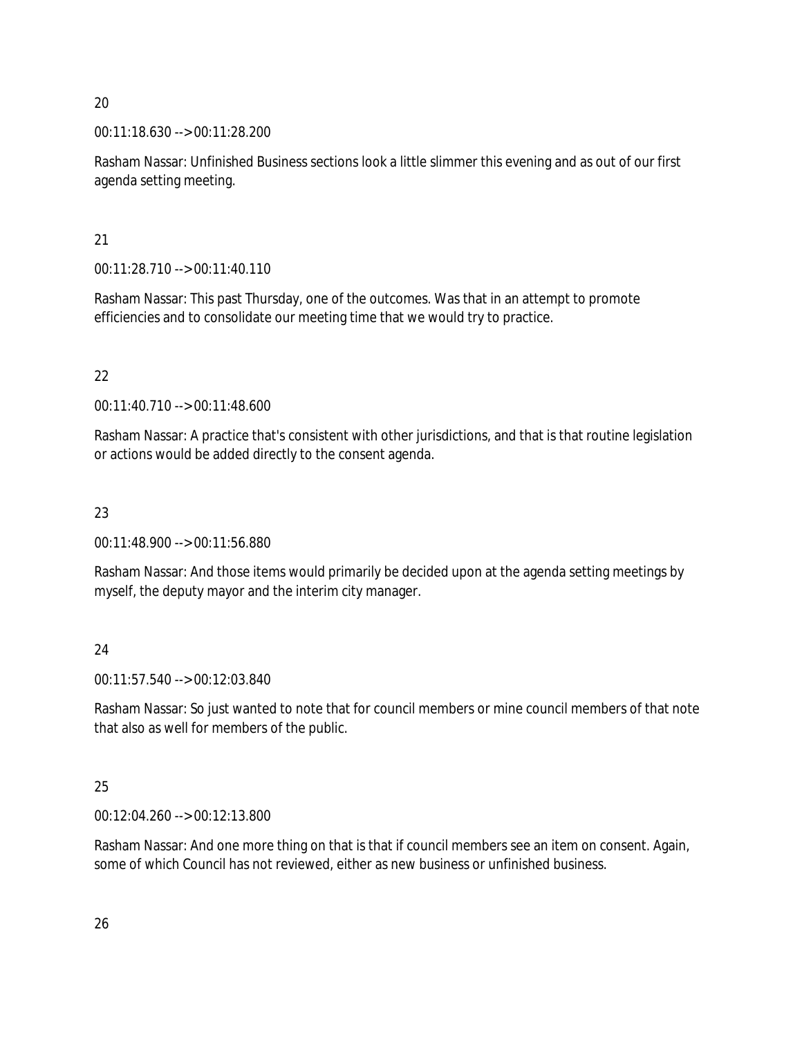20

00:11:18.630 --> 00:11:28.200

Rasham Nassar: Unfinished Business sections look a little slimmer this evening and as out of our first agenda setting meeting.

21

00:11:28.710 --> 00:11:40.110

Rasham Nassar: This past Thursday, one of the outcomes. Was that in an attempt to promote efficiencies and to consolidate our meeting time that we would try to practice.

22

00:11:40.710 --> 00:11:48.600

Rasham Nassar: A practice that's consistent with other jurisdictions, and that is that routine legislation or actions would be added directly to the consent agenda.

23

00:11:48.900 --> 00:11:56.880

Rasham Nassar: And those items would primarily be decided upon at the agenda setting meetings by myself, the deputy mayor and the interim city manager.

24

00:11:57.540 --> 00:12:03.840

Rasham Nassar: So just wanted to note that for council members or mine council members of that note that also as well for members of the public.

25

00:12:04.260 --> 00:12:13.800

Rasham Nassar: And one more thing on that is that if council members see an item on consent. Again, some of which Council has not reviewed, either as new business or unfinished business.

26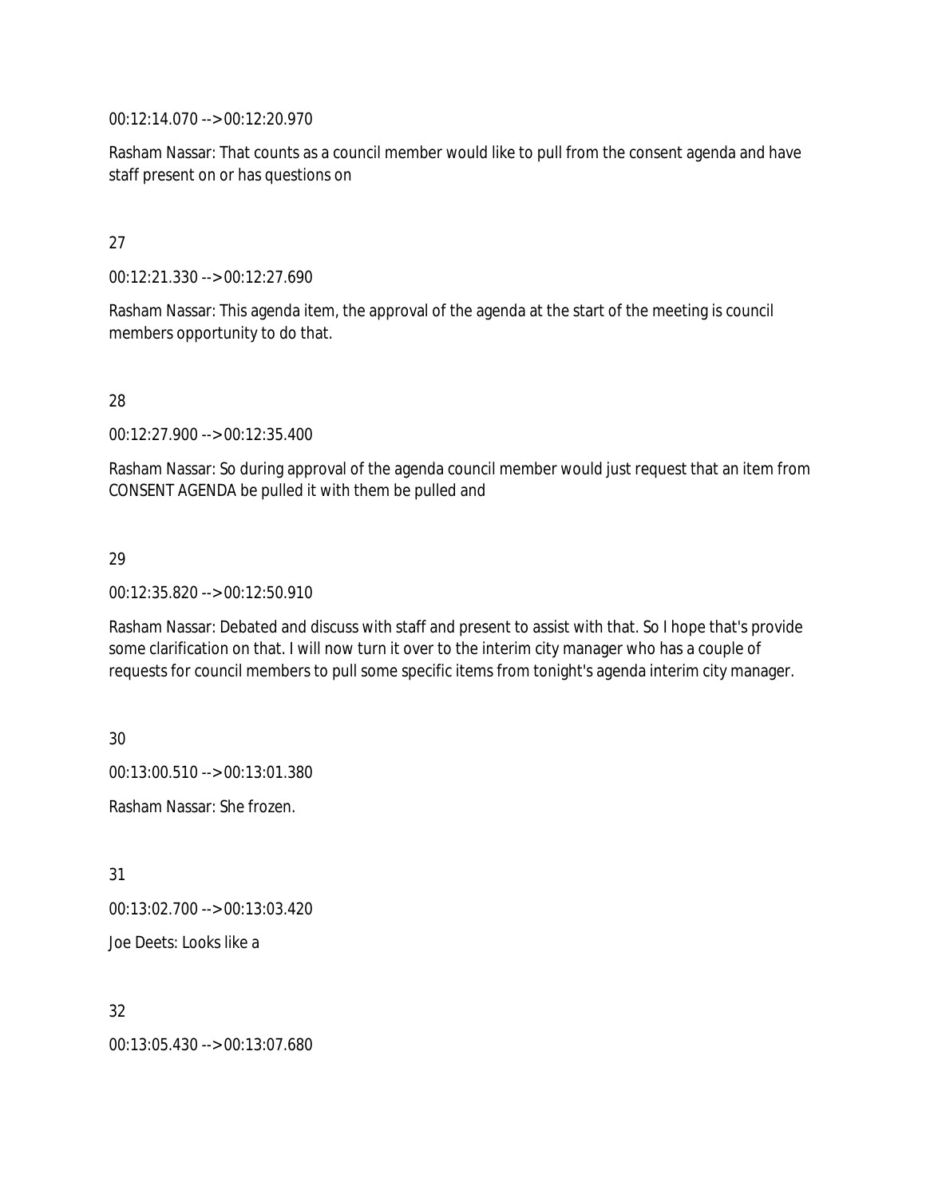00:12:14.070 --> 00:12:20.970

Rasham Nassar: That counts as a council member would like to pull from the consent agenda and have staff present on or has questions on

27

00:12:21.330 --> 00:12:27.690

Rasham Nassar: This agenda item, the approval of the agenda at the start of the meeting is council members opportunity to do that.

28

00:12:27.900 --> 00:12:35.400

Rasham Nassar: So during approval of the agenda council member would just request that an item from CONSENT AGENDA be pulled it with them be pulled and

29

00:12:35.820 --> 00:12:50.910

Rasham Nassar: Debated and discuss with staff and present to assist with that. So I hope that's provide some clarification on that. I will now turn it over to the interim city manager who has a couple of requests for council members to pull some specific items from tonight's agenda interim city manager.

30

00:13:00.510 --> 00:13:01.380

Rasham Nassar: She frozen.

31

00:13:02.700 --> 00:13:03.420

Joe Deets: Looks like a

32

00:13:05.430 --> 00:13:07.680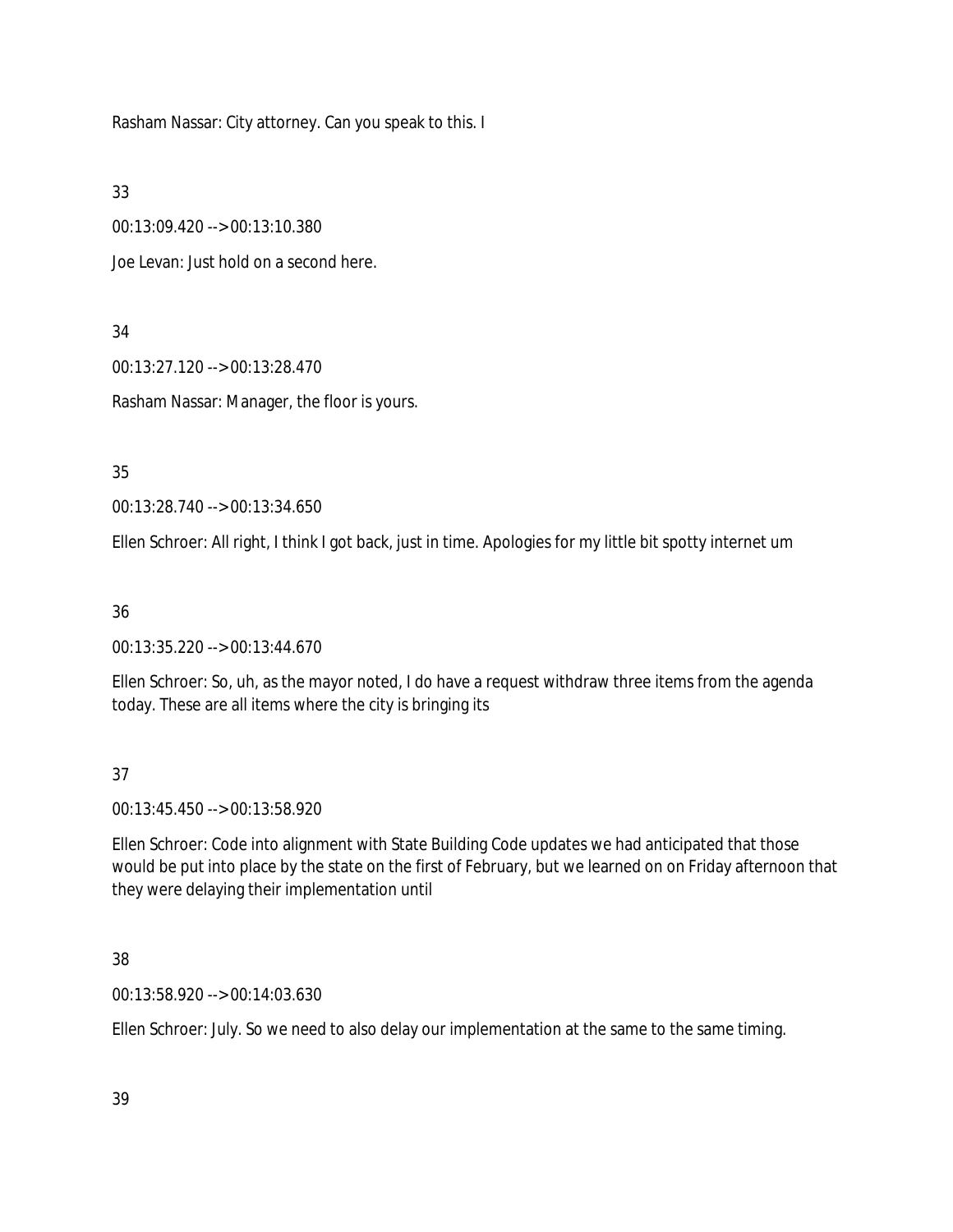Rasham Nassar: City attorney. Can you speak to this. I

33

00:13:09.420 --> 00:13:10.380

Joe Levan: Just hold on a second here.

34

00:13:27.120 --> 00:13:28.470

Rasham Nassar: Manager, the floor is yours.

35

00:13:28.740 --> 00:13:34.650

Ellen Schroer: All right, I think I got back, just in time. Apologies for my little bit spotty internet um

36

00:13:35.220 --> 00:13:44.670

Ellen Schroer: So, uh, as the mayor noted, I do have a request withdraw three items from the agenda today. These are all items where the city is bringing its

37

00:13:45.450 --> 00:13:58.920

Ellen Schroer: Code into alignment with State Building Code updates we had anticipated that those would be put into place by the state on the first of February, but we learned on on Friday afternoon that they were delaying their implementation until

38

00:13:58.920 --> 00:14:03.630

Ellen Schroer: July. So we need to also delay our implementation at the same to the same timing.

39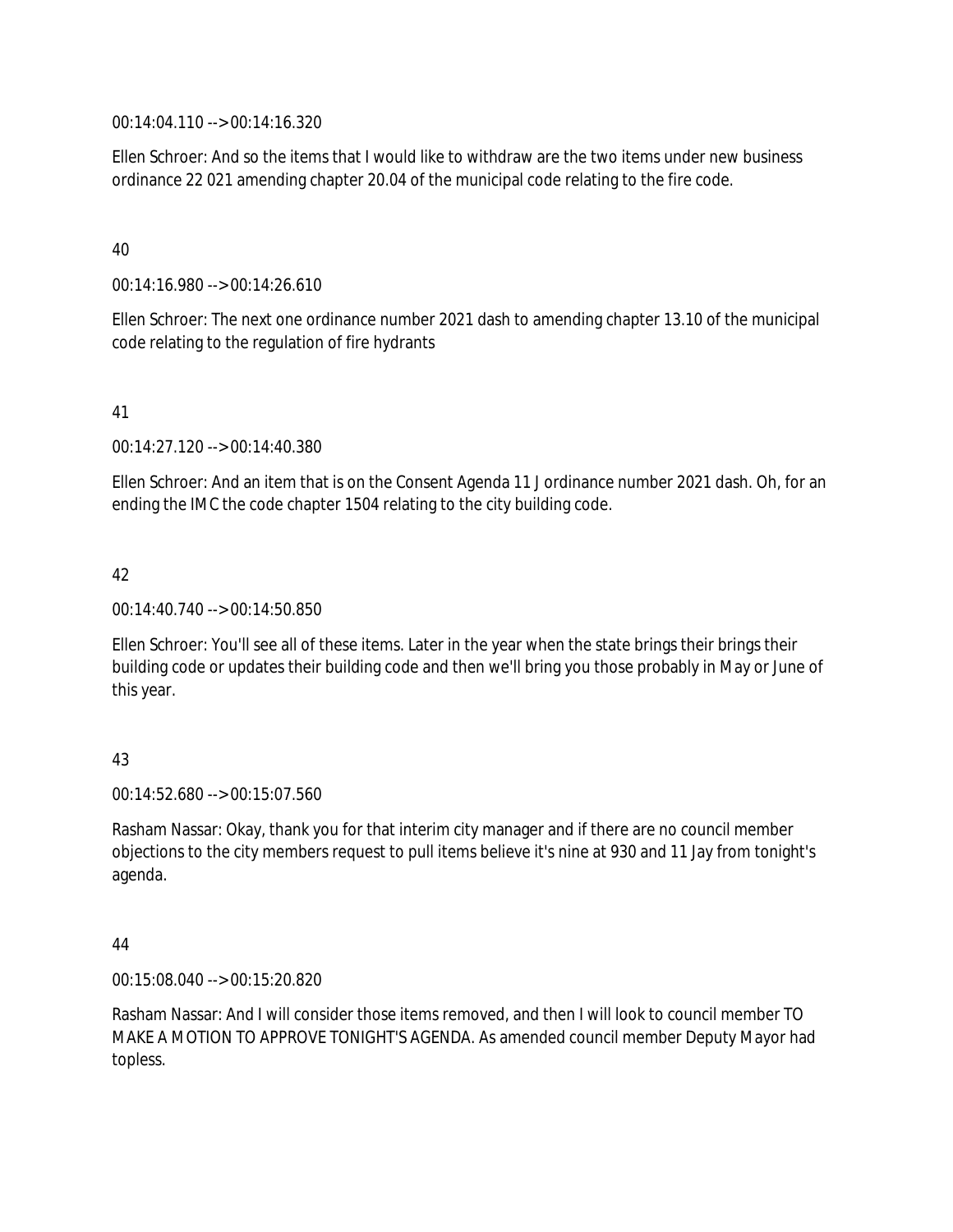00:14:04.110 --> 00:14:16.320

Ellen Schroer: And so the items that I would like to withdraw are the two items under new business ordinance 22 021 amending chapter 20.04 of the municipal code relating to the fire code.

40

00:14:16.980 --> 00:14:26.610

Ellen Schroer: The next one ordinance number 2021 dash to amending chapter 13.10 of the municipal code relating to the regulation of fire hydrants

41

00:14:27.120 --> 00:14:40.380

Ellen Schroer: And an item that is on the Consent Agenda 11 J ordinance number 2021 dash. Oh, for an ending the IMC the code chapter 1504 relating to the city building code.

42

00:14:40.740 --> 00:14:50.850

Ellen Schroer: You'll see all of these items. Later in the year when the state brings their brings their building code or updates their building code and then we'll bring you those probably in May or June of this year.

43

00:14:52.680 --> 00:15:07.560

Rasham Nassar: Okay, thank you for that interim city manager and if there are no council member objections to the city members request to pull items believe it's nine at 930 and 11 Jay from tonight's agenda.

44

00:15:08.040 --> 00:15:20.820

Rasham Nassar: And I will consider those items removed, and then I will look to council member TO MAKE A MOTION TO APPROVE TONIGHT'S AGENDA. As amended council member Deputy Mayor had topless.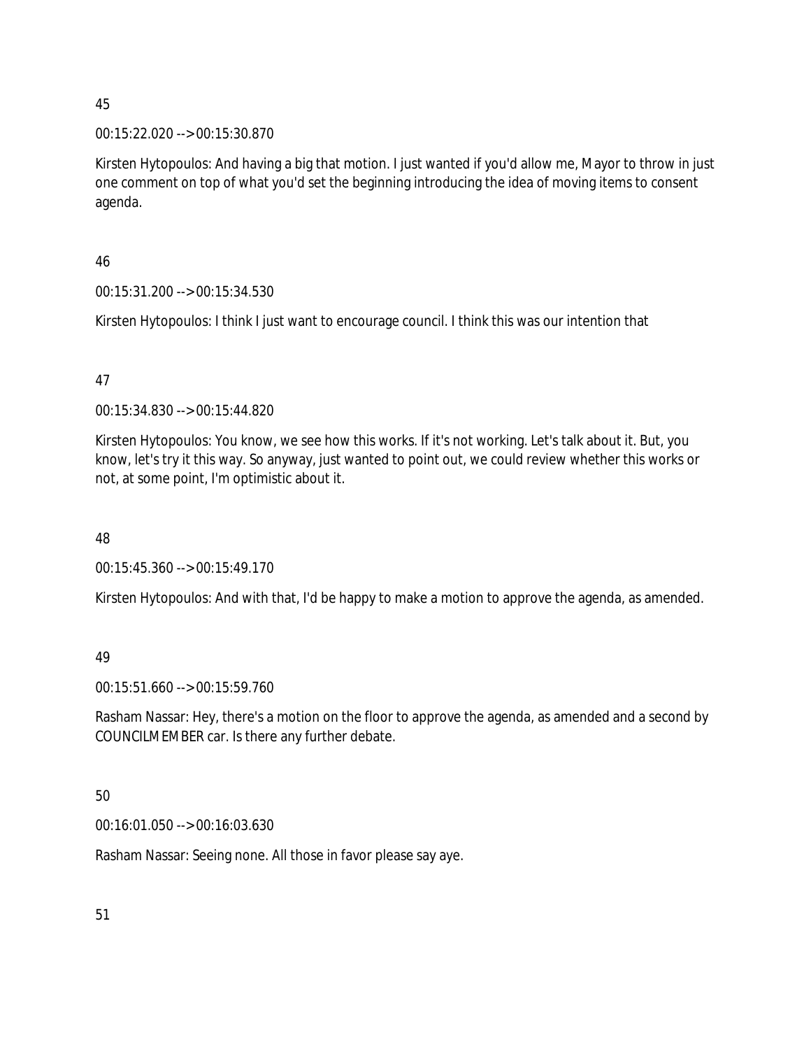45

00:15:22.020 --> 00:15:30.870

Kirsten Hytopoulos: And having a big that motion. I just wanted if you'd allow me, Mayor to throw in just one comment on top of what you'd set the beginning introducing the idea of moving items to consent agenda.

46

00:15:31.200 --> 00:15:34.530

Kirsten Hytopoulos: I think I just want to encourage council. I think this was our intention that

47

00:15:34.830 --> 00:15:44.820

Kirsten Hytopoulos: You know, we see how this works. If it's not working. Let's talk about it. But, you know, let's try it this way. So anyway, just wanted to point out, we could review whether this works or not, at some point, I'm optimistic about it.

48

00:15:45.360 --> 00:15:49.170

Kirsten Hytopoulos: And with that, I'd be happy to make a motion to approve the agenda, as amended.

49

00:15:51.660 --> 00:15:59.760

Rasham Nassar: Hey, there's a motion on the floor to approve the agenda, as amended and a second by COUNCILMEMBER car. Is there any further debate.

50

00:16:01.050 --> 00:16:03.630

Rasham Nassar: Seeing none. All those in favor please say aye.

51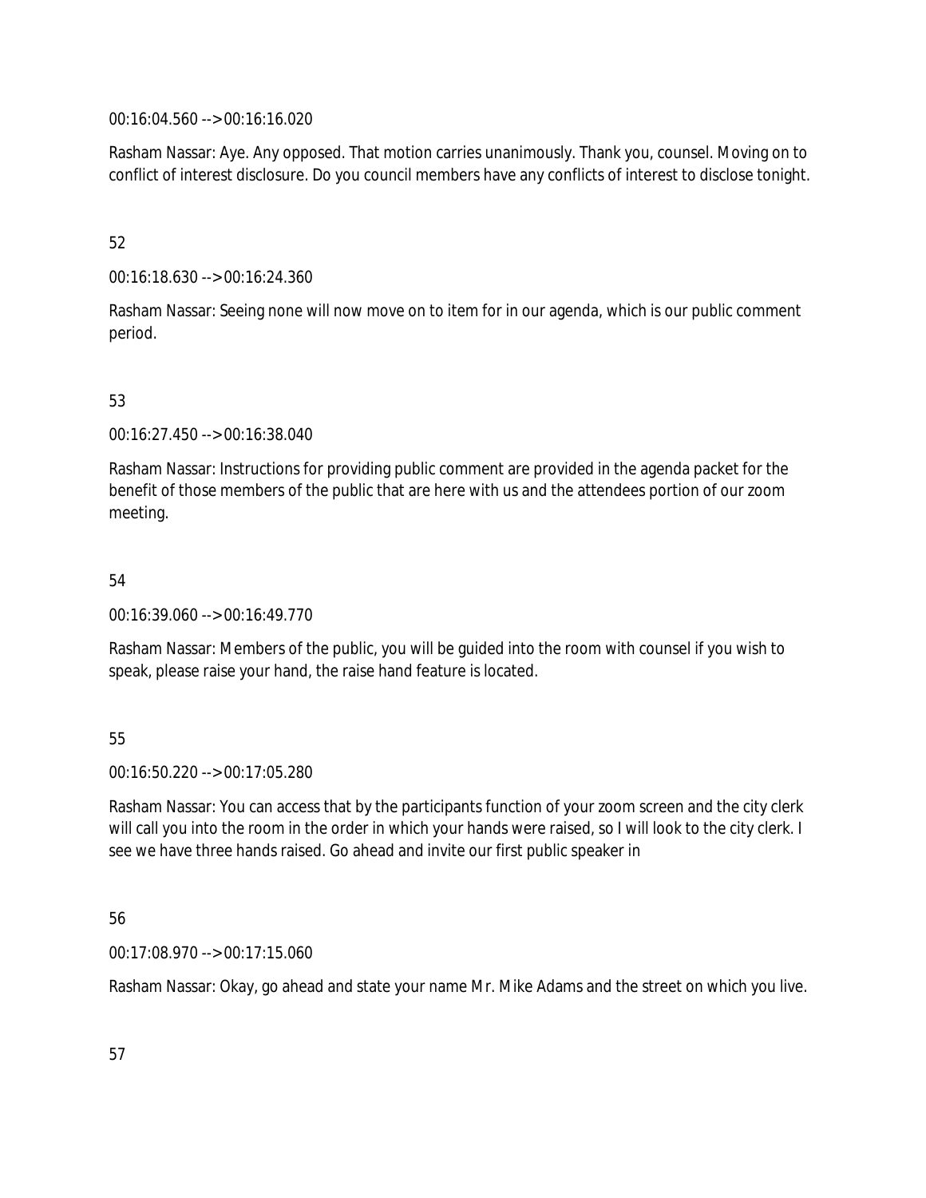00:16:04.560 --> 00:16:16.020

Rasham Nassar: Aye. Any opposed. That motion carries unanimously. Thank you, counsel. Moving on to conflict of interest disclosure. Do you council members have any conflicts of interest to disclose tonight.

52

00:16:18.630 --> 00:16:24.360

Rasham Nassar: Seeing none will now move on to item for in our agenda, which is our public comment period.

53

00:16:27.450 --> 00:16:38.040

Rasham Nassar: Instructions for providing public comment are provided in the agenda packet for the benefit of those members of the public that are here with us and the attendees portion of our zoom meeting.

54

00:16:39.060 --> 00:16:49.770

Rasham Nassar: Members of the public, you will be guided into the room with counsel if you wish to speak, please raise your hand, the raise hand feature is located.

55

00:16:50.220 --> 00:17:05.280

Rasham Nassar: You can access that by the participants function of your zoom screen and the city clerk will call you into the room in the order in which your hands were raised, so I will look to the city clerk. I see we have three hands raised. Go ahead and invite our first public speaker in

56

00:17:08.970 --> 00:17:15.060

Rasham Nassar: Okay, go ahead and state your name Mr. Mike Adams and the street on which you live.

57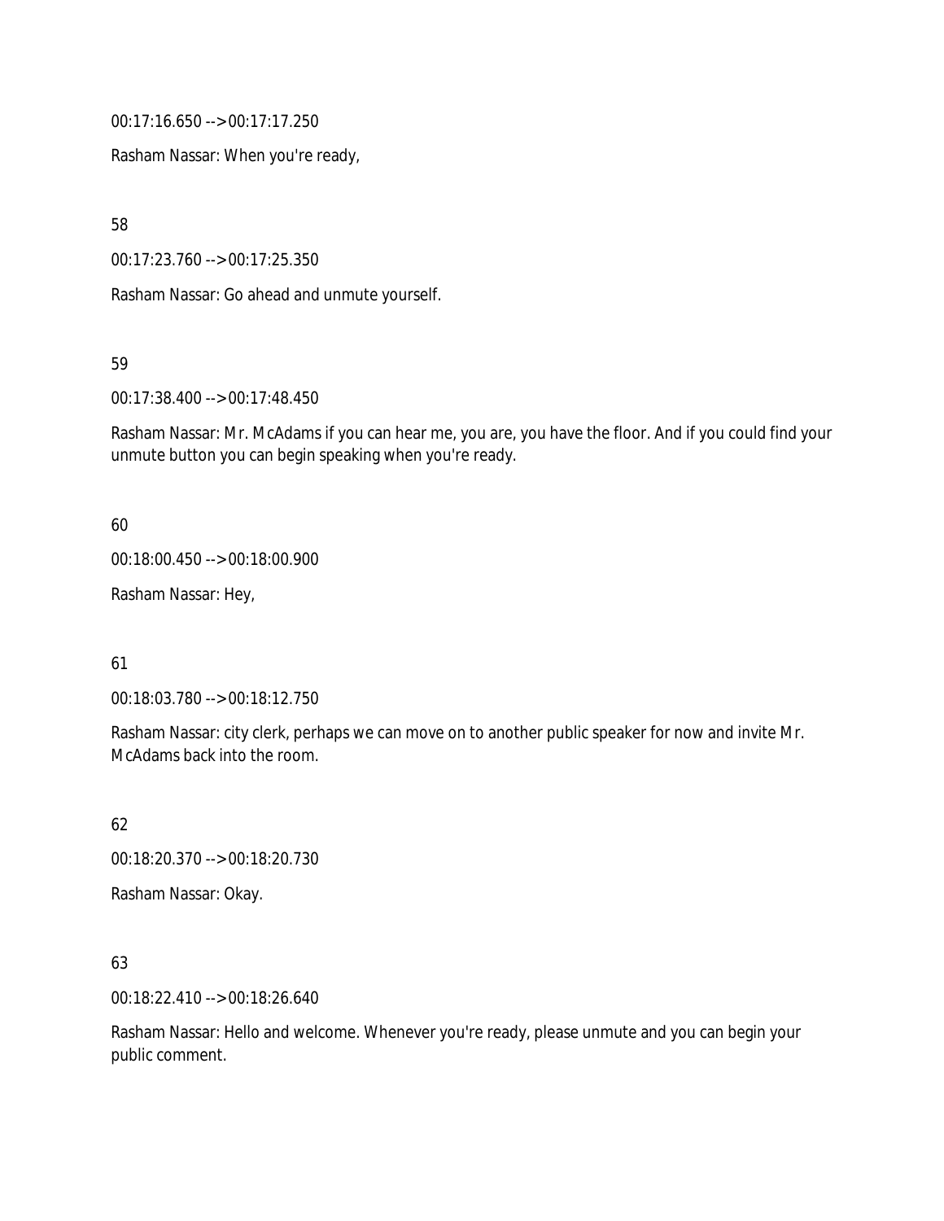00:17:16.650 --> 00:17:17.250

Rasham Nassar: When you're ready,

58

00:17:23.760 --> 00:17:25.350

Rasham Nassar: Go ahead and unmute yourself.

59

00:17:38.400 --> 00:17:48.450

Rasham Nassar: Mr. McAdams if you can hear me, you are, you have the floor. And if you could find your unmute button you can begin speaking when you're ready.

60

00:18:00.450 --> 00:18:00.900

Rasham Nassar: Hey,

61

00:18:03.780 --> 00:18:12.750

Rasham Nassar: city clerk, perhaps we can move on to another public speaker for now and invite Mr. McAdams back into the room.

62

00:18:20.370 --> 00:18:20.730

Rasham Nassar: Okay.

63

00:18:22.410 --> 00:18:26.640

Rasham Nassar: Hello and welcome. Whenever you're ready, please unmute and you can begin your public comment.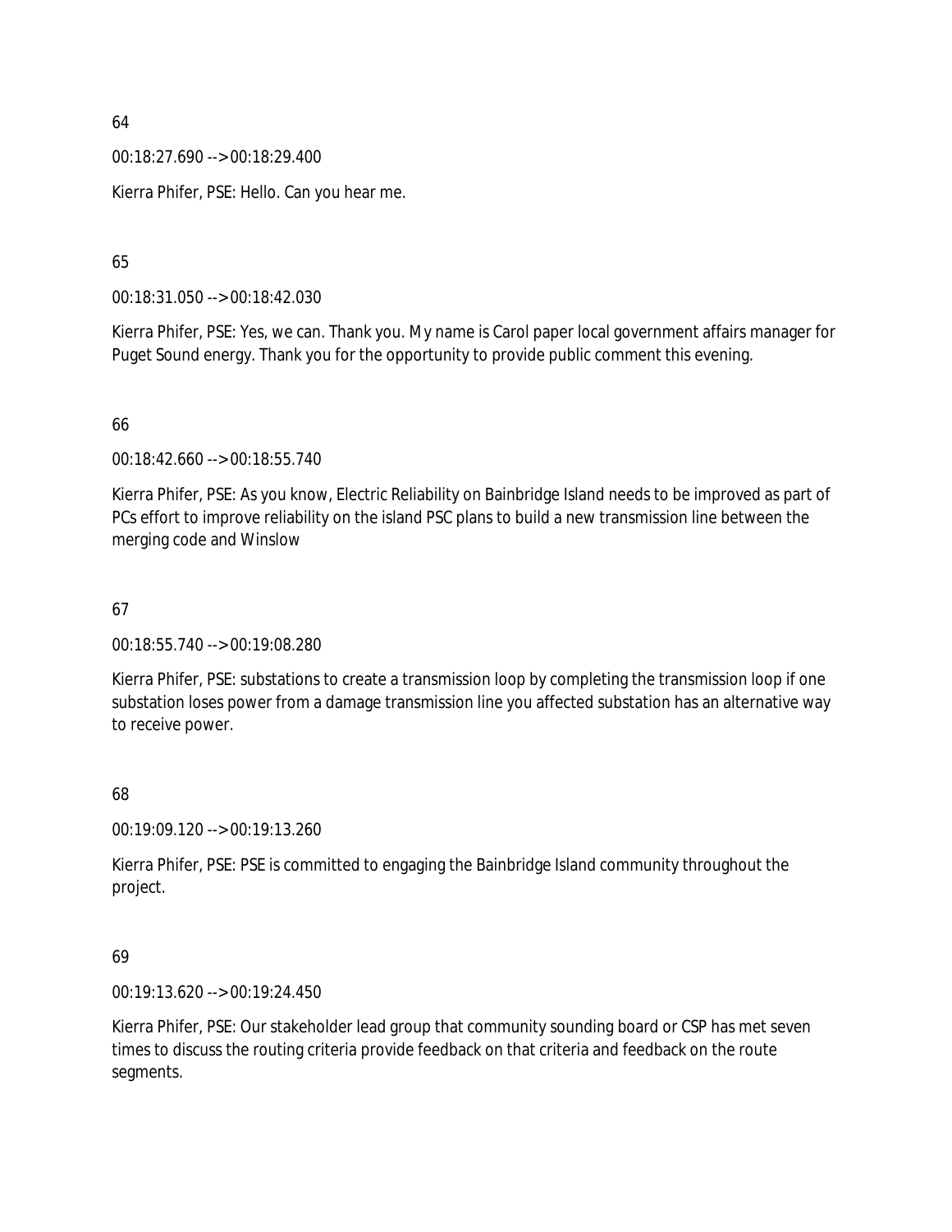64

00:18:27.690 --> 00:18:29.400

Kierra Phifer, PSE: Hello. Can you hear me.

65

00:18:31.050 --> 00:18:42.030

Kierra Phifer, PSE: Yes, we can. Thank you. My name is Carol paper local government affairs manager for Puget Sound energy. Thank you for the opportunity to provide public comment this evening.

66

00:18:42.660 --> 00:18:55.740

Kierra Phifer, PSE: As you know, Electric Reliability on Bainbridge Island needs to be improved as part of PCs effort to improve reliability on the island PSC plans to build a new transmission line between the merging code and Winslow

67

00:18:55.740 --> 00:19:08.280

Kierra Phifer, PSE: substations to create a transmission loop by completing the transmission loop if one substation loses power from a damage transmission line you affected substation has an alternative way to receive power.

68

00:19:09.120 --> 00:19:13.260

Kierra Phifer, PSE: PSE is committed to engaging the Bainbridge Island community throughout the project.

69

00:19:13.620 --> 00:19:24.450

Kierra Phifer, PSE: Our stakeholder lead group that community sounding board or CSP has met seven times to discuss the routing criteria provide feedback on that criteria and feedback on the route segments.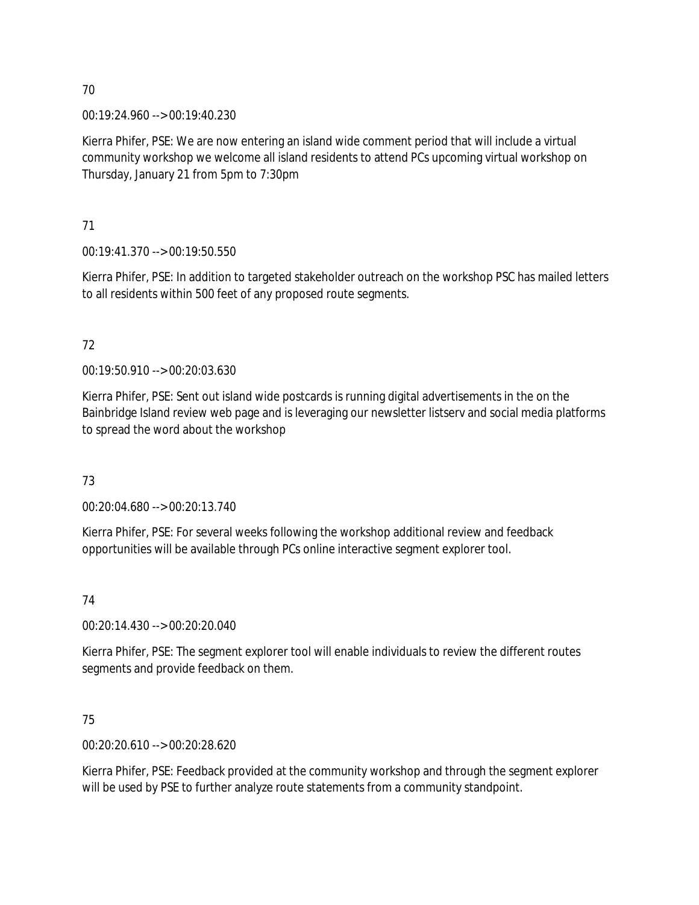70

00:19:24.960 --> 00:19:40.230

Kierra Phifer, PSE: We are now entering an island wide comment period that will include a virtual community workshop we welcome all island residents to attend PCs upcoming virtual workshop on Thursday, January 21 from 5pm to 7:30pm

71

00:19:41.370 --> 00:19:50.550

Kierra Phifer, PSE: In addition to targeted stakeholder outreach on the workshop PSC has mailed letters to all residents within 500 feet of any proposed route segments.

72

00:19:50.910 --> 00:20:03.630

Kierra Phifer, PSE: Sent out island wide postcards is running digital advertisements in the on the Bainbridge Island review web page and is leveraging our newsletter listserv and social media platforms to spread the word about the workshop

73

00:20:04.680 --> 00:20:13.740

Kierra Phifer, PSE: For several weeks following the workshop additional review and feedback opportunities will be available through PCs online interactive segment explorer tool.

74

00:20:14.430 --> 00:20:20.040

Kierra Phifer, PSE: The segment explorer tool will enable individuals to review the different routes segments and provide feedback on them.

75

00:20:20.610 --> 00:20:28.620

Kierra Phifer, PSE: Feedback provided at the community workshop and through the segment explorer will be used by PSE to further analyze route statements from a community standpoint.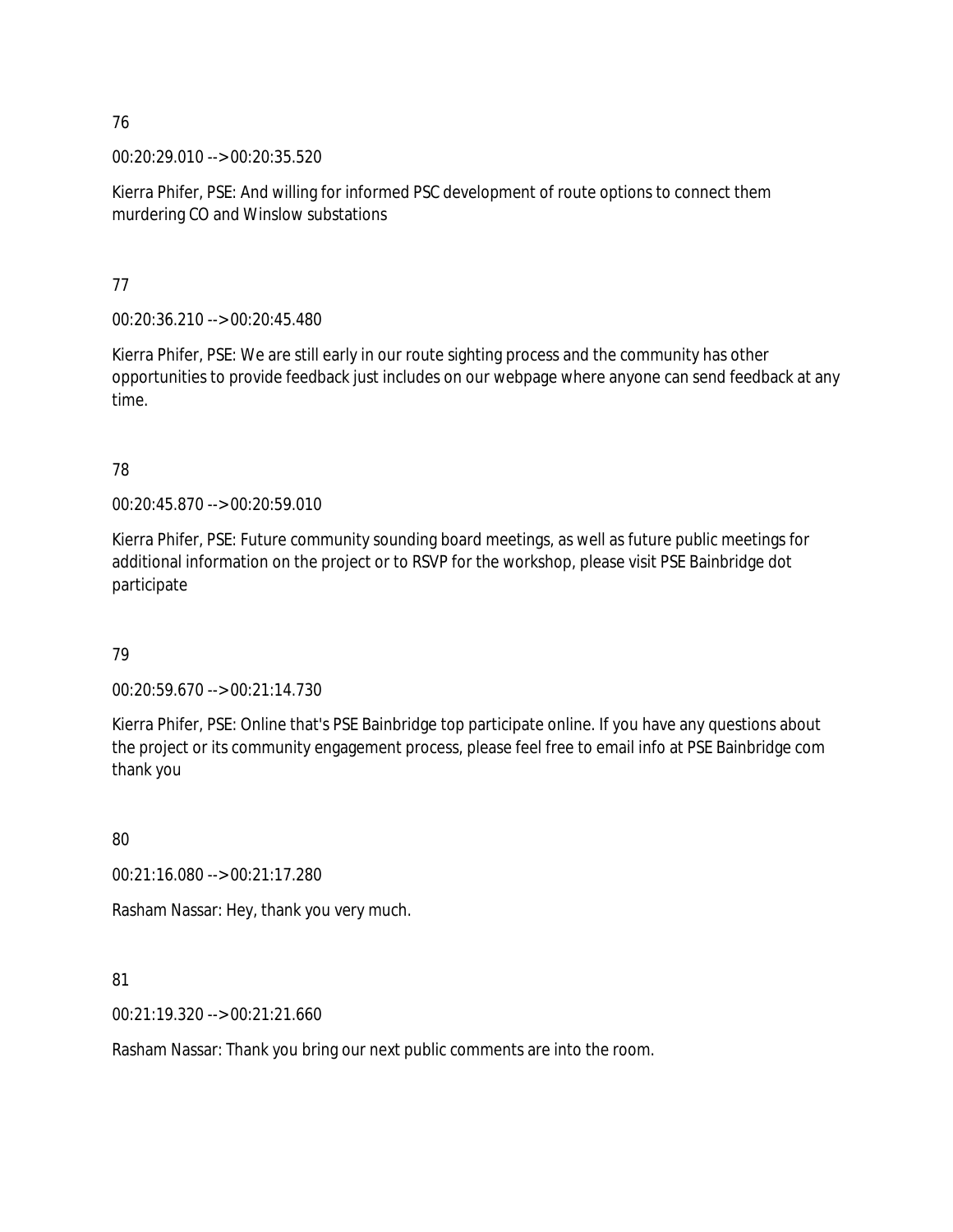76

00:20:29.010 --> 00:20:35.520

Kierra Phifer, PSE: And willing for informed PSC development of route options to connect them murdering CO and Winslow substations

77

00:20:36.210 --> 00:20:45.480

Kierra Phifer, PSE: We are still early in our route sighting process and the community has other opportunities to provide feedback just includes on our webpage where anyone can send feedback at any time.

78

00:20:45.870 --> 00:20:59.010

Kierra Phifer, PSE: Future community sounding board meetings, as well as future public meetings for additional information on the project or to RSVP for the workshop, please visit PSE Bainbridge dot participate

79

00:20:59.670 --> 00:21:14.730

Kierra Phifer, PSE: Online that's PSE Bainbridge top participate online. If you have any questions about the project or its community engagement process, please feel free to email info at PSE Bainbridge com thank you

80

00:21:16.080 --> 00:21:17.280

Rasham Nassar: Hey, thank you very much.

81

00:21:19.320 --> 00:21:21.660

Rasham Nassar: Thank you bring our next public comments are into the room.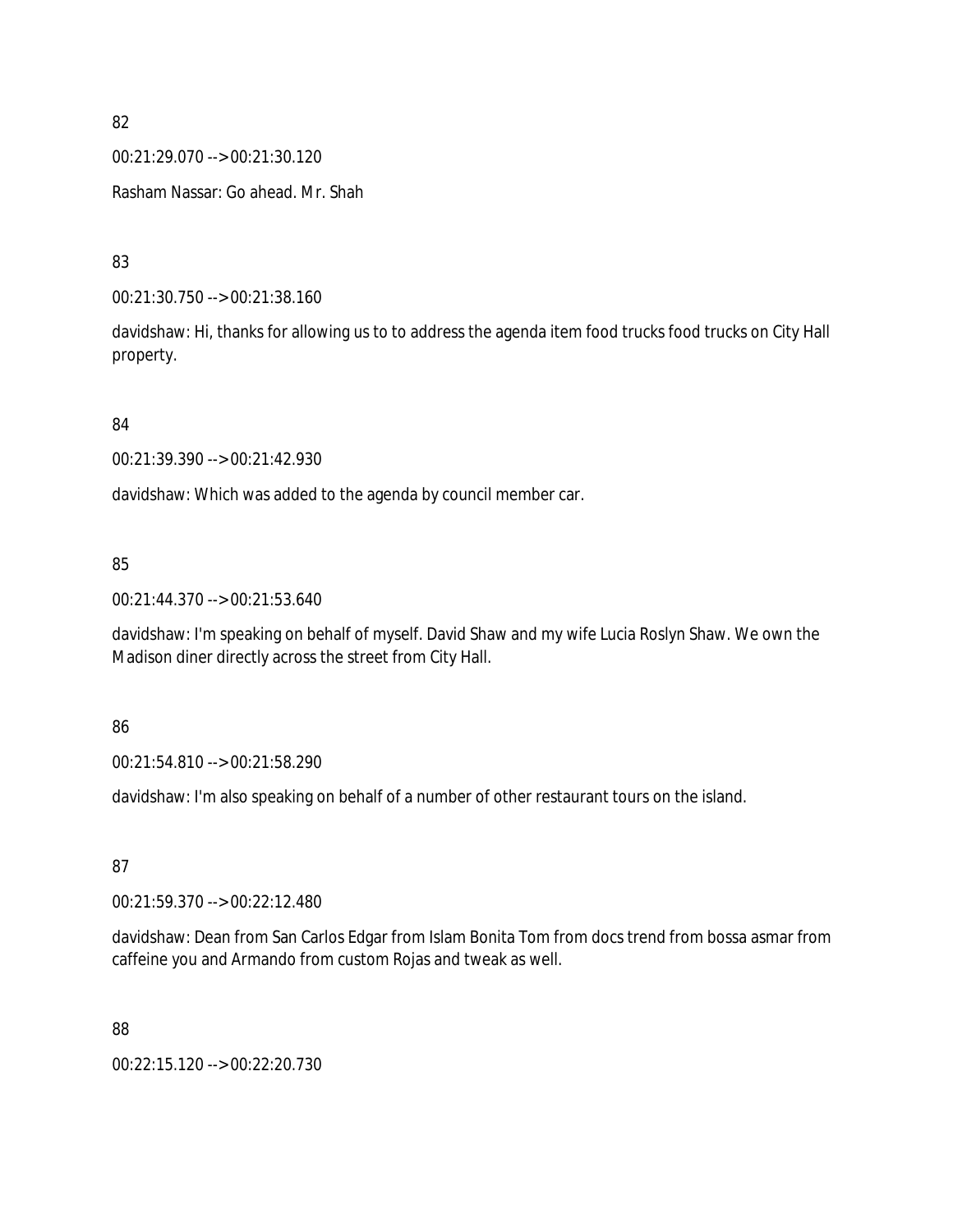82

00:21:29.070 --> 00:21:30.120

Rasham Nassar: Go ahead. Mr. Shah

83

00:21:30.750 --> 00:21:38.160

davidshaw: Hi, thanks for allowing us to to address the agenda item food trucks food trucks on City Hall property.

84

00:21:39.390 --> 00:21:42.930

davidshaw: Which was added to the agenda by council member car.

85

00:21:44.370 --> 00:21:53.640

davidshaw: I'm speaking on behalf of myself. David Shaw and my wife Lucia Roslyn Shaw. We own the Madison diner directly across the street from City Hall.

86

00:21:54.810 --> 00:21:58.290

davidshaw: I'm also speaking on behalf of a number of other restaurant tours on the island.

87

00:21:59.370 --> 00:22:12.480

davidshaw: Dean from San Carlos Edgar from Islam Bonita Tom from docs trend from bossa asmar from caffeine you and Armando from custom Rojas and tweak as well.

88

00:22:15.120 --> 00:22:20.730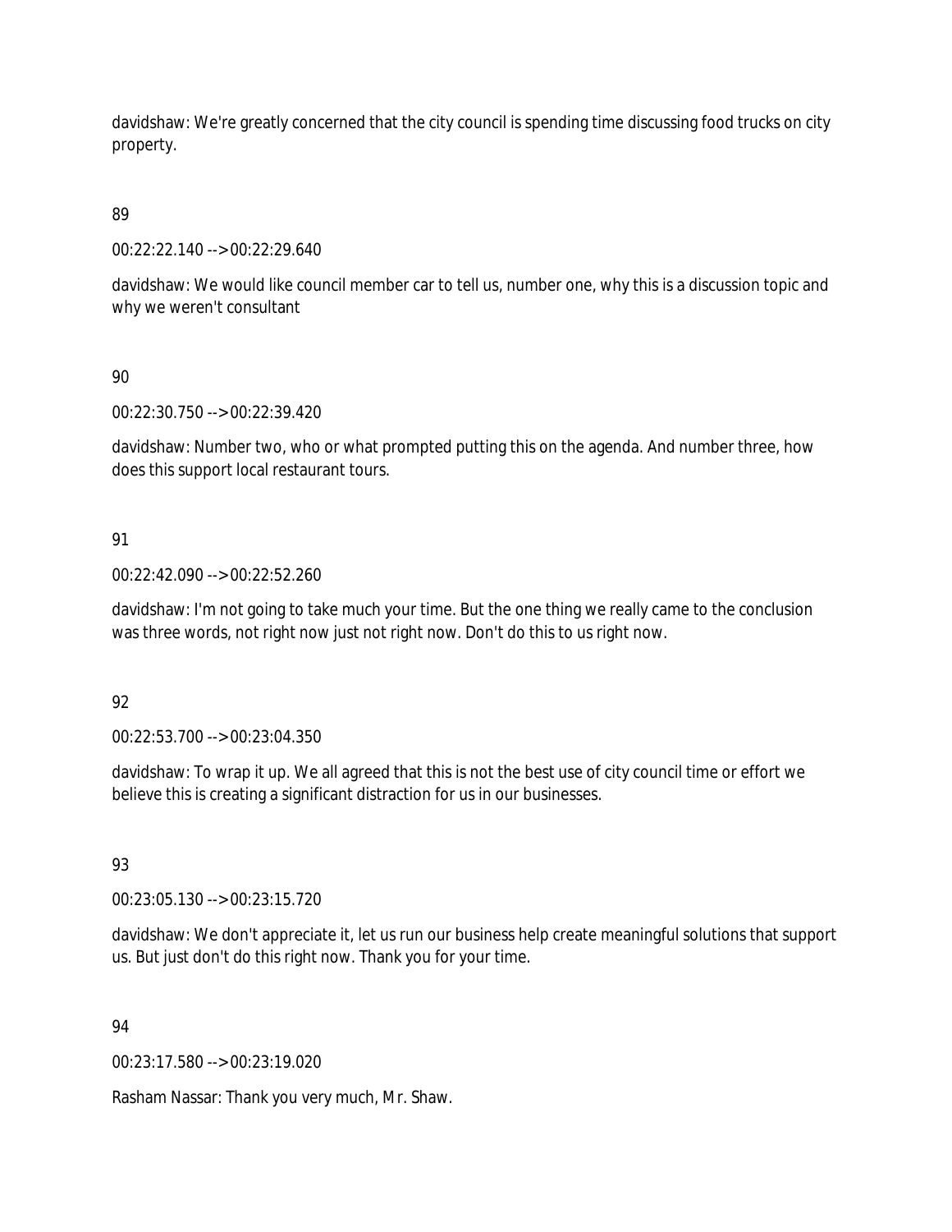davidshaw: We're greatly concerned that the city council is spending time discussing food trucks on city property.

89

00:22:22.140 --> 00:22:29.640

davidshaw: We would like council member car to tell us, number one, why this is a discussion topic and why we weren't consultant

90

00:22:30.750 --> 00:22:39.420

davidshaw: Number two, who or what prompted putting this on the agenda. And number three, how does this support local restaurant tours.

91

00:22:42.090 --> 00:22:52.260

davidshaw: I'm not going to take much your time. But the one thing we really came to the conclusion was three words, not right now just not right now. Don't do this to us right now.

92

00:22:53.700 --> 00:23:04.350

davidshaw: To wrap it up. We all agreed that this is not the best use of city council time or effort we believe this is creating a significant distraction for us in our businesses.

93

00:23:05.130 --> 00:23:15.720

davidshaw: We don't appreciate it, let us run our business help create meaningful solutions that support us. But just don't do this right now. Thank you for your time.

94

00:23:17.580 --> 00:23:19.020

Rasham Nassar: Thank you very much, Mr. Shaw.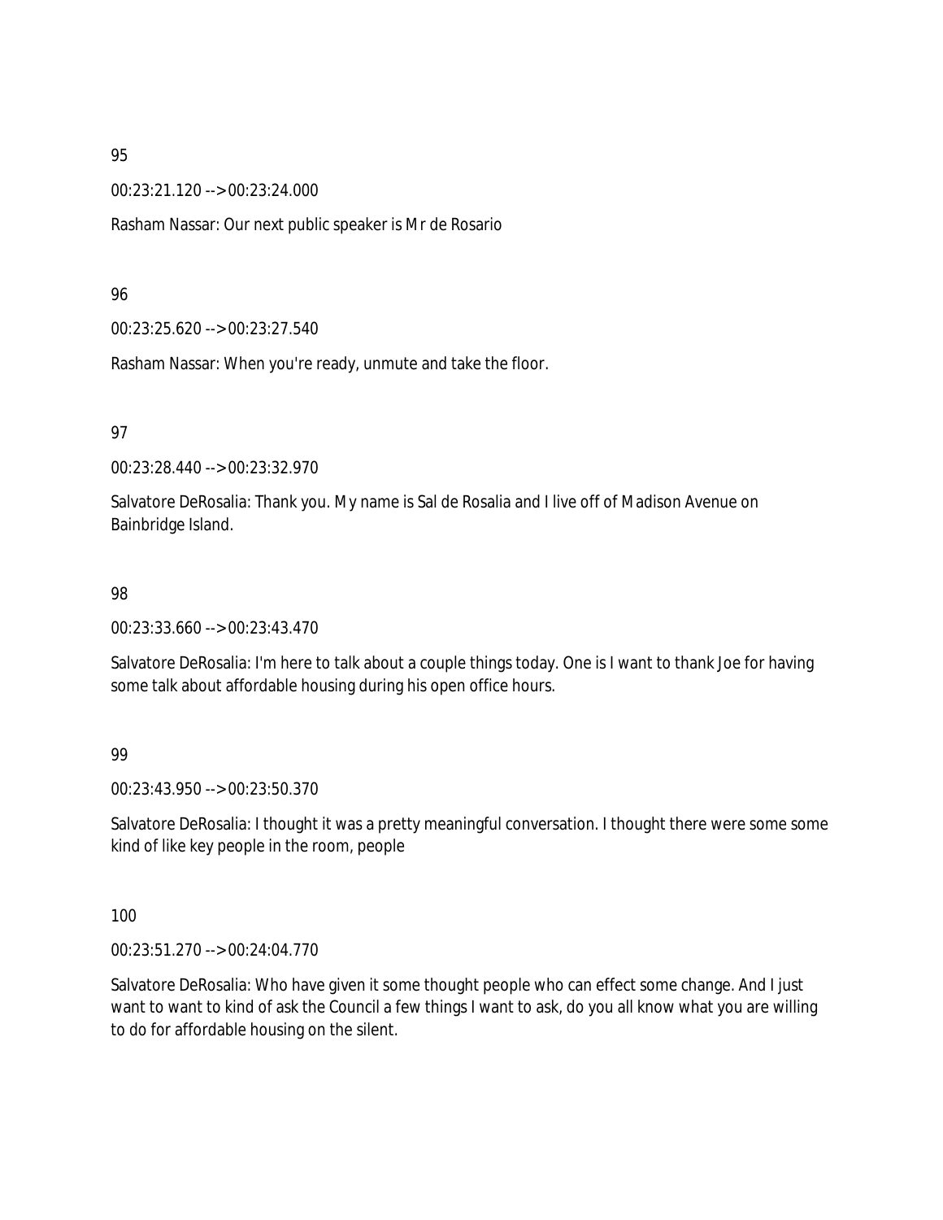95

00:23:21.120 --> 00:23:24.000

Rasham Nassar: Our next public speaker is Mr de Rosario

96

00:23:25.620 --> 00:23:27.540

Rasham Nassar: When you're ready, unmute and take the floor.

97

00:23:28.440 --> 00:23:32.970

Salvatore DeRosalia: Thank you. My name is Sal de Rosalia and I live off of Madison Avenue on Bainbridge Island.

98

00:23:33.660 --> 00:23:43.470

Salvatore DeRosalia: I'm here to talk about a couple things today. One is I want to thank Joe for having some talk about affordable housing during his open office hours.

99

00:23:43.950 --> 00:23:50.370

Salvatore DeRosalia: I thought it was a pretty meaningful conversation. I thought there were some some kind of like key people in the room, people

100

00:23:51.270 --> 00:24:04.770

Salvatore DeRosalia: Who have given it some thought people who can effect some change. And I just want to want to kind of ask the Council a few things I want to ask, do you all know what you are willing to do for affordable housing on the silent.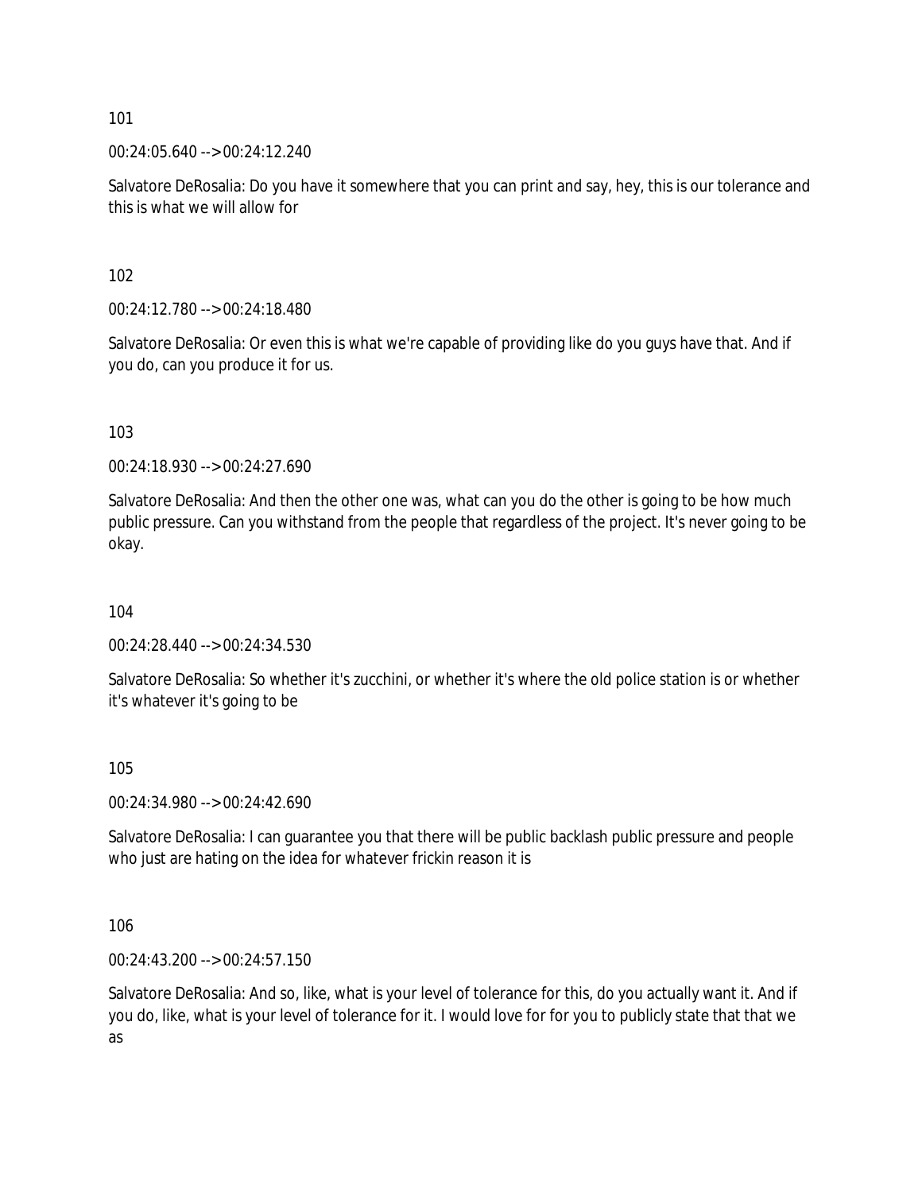101

00:24:05.640 --> 00:24:12.240

Salvatore DeRosalia: Do you have it somewhere that you can print and say, hey, this is our tolerance and this is what we will allow for

102

00:24:12.780 --> 00:24:18.480

Salvatore DeRosalia: Or even this is what we're capable of providing like do you guys have that. And if you do, can you produce it for us.

103

00:24:18.930 --> 00:24:27.690

Salvatore DeRosalia: And then the other one was, what can you do the other is going to be how much public pressure. Can you withstand from the people that regardless of the project. It's never going to be okay.

104

00:24:28.440 --> 00:24:34.530

Salvatore DeRosalia: So whether it's zucchini, or whether it's where the old police station is or whether it's whatever it's going to be

105

00:24:34.980 --> 00:24:42.690

Salvatore DeRosalia: I can guarantee you that there will be public backlash public pressure and people who just are hating on the idea for whatever frickin reason it is

106

00:24:43.200 --> 00:24:57.150

Salvatore DeRosalia: And so, like, what is your level of tolerance for this, do you actually want it. And if you do, like, what is your level of tolerance for it. I would love for for you to publicly state that that we as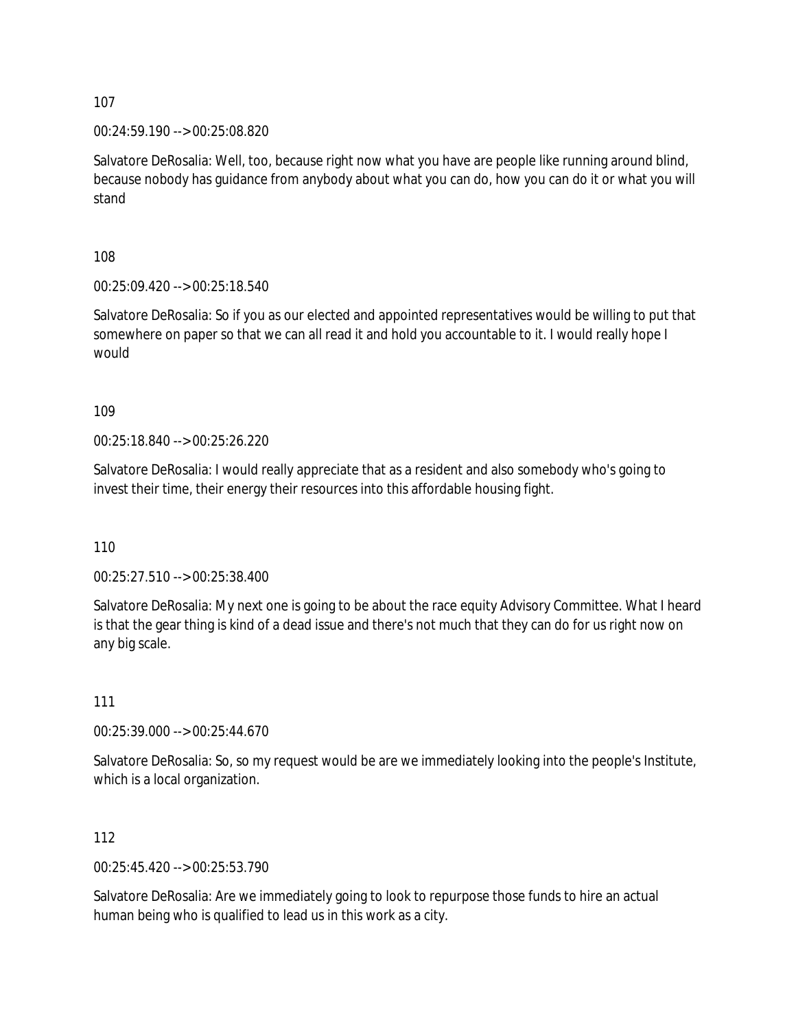107

00:24:59.190 --> 00:25:08.820

Salvatore DeRosalia: Well, too, because right now what you have are people like running around blind, because nobody has guidance from anybody about what you can do, how you can do it or what you will stand

108

00:25:09.420 --> 00:25:18.540

Salvatore DeRosalia: So if you as our elected and appointed representatives would be willing to put that somewhere on paper so that we can all read it and hold you accountable to it. I would really hope I would

109

00:25:18.840 --> 00:25:26.220

Salvatore DeRosalia: I would really appreciate that as a resident and also somebody who's going to invest their time, their energy their resources into this affordable housing fight.

110

00:25:27.510 --> 00:25:38.400

Salvatore DeRosalia: My next one is going to be about the race equity Advisory Committee. What I heard is that the gear thing is kind of a dead issue and there's not much that they can do for us right now on any big scale.

111

00:25:39.000 --> 00:25:44.670

Salvatore DeRosalia: So, so my request would be are we immediately looking into the people's Institute, which is a local organization.

112

00:25:45.420 --> 00:25:53.790

Salvatore DeRosalia: Are we immediately going to look to repurpose those funds to hire an actual human being who is qualified to lead us in this work as a city.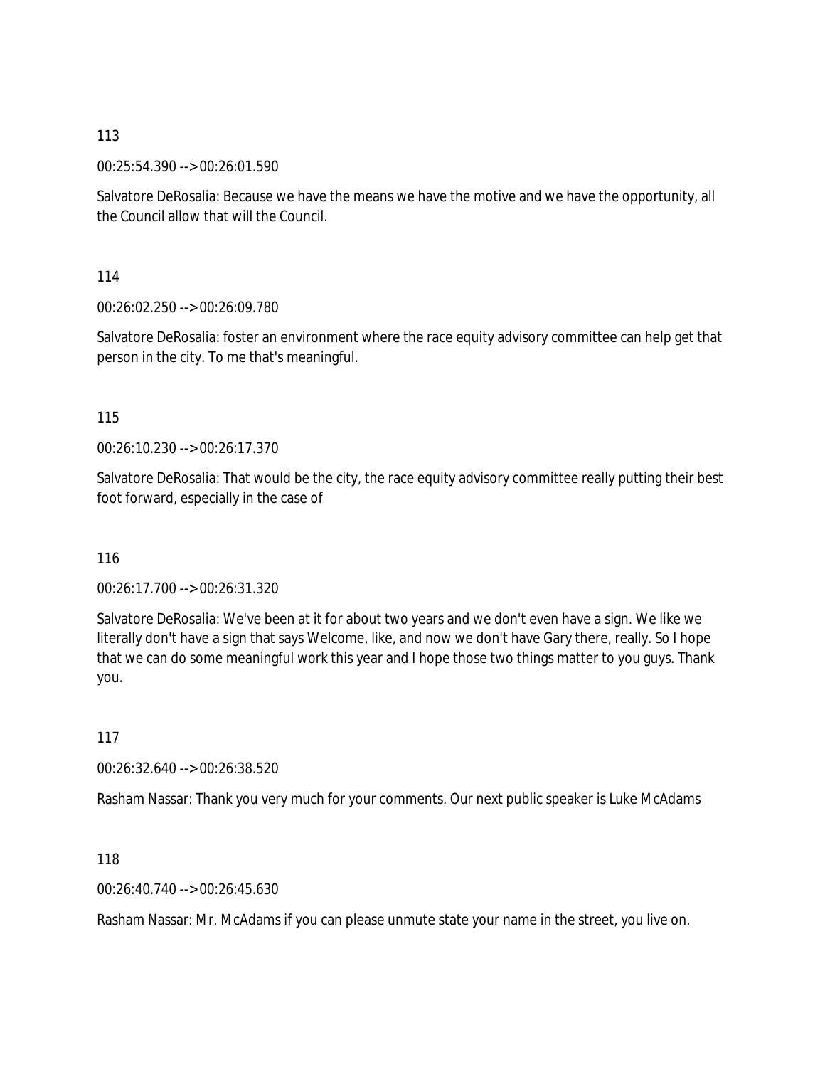113

00:25:54.390 --> 00:26:01.590

Salvatore DeRosalia: Because we have the means we have the motive and we have the opportunity, all the Council allow that will the Council.

114

00:26:02.250 --> 00:26:09.780

Salvatore DeRosalia: foster an environment where the race equity advisory committee can help get that person in the city. To me that's meaningful.

115

00:26:10.230 --> 00:26:17.370

Salvatore DeRosalia: That would be the city, the race equity advisory committee really putting their best foot forward, especially in the case of

116

00:26:17.700 --> 00:26:31.320

Salvatore DeRosalia: We've been at it for about two years and we don't even have a sign. We like we literally don't have a sign that says Welcome, like, and now we don't have Gary there, really. So I hope that we can do some meaningful work this year and I hope those two things matter to you guys. Thank you.

117

00:26:32.640 --> 00:26:38.520

Rasham Nassar: Thank you very much for your comments. Our next public speaker is Luke McAdams

118

00:26:40.740 --> 00:26:45.630

Rasham Nassar: Mr. McAdams if you can please unmute state your name in the street, you live on.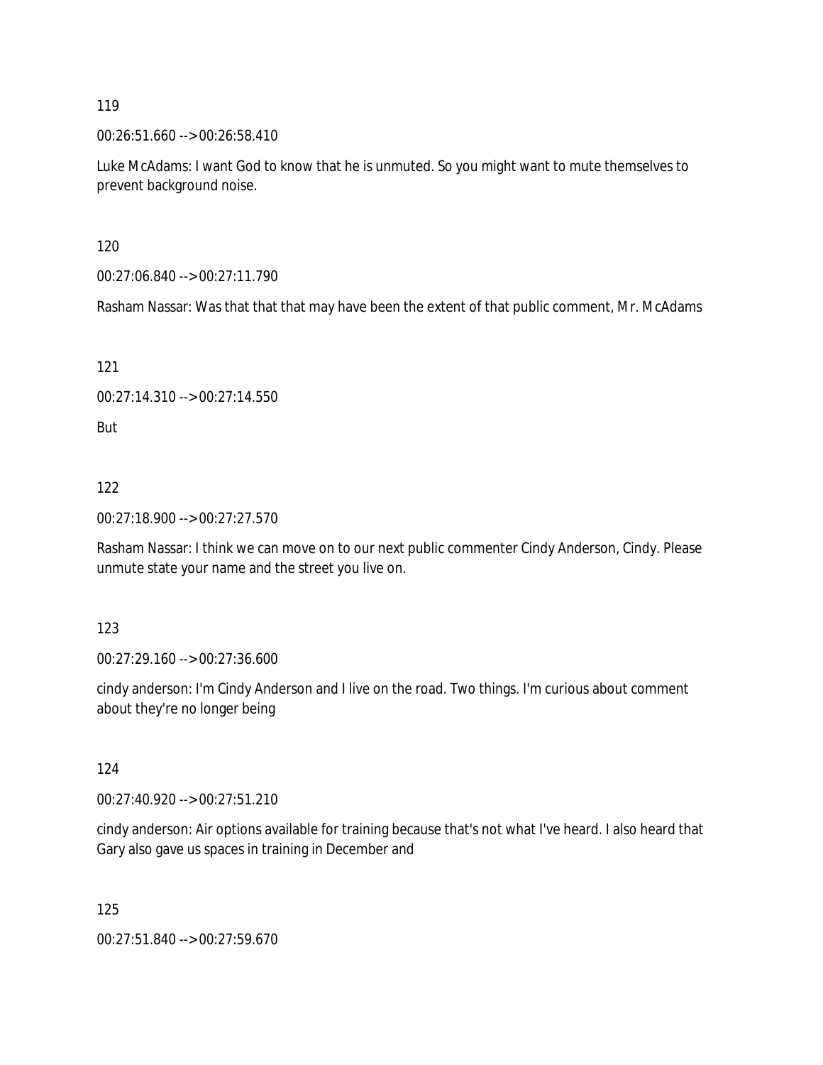119

00:26:51.660 --> 00:26:58.410

Luke McAdams: I want God to know that he is unmuted. So you might want to mute themselves to prevent background noise.

120

00:27:06.840 --> 00:27:11.790

Rasham Nassar: Was that that that may have been the extent of that public comment, Mr. McAdams

121

00:27:14.310 --> 00:27:14.550

But

122

00:27:18.900 --> 00:27:27.570

Rasham Nassar: I think we can move on to our next public commenter Cindy Anderson, Cindy. Please unmute state your name and the street you live on.

123

00:27:29.160 --> 00:27:36.600

cindy anderson: I'm Cindy Anderson and I live on the road. Two things. I'm curious about comment about they're no longer being

124

00:27:40.920 --> 00:27:51.210

cindy anderson: Air options available for training because that's not what I've heard. I also heard that Gary also gave us spaces in training in December and

125

00:27:51.840 --> 00:27:59.670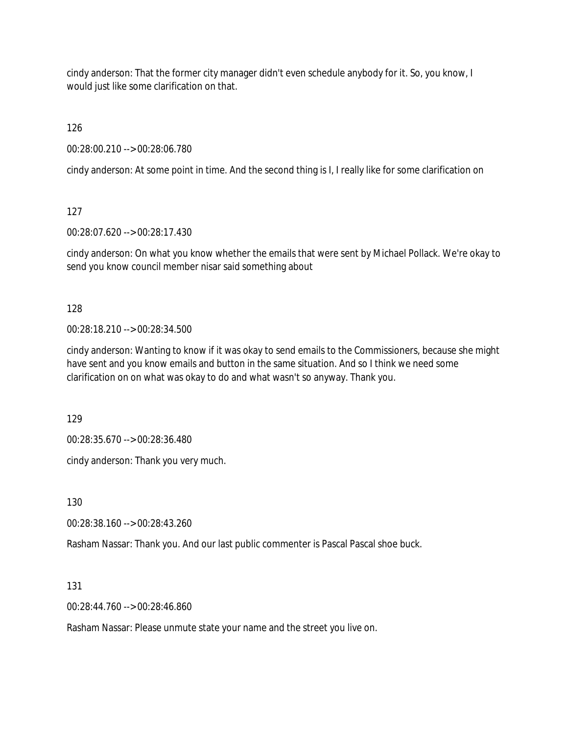cindy anderson: That the former city manager didn't even schedule anybody for it. So, you know, I would just like some clarification on that.

126

00:28:00.210 --> 00:28:06.780

cindy anderson: At some point in time. And the second thing is I, I really like for some clarification on

127

00:28:07.620 --> 00:28:17.430

cindy anderson: On what you know whether the emails that were sent by Michael Pollack. We're okay to send you know council member nisar said something about

128

00:28:18.210 --> 00:28:34.500

cindy anderson: Wanting to know if it was okay to send emails to the Commissioners, because she might have sent and you know emails and button in the same situation. And so I think we need some clarification on on what was okay to do and what wasn't so anyway. Thank you.

129

00:28:35.670 --> 00:28:36.480

cindy anderson: Thank you very much.

130

00:28:38.160 --> 00:28:43.260

Rasham Nassar: Thank you. And our last public commenter is Pascal Pascal shoe buck.

131

00:28:44.760 --> 00:28:46.860

Rasham Nassar: Please unmute state your name and the street you live on.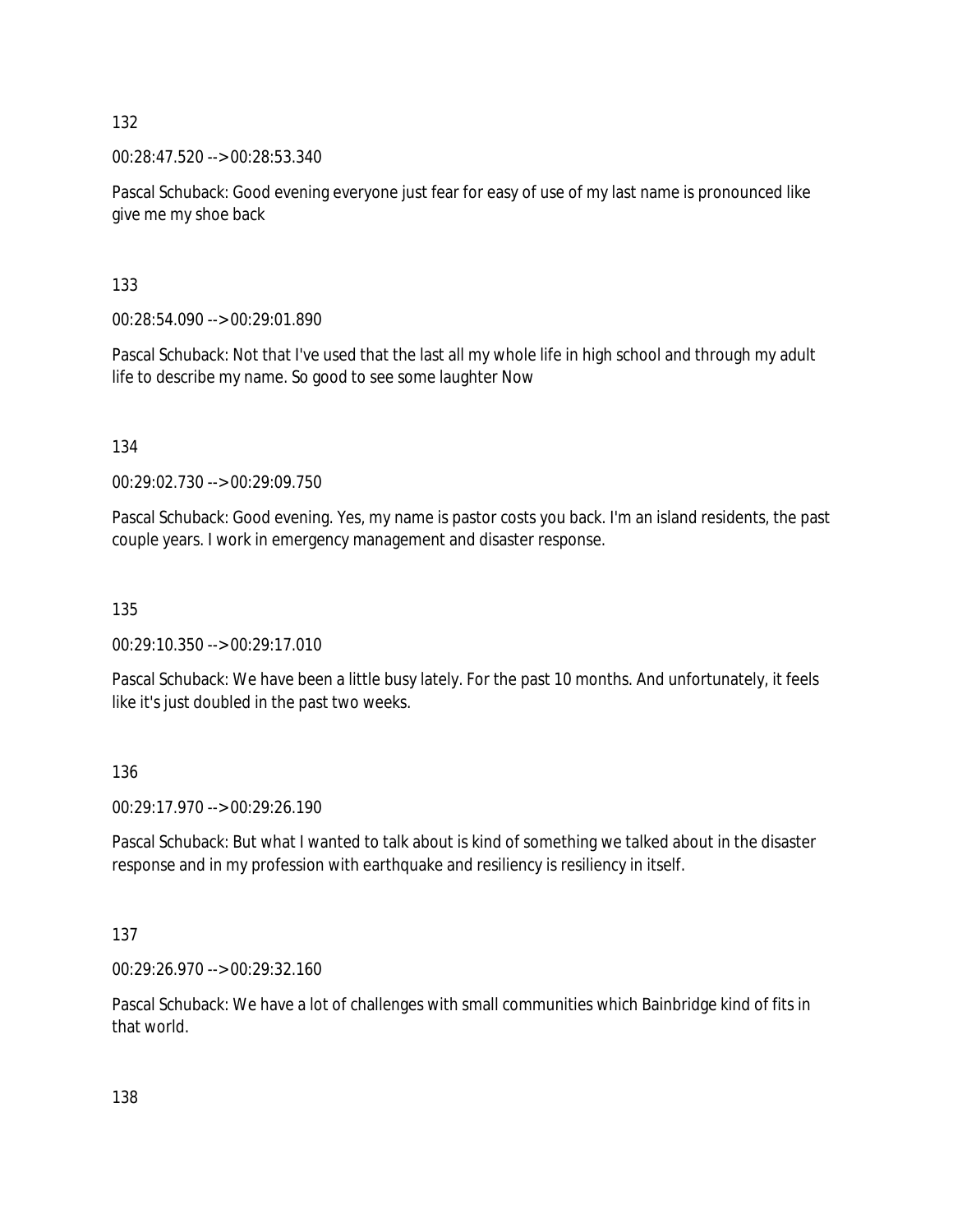132

00:28:47.520 --> 00:28:53.340

Pascal Schuback: Good evening everyone just fear for easy of use of my last name is pronounced like give me my shoe back

133

00:28:54.090 --> 00:29:01.890

Pascal Schuback: Not that I've used that the last all my whole life in high school and through my adult life to describe my name. So good to see some laughter Now

134

00:29:02.730 --> 00:29:09.750

Pascal Schuback: Good evening. Yes, my name is pastor costs you back. I'm an island residents, the past couple years. I work in emergency management and disaster response.

135

00:29:10.350 --> 00:29:17.010

Pascal Schuback: We have been a little busy lately. For the past 10 months. And unfortunately, it feels like it's just doubled in the past two weeks.

136

00:29:17.970 --> 00:29:26.190

Pascal Schuback: But what I wanted to talk about is kind of something we talked about in the disaster response and in my profession with earthquake and resiliency is resiliency in itself.

137

00:29:26.970 --> 00:29:32.160

Pascal Schuback: We have a lot of challenges with small communities which Bainbridge kind of fits in that world.

138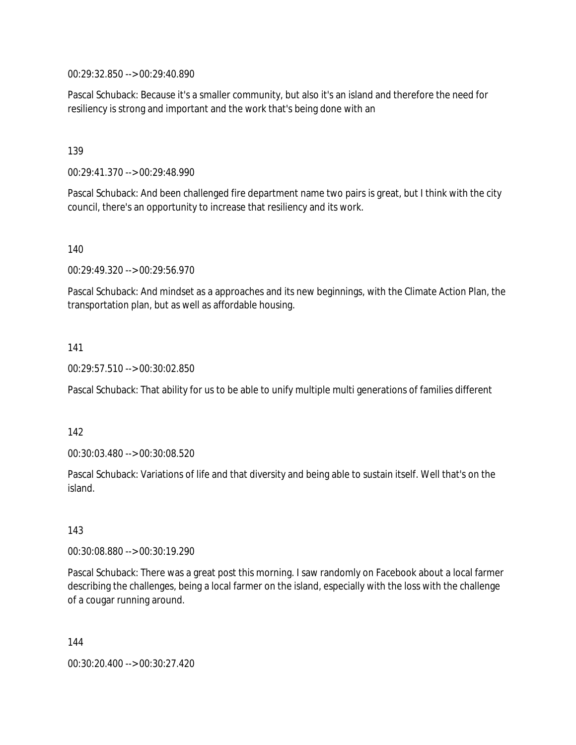00:29:32.850 --> 00:29:40.890

Pascal Schuback: Because it's a smaller community, but also it's an island and therefore the need for resiliency is strong and important and the work that's being done with an

139

00:29:41.370 --> 00:29:48.990

Pascal Schuback: And been challenged fire department name two pairs is great, but I think with the city council, there's an opportunity to increase that resiliency and its work.

140

00:29:49.320 --> 00:29:56.970

Pascal Schuback: And mindset as a approaches and its new beginnings, with the Climate Action Plan, the transportation plan, but as well as affordable housing.

141

00:29:57.510 --> 00:30:02.850

Pascal Schuback: That ability for us to be able to unify multiple multi generations of families different

142

00:30:03.480 --> 00:30:08.520

Pascal Schuback: Variations of life and that diversity and being able to sustain itself. Well that's on the island.

143

00:30:08.880 --> 00:30:19.290

Pascal Schuback: There was a great post this morning. I saw randomly on Facebook about a local farmer describing the challenges, being a local farmer on the island, especially with the loss with the challenge of a cougar running around.

144

00:30:20.400 --> 00:30:27.420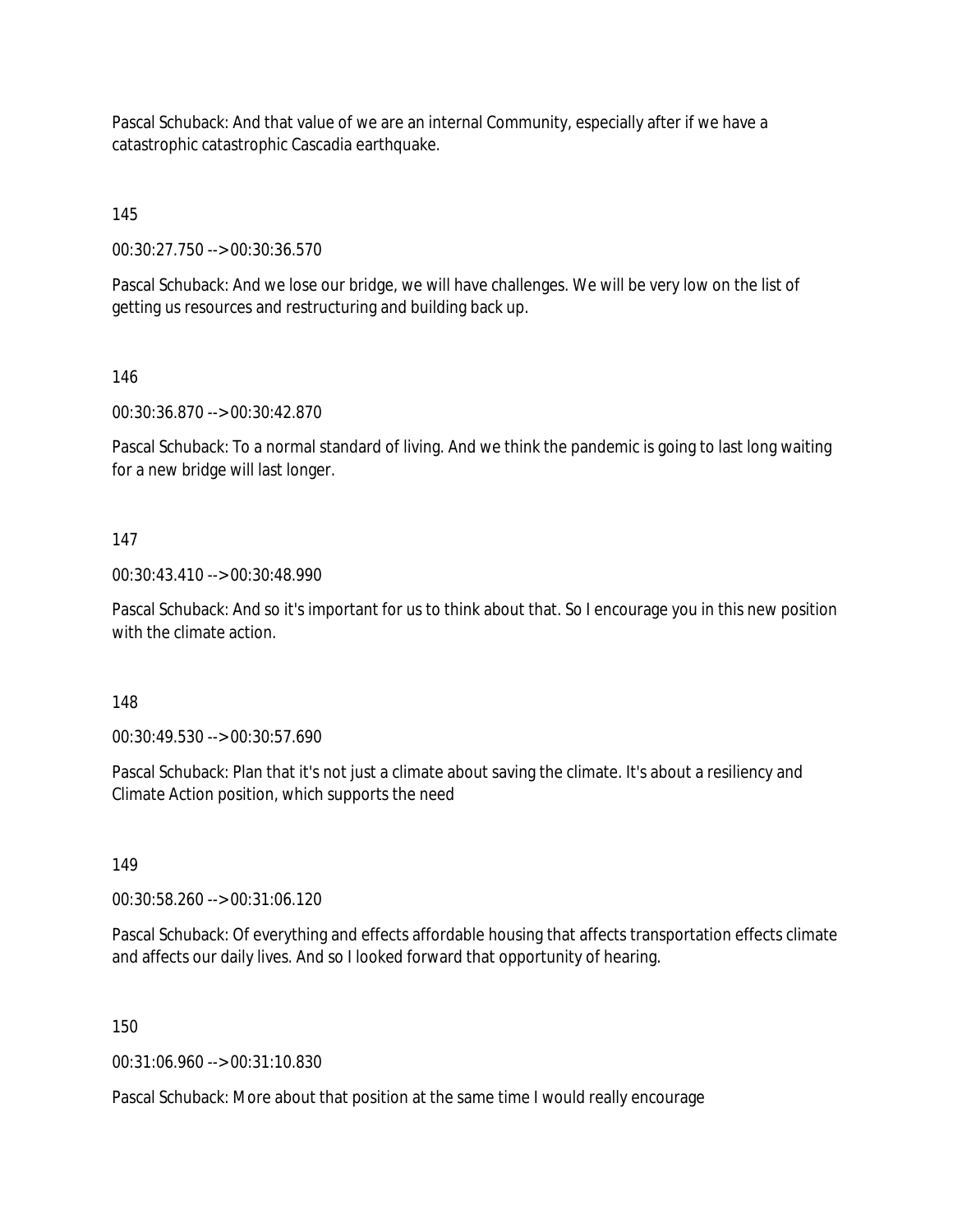Pascal Schuback: And that value of we are an internal Community, especially after if we have a catastrophic catastrophic Cascadia earthquake.

145

00:30:27.750 --> 00:30:36.570

Pascal Schuback: And we lose our bridge, we will have challenges. We will be very low on the list of getting us resources and restructuring and building back up.

146

00:30:36.870 --> 00:30:42.870

Pascal Schuback: To a normal standard of living. And we think the pandemic is going to last long waiting for a new bridge will last longer.

147

00:30:43.410 --> 00:30:48.990

Pascal Schuback: And so it's important for us to think about that. So I encourage you in this new position with the climate action.

148

00:30:49.530 --> 00:30:57.690

Pascal Schuback: Plan that it's not just a climate about saving the climate. It's about a resiliency and Climate Action position, which supports the need

149

00:30:58.260 --> 00:31:06.120

Pascal Schuback: Of everything and effects affordable housing that affects transportation effects climate and affects our daily lives. And so I looked forward that opportunity of hearing.

150

00:31:06.960 --> 00:31:10.830

Pascal Schuback: More about that position at the same time I would really encourage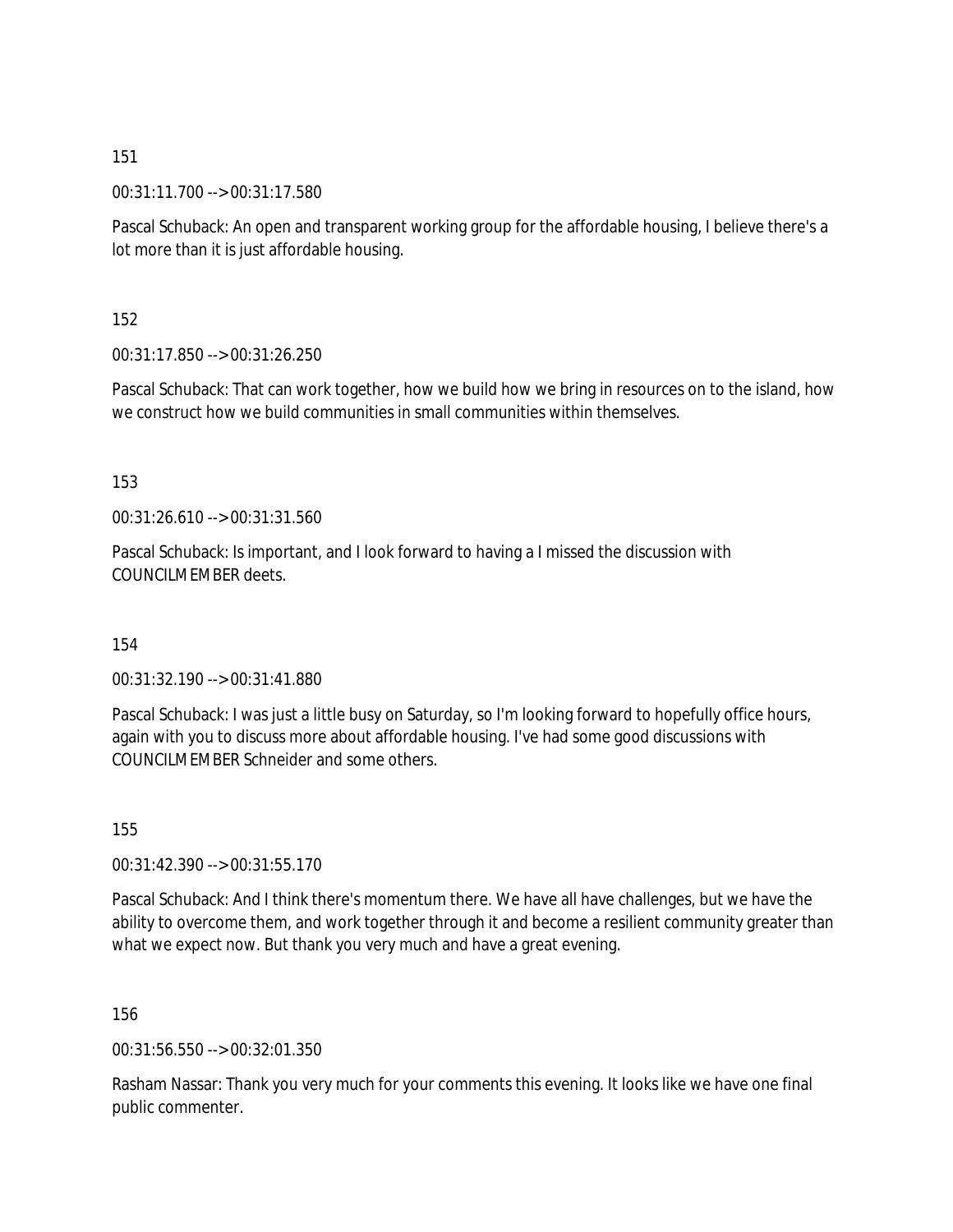151

00:31:11.700 --> 00:31:17.580

Pascal Schuback: An open and transparent working group for the affordable housing, I believe there's a lot more than it is just affordable housing.

152

00:31:17.850 --> 00:31:26.250

Pascal Schuback: That can work together, how we build how we bring in resources on to the island, how we construct how we build communities in small communities within themselves.

153

00:31:26.610 --> 00:31:31.560

Pascal Schuback: Is important, and I look forward to having a I missed the discussion with COUNCILMEMBER deets.

154

00:31:32.190 --> 00:31:41.880

Pascal Schuback: I was just a little busy on Saturday, so I'm looking forward to hopefully office hours, again with you to discuss more about affordable housing. I've had some good discussions with COUNCILMEMBER Schneider and some others.

155

00:31:42.390 --> 00:31:55.170

Pascal Schuback: And I think there's momentum there. We have all have challenges, but we have the ability to overcome them, and work together through it and become a resilient community greater than what we expect now. But thank you very much and have a great evening.

156

00:31:56.550 --> 00:32:01.350

Rasham Nassar: Thank you very much for your comments this evening. It looks like we have one final public commenter.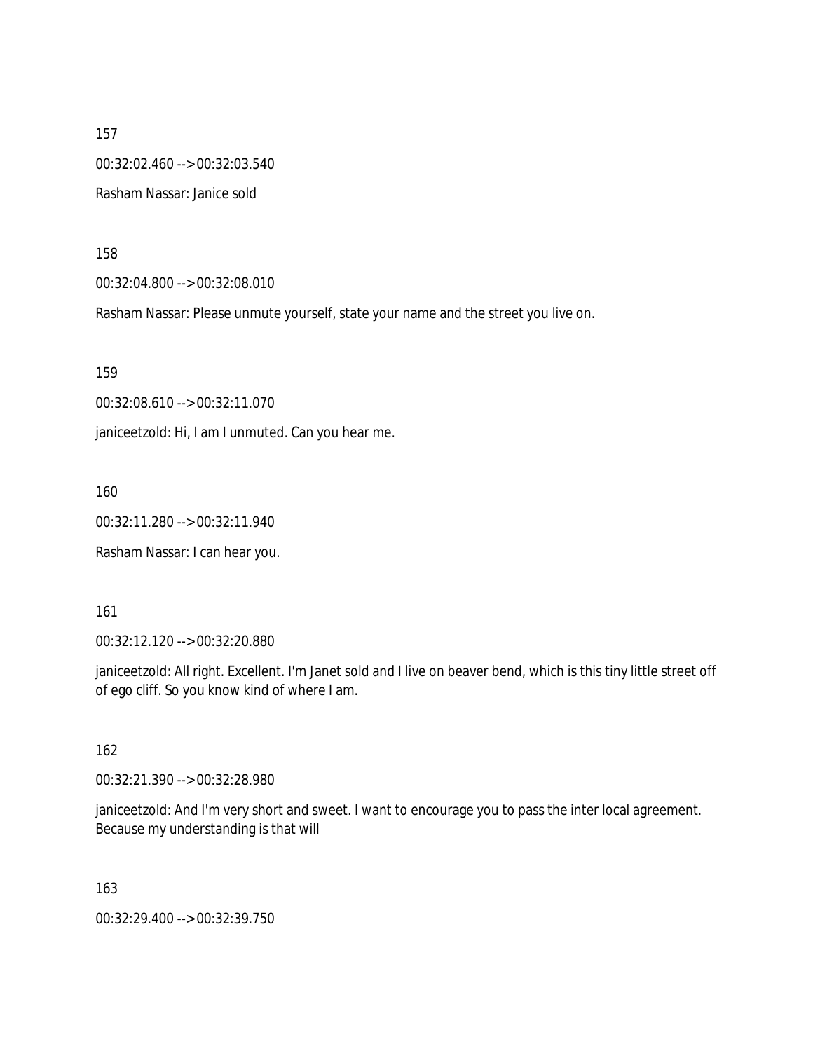157

00:32:02.460 --> 00:32:03.540

Rasham Nassar: Janice sold

158

00:32:04.800 --> 00:32:08.010

Rasham Nassar: Please unmute yourself, state your name and the street you live on.

159

00:32:08.610 --> 00:32:11.070

janiceetzold: Hi, I am I unmuted. Can you hear me.

160

00:32:11.280 --> 00:32:11.940

Rasham Nassar: I can hear you.

161

00:32:12.120 --> 00:32:20.880

janiceetzold: All right. Excellent. I'm Janet sold and I live on beaver bend, which is this tiny little street off of ego cliff. So you know kind of where I am.

162

00:32:21.390 --> 00:32:28.980

janiceetzold: And I'm very short and sweet. I want to encourage you to pass the inter local agreement. Because my understanding is that will

163

00:32:29.400 --> 00:32:39.750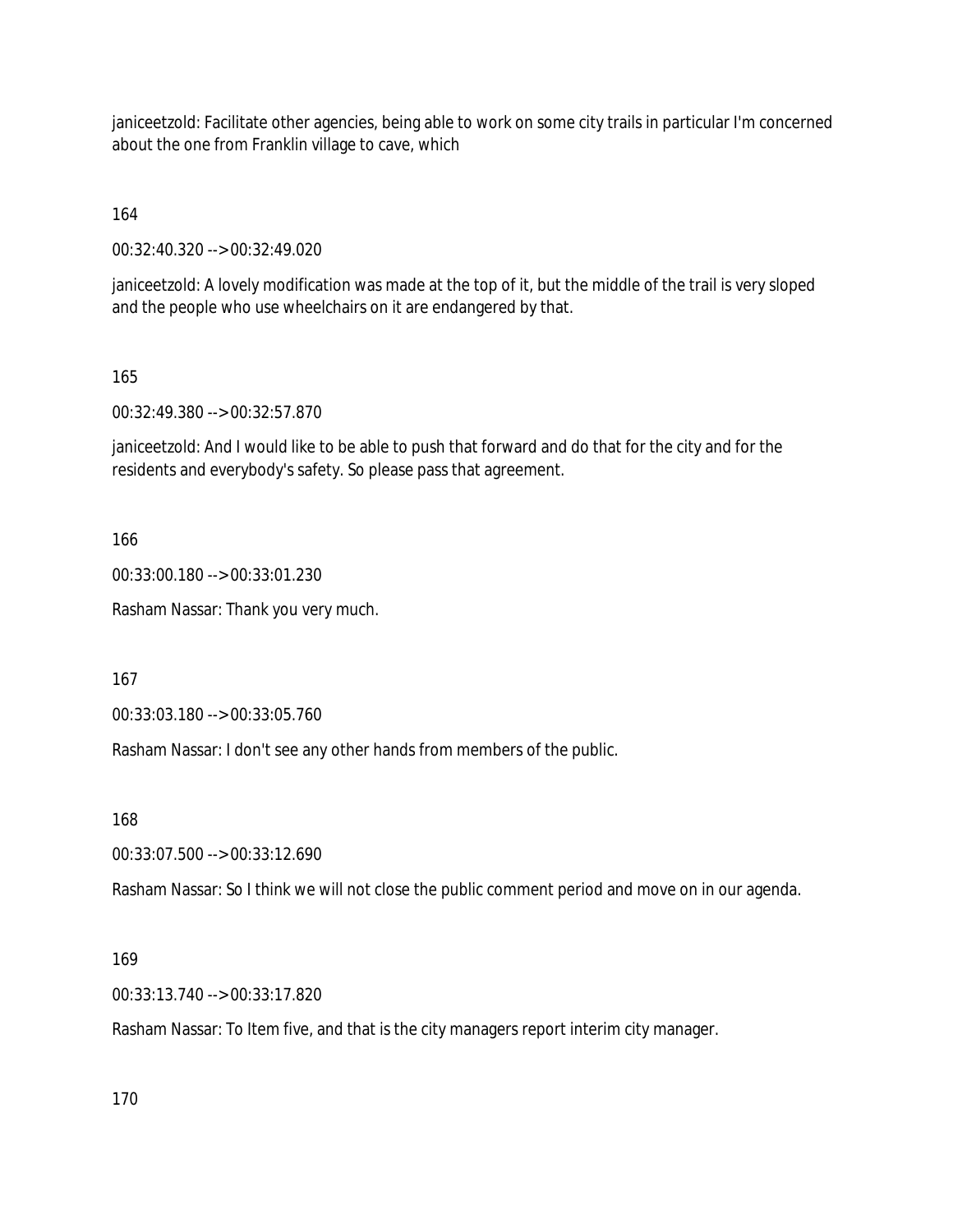janiceetzold: Facilitate other agencies, being able to work on some city trails in particular I'm concerned about the one from Franklin village to cave, which

164

00:32:40.320 --> 00:32:49.020

janiceetzold: A lovely modification was made at the top of it, but the middle of the trail is very sloped and the people who use wheelchairs on it are endangered by that.

165

00:32:49.380 --> 00:32:57.870

janiceetzold: And I would like to be able to push that forward and do that for the city and for the residents and everybody's safety. So please pass that agreement.

166

00:33:00.180 --> 00:33:01.230

Rasham Nassar: Thank you very much.

167

00:33:03.180 --> 00:33:05.760

Rasham Nassar: I don't see any other hands from members of the public.

168

00:33:07.500 --> 00:33:12.690

Rasham Nassar: So I think we will not close the public comment period and move on in our agenda.

169

00:33:13.740 --> 00:33:17.820

Rasham Nassar: To Item five, and that is the city managers report interim city manager.

170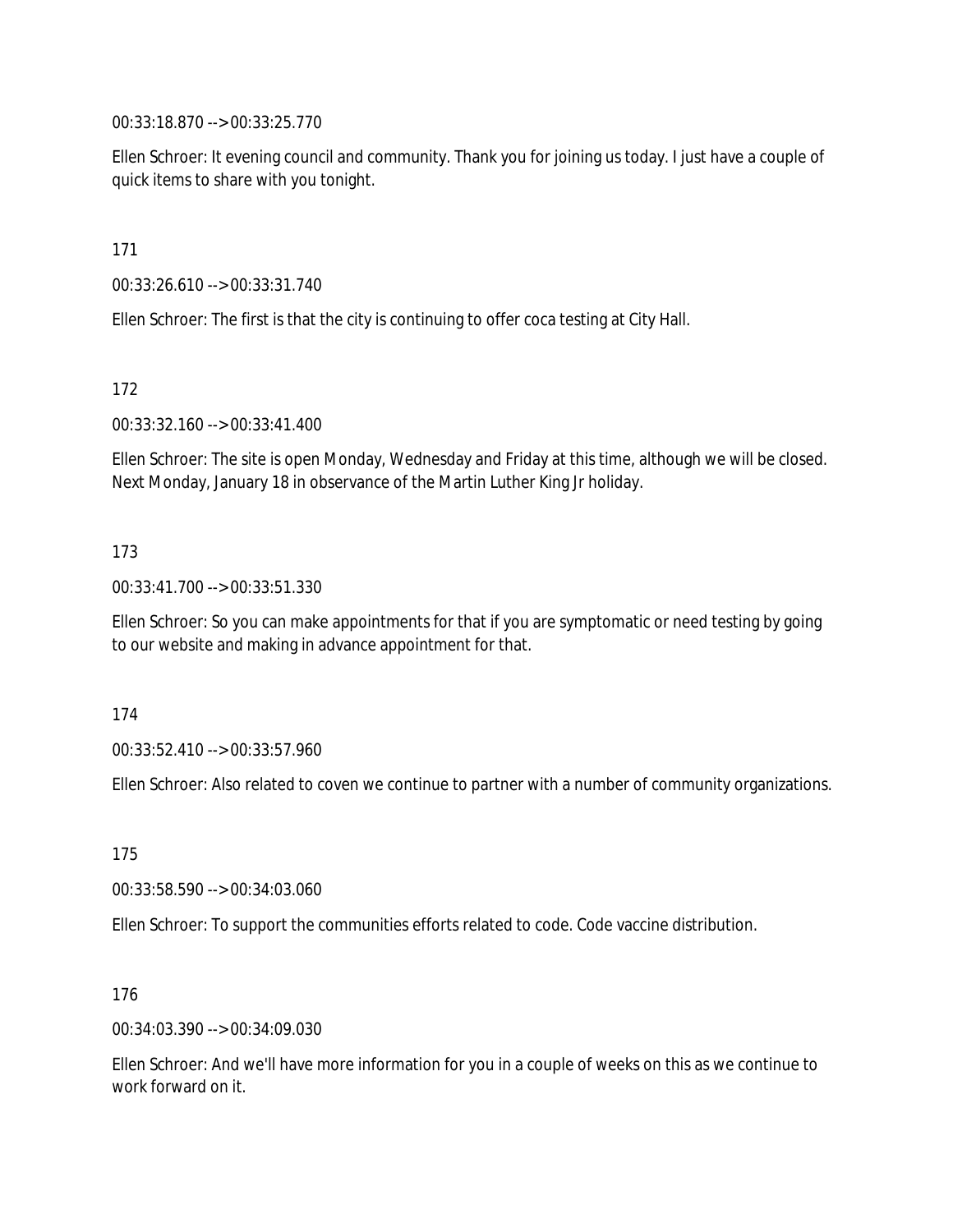00:33:18.870 --> 00:33:25.770

Ellen Schroer: It evening council and community. Thank you for joining us today. I just have a couple of quick items to share with you tonight.

171

00:33:26.610 --> 00:33:31.740

Ellen Schroer: The first is that the city is continuing to offer coca testing at City Hall.

172

00:33:32.160 --> 00:33:41.400

Ellen Schroer: The site is open Monday, Wednesday and Friday at this time, although we will be closed. Next Monday, January 18 in observance of the Martin Luther King Jr holiday.

173

00:33:41.700 --> 00:33:51.330

Ellen Schroer: So you can make appointments for that if you are symptomatic or need testing by going to our website and making in advance appointment for that.

174

00:33:52.410 --> 00:33:57.960

Ellen Schroer: Also related to coven we continue to partner with a number of community organizations.

175

00:33:58.590 --> 00:34:03.060

Ellen Schroer: To support the communities efforts related to code. Code vaccine distribution.

176

00:34:03.390 --> 00:34:09.030

Ellen Schroer: And we'll have more information for you in a couple of weeks on this as we continue to work forward on it.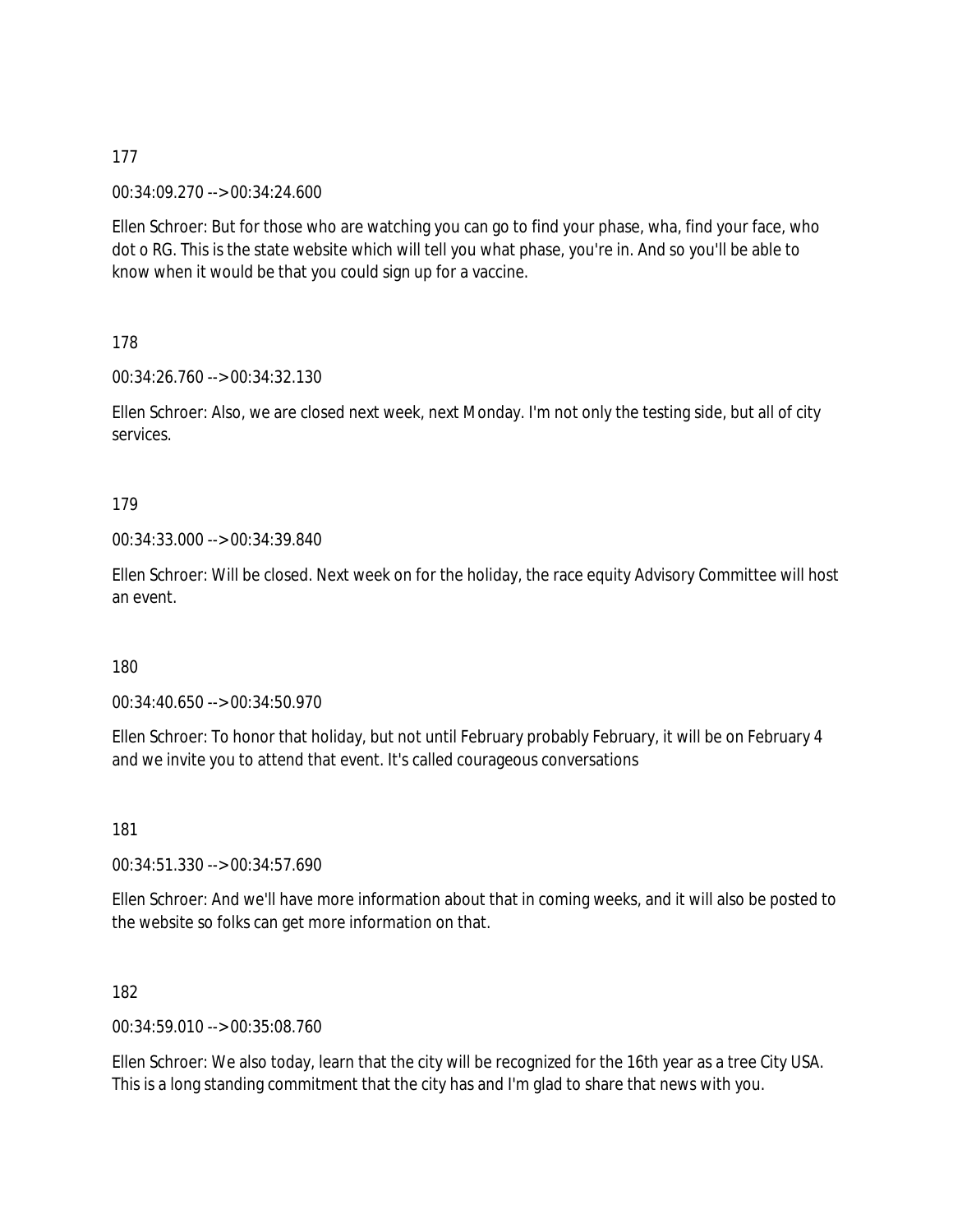177

00:34:09.270 --> 00:34:24.600

Ellen Schroer: But for those who are watching you can go to find your phase, wha, find your face, who dot o RG. This is the state website which will tell you what phase, you're in. And so you'll be able to know when it would be that you could sign up for a vaccine.

178

00:34:26.760 --> 00:34:32.130

Ellen Schroer: Also, we are closed next week, next Monday. I'm not only the testing side, but all of city services.

179

00:34:33.000 --> 00:34:39.840

Ellen Schroer: Will be closed. Next week on for the holiday, the race equity Advisory Committee will host an event.

180

00:34:40.650 --> 00:34:50.970

Ellen Schroer: To honor that holiday, but not until February probably February, it will be on February 4 and we invite you to attend that event. It's called courageous conversations

181

00:34:51.330 --> 00:34:57.690

Ellen Schroer: And we'll have more information about that in coming weeks, and it will also be posted to the website so folks can get more information on that.

182

00:34:59.010 --> 00:35:08.760

Ellen Schroer: We also today, learn that the city will be recognized for the 16th year as a tree City USA. This is a long standing commitment that the city has and I'm glad to share that news with you.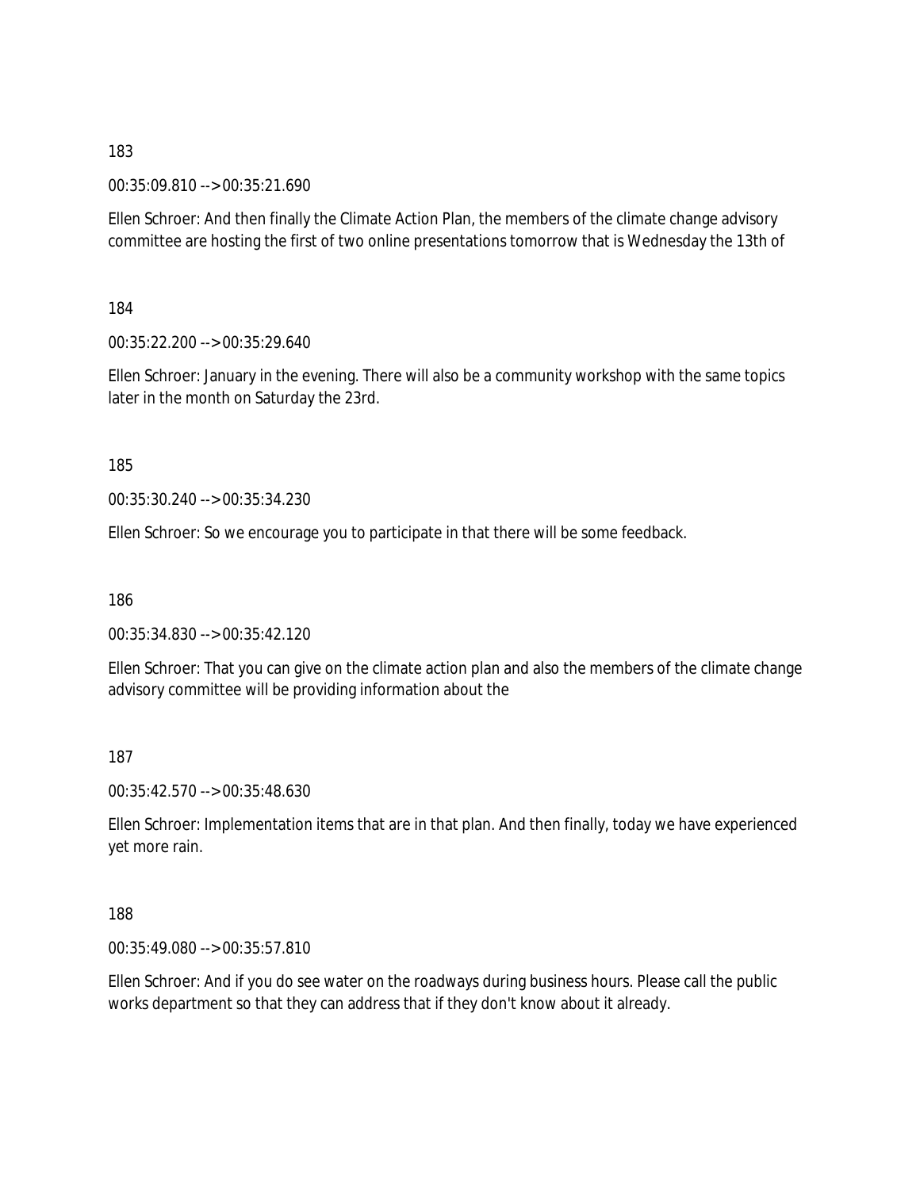183

00:35:09.810 --> 00:35:21.690

Ellen Schroer: And then finally the Climate Action Plan, the members of the climate change advisory committee are hosting the first of two online presentations tomorrow that is Wednesday the 13th of

184

00:35:22.200 --> 00:35:29.640

Ellen Schroer: January in the evening. There will also be a community workshop with the same topics later in the month on Saturday the 23rd.

185

00:35:30.240 --> 00:35:34.230

Ellen Schroer: So we encourage you to participate in that there will be some feedback.

186

00:35:34.830 --> 00:35:42.120

Ellen Schroer: That you can give on the climate action plan and also the members of the climate change advisory committee will be providing information about the

187

00:35:42.570 --> 00:35:48.630

Ellen Schroer: Implementation items that are in that plan. And then finally, today we have experienced yet more rain.

188

00:35:49.080 --> 00:35:57.810

Ellen Schroer: And if you do see water on the roadways during business hours. Please call the public works department so that they can address that if they don't know about it already.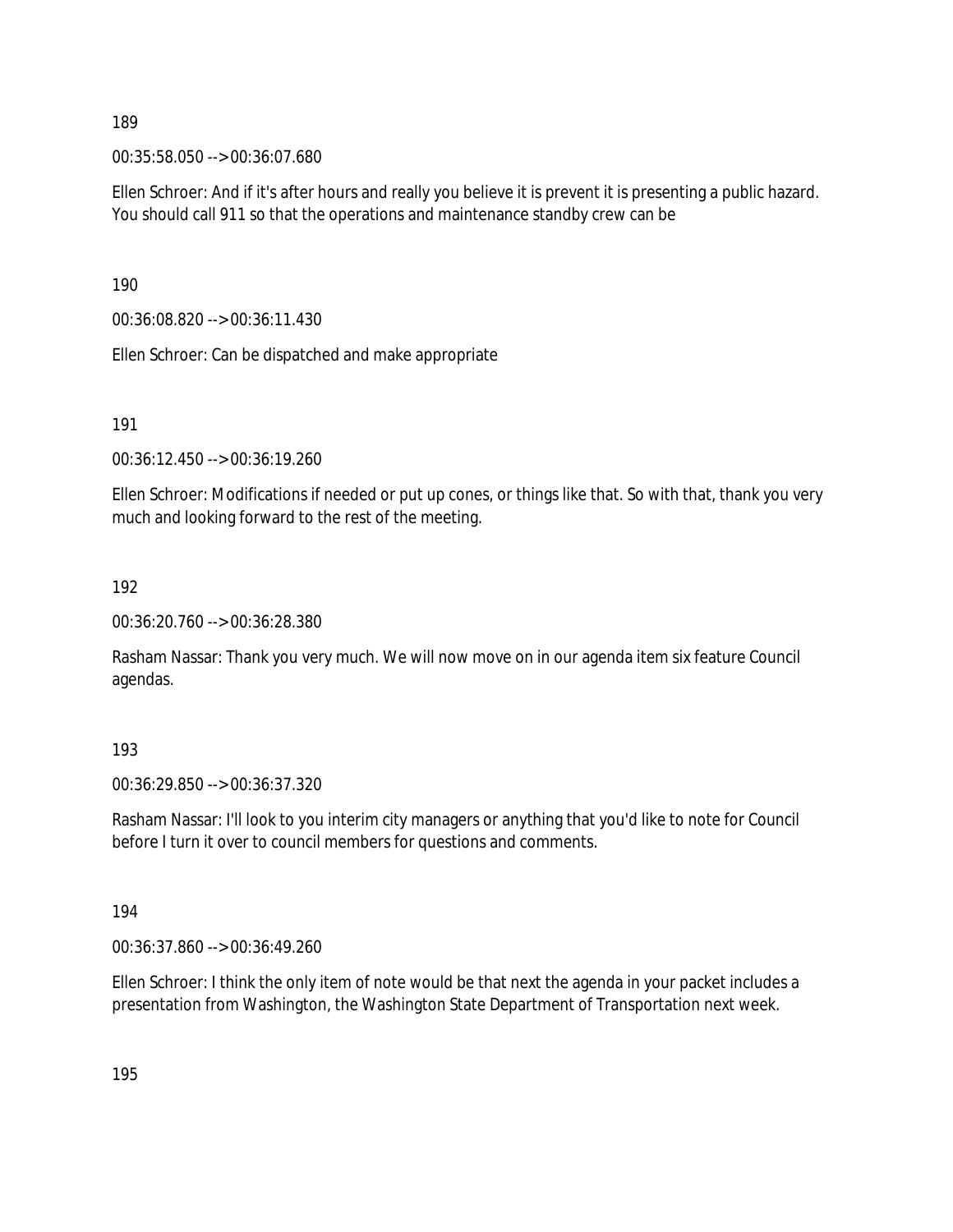189

00:35:58.050 --> 00:36:07.680

Ellen Schroer: And if it's after hours and really you believe it is prevent it is presenting a public hazard. You should call 911 so that the operations and maintenance standby crew can be

190

00:36:08.820 --> 00:36:11.430

Ellen Schroer: Can be dispatched and make appropriate

191

00:36:12.450 --> 00:36:19.260

Ellen Schroer: Modifications if needed or put up cones, or things like that. So with that, thank you very much and looking forward to the rest of the meeting.

192

00:36:20.760 --> 00:36:28.380

Rasham Nassar: Thank you very much. We will now move on in our agenda item six feature Council agendas.

193

00:36:29.850 --> 00:36:37.320

Rasham Nassar: I'll look to you interim city managers or anything that you'd like to note for Council before I turn it over to council members for questions and comments.

194

00:36:37.860 --> 00:36:49.260

Ellen Schroer: I think the only item of note would be that next the agenda in your packet includes a presentation from Washington, the Washington State Department of Transportation next week.

195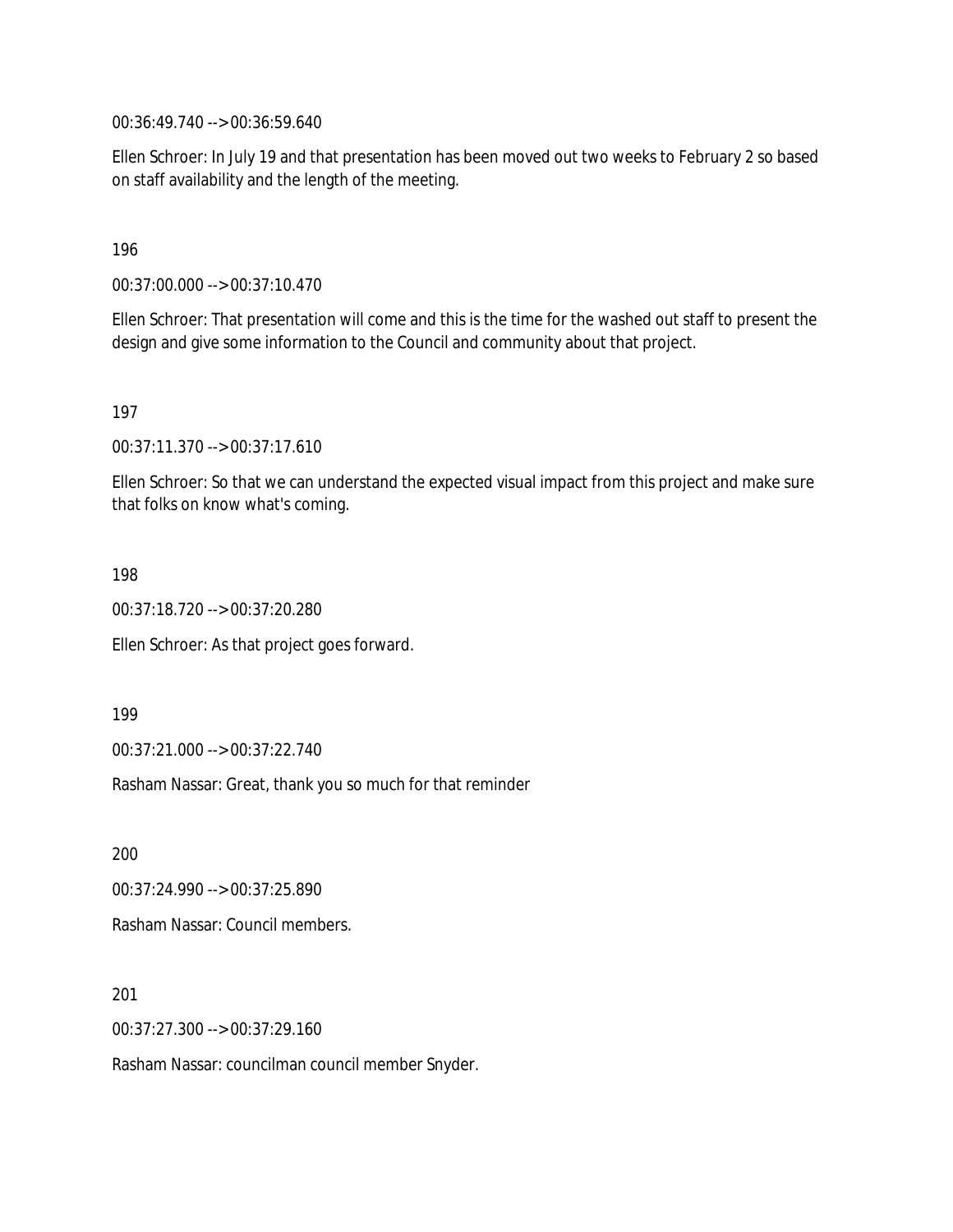00:36:49.740 --> 00:36:59.640

Ellen Schroer: In July 19 and that presentation has been moved out two weeks to February 2 so based on staff availability and the length of the meeting.

196

00:37:00.000 --> 00:37:10.470

Ellen Schroer: That presentation will come and this is the time for the washed out staff to present the design and give some information to the Council and community about that project.

197

00:37:11.370 --> 00:37:17.610

Ellen Schroer: So that we can understand the expected visual impact from this project and make sure that folks on know what's coming.

198

00:37:18.720 --> 00:37:20.280

Ellen Schroer: As that project goes forward.

199

00:37:21.000 --> 00:37:22.740

Rasham Nassar: Great, thank you so much for that reminder

200

00:37:24.990 --> 00:37:25.890

Rasham Nassar: Council members.

201

00:37:27.300 --> 00:37:29.160

Rasham Nassar: councilman council member Snyder.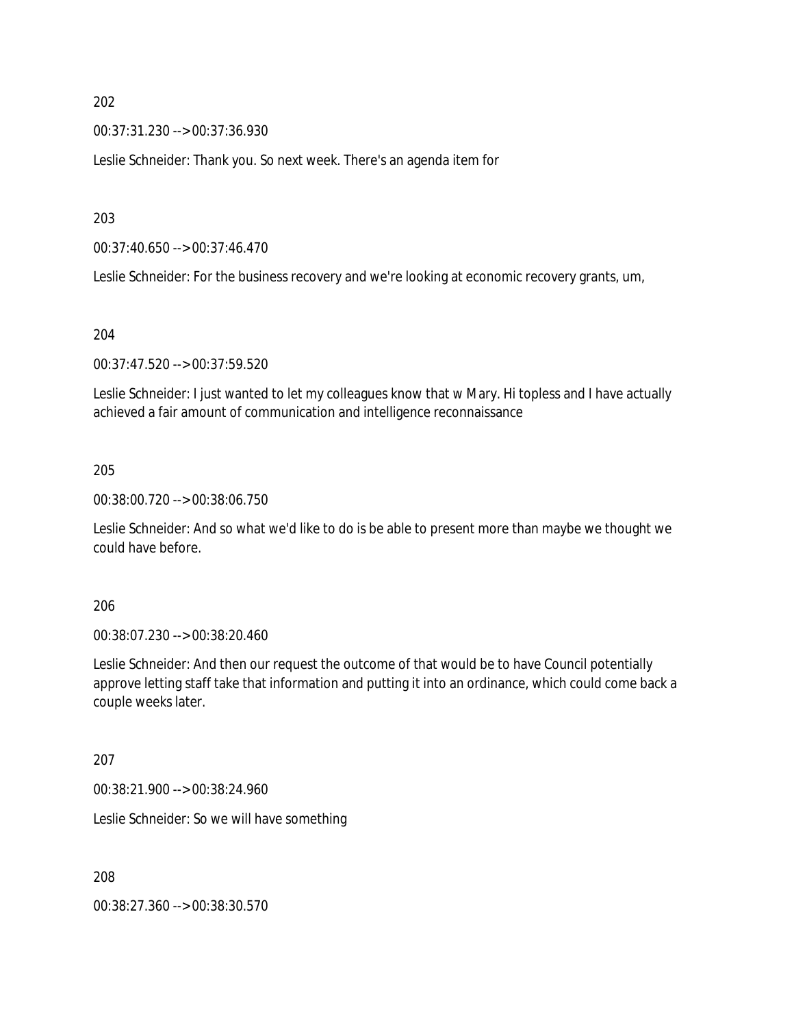202

00:37:31.230 --> 00:37:36.930

Leslie Schneider: Thank you. So next week. There's an agenda item for

203

00:37:40.650 --> 00:37:46.470

Leslie Schneider: For the business recovery and we're looking at economic recovery grants, um,

204

00:37:47.520 --> 00:37:59.520

Leslie Schneider: I just wanted to let my colleagues know that w Mary. Hi topless and I have actually achieved a fair amount of communication and intelligence reconnaissance

205

00:38:00.720 --> 00:38:06.750

Leslie Schneider: And so what we'd like to do is be able to present more than maybe we thought we could have before.

206

00:38:07.230 --> 00:38:20.460

Leslie Schneider: And then our request the outcome of that would be to have Council potentially approve letting staff take that information and putting it into an ordinance, which could come back a couple weeks later.

207

00:38:21.900 --> 00:38:24.960

Leslie Schneider: So we will have something

208

00:38:27.360 --> 00:38:30.570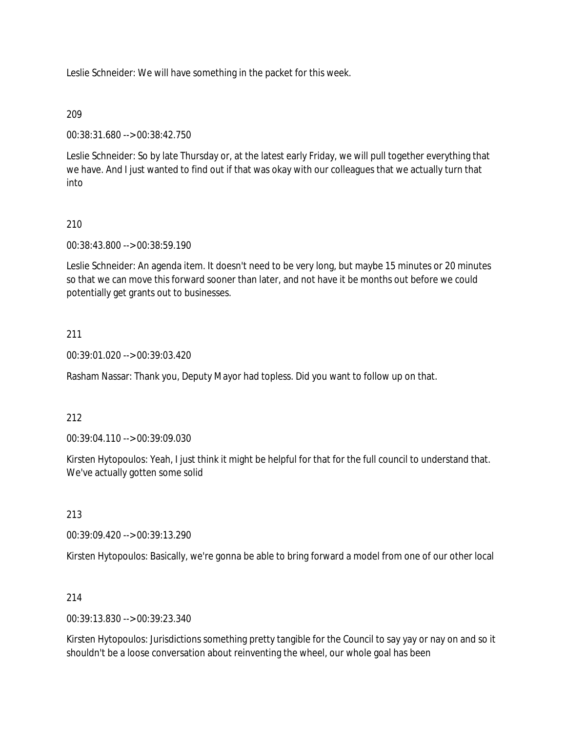Leslie Schneider: We will have something in the packet for this week.

209

00:38:31.680 --> 00:38:42.750

Leslie Schneider: So by late Thursday or, at the latest early Friday, we will pull together everything that we have. And I just wanted to find out if that was okay with our colleagues that we actually turn that into

210

00:38:43.800 --> 00:38:59.190

Leslie Schneider: An agenda item. It doesn't need to be very long, but maybe 15 minutes or 20 minutes so that we can move this forward sooner than later, and not have it be months out before we could potentially get grants out to businesses.

211

00:39:01.020 --> 00:39:03.420

Rasham Nassar: Thank you, Deputy Mayor had topless. Did you want to follow up on that.

212

00:39:04.110 --> 00:39:09.030

Kirsten Hytopoulos: Yeah, I just think it might be helpful for that for the full council to understand that. We've actually gotten some solid

213

00:39:09.420 --> 00:39:13.290

Kirsten Hytopoulos: Basically, we're gonna be able to bring forward a model from one of our other local

214

00:39:13.830 --> 00:39:23.340

Kirsten Hytopoulos: Jurisdictions something pretty tangible for the Council to say yay or nay on and so it shouldn't be a loose conversation about reinventing the wheel, our whole goal has been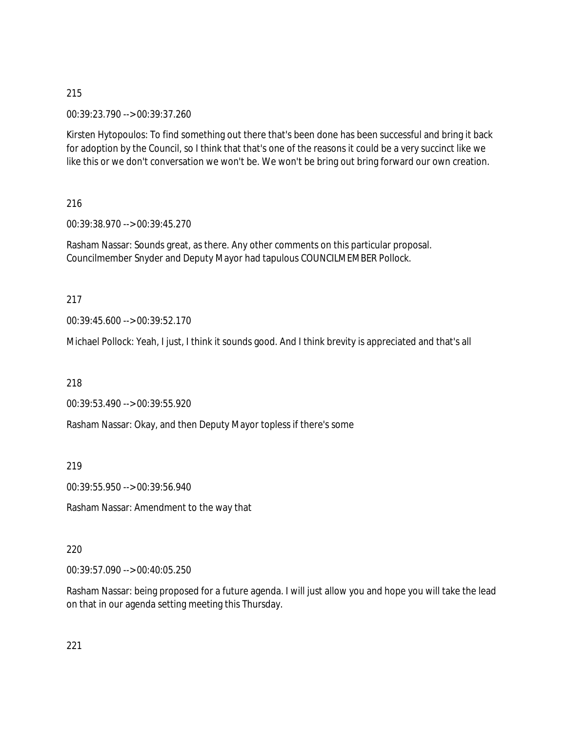215

00:39:23.790 --> 00:39:37.260

Kirsten Hytopoulos: To find something out there that's been done has been successful and bring it back for adoption by the Council, so I think that that's one of the reasons it could be a very succinct like we like this or we don't conversation we won't be. We won't be bring out bring forward our own creation.

216

00:39:38.970 --> 00:39:45.270

Rasham Nassar: Sounds great, as there. Any other comments on this particular proposal. Councilmember Snyder and Deputy Mayor had tapulous COUNCILMEMBER Pollock.

217

00:39:45.600 --> 00:39:52.170

Michael Pollock: Yeah, I just, I think it sounds good. And I think brevity is appreciated and that's all

218

00:39:53.490 --> 00:39:55.920

Rasham Nassar: Okay, and then Deputy Mayor topless if there's some

219

00:39:55.950 --> 00:39:56.940

Rasham Nassar: Amendment to the way that

220

00:39:57.090 --> 00:40:05.250

Rasham Nassar: being proposed for a future agenda. I will just allow you and hope you will take the lead on that in our agenda setting meeting this Thursday.

221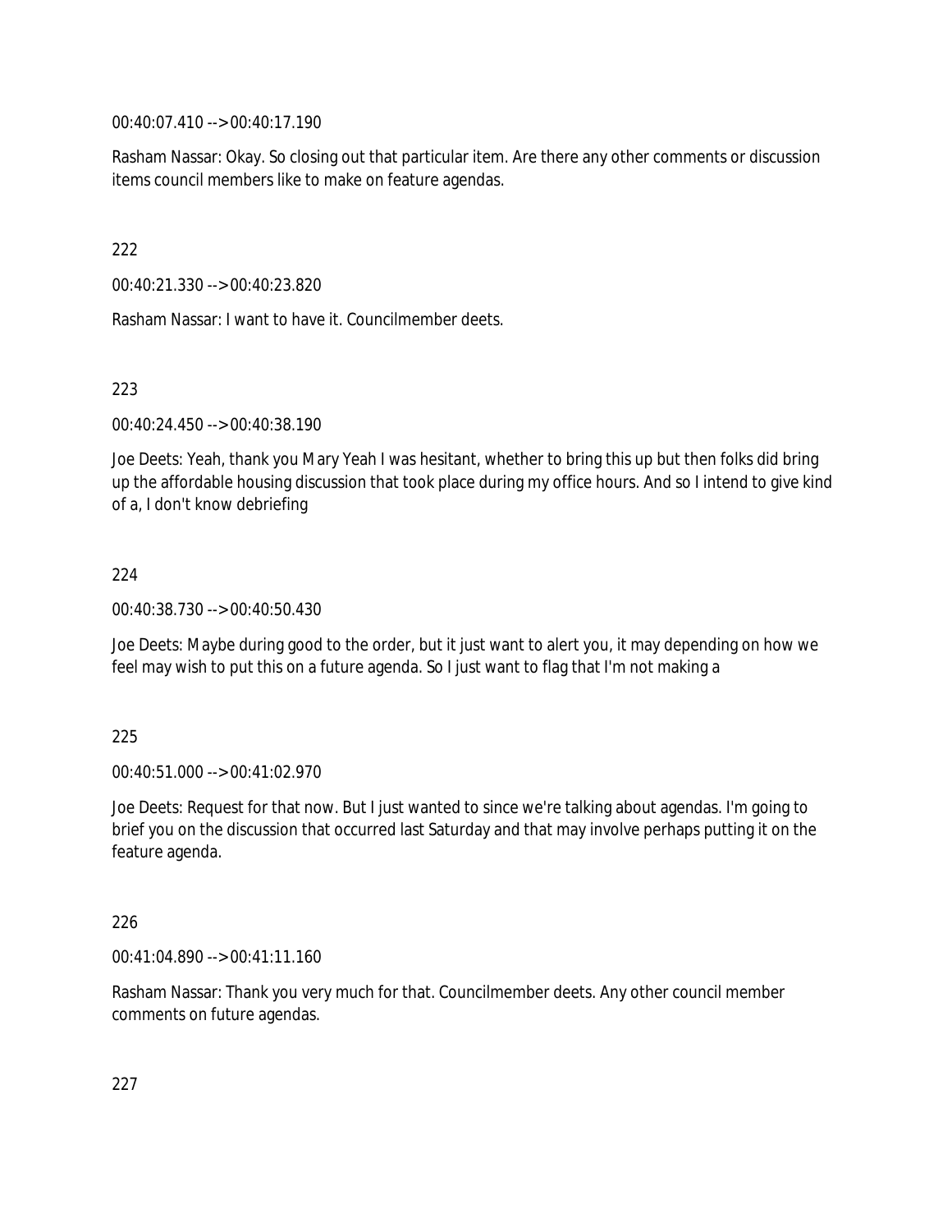00:40:07.410 --> 00:40:17.190

Rasham Nassar: Okay. So closing out that particular item. Are there any other comments or discussion items council members like to make on feature agendas.

222

00:40:21.330 --> 00:40:23.820

Rasham Nassar: I want to have it. Councilmember deets.

223

00:40:24.450 --> 00:40:38.190

Joe Deets: Yeah, thank you Mary Yeah I was hesitant, whether to bring this up but then folks did bring up the affordable housing discussion that took place during my office hours. And so I intend to give kind of a, I don't know debriefing

224

00:40:38.730 --> 00:40:50.430

Joe Deets: Maybe during good to the order, but it just want to alert you, it may depending on how we feel may wish to put this on a future agenda. So I just want to flag that I'm not making a

225

00:40:51.000 --> 00:41:02.970

Joe Deets: Request for that now. But I just wanted to since we're talking about agendas. I'm going to brief you on the discussion that occurred last Saturday and that may involve perhaps putting it on the feature agenda.

226

00:41:04.890 --> 00:41:11.160

Rasham Nassar: Thank you very much for that. Councilmember deets. Any other council member comments on future agendas.

227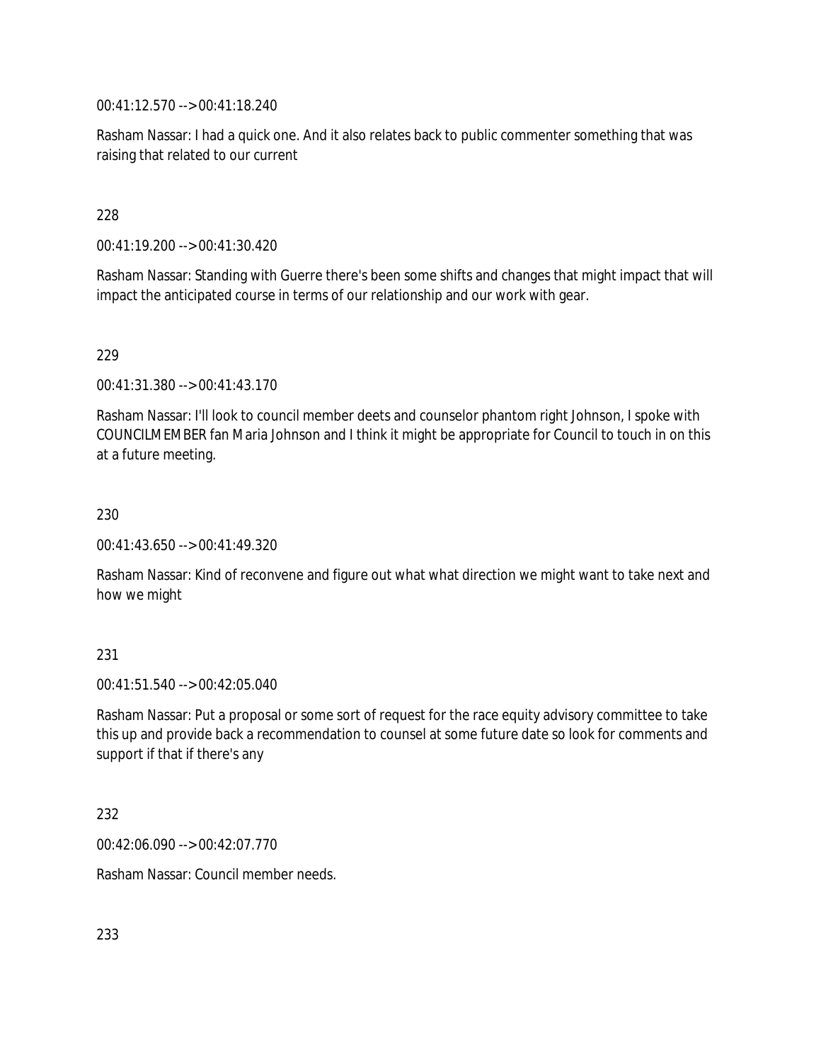00:41:12.570 --> 00:41:18.240

Rasham Nassar: I had a quick one. And it also relates back to public commenter something that was raising that related to our current

228

00:41:19.200 --> 00:41:30.420

Rasham Nassar: Standing with Guerre there's been some shifts and changes that might impact that will impact the anticipated course in terms of our relationship and our work with gear.

229

00:41:31.380 --> 00:41:43.170

Rasham Nassar: I'll look to council member deets and counselor phantom right Johnson, I spoke with COUNCILMEMBER fan Maria Johnson and I think it might be appropriate for Council to touch in on this at a future meeting.

230

00:41:43.650 --> 00:41:49.320

Rasham Nassar: Kind of reconvene and figure out what what direction we might want to take next and how we might

231

00:41:51.540 --> 00:42:05.040

Rasham Nassar: Put a proposal or some sort of request for the race equity advisory committee to take this up and provide back a recommendation to counsel at some future date so look for comments and support if that if there's any

232

00:42:06.090 --> 00:42:07.770

Rasham Nassar: Council member needs.

233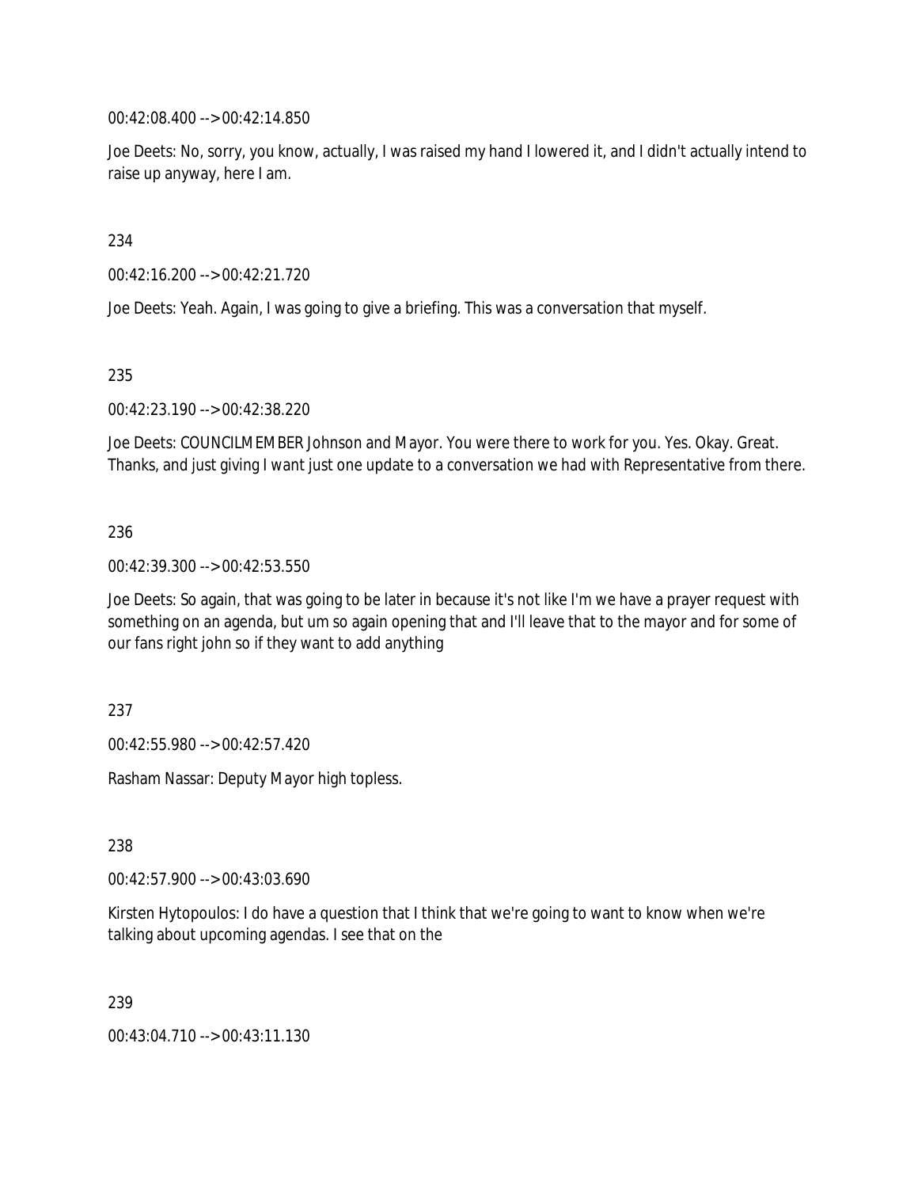00:42:08.400 --> 00:42:14.850

Joe Deets: No, sorry, you know, actually, I was raised my hand I lowered it, and I didn't actually intend to raise up anyway, here I am.

234

00:42:16.200 --> 00:42:21.720

Joe Deets: Yeah. Again, I was going to give a briefing. This was a conversation that myself.

235

00:42:23.190 --> 00:42:38.220

Joe Deets: COUNCILMEMBER Johnson and Mayor. You were there to work for you. Yes. Okay. Great. Thanks, and just giving I want just one update to a conversation we had with Representative from there.

236

00:42:39.300 --> 00:42:53.550

Joe Deets: So again, that was going to be later in because it's not like I'm we have a prayer request with something on an agenda, but um so again opening that and I'll leave that to the mayor and for some of our fans right john so if they want to add anything

237

00:42:55.980 --> 00:42:57.420

Rasham Nassar: Deputy Mayor high topless.

238

00:42:57.900 --> 00:43:03.690

Kirsten Hytopoulos: I do have a question that I think that we're going to want to know when we're talking about upcoming agendas. I see that on the

239

00:43:04.710 --> 00:43:11.130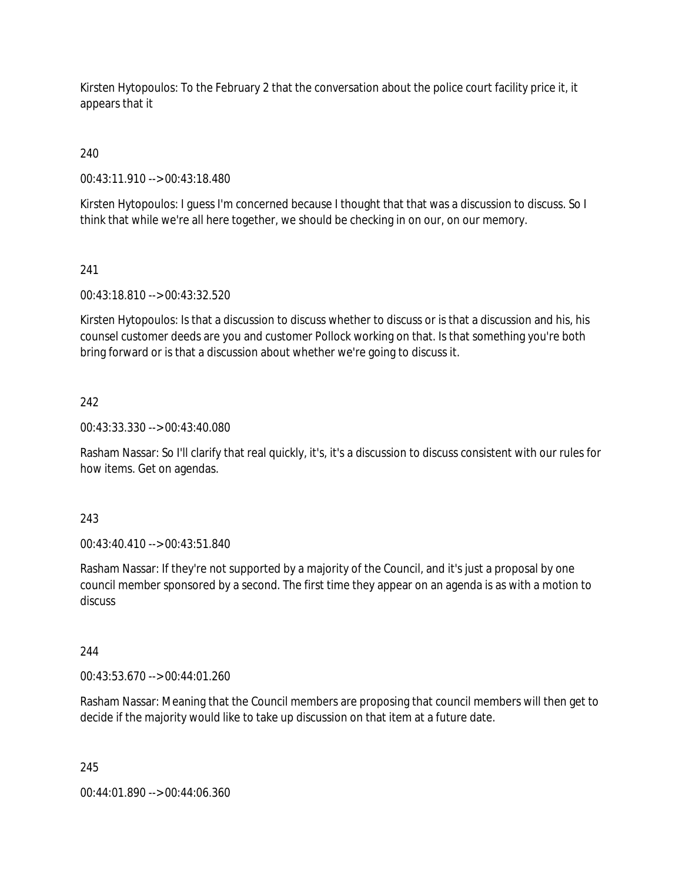Kirsten Hytopoulos: To the February 2 that the conversation about the police court facility price it, it appears that it

240

00:43:11.910 --> 00:43:18.480

Kirsten Hytopoulos: I guess I'm concerned because I thought that that was a discussion to discuss. So I think that while we're all here together, we should be checking in on our, on our memory.

241

00:43:18.810 --> 00:43:32.520

Kirsten Hytopoulos: Is that a discussion to discuss whether to discuss or is that a discussion and his, his counsel customer deeds are you and customer Pollock working on that. Is that something you're both bring forward or is that a discussion about whether we're going to discuss it.

242

00:43:33.330 --> 00:43:40.080

Rasham Nassar: So I'll clarify that real quickly, it's, it's a discussion to discuss consistent with our rules for how items. Get on agendas.

243

00:43:40.410 --> 00:43:51.840

Rasham Nassar: If they're not supported by a majority of the Council, and it's just a proposal by one council member sponsored by a second. The first time they appear on an agenda is as with a motion to discuss

244

00:43:53.670 --> 00:44:01.260

Rasham Nassar: Meaning that the Council members are proposing that council members will then get to decide if the majority would like to take up discussion on that item at a future date.

245

00:44:01.890 --> 00:44:06.360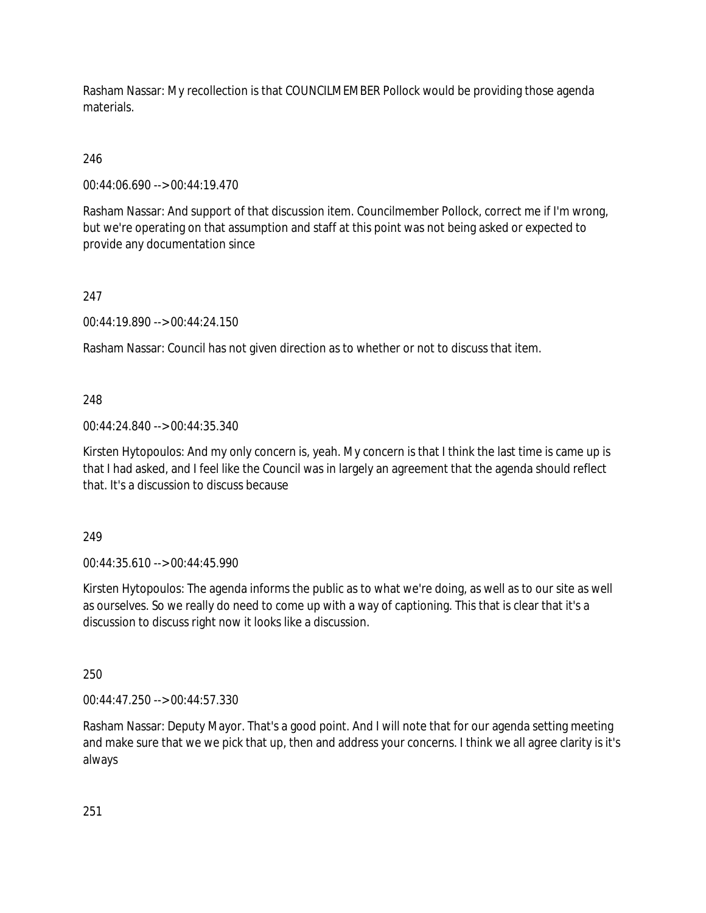Rasham Nassar: My recollection is that COUNCILMEMBER Pollock would be providing those agenda materials.

246

00:44:06.690 --> 00:44:19.470

Rasham Nassar: And support of that discussion item. Councilmember Pollock, correct me if I'm wrong, but we're operating on that assumption and staff at this point was not being asked or expected to provide any documentation since

247

00:44:19.890 --> 00:44:24.150

Rasham Nassar: Council has not given direction as to whether or not to discuss that item.

248

00:44:24.840 --> 00:44:35.340

Kirsten Hytopoulos: And my only concern is, yeah. My concern is that I think the last time is came up is that I had asked, and I feel like the Council was in largely an agreement that the agenda should reflect that. It's a discussion to discuss because

249

00:44:35.610 --> 00:44:45.990

Kirsten Hytopoulos: The agenda informs the public as to what we're doing, as well as to our site as well as ourselves. So we really do need to come up with a way of captioning. This that is clear that it's a discussion to discuss right now it looks like a discussion.

250

00:44:47.250 --> 00:44:57.330

Rasham Nassar: Deputy Mayor. That's a good point. And I will note that for our agenda setting meeting and make sure that we we pick that up, then and address your concerns. I think we all agree clarity is it's always

251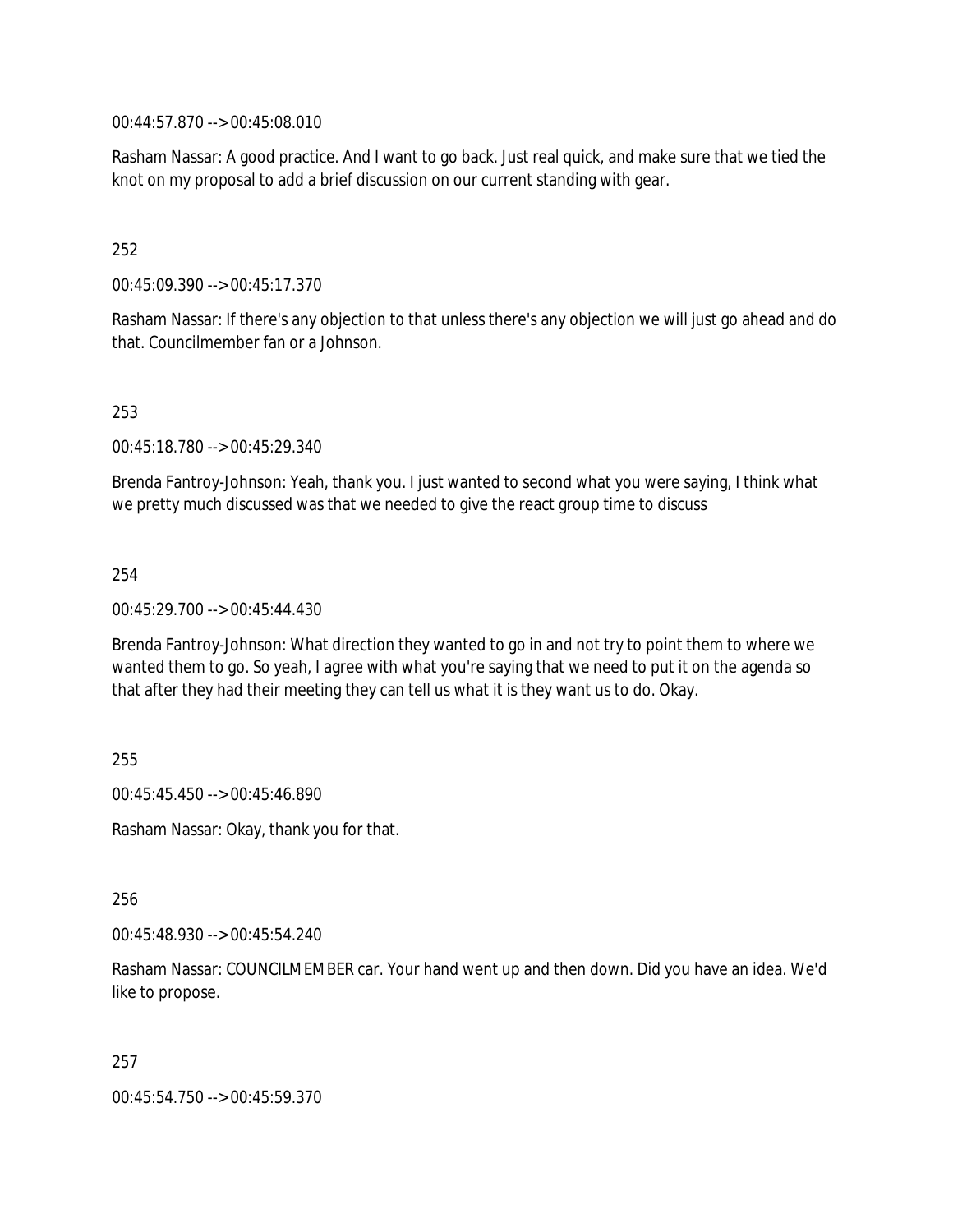00:44:57.870 --> 00:45:08.010

Rasham Nassar: A good practice. And I want to go back. Just real quick, and make sure that we tied the knot on my proposal to add a brief discussion on our current standing with gear.

252

00:45:09.390 --> 00:45:17.370

Rasham Nassar: If there's any objection to that unless there's any objection we will just go ahead and do that. Councilmember fan or a Johnson.

253

00:45:18.780 --> 00:45:29.340

Brenda Fantroy-Johnson: Yeah, thank you. I just wanted to second what you were saying, I think what we pretty much discussed was that we needed to give the react group time to discuss

254

00:45:29.700 --> 00:45:44.430

Brenda Fantroy-Johnson: What direction they wanted to go in and not try to point them to where we wanted them to go. So yeah, I agree with what you're saying that we need to put it on the agenda so that after they had their meeting they can tell us what it is they want us to do. Okay.

255

00:45:45.450 --> 00:45:46.890

Rasham Nassar: Okay, thank you for that.

256

00:45:48.930 --> 00:45:54.240

Rasham Nassar: COUNCILMEMBER car. Your hand went up and then down. Did you have an idea. We'd like to propose.

257

00:45:54.750 --> 00:45:59.370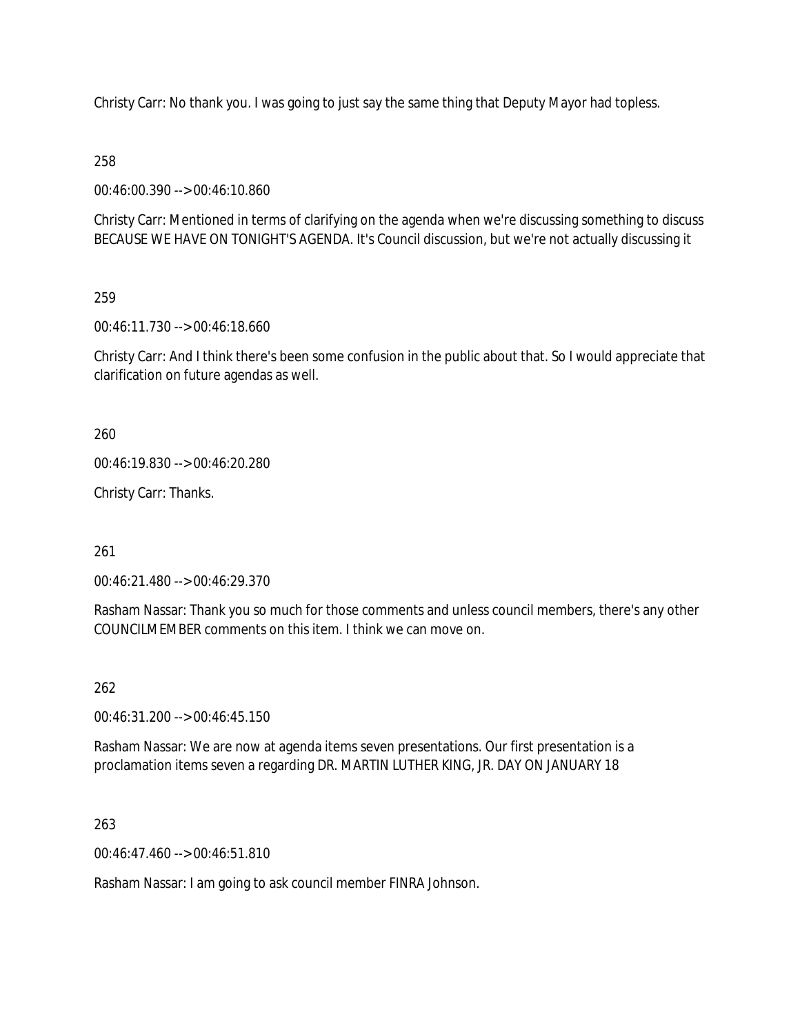Christy Carr: No thank you. I was going to just say the same thing that Deputy Mayor had topless.

258

00:46:00.390 --> 00:46:10.860

Christy Carr: Mentioned in terms of clarifying on the agenda when we're discussing something to discuss BECAUSE WE HAVE ON TONIGHT'S AGENDA. It's Council discussion, but we're not actually discussing it

259

00:46:11.730 --> 00:46:18.660

Christy Carr: And I think there's been some confusion in the public about that. So I would appreciate that clarification on future agendas as well.

260

00:46:19.830 --> 00:46:20.280

Christy Carr: Thanks.

261

00:46:21.480 --> 00:46:29.370

Rasham Nassar: Thank you so much for those comments and unless council members, there's any other COUNCILMEMBER comments on this item. I think we can move on.

262

00:46:31.200 --> 00:46:45.150

Rasham Nassar: We are now at agenda items seven presentations. Our first presentation is a proclamation items seven a regarding DR. MARTIN LUTHER KING, JR. DAY ON JANUARY 18

263

00:46:47.460 --> 00:46:51.810

Rasham Nassar: I am going to ask council member FINRA Johnson.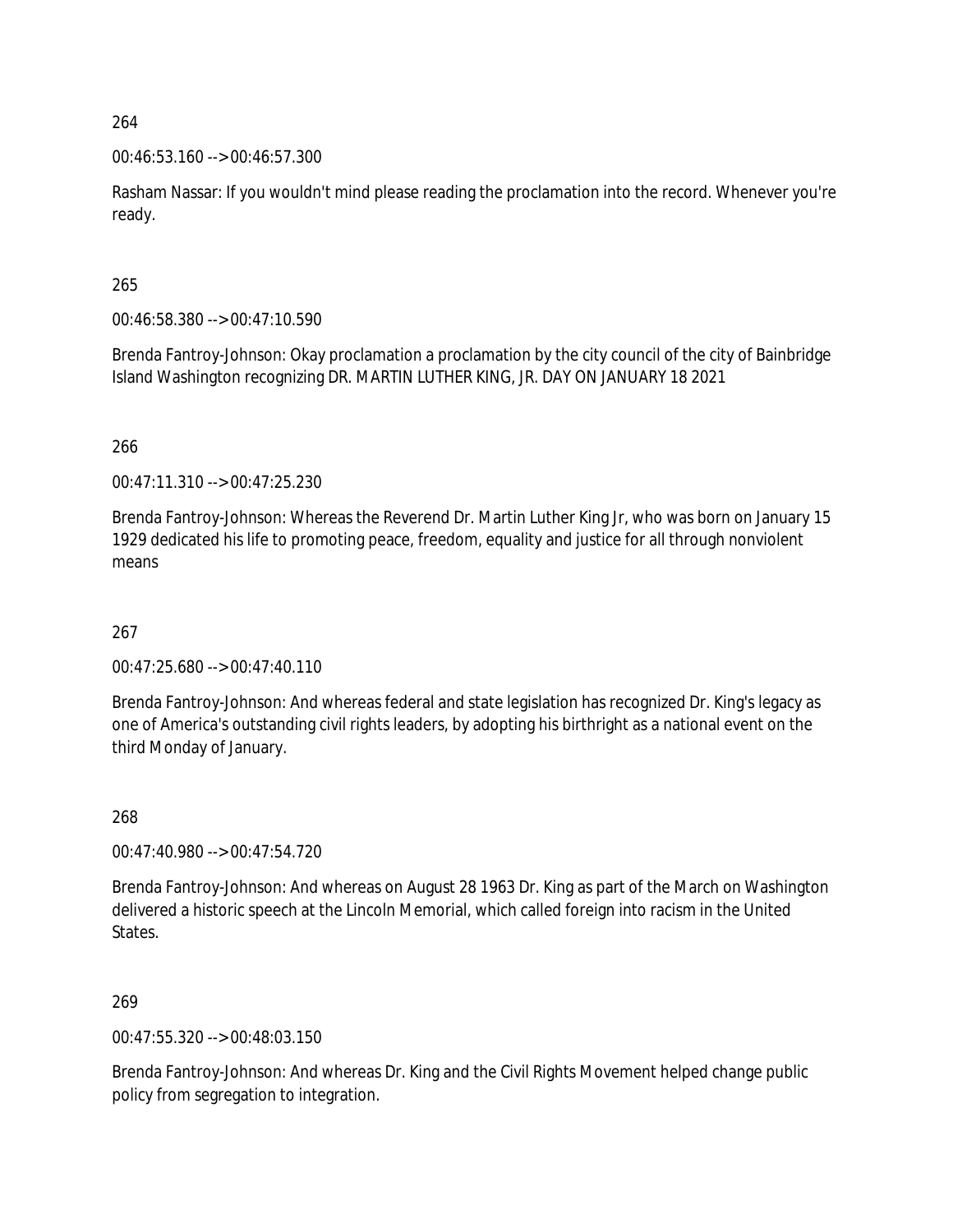264

00:46:53.160 --> 00:46:57.300

Rasham Nassar: If you wouldn't mind please reading the proclamation into the record. Whenever you're ready.

265

00:46:58.380 --> 00:47:10.590

Brenda Fantroy-Johnson: Okay proclamation a proclamation by the city council of the city of Bainbridge Island Washington recognizing DR. MARTIN LUTHER KING, JR. DAY ON JANUARY 18 2021

266

00:47:11.310 --> 00:47:25.230

Brenda Fantroy-Johnson: Whereas the Reverend Dr. Martin Luther King Jr, who was born on January 15 1929 dedicated his life to promoting peace, freedom, equality and justice for all through nonviolent means

267

00:47:25.680 --> 00:47:40.110

Brenda Fantroy-Johnson: And whereas federal and state legislation has recognized Dr. King's legacy as one of America's outstanding civil rights leaders, by adopting his birthright as a national event on the third Monday of January.

268

00:47:40.980 --> 00:47:54.720

Brenda Fantroy-Johnson: And whereas on August 28 1963 Dr. King as part of the March on Washington delivered a historic speech at the Lincoln Memorial, which called foreign into racism in the United States.

269

00:47:55.320 --> 00:48:03.150

Brenda Fantroy-Johnson: And whereas Dr. King and the Civil Rights Movement helped change public policy from segregation to integration.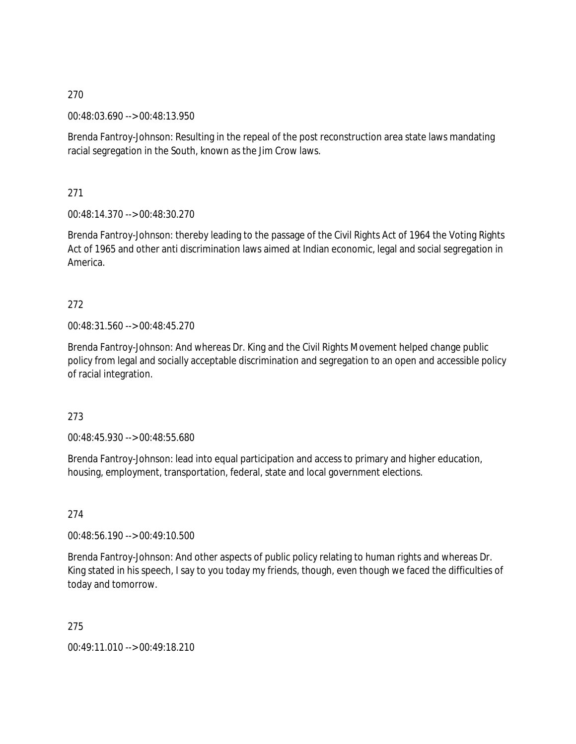270

00:48:03.690 --> 00:48:13.950

Brenda Fantroy-Johnson: Resulting in the repeal of the post reconstruction area state laws mandating racial segregation in the South, known as the Jim Crow laws.

271

00:48:14.370 --> 00:48:30.270

Brenda Fantroy-Johnson: thereby leading to the passage of the Civil Rights Act of 1964 the Voting Rights Act of 1965 and other anti discrimination laws aimed at Indian economic, legal and social segregation in America.

272

00:48:31.560 --> 00:48:45.270

Brenda Fantroy-Johnson: And whereas Dr. King and the Civil Rights Movement helped change public policy from legal and socially acceptable discrimination and segregation to an open and accessible policy of racial integration.

273

00:48:45.930 --> 00:48:55.680

Brenda Fantroy-Johnson: lead into equal participation and access to primary and higher education, housing, employment, transportation, federal, state and local government elections.

274

00:48:56.190 --> 00:49:10.500

Brenda Fantroy-Johnson: And other aspects of public policy relating to human rights and whereas Dr. King stated in his speech, I say to you today my friends, though, even though we faced the difficulties of today and tomorrow.

275

00:49:11.010 --> 00:49:18.210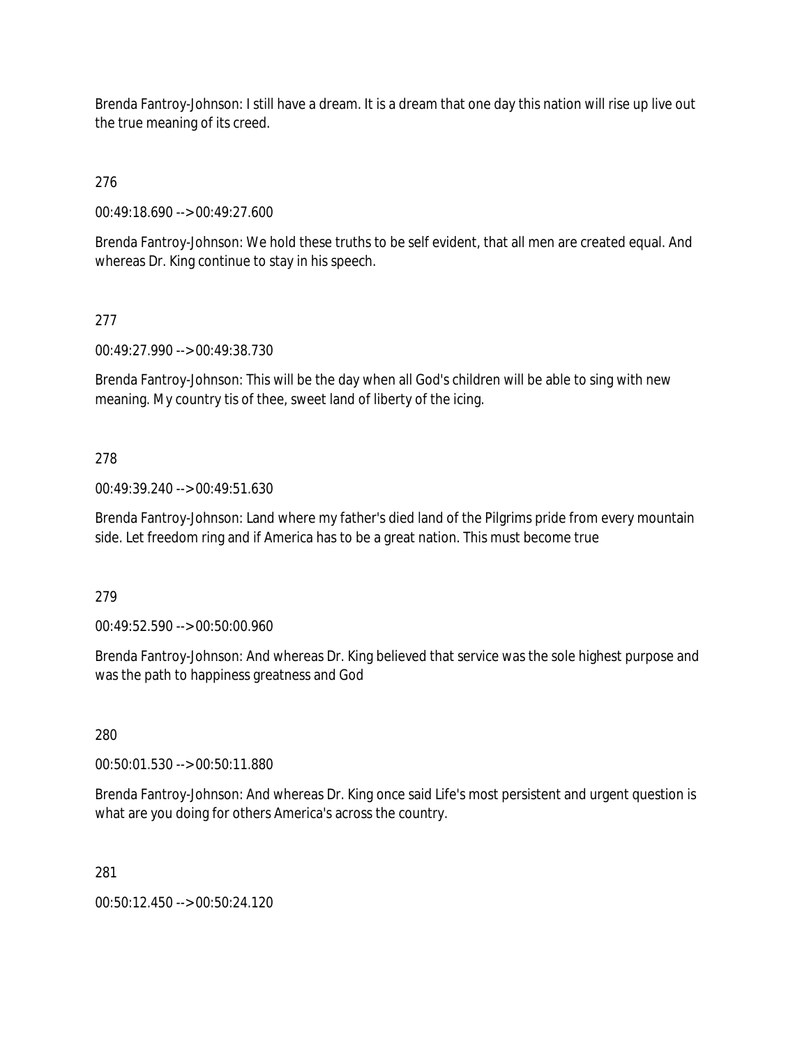Brenda Fantroy-Johnson: I still have a dream. It is a dream that one day this nation will rise up live out the true meaning of its creed.

276

00:49:18.690 --> 00:49:27.600

Brenda Fantroy-Johnson: We hold these truths to be self evident, that all men are created equal. And whereas Dr. King continue to stay in his speech.

277

00:49:27.990 --> 00:49:38.730

Brenda Fantroy-Johnson: This will be the day when all God's children will be able to sing with new meaning. My country tis of thee, sweet land of liberty of the icing.

278

00:49:39.240 --> 00:49:51.630

Brenda Fantroy-Johnson: Land where my father's died land of the Pilgrims pride from every mountain side. Let freedom ring and if America has to be a great nation. This must become true

279

00:49:52.590 --> 00:50:00.960

Brenda Fantroy-Johnson: And whereas Dr. King believed that service was the sole highest purpose and was the path to happiness greatness and God

280

00:50:01.530 --> 00:50:11.880

Brenda Fantroy-Johnson: And whereas Dr. King once said Life's most persistent and urgent question is what are you doing for others America's across the country.

281

00:50:12.450 --> 00:50:24.120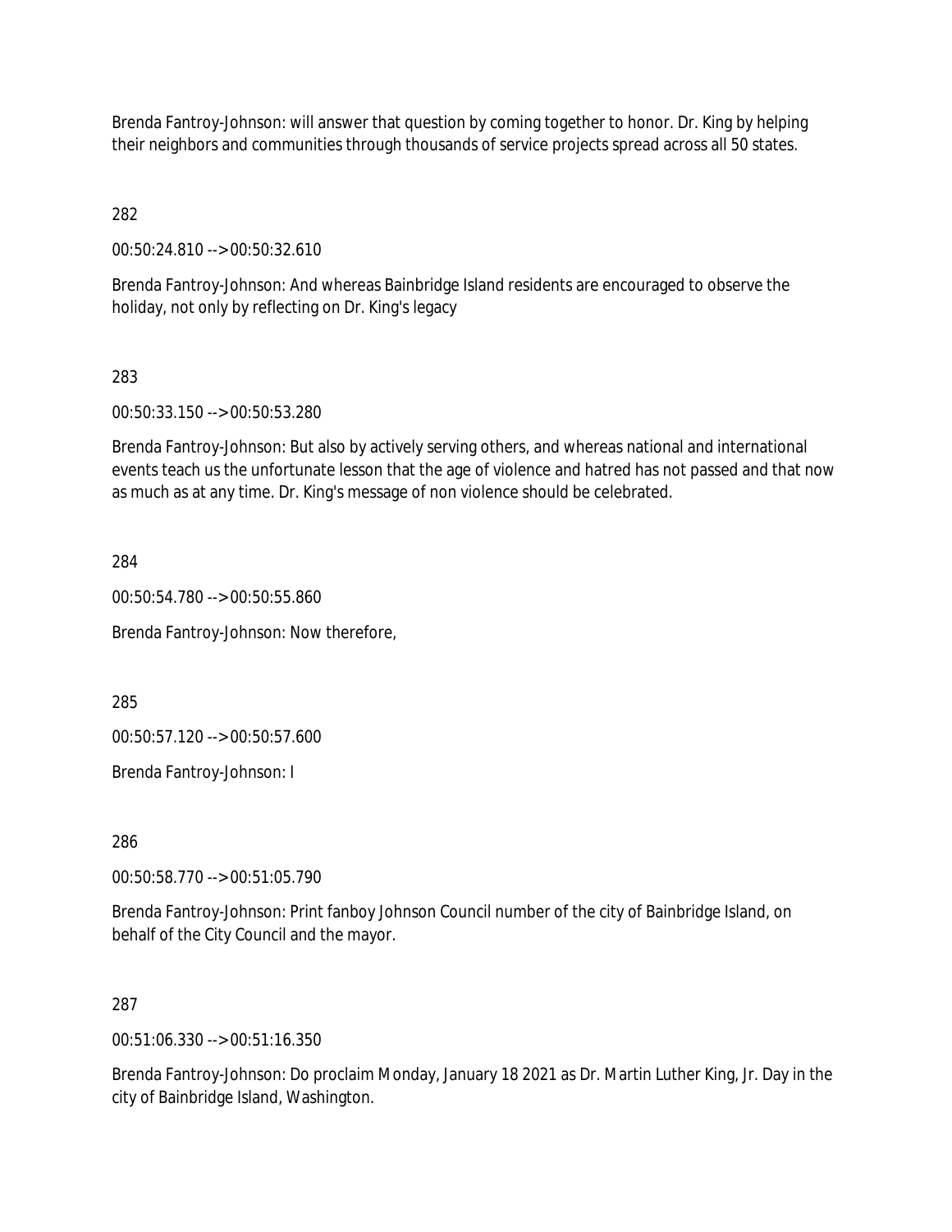Brenda Fantroy-Johnson: will answer that question by coming together to honor. Dr. King by helping their neighbors and communities through thousands of service projects spread across all 50 states.

282

00:50:24.810 --> 00:50:32.610

Brenda Fantroy-Johnson: And whereas Bainbridge Island residents are encouraged to observe the holiday, not only by reflecting on Dr. King's legacy

283

00:50:33.150 --> 00:50:53.280

Brenda Fantroy-Johnson: But also by actively serving others, and whereas national and international events teach us the unfortunate lesson that the age of violence and hatred has not passed and that now as much as at any time. Dr. King's message of non violence should be celebrated.

284

00:50:54.780 --> 00:50:55.860

Brenda Fantroy-Johnson: Now therefore,

285

00:50:57.120 --> 00:50:57.600

Brenda Fantroy-Johnson: I

286

00:50:58.770 --> 00:51:05.790

Brenda Fantroy-Johnson: Print fanboy Johnson Council number of the city of Bainbridge Island, on behalf of the City Council and the mayor.

287

00:51:06.330 --> 00:51:16.350

Brenda Fantroy-Johnson: Do proclaim Monday, January 18 2021 as Dr. Martin Luther King, Jr. Day in the city of Bainbridge Island, Washington.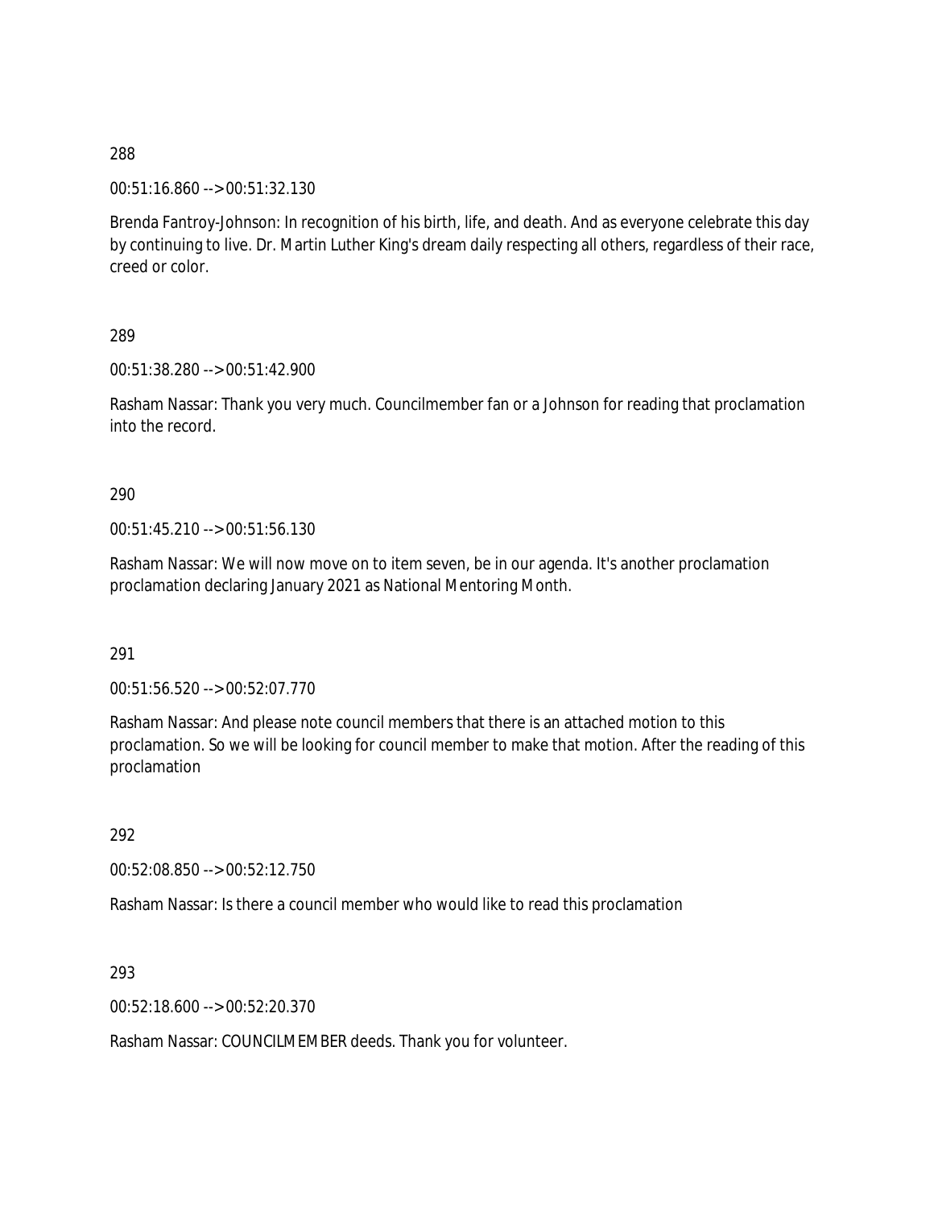288

00:51:16.860 --> 00:51:32.130

Brenda Fantroy-Johnson: In recognition of his birth, life, and death. And as everyone celebrate this day by continuing to live. Dr. Martin Luther King's dream daily respecting all others, regardless of their race, creed or color.

289

00:51:38.280 --> 00:51:42.900

Rasham Nassar: Thank you very much. Councilmember fan or a Johnson for reading that proclamation into the record.

290

00:51:45.210 --> 00:51:56.130

Rasham Nassar: We will now move on to item seven, be in our agenda. It's another proclamation proclamation declaring January 2021 as National Mentoring Month.

291

00:51:56.520 --> 00:52:07.770

Rasham Nassar: And please note council members that there is an attached motion to this proclamation. So we will be looking for council member to make that motion. After the reading of this proclamation

292

00:52:08.850 --> 00:52:12.750

Rasham Nassar: Is there a council member who would like to read this proclamation

293

00:52:18.600 --> 00:52:20.370

Rasham Nassar: COUNCILMEMBER deeds. Thank you for volunteer.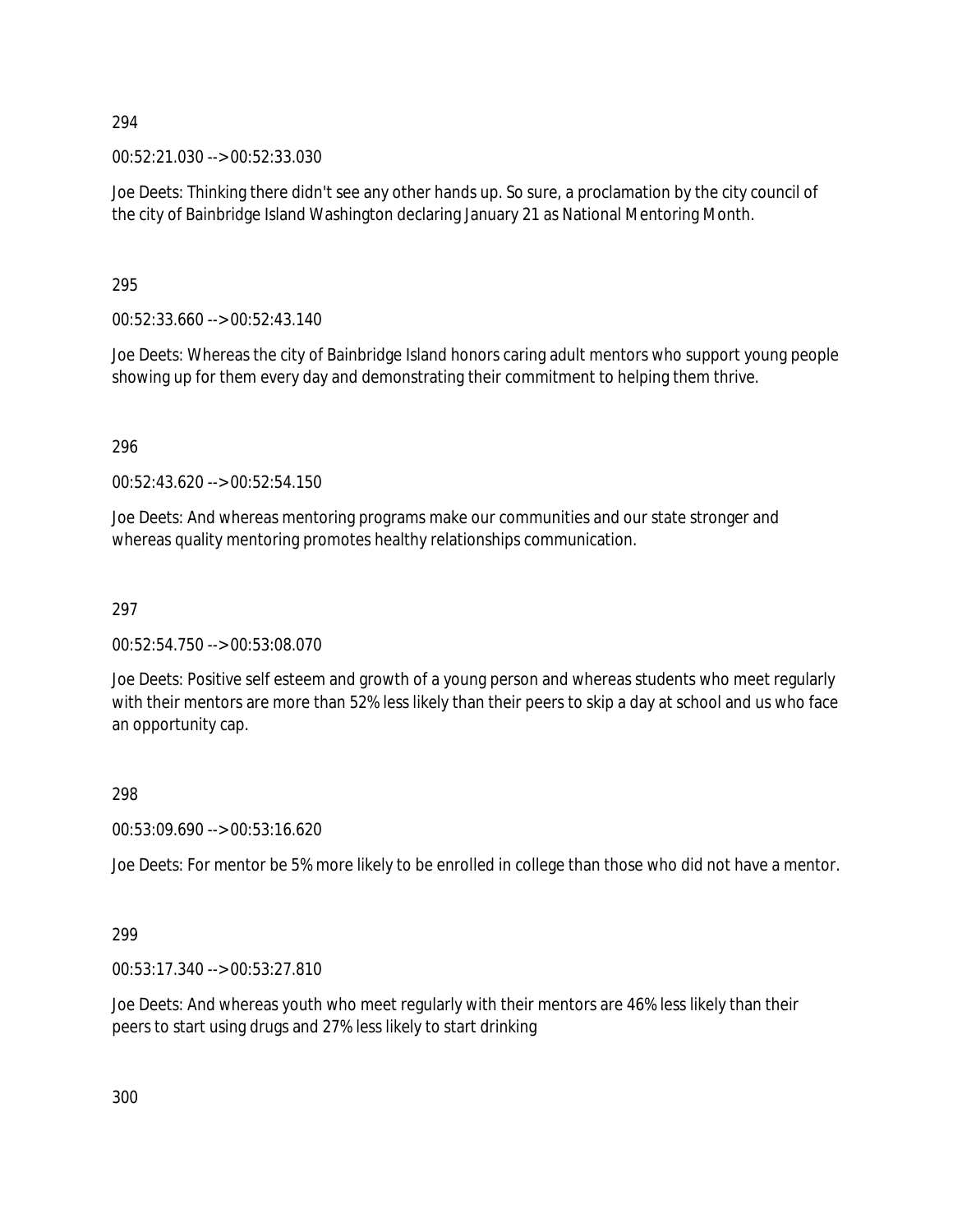294

00:52:21.030 --> 00:52:33.030

Joe Deets: Thinking there didn't see any other hands up. So sure, a proclamation by the city council of the city of Bainbridge Island Washington declaring January 21 as National Mentoring Month.

295

00:52:33.660 --> 00:52:43.140

Joe Deets: Whereas the city of Bainbridge Island honors caring adult mentors who support young people showing up for them every day and demonstrating their commitment to helping them thrive.

296

00:52:43.620 --> 00:52:54.150

Joe Deets: And whereas mentoring programs make our communities and our state stronger and whereas quality mentoring promotes healthy relationships communication.

297

00:52:54.750 --> 00:53:08.070

Joe Deets: Positive self esteem and growth of a young person and whereas students who meet regularly with their mentors are more than 52% less likely than their peers to skip a day at school and us who face an opportunity cap.

298

00:53:09.690 --> 00:53:16.620

Joe Deets: For mentor be 5% more likely to be enrolled in college than those who did not have a mentor.

299

00:53:17.340 --> 00:53:27.810

Joe Deets: And whereas youth who meet regularly with their mentors are 46% less likely than their peers to start using drugs and 27% less likely to start drinking

300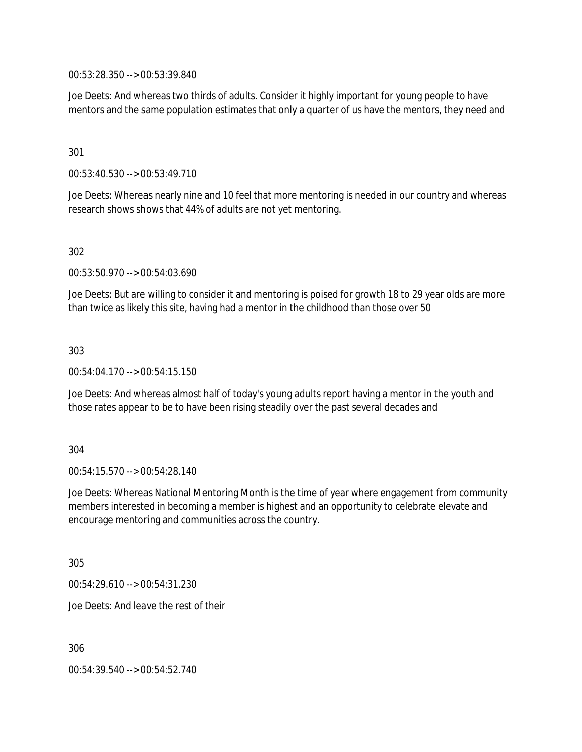00:53:28.350 --> 00:53:39.840

Joe Deets: And whereas two thirds of adults. Consider it highly important for young people to have mentors and the same population estimates that only a quarter of us have the mentors, they need and

301

00:53:40.530 --> 00:53:49.710

Joe Deets: Whereas nearly nine and 10 feel that more mentoring is needed in our country and whereas research shows shows that 44% of adults are not yet mentoring.

302

00:53:50.970 --> 00:54:03.690

Joe Deets: But are willing to consider it and mentoring is poised for growth 18 to 29 year olds are more than twice as likely this site, having had a mentor in the childhood than those over 50

303

00:54:04.170 --> 00:54:15.150

Joe Deets: And whereas almost half of today's young adults report having a mentor in the youth and those rates appear to be to have been rising steadily over the past several decades and

304

00:54:15.570 --> 00:54:28.140

Joe Deets: Whereas National Mentoring Month is the time of year where engagement from community members interested in becoming a member is highest and an opportunity to celebrate elevate and encourage mentoring and communities across the country.

305

00:54:29.610 --> 00:54:31.230

Joe Deets: And leave the rest of their

306

00:54:39.540 --> 00:54:52.740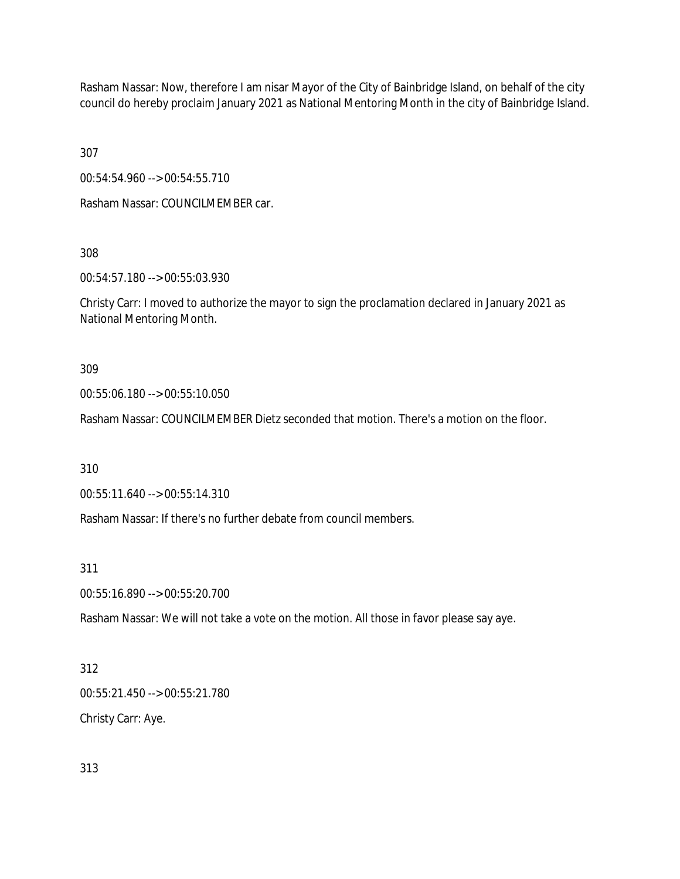Rasham Nassar: Now, therefore I am nisar Mayor of the City of Bainbridge Island, on behalf of the city council do hereby proclaim January 2021 as National Mentoring Month in the city of Bainbridge Island.

307

00:54:54.960 --> 00:54:55.710

Rasham Nassar: COUNCILMEMBER car.

308

00:54:57.180 --> 00:55:03.930

Christy Carr: I moved to authorize the mayor to sign the proclamation declared in January 2021 as National Mentoring Month.

309

00:55:06.180 --> 00:55:10.050

Rasham Nassar: COUNCILMEMBER Dietz seconded that motion. There's a motion on the floor.

310

00:55:11.640 --> 00:55:14.310

Rasham Nassar: If there's no further debate from council members.

311

00:55:16.890 --> 00:55:20.700

Rasham Nassar: We will not take a vote on the motion. All those in favor please say aye.

312

00:55:21.450 --> 00:55:21.780

Christy Carr: Aye.

313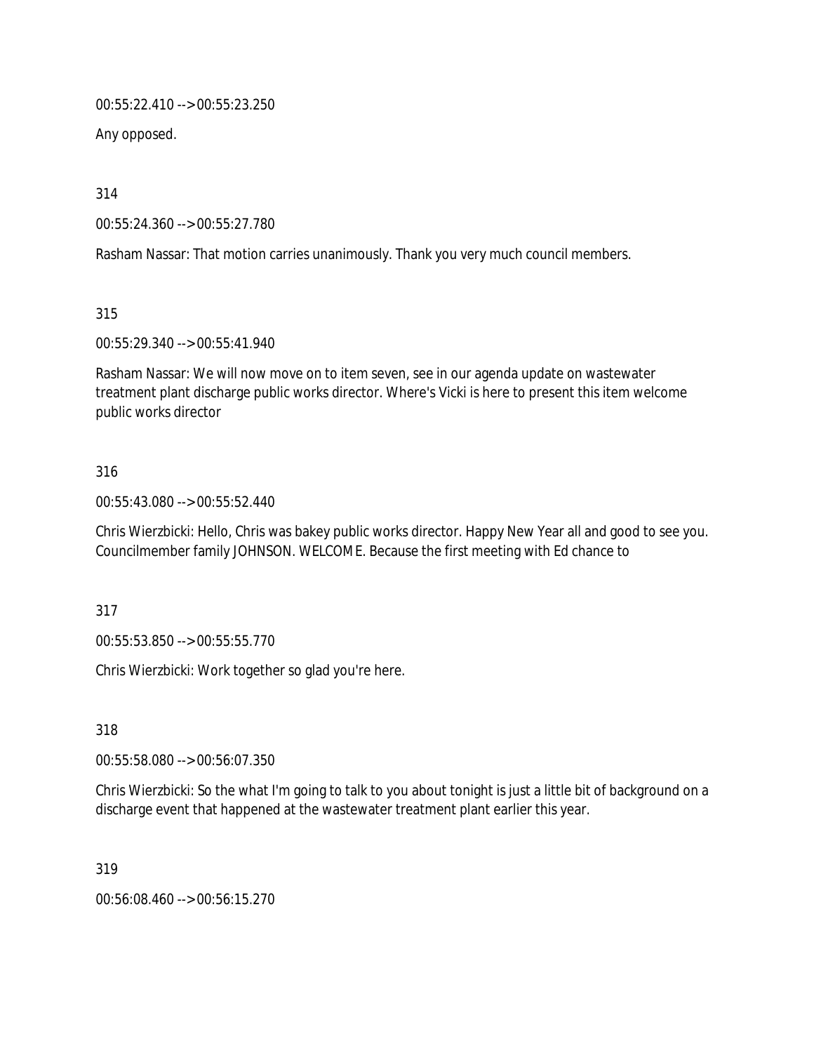00:55:22.410 --> 00:55:23.250

Any opposed.

314

00:55:24.360 --> 00:55:27.780

Rasham Nassar: That motion carries unanimously. Thank you very much council members.

315

00:55:29.340 --> 00:55:41.940

Rasham Nassar: We will now move on to item seven, see in our agenda update on wastewater treatment plant discharge public works director. Where's Vicki is here to present this item welcome public works director

316

00:55:43.080 --> 00:55:52.440

Chris Wierzbicki: Hello, Chris was bakey public works director. Happy New Year all and good to see you. Councilmember family JOHNSON. WELCOME. Because the first meeting with Ed chance to

317

00:55:53.850 --> 00:55:55.770

Chris Wierzbicki: Work together so glad you're here.

318

00:55:58.080 --> 00:56:07.350

Chris Wierzbicki: So the what I'm going to talk to you about tonight is just a little bit of background on a discharge event that happened at the wastewater treatment plant earlier this year.

319

00:56:08.460 --> 00:56:15.270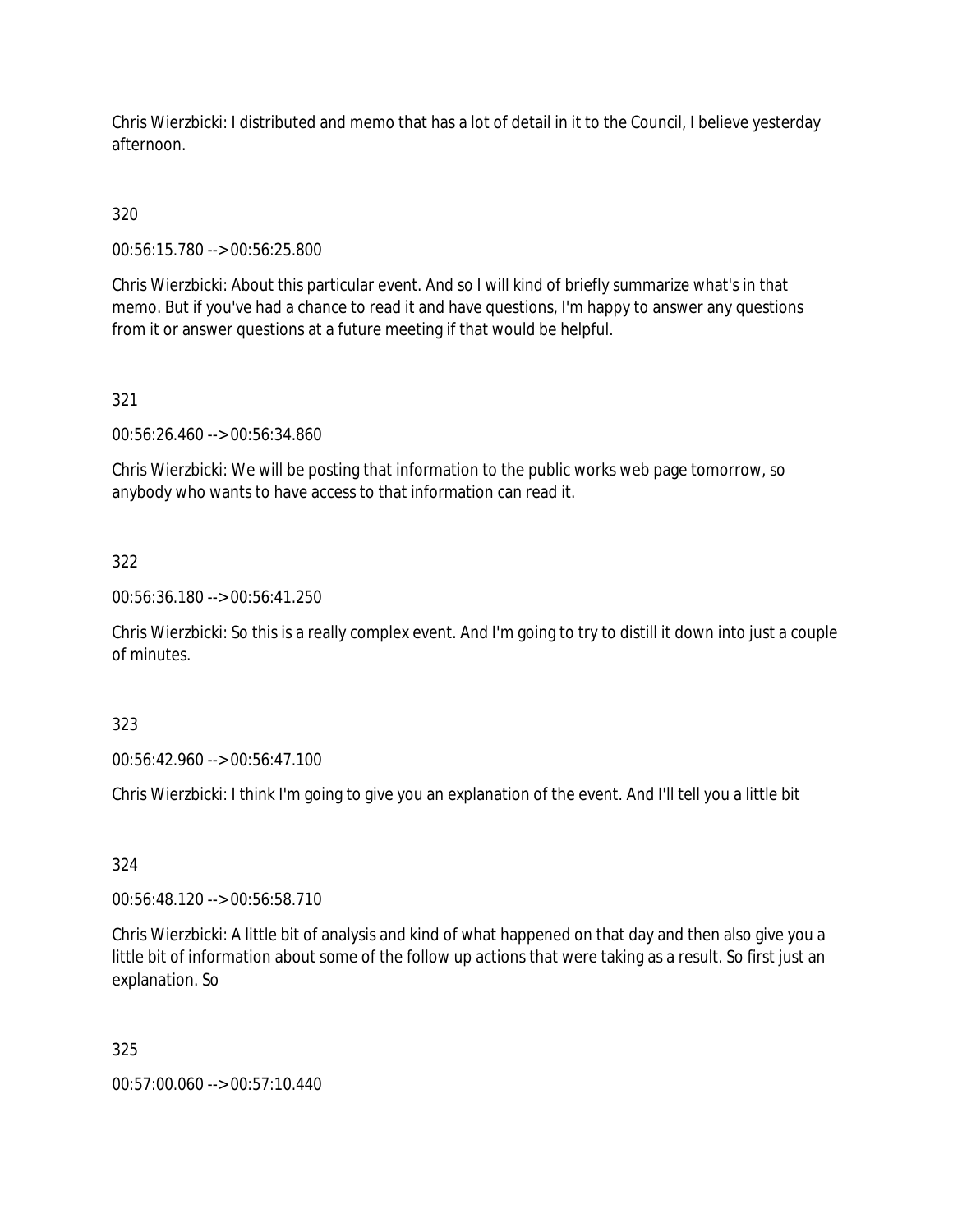Chris Wierzbicki: I distributed and memo that has a lot of detail in it to the Council, I believe yesterday afternoon.

320

00:56:15.780 --> 00:56:25.800

Chris Wierzbicki: About this particular event. And so I will kind of briefly summarize what's in that memo. But if you've had a chance to read it and have questions, I'm happy to answer any questions from it or answer questions at a future meeting if that would be helpful.

321

00:56:26.460 --> 00:56:34.860

Chris Wierzbicki: We will be posting that information to the public works web page tomorrow, so anybody who wants to have access to that information can read it.

322

00:56:36.180 --> 00:56:41.250

Chris Wierzbicki: So this is a really complex event. And I'm going to try to distill it down into just a couple of minutes.

323

00:56:42.960 --> 00:56:47.100

Chris Wierzbicki: I think I'm going to give you an explanation of the event. And I'll tell you a little bit

324

00:56:48.120 --> 00:56:58.710

Chris Wierzbicki: A little bit of analysis and kind of what happened on that day and then also give you a little bit of information about some of the follow up actions that were taking as a result. So first just an explanation. So

325

00:57:00.060 --> 00:57:10.440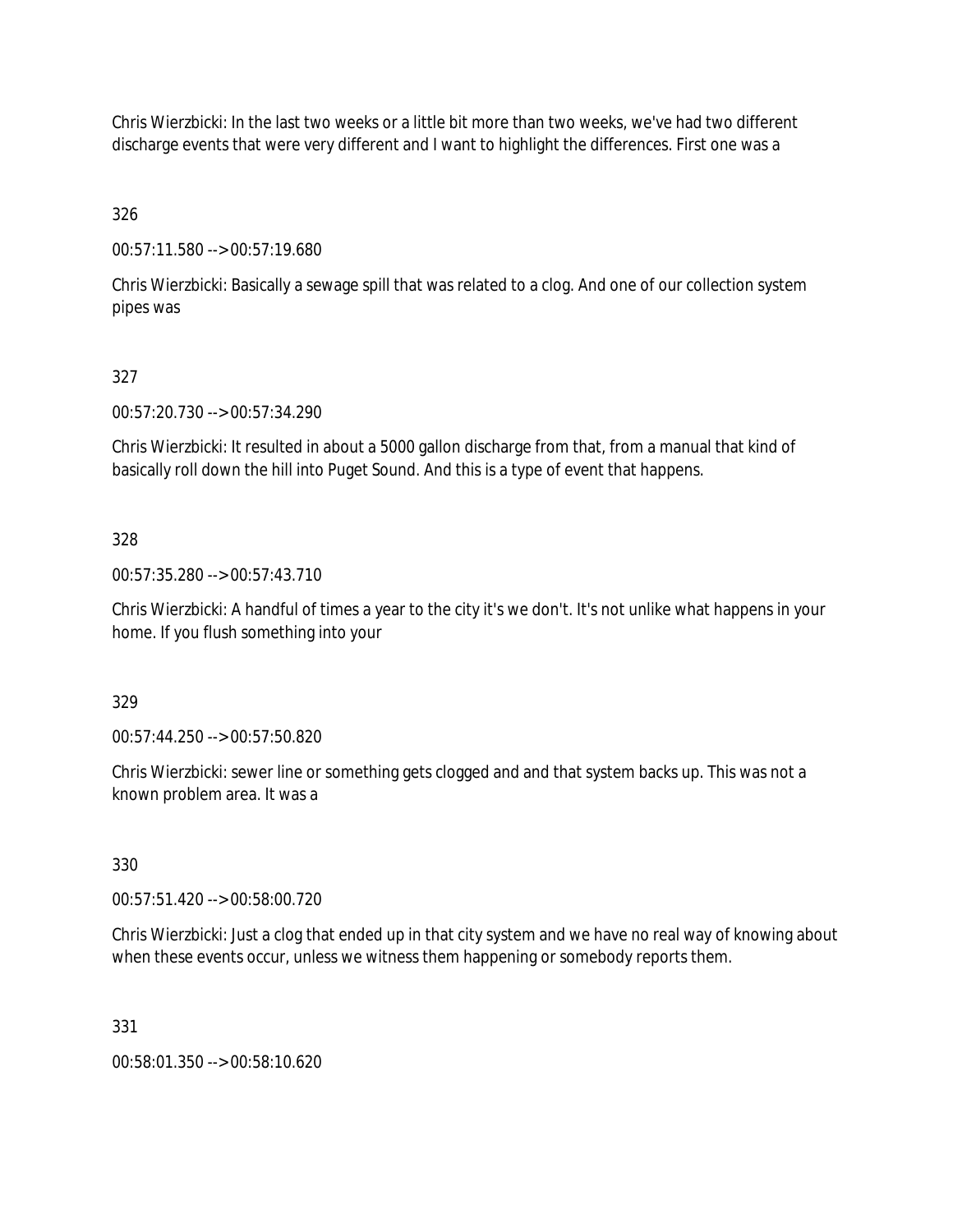Chris Wierzbicki: In the last two weeks or a little bit more than two weeks, we've had two different discharge events that were very different and I want to highlight the differences. First one was a

326

00:57:11.580 --> 00:57:19.680

Chris Wierzbicki: Basically a sewage spill that was related to a clog. And one of our collection system pipes was

327

00:57:20.730 --> 00:57:34.290

Chris Wierzbicki: It resulted in about a 5000 gallon discharge from that, from a manual that kind of basically roll down the hill into Puget Sound. And this is a type of event that happens.

328

00:57:35.280 --> 00:57:43.710

Chris Wierzbicki: A handful of times a year to the city it's we don't. It's not unlike what happens in your home. If you flush something into your

329

00:57:44.250 --> 00:57:50.820

Chris Wierzbicki: sewer line or something gets clogged and and that system backs up. This was not a known problem area. It was a

330

00:57:51.420 --> 00:58:00.720

Chris Wierzbicki: Just a clog that ended up in that city system and we have no real way of knowing about when these events occur, unless we witness them happening or somebody reports them.

331

00:58:01.350 --> 00:58:10.620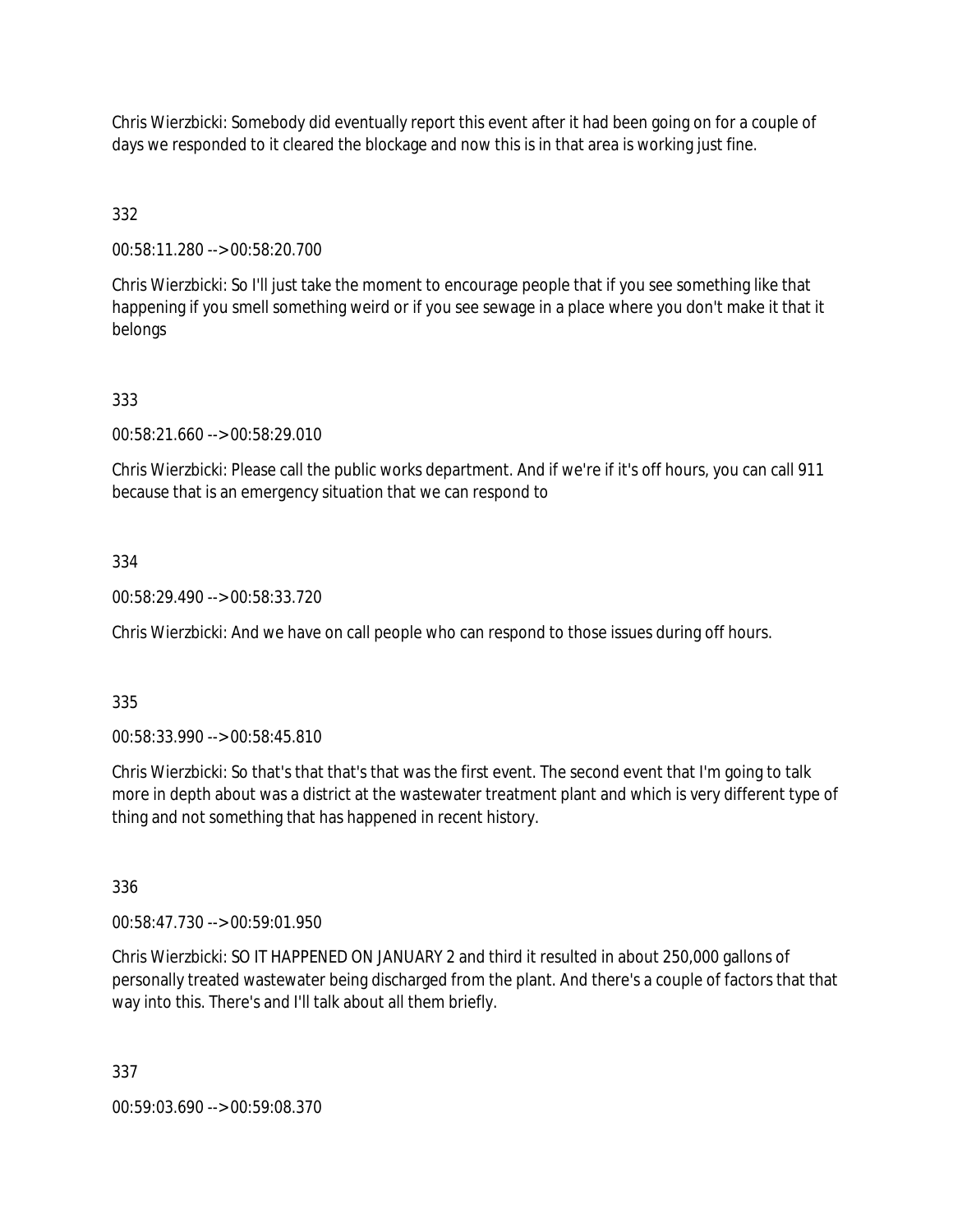Chris Wierzbicki: Somebody did eventually report this event after it had been going on for a couple of days we responded to it cleared the blockage and now this is in that area is working just fine.

332

00:58:11.280 --> 00:58:20.700

Chris Wierzbicki: So I'll just take the moment to encourage people that if you see something like that happening if you smell something weird or if you see sewage in a place where you don't make it that it belongs

333

00:58:21.660 --> 00:58:29.010

Chris Wierzbicki: Please call the public works department. And if we're if it's off hours, you can call 911 because that is an emergency situation that we can respond to

334

00:58:29.490 --> 00:58:33.720

Chris Wierzbicki: And we have on call people who can respond to those issues during off hours.

335

00:58:33.990 --> 00:58:45.810

Chris Wierzbicki: So that's that that's that was the first event. The second event that I'm going to talk more in depth about was a district at the wastewater treatment plant and which is very different type of thing and not something that has happened in recent history.

336

00:58:47.730 --> 00:59:01.950

Chris Wierzbicki: SO IT HAPPENED ON JANUARY 2 and third it resulted in about 250,000 gallons of personally treated wastewater being discharged from the plant. And there's a couple of factors that that way into this. There's and I'll talk about all them briefly.

337

00:59:03.690 --> 00:59:08.370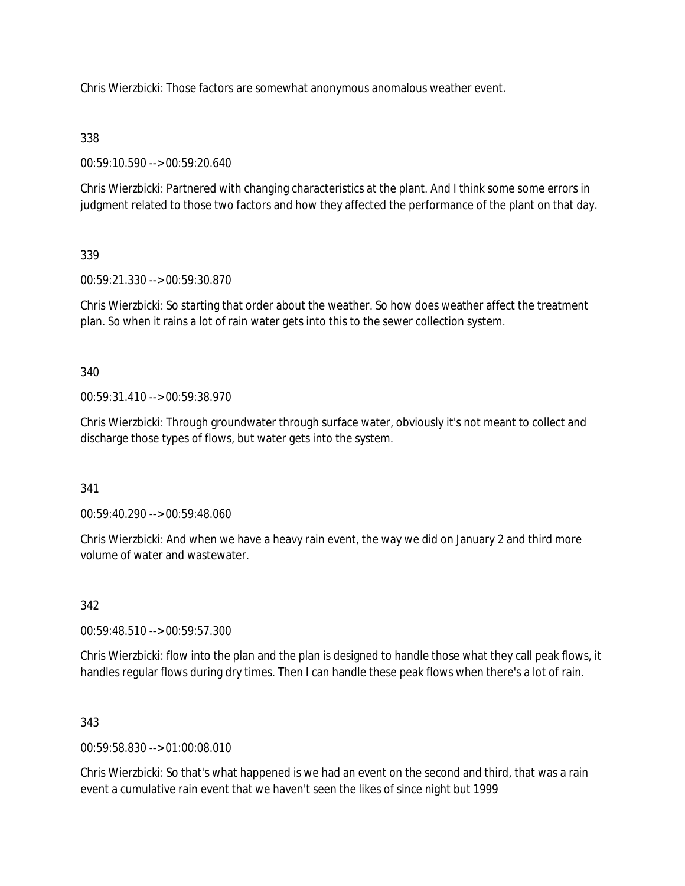Chris Wierzbicki: Those factors are somewhat anonymous anomalous weather event.

338

00:59:10.590 --> 00:59:20.640

Chris Wierzbicki: Partnered with changing characteristics at the plant. And I think some some errors in judgment related to those two factors and how they affected the performance of the plant on that day.

339

00:59:21.330 --> 00:59:30.870

Chris Wierzbicki: So starting that order about the weather. So how does weather affect the treatment plan. So when it rains a lot of rain water gets into this to the sewer collection system.

340

00:59:31.410 --> 00:59:38.970

Chris Wierzbicki: Through groundwater through surface water, obviously it's not meant to collect and discharge those types of flows, but water gets into the system.

341

00:59:40.290 --> 00:59:48.060

Chris Wierzbicki: And when we have a heavy rain event, the way we did on January 2 and third more volume of water and wastewater.

342

00:59:48.510 --> 00:59:57.300

Chris Wierzbicki: flow into the plan and the plan is designed to handle those what they call peak flows, it handles regular flows during dry times. Then I can handle these peak flows when there's a lot of rain.

343

00:59:58.830 --> 01:00:08.010

Chris Wierzbicki: So that's what happened is we had an event on the second and third, that was a rain event a cumulative rain event that we haven't seen the likes of since night but 1999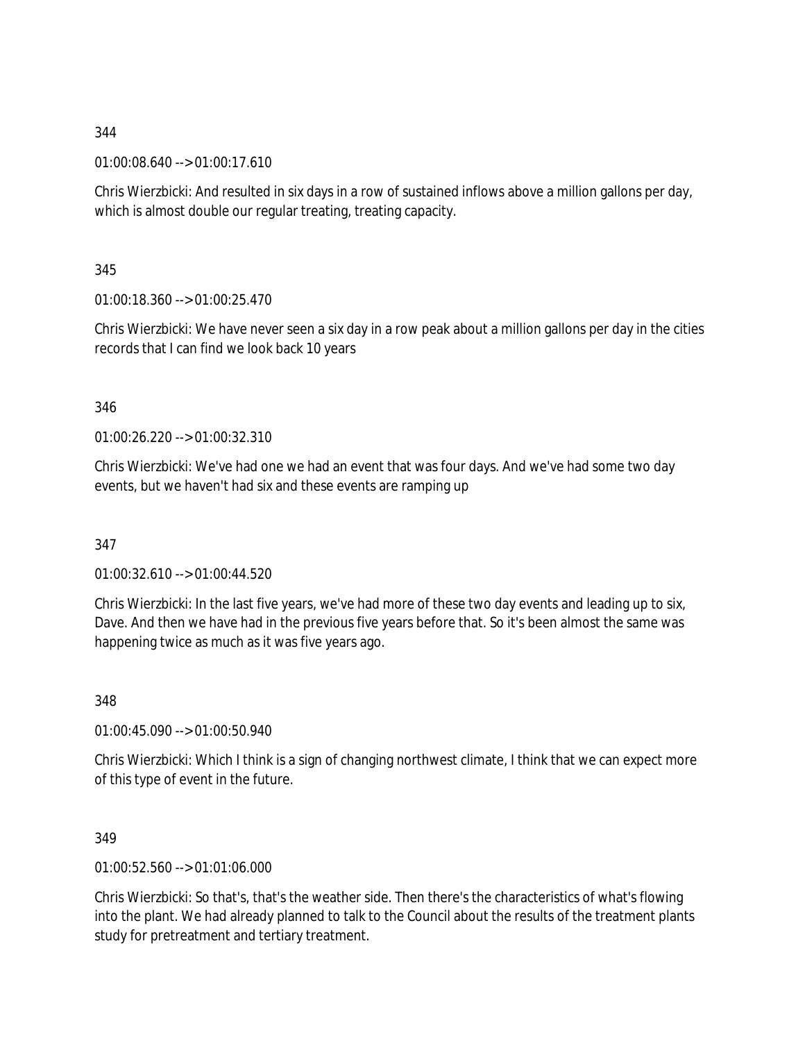344

01:00:08.640 --> 01:00:17.610

Chris Wierzbicki: And resulted in six days in a row of sustained inflows above a million gallons per day, which is almost double our regular treating, treating capacity.

345

01:00:18.360 --> 01:00:25.470

Chris Wierzbicki: We have never seen a six day in a row peak about a million gallons per day in the cities records that I can find we look back 10 years

346

01:00:26.220 --> 01:00:32.310

Chris Wierzbicki: We've had one we had an event that was four days. And we've had some two day events, but we haven't had six and these events are ramping up

347

01:00:32.610 --> 01:00:44.520

Chris Wierzbicki: In the last five years, we've had more of these two day events and leading up to six, Dave. And then we have had in the previous five years before that. So it's been almost the same was happening twice as much as it was five years ago.

348

01:00:45.090 --> 01:00:50.940

Chris Wierzbicki: Which I think is a sign of changing northwest climate, I think that we can expect more of this type of event in the future.

349

01:00:52.560 --> 01:01:06.000

Chris Wierzbicki: So that's, that's the weather side. Then there's the characteristics of what's flowing into the plant. We had already planned to talk to the Council about the results of the treatment plants study for pretreatment and tertiary treatment.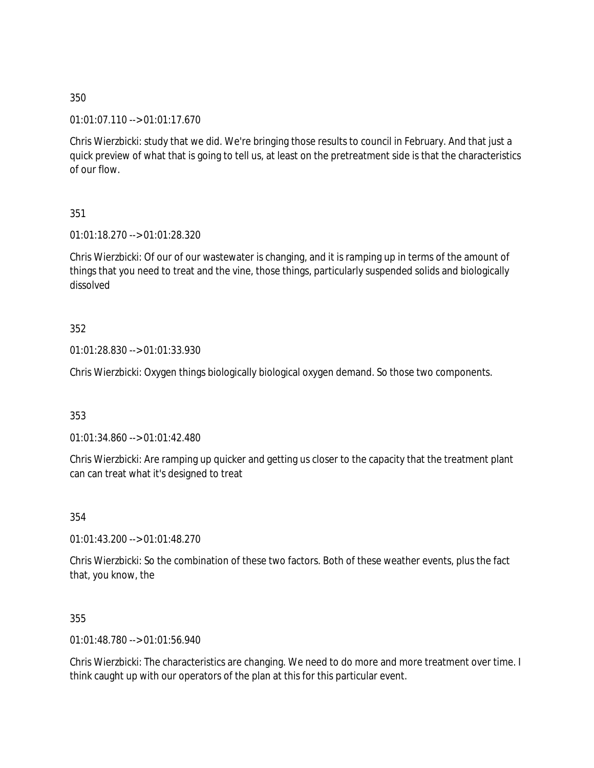350

01:01:07.110 --> 01:01:17.670

Chris Wierzbicki: study that we did. We're bringing those results to council in February. And that just a quick preview of what that is going to tell us, at least on the pretreatment side is that the characteristics of our flow.

351

01:01:18.270 --> 01:01:28.320

Chris Wierzbicki: Of our of our wastewater is changing, and it is ramping up in terms of the amount of things that you need to treat and the vine, those things, particularly suspended solids and biologically dissolved

352

01:01:28.830 --> 01:01:33.930

Chris Wierzbicki: Oxygen things biologically biological oxygen demand. So those two components.

353

01:01:34.860 --> 01:01:42.480

Chris Wierzbicki: Are ramping up quicker and getting us closer to the capacity that the treatment plant can can treat what it's designed to treat

354

01:01:43.200 --> 01:01:48.270

Chris Wierzbicki: So the combination of these two factors. Both of these weather events, plus the fact that, you know, the

355

01:01:48.780 --> 01:01:56.940

Chris Wierzbicki: The characteristics are changing. We need to do more and more treatment over time. I think caught up with our operators of the plan at this for this particular event.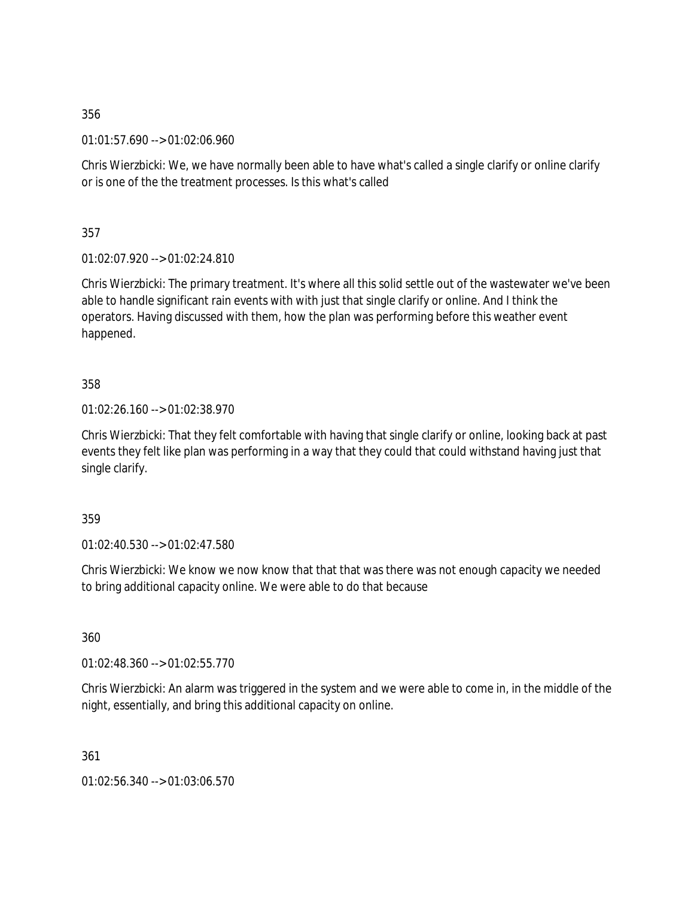356

01:01:57.690 --> 01:02:06.960

Chris Wierzbicki: We, we have normally been able to have what's called a single clarify or online clarify or is one of the the treatment processes. Is this what's called

357

01:02:07.920 --> 01:02:24.810

Chris Wierzbicki: The primary treatment. It's where all this solid settle out of the wastewater we've been able to handle significant rain events with with just that single clarify or online. And I think the operators. Having discussed with them, how the plan was performing before this weather event happened.

358

01:02:26.160 --> 01:02:38.970

Chris Wierzbicki: That they felt comfortable with having that single clarify or online, looking back at past events they felt like plan was performing in a way that they could that could withstand having just that single clarify.

359

01:02:40.530 --> 01:02:47.580

Chris Wierzbicki: We know we now know that that that was there was not enough capacity we needed to bring additional capacity online. We were able to do that because

360

01:02:48.360 --> 01:02:55.770

Chris Wierzbicki: An alarm was triggered in the system and we were able to come in, in the middle of the night, essentially, and bring this additional capacity on online.

361

01:02:56.340 --> 01:03:06.570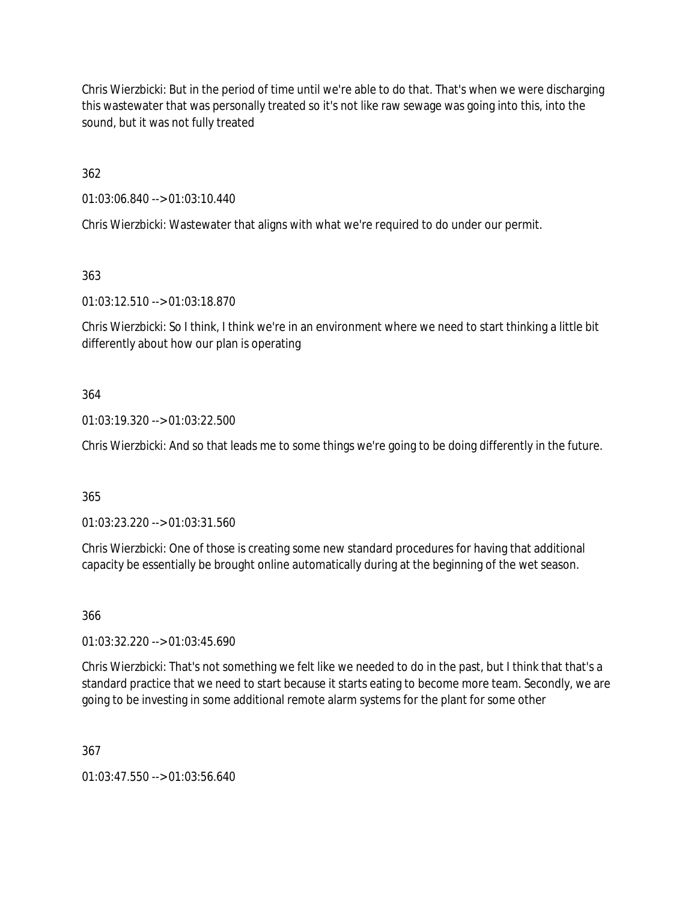Chris Wierzbicki: But in the period of time until we're able to do that. That's when we were discharging this wastewater that was personally treated so it's not like raw sewage was going into this, into the sound, but it was not fully treated

362

01:03:06.840 --> 01:03:10.440

Chris Wierzbicki: Wastewater that aligns with what we're required to do under our permit.

363

01:03:12.510 --> 01:03:18.870

Chris Wierzbicki: So I think, I think we're in an environment where we need to start thinking a little bit differently about how our plan is operating

364

01:03:19.320 --> 01:03:22.500

Chris Wierzbicki: And so that leads me to some things we're going to be doing differently in the future.

365

01:03:23.220 --> 01:03:31.560

Chris Wierzbicki: One of those is creating some new standard procedures for having that additional capacity be essentially be brought online automatically during at the beginning of the wet season.

366

01:03:32.220 --> 01:03:45.690

Chris Wierzbicki: That's not something we felt like we needed to do in the past, but I think that that's a standard practice that we need to start because it starts eating to become more team. Secondly, we are going to be investing in some additional remote alarm systems for the plant for some other

367

01:03:47.550 --> 01:03:56.640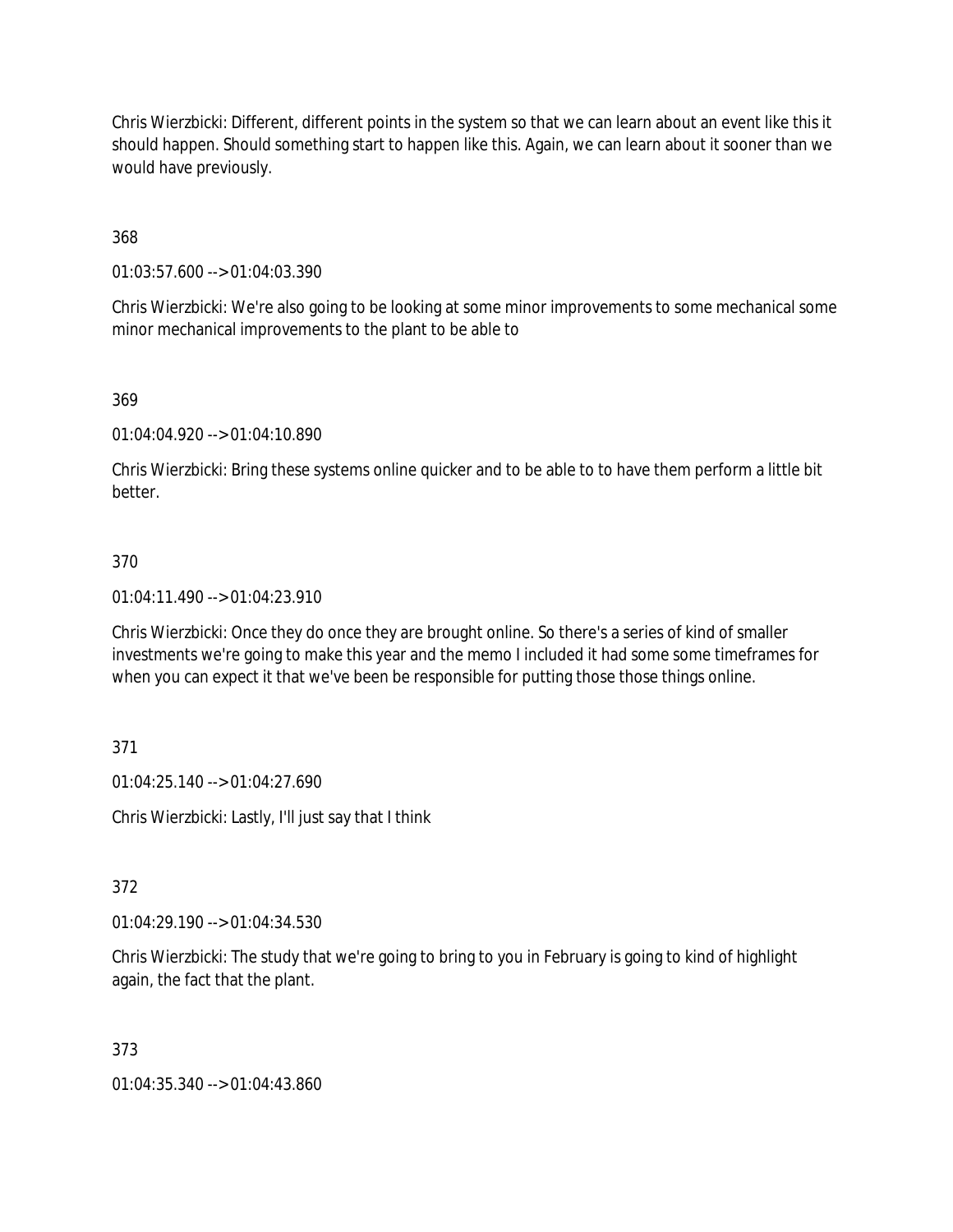Chris Wierzbicki: Different, different points in the system so that we can learn about an event like this it should happen. Should something start to happen like this. Again, we can learn about it sooner than we would have previously.

368

01:03:57.600 --> 01:04:03.390

Chris Wierzbicki: We're also going to be looking at some minor improvements to some mechanical some minor mechanical improvements to the plant to be able to

369

01:04:04.920 --> 01:04:10.890

Chris Wierzbicki: Bring these systems online quicker and to be able to to have them perform a little bit better.

370

01:04:11.490 --> 01:04:23.910

Chris Wierzbicki: Once they do once they are brought online. So there's a series of kind of smaller investments we're going to make this year and the memo I included it had some some timeframes for when you can expect it that we've been be responsible for putting those those things online.

371

01:04:25.140 --> 01:04:27.690

Chris Wierzbicki: Lastly, I'll just say that I think

372

01:04:29.190 --> 01:04:34.530

Chris Wierzbicki: The study that we're going to bring to you in February is going to kind of highlight again, the fact that the plant.

373

01:04:35.340 --> 01:04:43.860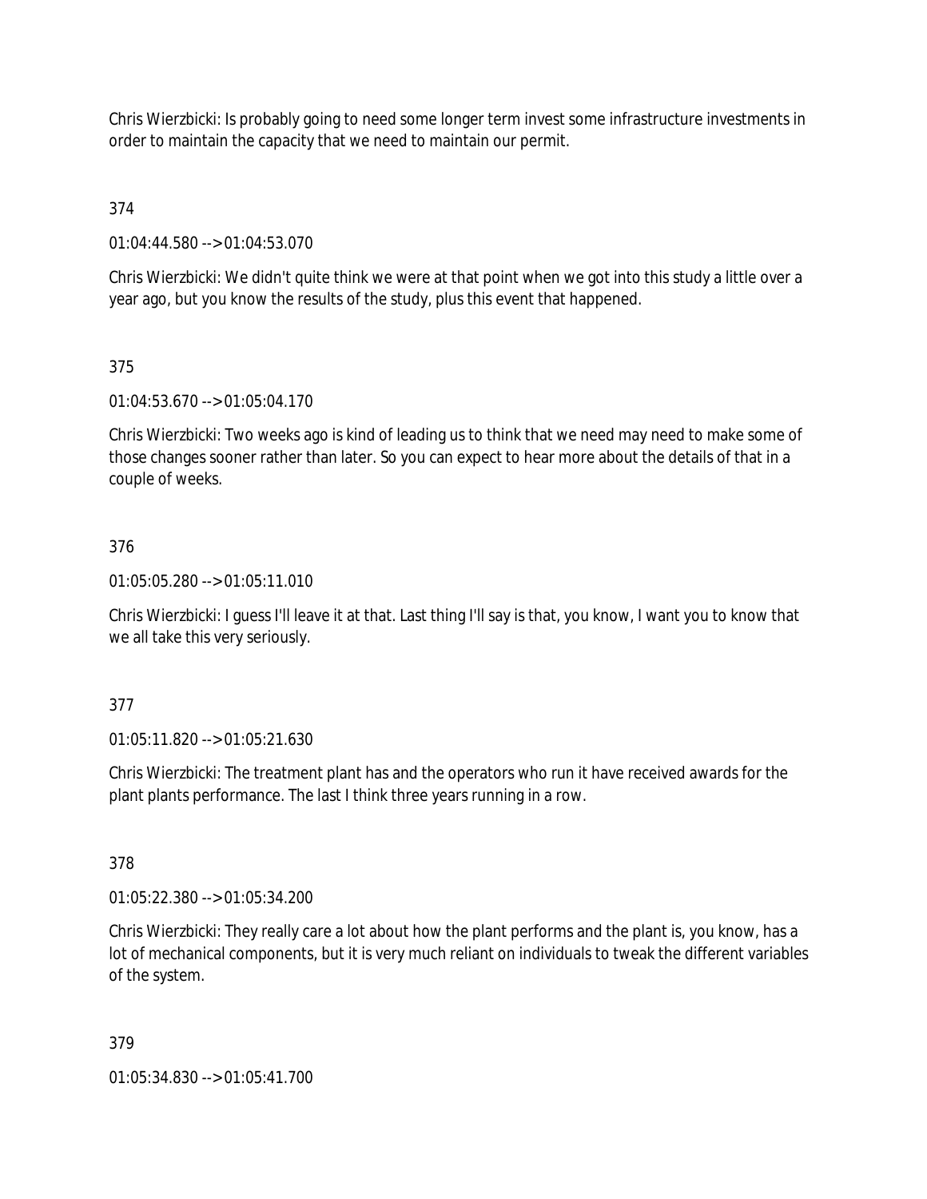Chris Wierzbicki: Is probably going to need some longer term invest some infrastructure investments in order to maintain the capacity that we need to maintain our permit.

374

01:04:44.580 --> 01:04:53.070

Chris Wierzbicki: We didn't quite think we were at that point when we got into this study a little over a year ago, but you know the results of the study, plus this event that happened.

375

01:04:53.670 --> 01:05:04.170

Chris Wierzbicki: Two weeks ago is kind of leading us to think that we need may need to make some of those changes sooner rather than later. So you can expect to hear more about the details of that in a couple of weeks.

376

01:05:05.280 --> 01:05:11.010

Chris Wierzbicki: I guess I'll leave it at that. Last thing I'll say is that, you know, I want you to know that we all take this very seriously.

377

01:05:11.820 --> 01:05:21.630

Chris Wierzbicki: The treatment plant has and the operators who run it have received awards for the plant plants performance. The last I think three years running in a row.

378

01:05:22.380 --> 01:05:34.200

Chris Wierzbicki: They really care a lot about how the plant performs and the plant is, you know, has a lot of mechanical components, but it is very much reliant on individuals to tweak the different variables of the system.

379

01:05:34.830 --> 01:05:41.700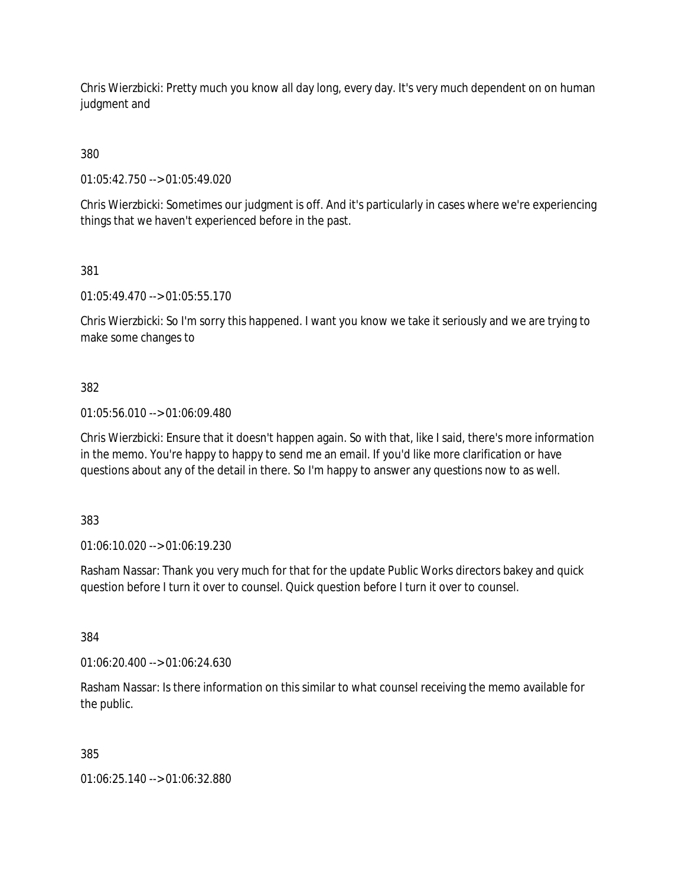Chris Wierzbicki: Pretty much you know all day long, every day. It's very much dependent on on human judgment and

380

01:05:42.750 --> 01:05:49.020

Chris Wierzbicki: Sometimes our judgment is off. And it's particularly in cases where we're experiencing things that we haven't experienced before in the past.

381

01:05:49.470 --> 01:05:55.170

Chris Wierzbicki: So I'm sorry this happened. I want you know we take it seriously and we are trying to make some changes to

382

01:05:56.010 --> 01:06:09.480

Chris Wierzbicki: Ensure that it doesn't happen again. So with that, like I said, there's more information in the memo. You're happy to happy to send me an email. If you'd like more clarification or have questions about any of the detail in there. So I'm happy to answer any questions now to as well.

383

01:06:10.020 --> 01:06:19.230

Rasham Nassar: Thank you very much for that for the update Public Works directors bakey and quick question before I turn it over to counsel. Quick question before I turn it over to counsel.

384

01:06:20.400 --> 01:06:24.630

Rasham Nassar: Is there information on this similar to what counsel receiving the memo available for the public.

385

01:06:25.140 --> 01:06:32.880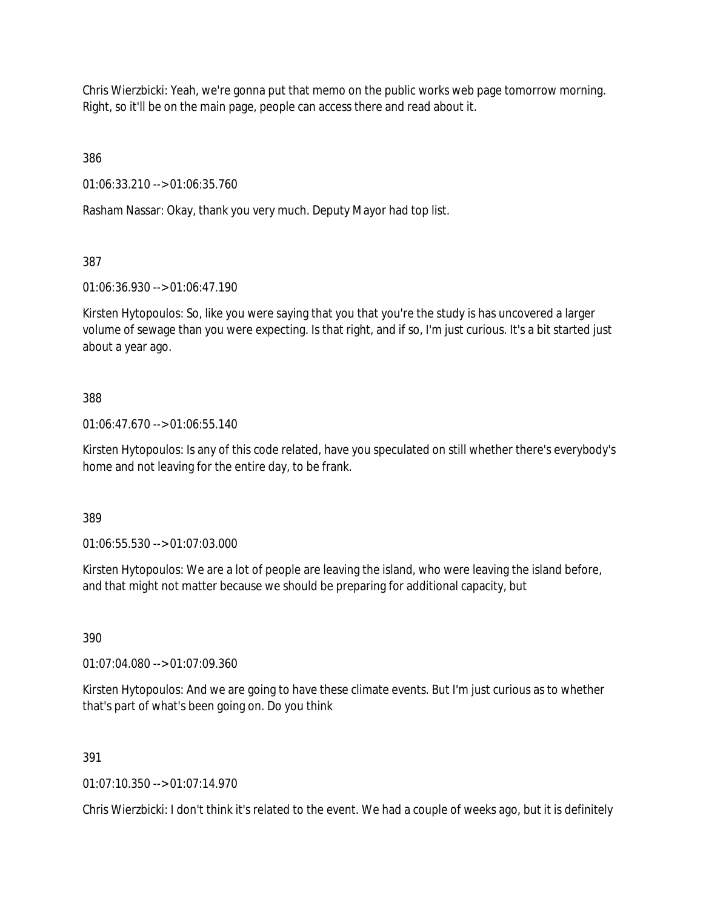Chris Wierzbicki: Yeah, we're gonna put that memo on the public works web page tomorrow morning. Right, so it'll be on the main page, people can access there and read about it.

386

01:06:33.210 --> 01:06:35.760

Rasham Nassar: Okay, thank you very much. Deputy Mayor had top list.

387

01:06:36.930 --> 01:06:47.190

Kirsten Hytopoulos: So, like you were saying that you that you're the study is has uncovered a larger volume of sewage than you were expecting. Is that right, and if so, I'm just curious. It's a bit started just about a year ago.

388

01:06:47.670 --> 01:06:55.140

Kirsten Hytopoulos: Is any of this code related, have you speculated on still whether there's everybody's home and not leaving for the entire day, to be frank.

389

01:06:55.530 --> 01:07:03.000

Kirsten Hytopoulos: We are a lot of people are leaving the island, who were leaving the island before, and that might not matter because we should be preparing for additional capacity, but

390

01:07:04.080 --> 01:07:09.360

Kirsten Hytopoulos: And we are going to have these climate events. But I'm just curious as to whether that's part of what's been going on. Do you think

391

01:07:10.350 --> 01:07:14.970

Chris Wierzbicki: I don't think it's related to the event. We had a couple of weeks ago, but it is definitely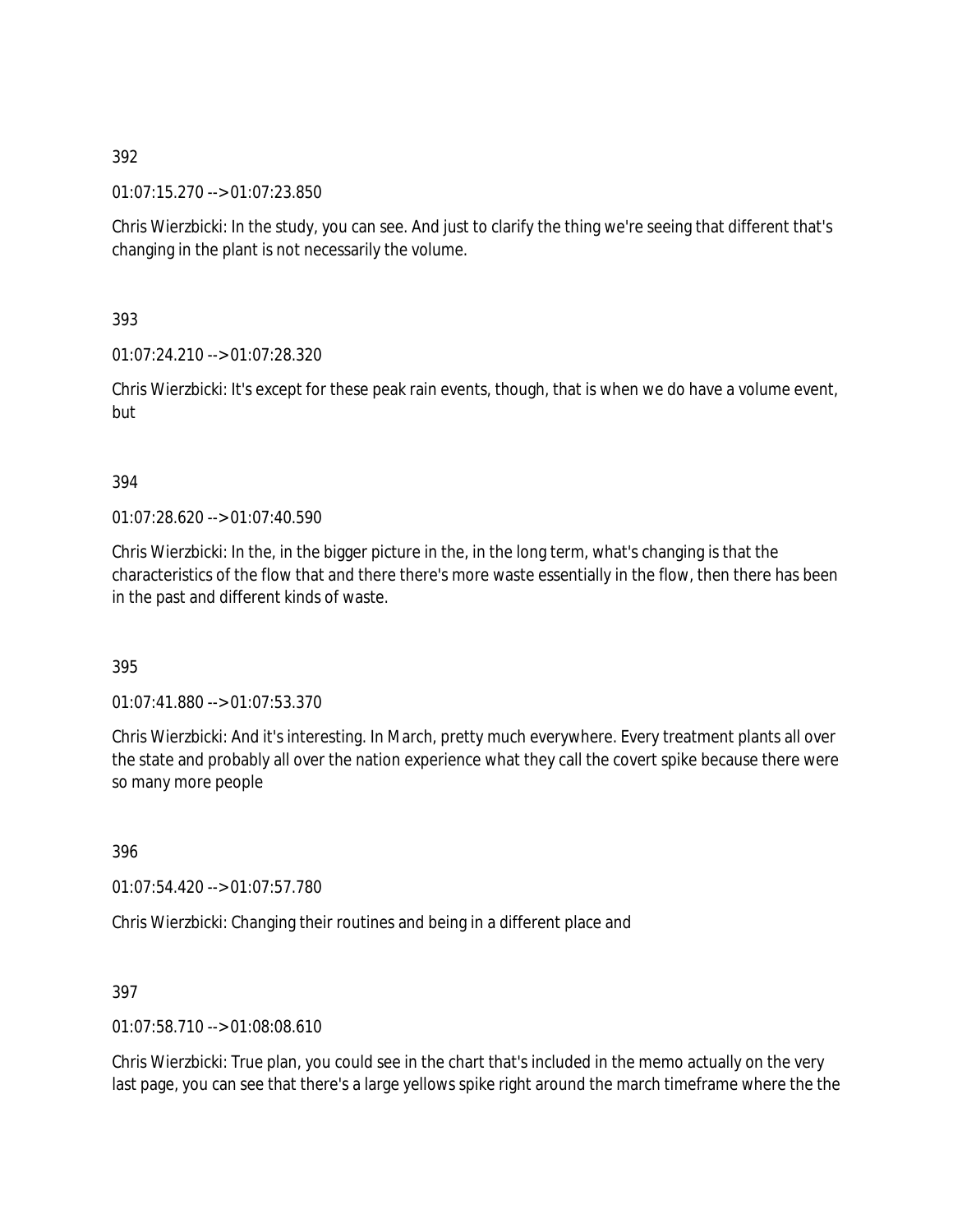392

01:07:15.270 --> 01:07:23.850

Chris Wierzbicki: In the study, you can see. And just to clarify the thing we're seeing that different that's changing in the plant is not necessarily the volume.

393

01:07:24.210 --> 01:07:28.320

Chris Wierzbicki: It's except for these peak rain events, though, that is when we do have a volume event, but

394

01:07:28.620 --> 01:07:40.590

Chris Wierzbicki: In the, in the bigger picture in the, in the long term, what's changing is that the characteristics of the flow that and there there's more waste essentially in the flow, then there has been in the past and different kinds of waste.

395

01:07:41.880 --> 01:07:53.370

Chris Wierzbicki: And it's interesting. In March, pretty much everywhere. Every treatment plants all over the state and probably all over the nation experience what they call the covert spike because there were so many more people

396

01:07:54.420 --> 01:07:57.780

Chris Wierzbicki: Changing their routines and being in a different place and

397

01:07:58.710 --> 01:08:08.610

Chris Wierzbicki: True plan, you could see in the chart that's included in the memo actually on the very last page, you can see that there's a large yellows spike right around the march timeframe where the the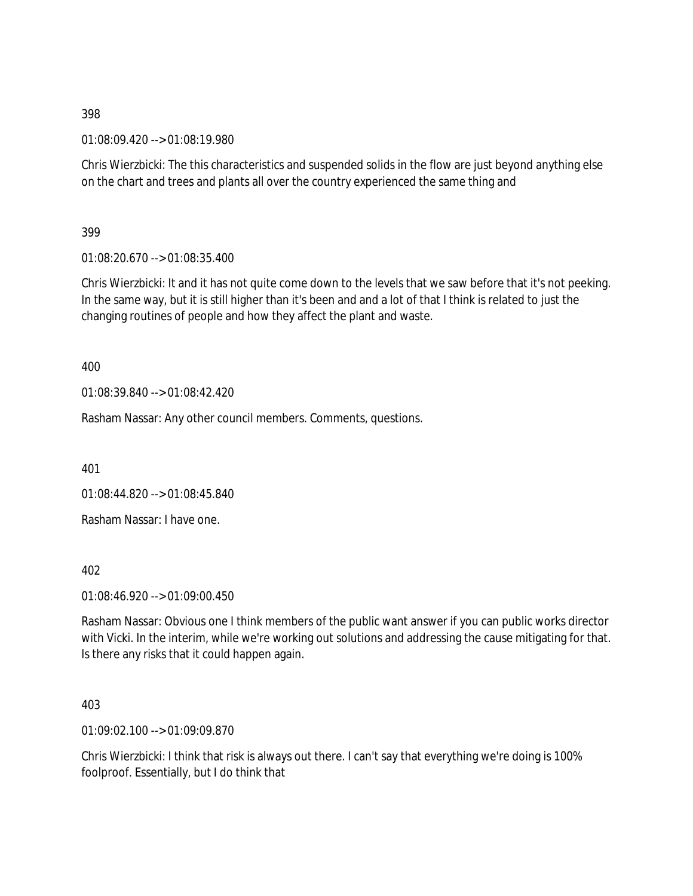398

01:08:09.420 --> 01:08:19.980

Chris Wierzbicki: The this characteristics and suspended solids in the flow are just beyond anything else on the chart and trees and plants all over the country experienced the same thing and

399

01:08:20.670 --> 01:08:35.400

Chris Wierzbicki: It and it has not quite come down to the levels that we saw before that it's not peeking. In the same way, but it is still higher than it's been and and a lot of that I think is related to just the changing routines of people and how they affect the plant and waste.

400

01:08:39.840 --> 01:08:42.420

Rasham Nassar: Any other council members. Comments, questions.

401

01:08:44.820 --> 01:08:45.840

Rasham Nassar: I have one.

402

01:08:46.920 --> 01:09:00.450

Rasham Nassar: Obvious one I think members of the public want answer if you can public works director with Vicki. In the interim, while we're working out solutions and addressing the cause mitigating for that. Is there any risks that it could happen again.

403

01:09:02.100 --> 01:09:09.870

Chris Wierzbicki: I think that risk is always out there. I can't say that everything we're doing is 100% foolproof. Essentially, but I do think that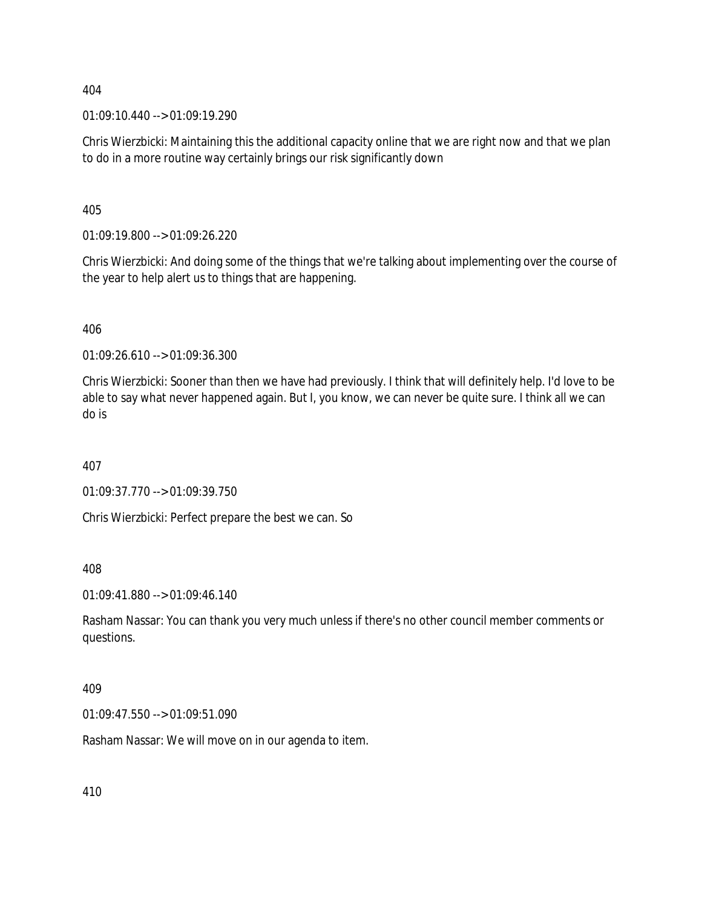404

01:09:10.440 --> 01:09:19.290

Chris Wierzbicki: Maintaining this the additional capacity online that we are right now and that we plan to do in a more routine way certainly brings our risk significantly down

405

01:09:19.800 --> 01:09:26.220

Chris Wierzbicki: And doing some of the things that we're talking about implementing over the course of the year to help alert us to things that are happening.

406

01:09:26.610 --> 01:09:36.300

Chris Wierzbicki: Sooner than then we have had previously. I think that will definitely help. I'd love to be able to say what never happened again. But I, you know, we can never be quite sure. I think all we can do is

407

01:09:37.770 --> 01:09:39.750

Chris Wierzbicki: Perfect prepare the best we can. So

408

01:09:41.880 --> 01:09:46.140

Rasham Nassar: You can thank you very much unless if there's no other council member comments or questions.

409

01:09:47.550 --> 01:09:51.090

Rasham Nassar: We will move on in our agenda to item.

410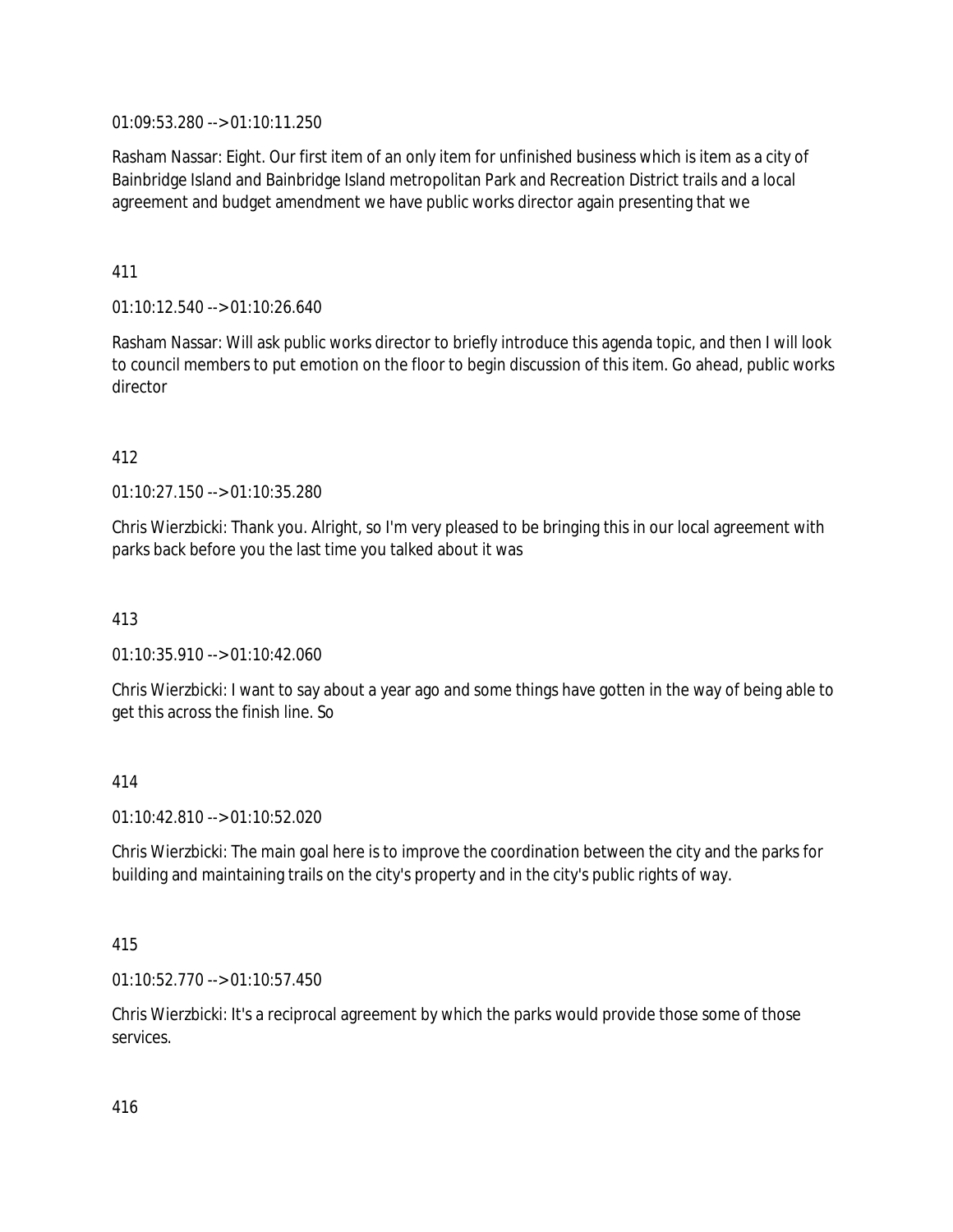01:09:53.280 --> 01:10:11.250

Rasham Nassar: Eight. Our first item of an only item for unfinished business which is item as a city of Bainbridge Island and Bainbridge Island metropolitan Park and Recreation District trails and a local agreement and budget amendment we have public works director again presenting that we

411

01:10:12.540 --> 01:10:26.640

Rasham Nassar: Will ask public works director to briefly introduce this agenda topic, and then I will look to council members to put emotion on the floor to begin discussion of this item. Go ahead, public works director

412

01:10:27.150 --> 01:10:35.280

Chris Wierzbicki: Thank you. Alright, so I'm very pleased to be bringing this in our local agreement with parks back before you the last time you talked about it was

413

01:10:35.910 --> 01:10:42.060

Chris Wierzbicki: I want to say about a year ago and some things have gotten in the way of being able to get this across the finish line. So

414

01:10:42.810 --> 01:10:52.020

Chris Wierzbicki: The main goal here is to improve the coordination between the city and the parks for building and maintaining trails on the city's property and in the city's public rights of way.

415

01:10:52.770 --> 01:10:57.450

Chris Wierzbicki: It's a reciprocal agreement by which the parks would provide those some of those services.

416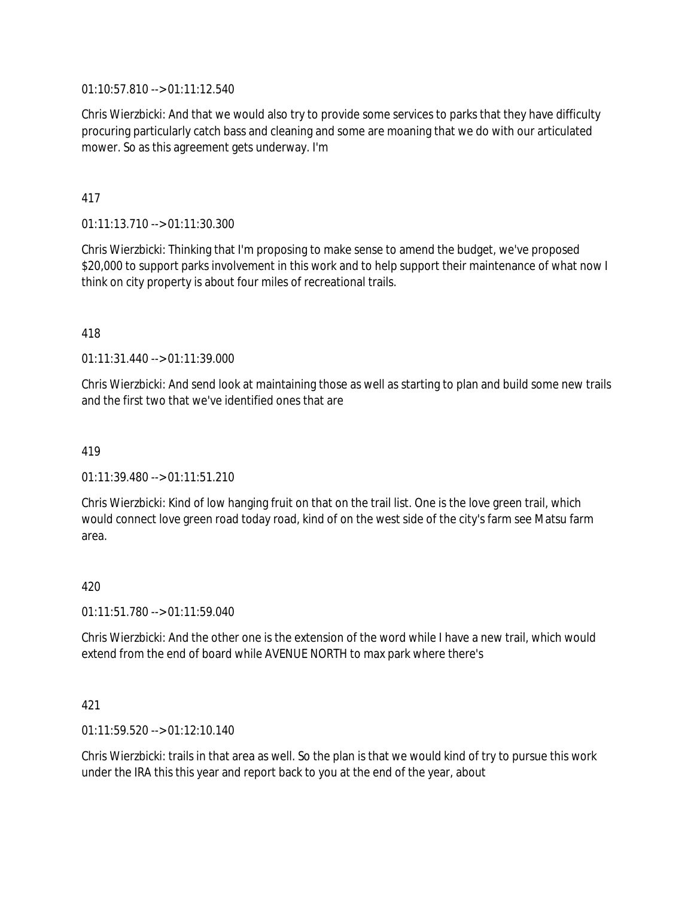01:10:57.810 --> 01:11:12.540

Chris Wierzbicki: And that we would also try to provide some services to parks that they have difficulty procuring particularly catch bass and cleaning and some are moaning that we do with our articulated mower. So as this agreement gets underway. I'm

417

01:11:13.710 --> 01:11:30.300

Chris Wierzbicki: Thinking that I'm proposing to make sense to amend the budget, we've proposed $20,000 to support parks involvement in this work and to help support their maintenance of what now I think on city property is about four miles of recreational trails.

418

01:11:31.440 --> 01:11:39.000

Chris Wierzbicki: And send look at maintaining those as well as starting to plan and build some new trails and the first two that we've identified ones that are

419

01:11:39.480 --> 01:11:51.210

Chris Wierzbicki: Kind of low hanging fruit on that on the trail list. One is the love green trail, which would connect love green road today road, kind of on the west side of the city's farm see Matsu farm area.

420

01:11:51.780 --> 01:11:59.040

Chris Wierzbicki: And the other one is the extension of the word while I have a new trail, which would extend from the end of board while AVENUE NORTH to max park where there's

421

01:11:59.520 --> 01:12:10.140

Chris Wierzbicki: trails in that area as well. So the plan is that we would kind of try to pursue this work under the IRA this this year and report back to you at the end of the year, about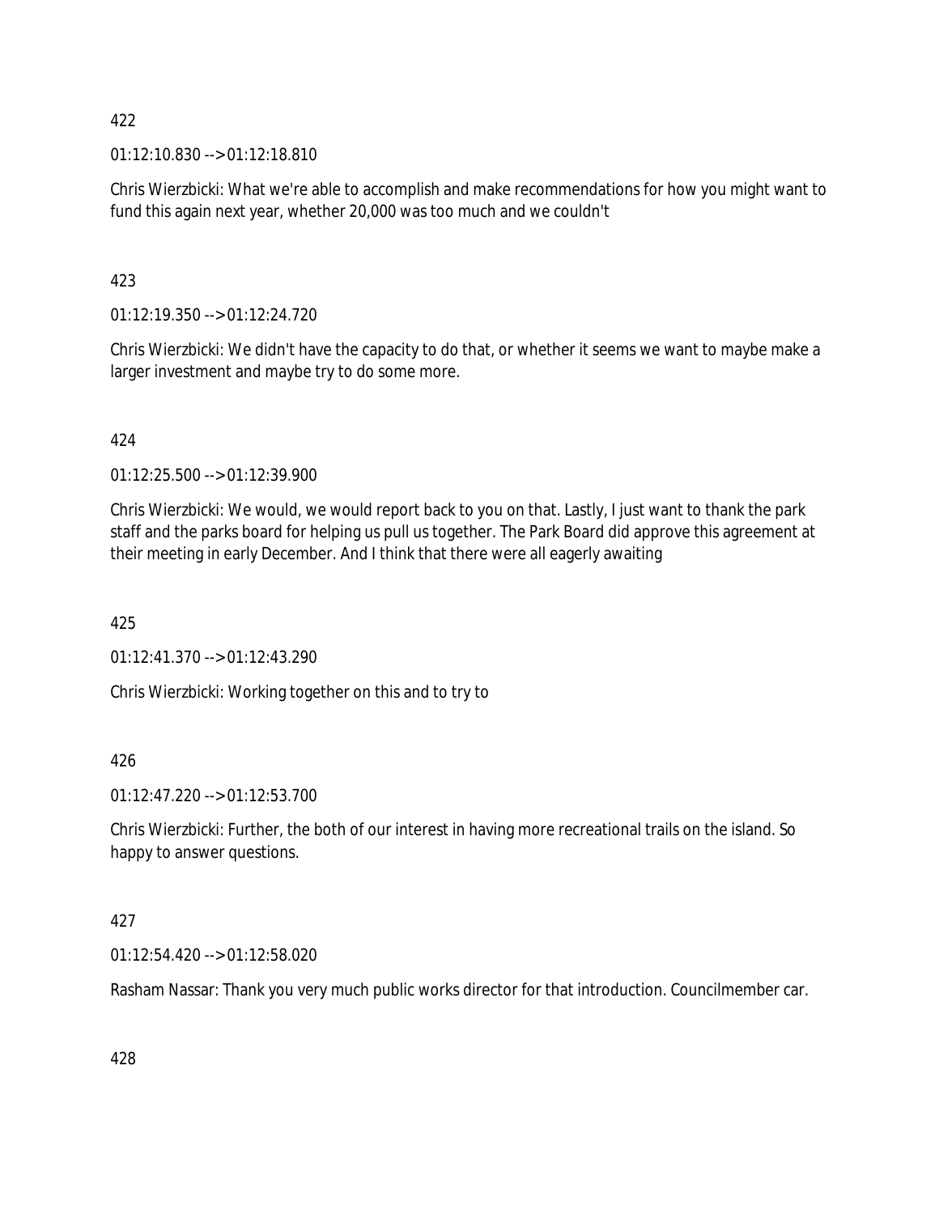422

01:12:10.830 --> 01:12:18.810

Chris Wierzbicki: What we're able to accomplish and make recommendations for how you might want to fund this again next year, whether 20,000 was too much and we couldn't

423

01:12:19.350 --> 01:12:24.720

Chris Wierzbicki: We didn't have the capacity to do that, or whether it seems we want to maybe make a larger investment and maybe try to do some more.

424

01:12:25.500 --> 01:12:39.900

Chris Wierzbicki: We would, we would report back to you on that. Lastly, I just want to thank the park staff and the parks board for helping us pull us together. The Park Board did approve this agreement at their meeting in early December. And I think that there were all eagerly awaiting

425

01:12:41.370 --> 01:12:43.290

Chris Wierzbicki: Working together on this and to try to

426

01:12:47.220 --> 01:12:53.700

Chris Wierzbicki: Further, the both of our interest in having more recreational trails on the island. So happy to answer questions.

427

01:12:54.420 --> 01:12:58.020

Rasham Nassar: Thank you very much public works director for that introduction. Councilmember car.

428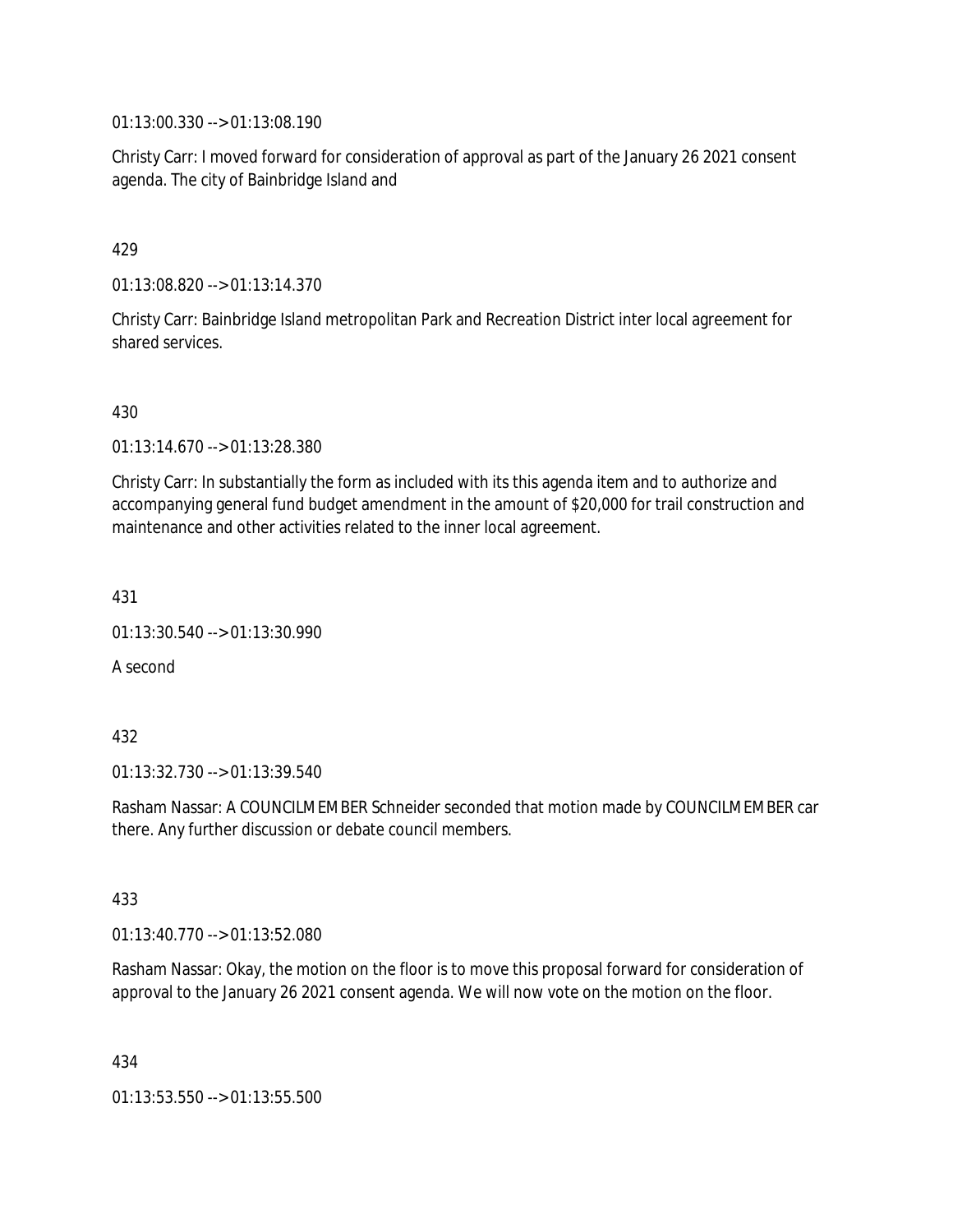01:13:00.330 --> 01:13:08.190

Christy Carr: I moved forward for consideration of approval as part of the January 26 2021 consent agenda. The city of Bainbridge Island and

429

01:13:08.820 --> 01:13:14.370

Christy Carr: Bainbridge Island metropolitan Park and Recreation District inter local agreement for shared services.

430

01:13:14.670 --> 01:13:28.380

Christy Carr: In substantially the form as included with its this agenda item and to authorize and accompanying general fund budget amendment in the amount of $20,000 for trail construction and maintenance and other activities related to the inner local agreement.

431

01:13:30.540 --> 01:13:30.990

A second

432

01:13:32.730 --> 01:13:39.540

Rasham Nassar: A COUNCILMEMBER Schneider seconded that motion made by COUNCILMEMBER car there. Any further discussion or debate council members.

433

01:13:40.770 --> 01:13:52.080

Rasham Nassar: Okay, the motion on the floor is to move this proposal forward for consideration of approval to the January 26 2021 consent agenda. We will now vote on the motion on the floor.

434

01:13:53.550 --> 01:13:55.500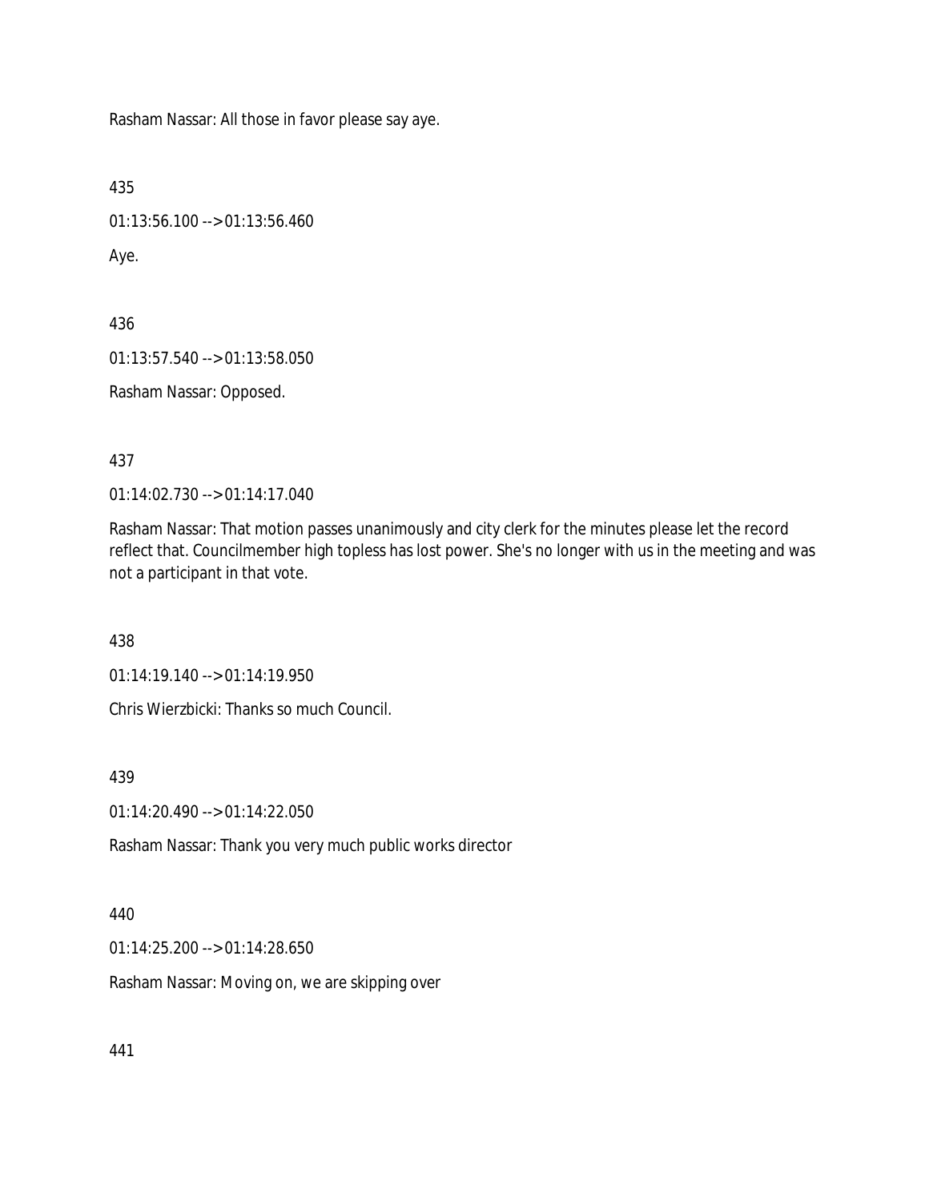Rasham Nassar: All those in favor please say aye.

435

01:13:56.100 --> 01:13:56.460

Aye.

436

01:13:57.540 --> 01:13:58.050

Rasham Nassar: Opposed.

437

01:14:02.730 --> 01:14:17.040

Rasham Nassar: That motion passes unanimously and city clerk for the minutes please let the record reflect that. Councilmember high topless has lost power. She's no longer with us in the meeting and was not a participant in that vote.

438

01:14:19.140 --> 01:14:19.950

Chris Wierzbicki: Thanks so much Council.

439

01:14:20.490 --> 01:14:22.050

Rasham Nassar: Thank you very much public works director

440

01:14:25.200 --> 01:14:28.650

Rasham Nassar: Moving on, we are skipping over

441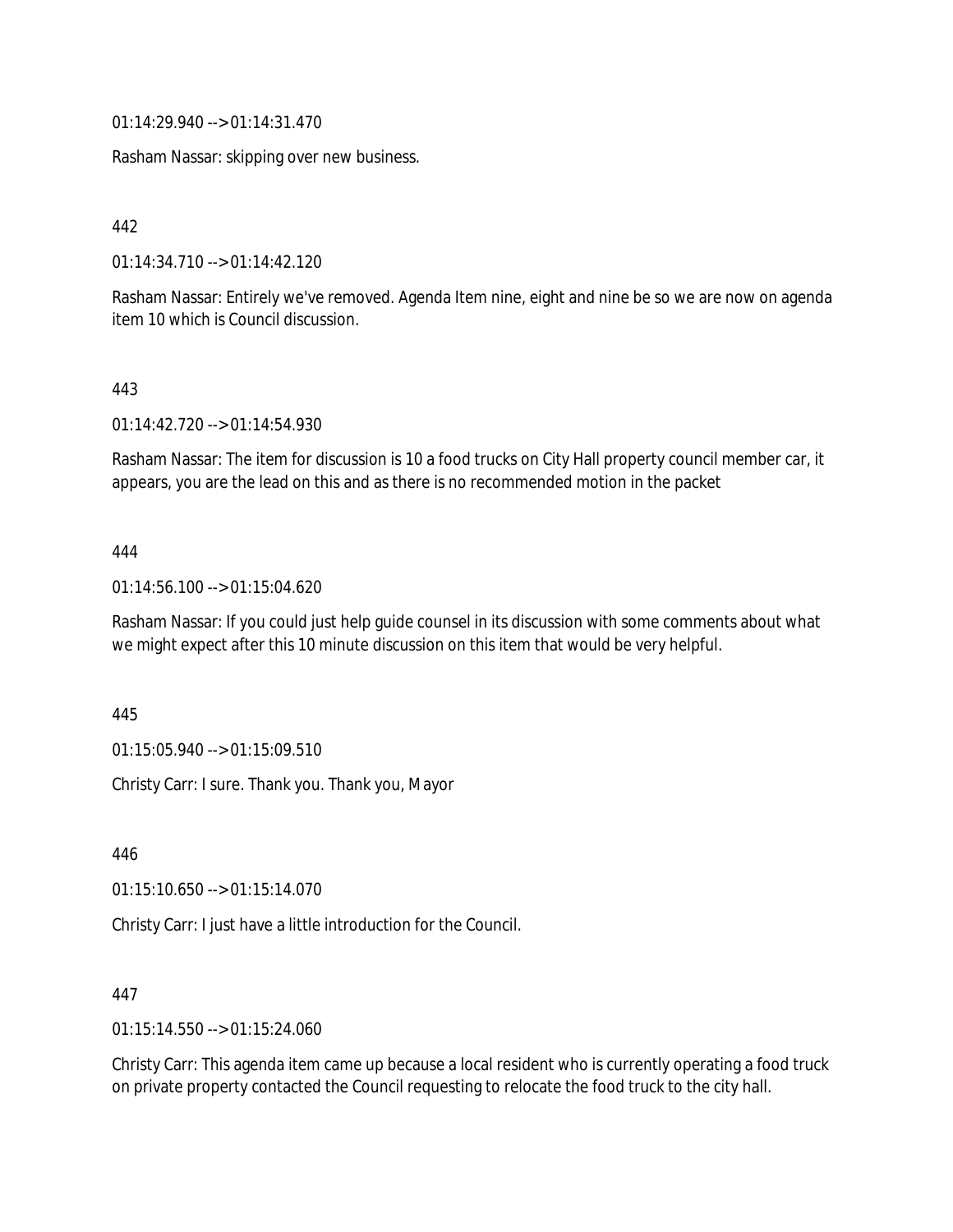01:14:29.940 --> 01:14:31.470

Rasham Nassar: skipping over new business.

442

01:14:34.710 --> 01:14:42.120

Rasham Nassar: Entirely we've removed. Agenda Item nine, eight and nine be so we are now on agenda item 10 which is Council discussion.

443

01:14:42.720 --> 01:14:54.930

Rasham Nassar: The item for discussion is 10 a food trucks on City Hall property council member car, it appears, you are the lead on this and as there is no recommended motion in the packet

444

01:14:56.100 --> 01:15:04.620

Rasham Nassar: If you could just help guide counsel in its discussion with some comments about what we might expect after this 10 minute discussion on this item that would be very helpful.

445

01:15:05.940 --> 01:15:09.510

Christy Carr: I sure. Thank you. Thank you, Mayor

446

01:15:10.650 --> 01:15:14.070

Christy Carr: I just have a little introduction for the Council.

447

01:15:14.550 --> 01:15:24.060

Christy Carr: This agenda item came up because a local resident who is currently operating a food truck on private property contacted the Council requesting to relocate the food truck to the city hall.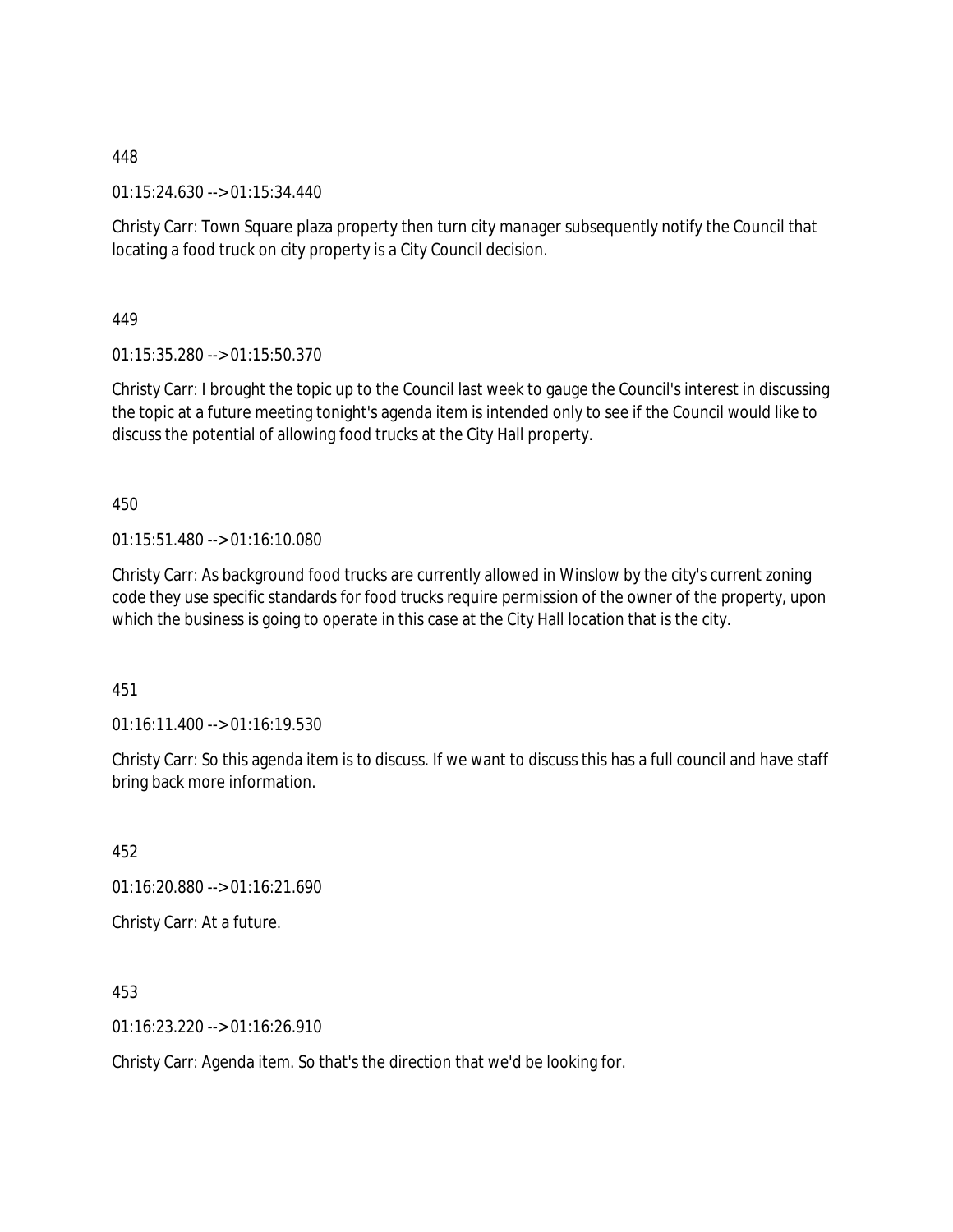448

01:15:24.630 --> 01:15:34.440

Christy Carr: Town Square plaza property then turn city manager subsequently notify the Council that locating a food truck on city property is a City Council decision.

449

01:15:35.280 --> 01:15:50.370

Christy Carr: I brought the topic up to the Council last week to gauge the Council's interest in discussing the topic at a future meeting tonight's agenda item is intended only to see if the Council would like to discuss the potential of allowing food trucks at the City Hall property.

450

01:15:51.480 --> 01:16:10.080

Christy Carr: As background food trucks are currently allowed in Winslow by the city's current zoning code they use specific standards for food trucks require permission of the owner of the property, upon which the business is going to operate in this case at the City Hall location that is the city.

451

01:16:11.400 --> 01:16:19.530

Christy Carr: So this agenda item is to discuss. If we want to discuss this has a full council and have staff bring back more information.

452

01:16:20.880 --> 01:16:21.690

Christy Carr: At a future.

453

01:16:23.220 --> 01:16:26.910

Christy Carr: Agenda item. So that's the direction that we'd be looking for.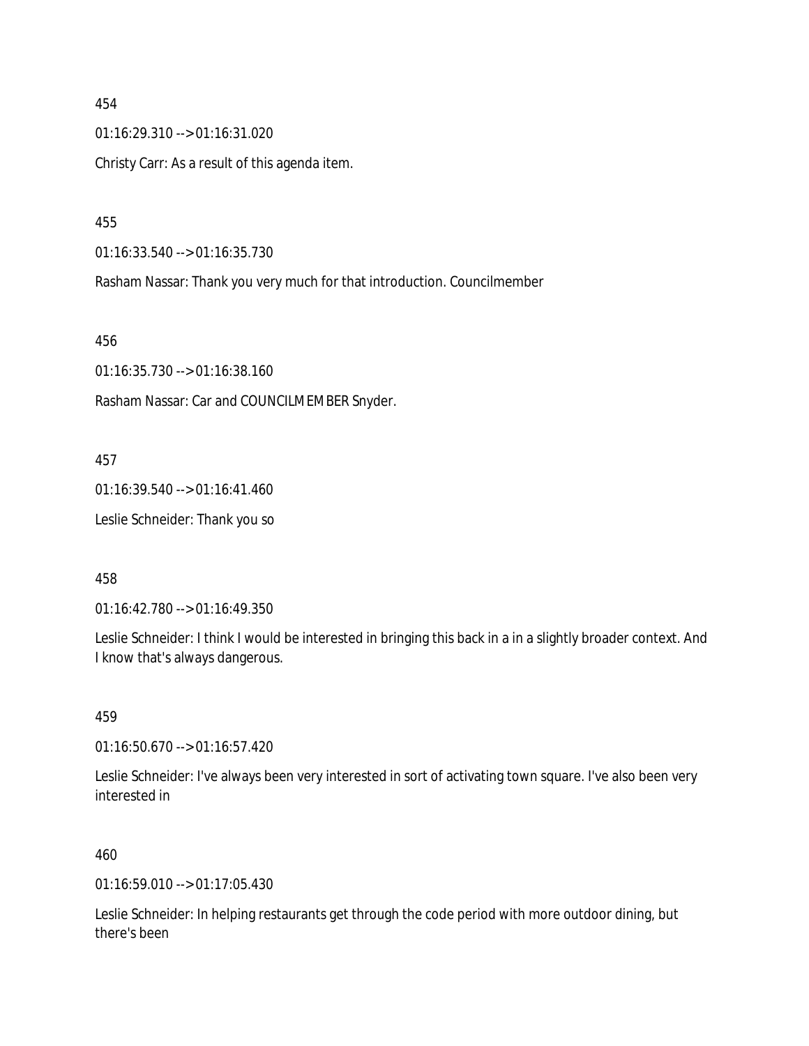454

01:16:29.310 --> 01:16:31.020

Christy Carr: As a result of this agenda item.

455

01:16:33.540 --> 01:16:35.730

Rasham Nassar: Thank you very much for that introduction. Councilmember

456

01:16:35.730 --> 01:16:38.160

Rasham Nassar: Car and COUNCILMEMBER Snyder.

457

01:16:39.540 --> 01:16:41.460

Leslie Schneider: Thank you so

458

01:16:42.780 --> 01:16:49.350

Leslie Schneider: I think I would be interested in bringing this back in a in a slightly broader context. And I know that's always dangerous.

459

01:16:50.670 --> 01:16:57.420

Leslie Schneider: I've always been very interested in sort of activating town square. I've also been very interested in

460

01:16:59.010 --> 01:17:05.430

Leslie Schneider: In helping restaurants get through the code period with more outdoor dining, but there's been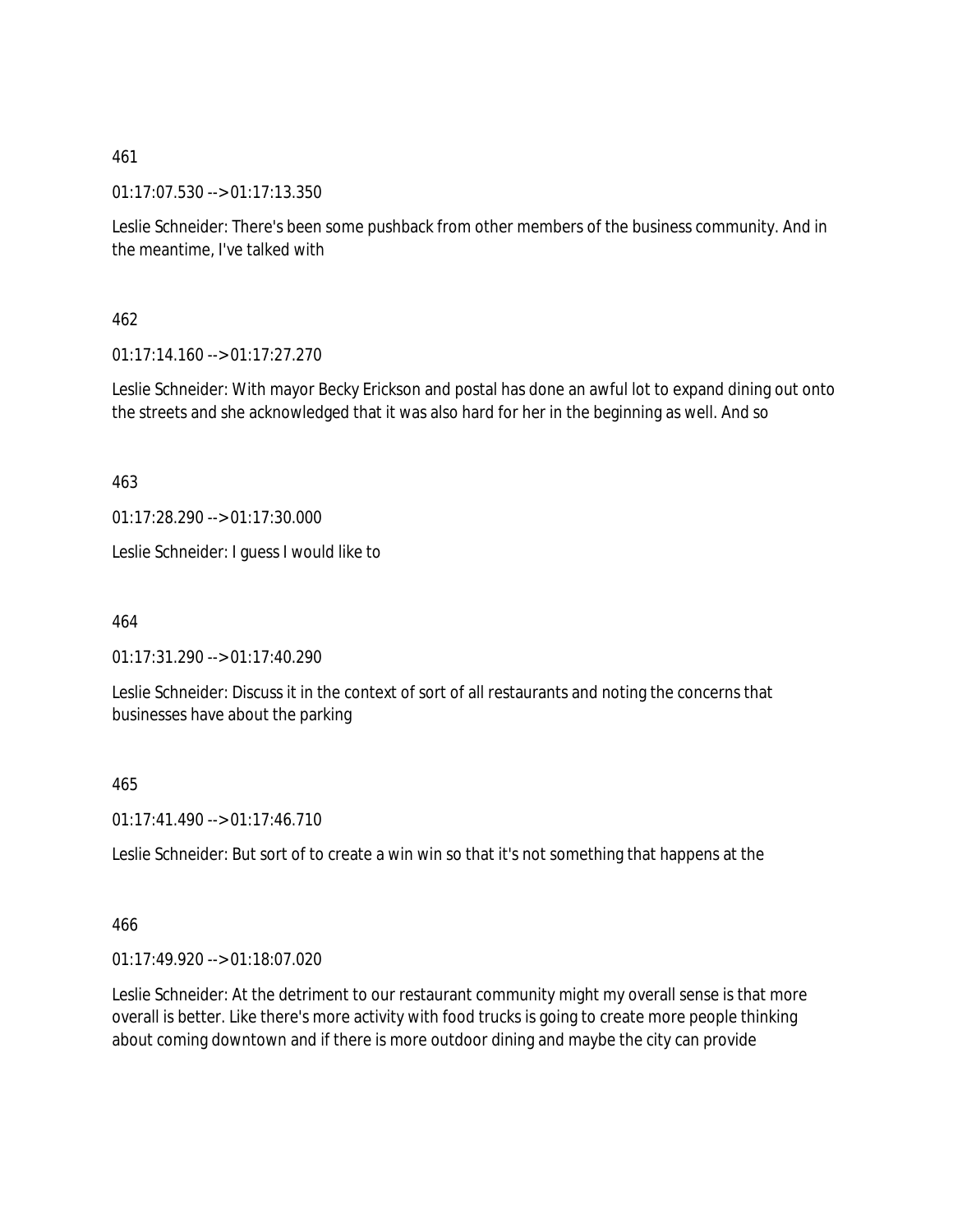461

01:17:07.530 --> 01:17:13.350

Leslie Schneider: There's been some pushback from other members of the business community. And in the meantime, I've talked with

462

01:17:14.160 --> 01:17:27.270

Leslie Schneider: With mayor Becky Erickson and postal has done an awful lot to expand dining out onto the streets and she acknowledged that it was also hard for her in the beginning as well. And so

463

01:17:28.290 --> 01:17:30.000

Leslie Schneider: I guess I would like to

464

01:17:31.290 --> 01:17:40.290

Leslie Schneider: Discuss it in the context of sort of all restaurants and noting the concerns that businesses have about the parking

465

01:17:41.490 --> 01:17:46.710

Leslie Schneider: But sort of to create a win win so that it's not something that happens at the

466

01:17:49.920 --> 01:18:07.020

Leslie Schneider: At the detriment to our restaurant community might my overall sense is that more overall is better. Like there's more activity with food trucks is going to create more people thinking about coming downtown and if there is more outdoor dining and maybe the city can provide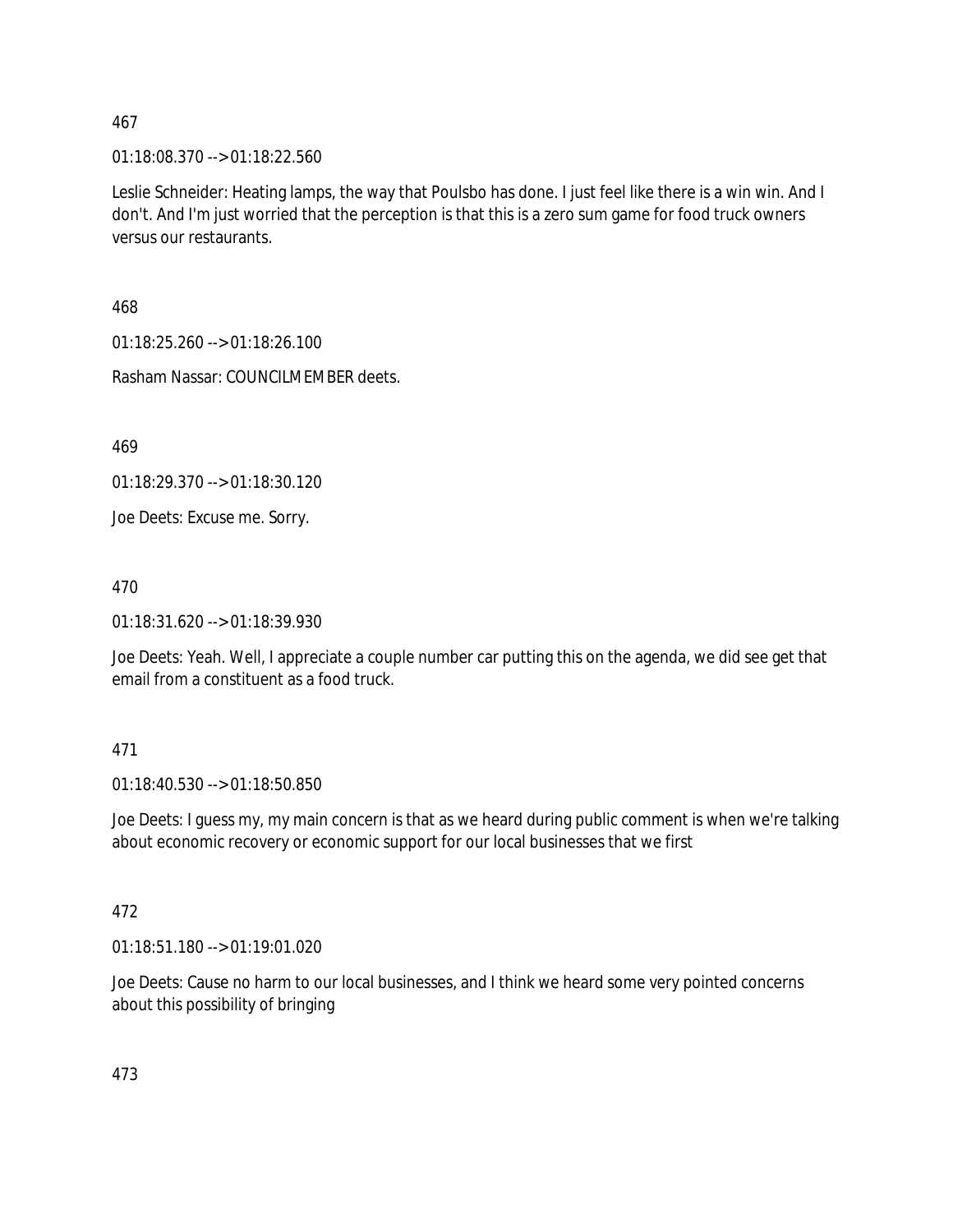467

01:18:08.370 --> 01:18:22.560

Leslie Schneider: Heating lamps, the way that Poulsbo has done. I just feel like there is a win win. And I don't. And I'm just worried that the perception is that this is a zero sum game for food truck owners versus our restaurants.

468

01:18:25.260 --> 01:18:26.100

Rasham Nassar: COUNCILMEMBER deets.

469

01:18:29.370 --> 01:18:30.120

Joe Deets: Excuse me. Sorry.

470

01:18:31.620 --> 01:18:39.930

Joe Deets: Yeah. Well, I appreciate a couple number car putting this on the agenda, we did see get that email from a constituent as a food truck.

471

01:18:40.530 --> 01:18:50.850

Joe Deets: I guess my, my main concern is that as we heard during public comment is when we're talking about economic recovery or economic support for our local businesses that we first

472

01:18:51.180 --> 01:19:01.020

Joe Deets: Cause no harm to our local businesses, and I think we heard some very pointed concerns about this possibility of bringing

473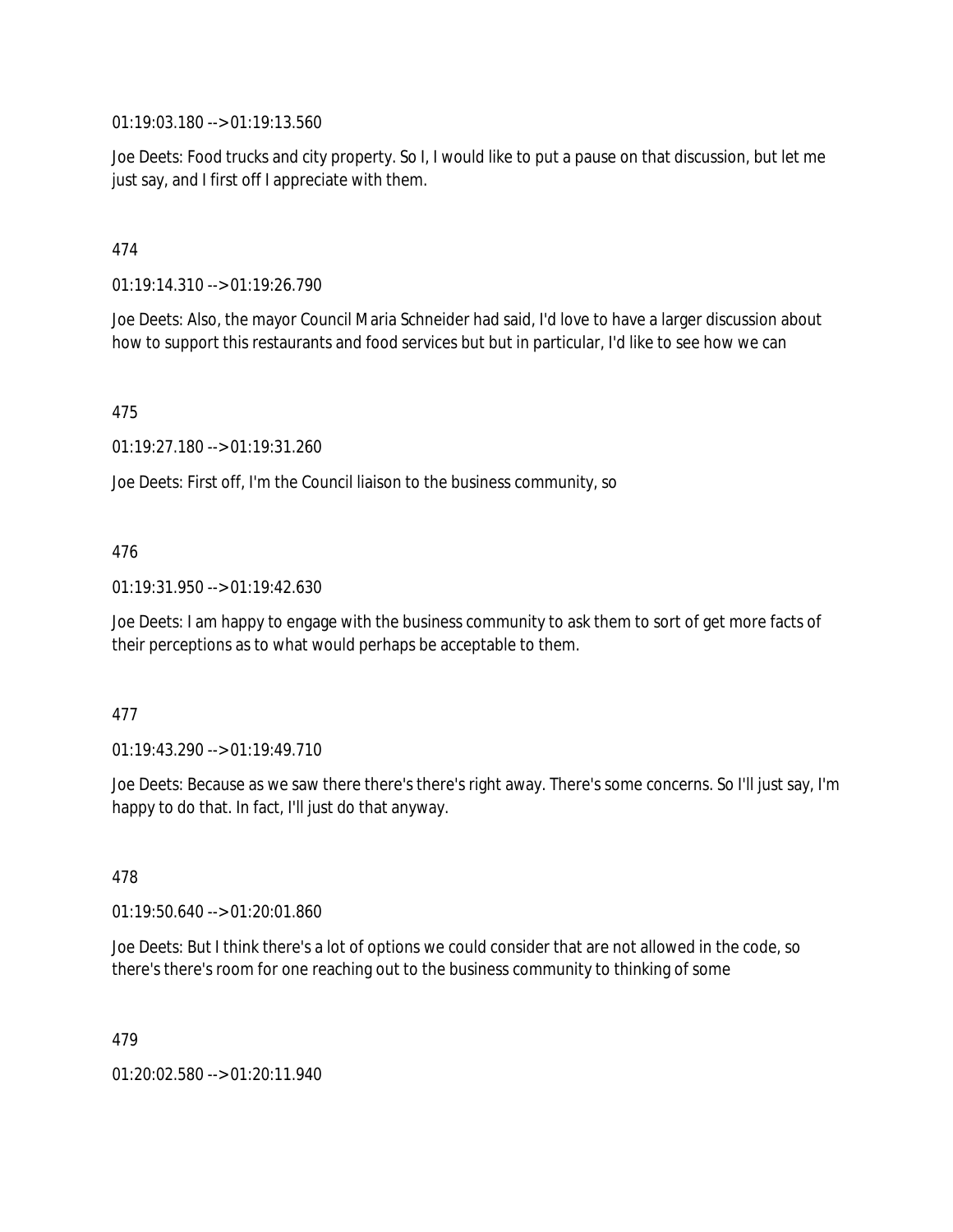01:19:03.180 --> 01:19:13.560

Joe Deets: Food trucks and city property. So I, I would like to put a pause on that discussion, but let me just say, and I first off I appreciate with them.

474

01:19:14.310 --> 01:19:26.790

Joe Deets: Also, the mayor Council Maria Schneider had said, I'd love to have a larger discussion about how to support this restaurants and food services but but in particular, I'd like to see how we can

475

01:19:27.180 --> 01:19:31.260

Joe Deets: First off, I'm the Council liaison to the business community, so

476

01:19:31.950 --> 01:19:42.630

Joe Deets: I am happy to engage with the business community to ask them to sort of get more facts of their perceptions as to what would perhaps be acceptable to them.

477

01:19:43.290 --> 01:19:49.710

Joe Deets: Because as we saw there there's there's right away. There's some concerns. So I'll just say, I'm happy to do that. In fact, I'll just do that anyway.

478

01:19:50.640 --> 01:20:01.860

Joe Deets: But I think there's a lot of options we could consider that are not allowed in the code, so there's there's room for one reaching out to the business community to thinking of some

479

01:20:02.580 --> 01:20:11.940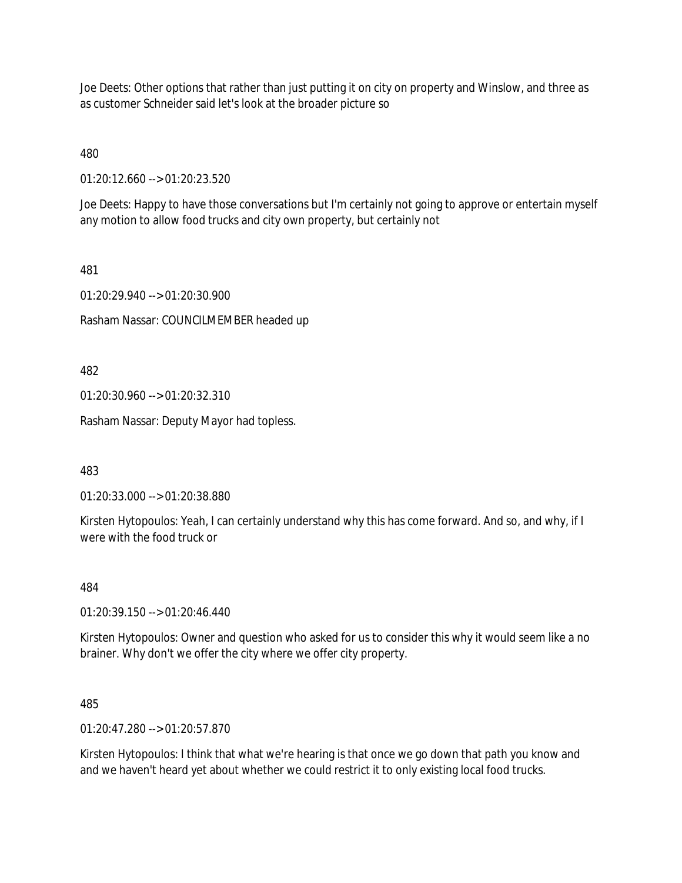Joe Deets: Other options that rather than just putting it on city on property and Winslow, and three as as customer Schneider said let's look at the broader picture so

480

01:20:12.660 --> 01:20:23.520

Joe Deets: Happy to have those conversations but I'm certainly not going to approve or entertain myself any motion to allow food trucks and city own property, but certainly not

481

01:20:29.940 --> 01:20:30.900

Rasham Nassar: COUNCILMEMBER headed up

482

01:20:30.960 --> 01:20:32.310

Rasham Nassar: Deputy Mayor had topless.

483

01:20:33.000 --> 01:20:38.880

Kirsten Hytopoulos: Yeah, I can certainly understand why this has come forward. And so, and why, if I were with the food truck or

484

01:20:39.150 --> 01:20:46.440

Kirsten Hytopoulos: Owner and question who asked for us to consider this why it would seem like a no brainer. Why don't we offer the city where we offer city property.

485

01:20:47.280 --> 01:20:57.870

Kirsten Hytopoulos: I think that what we're hearing is that once we go down that path you know and and we haven't heard yet about whether we could restrict it to only existing local food trucks.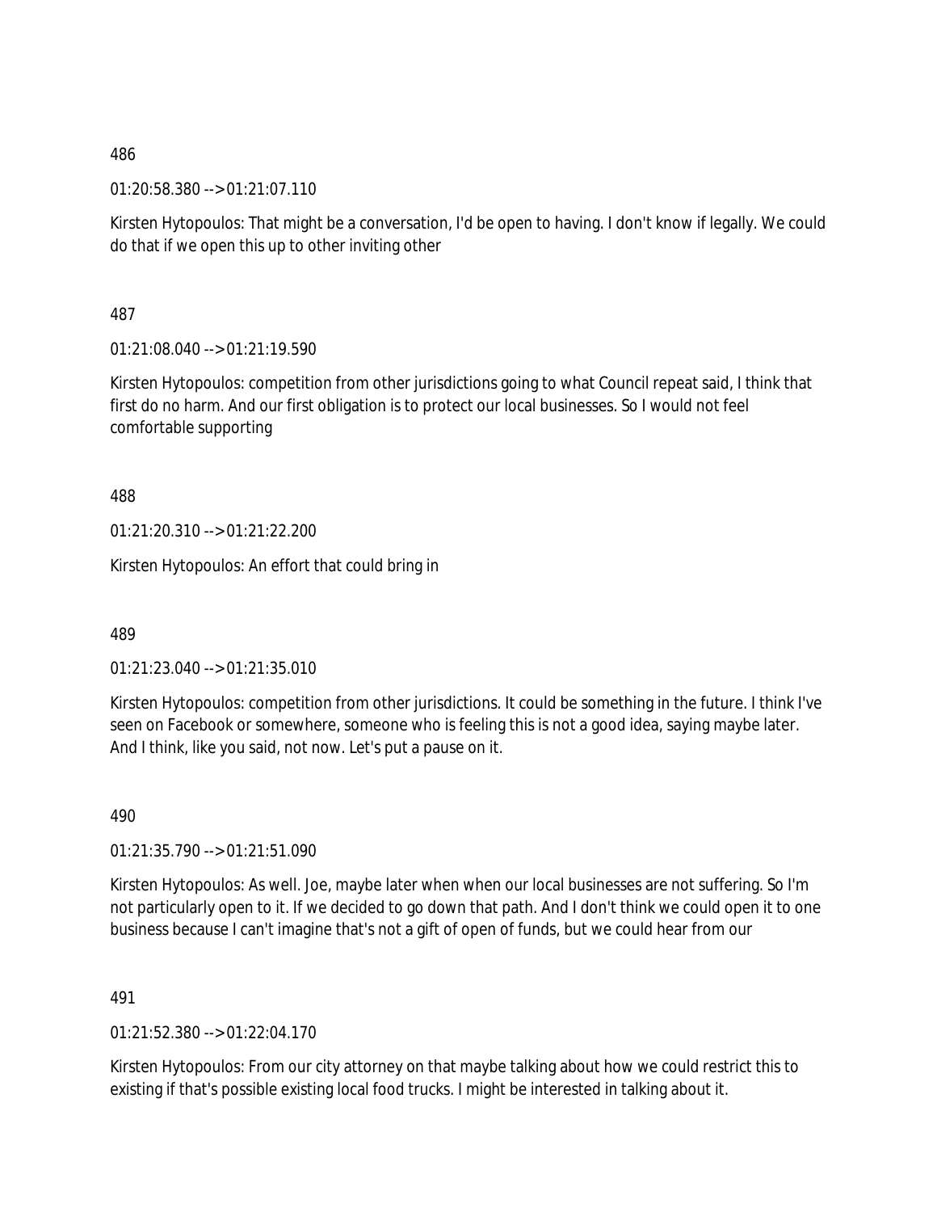486

01:20:58.380 --> 01:21:07.110

Kirsten Hytopoulos: That might be a conversation, I'd be open to having. I don't know if legally. We could do that if we open this up to other inviting other

487

01:21:08.040 --> 01:21:19.590

Kirsten Hytopoulos: competition from other jurisdictions going to what Council repeat said, I think that first do no harm. And our first obligation is to protect our local businesses. So I would not feel comfortable supporting

488

01:21:20.310 --> 01:21:22.200

Kirsten Hytopoulos: An effort that could bring in

489

01:21:23.040 --> 01:21:35.010

Kirsten Hytopoulos: competition from other jurisdictions. It could be something in the future. I think I've seen on Facebook or somewhere, someone who is feeling this is not a good idea, saying maybe later. And I think, like you said, not now. Let's put a pause on it.

490

01:21:35.790 --> 01:21:51.090

Kirsten Hytopoulos: As well. Joe, maybe later when when our local businesses are not suffering. So I'm not particularly open to it. If we decided to go down that path. And I don't think we could open it to one business because I can't imagine that's not a gift of open of funds, but we could hear from our

491

01:21:52.380 --> 01:22:04.170

Kirsten Hytopoulos: From our city attorney on that maybe talking about how we could restrict this to existing if that's possible existing local food trucks. I might be interested in talking about it.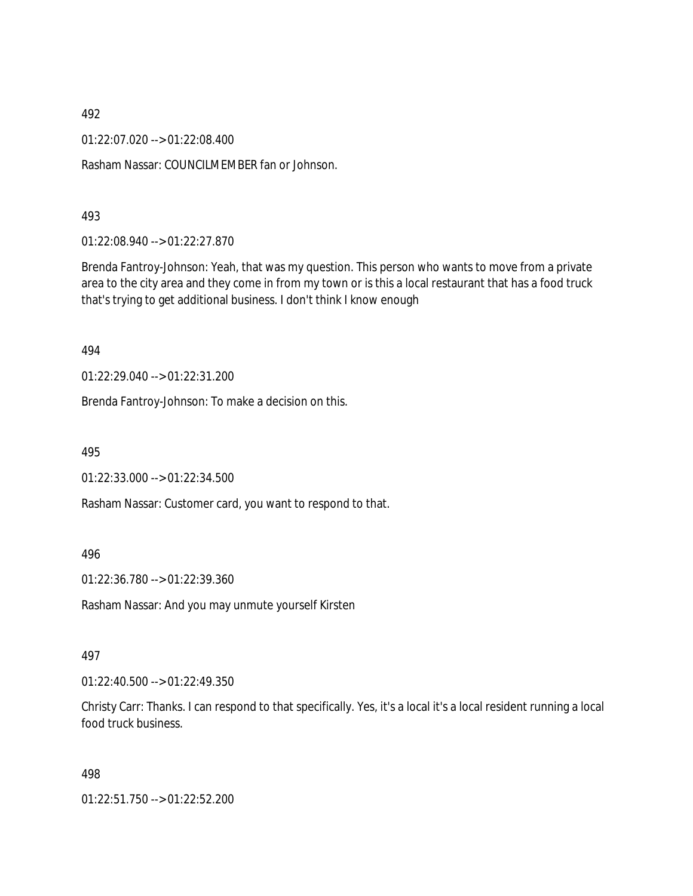492

01:22:07.020 --> 01:22:08.400

Rasham Nassar: COUNCILMEMBER fan or Johnson.

493

01:22:08.940 --> 01:22:27.870

Brenda Fantroy-Johnson: Yeah, that was my question. This person who wants to move from a private area to the city area and they come in from my town or is this a local restaurant that has a food truck that's trying to get additional business. I don't think I know enough

494

01:22:29.040 --> 01:22:31.200

Brenda Fantroy-Johnson: To make a decision on this.

495

01:22:33.000 --> 01:22:34.500

Rasham Nassar: Customer card, you want to respond to that.

496

01:22:36.780 --> 01:22:39.360

Rasham Nassar: And you may unmute yourself Kirsten

497

01:22:40.500 --> 01:22:49.350

Christy Carr: Thanks. I can respond to that specifically. Yes, it's a local it's a local resident running a local food truck business.

498

01:22:51.750 --> 01:22:52.200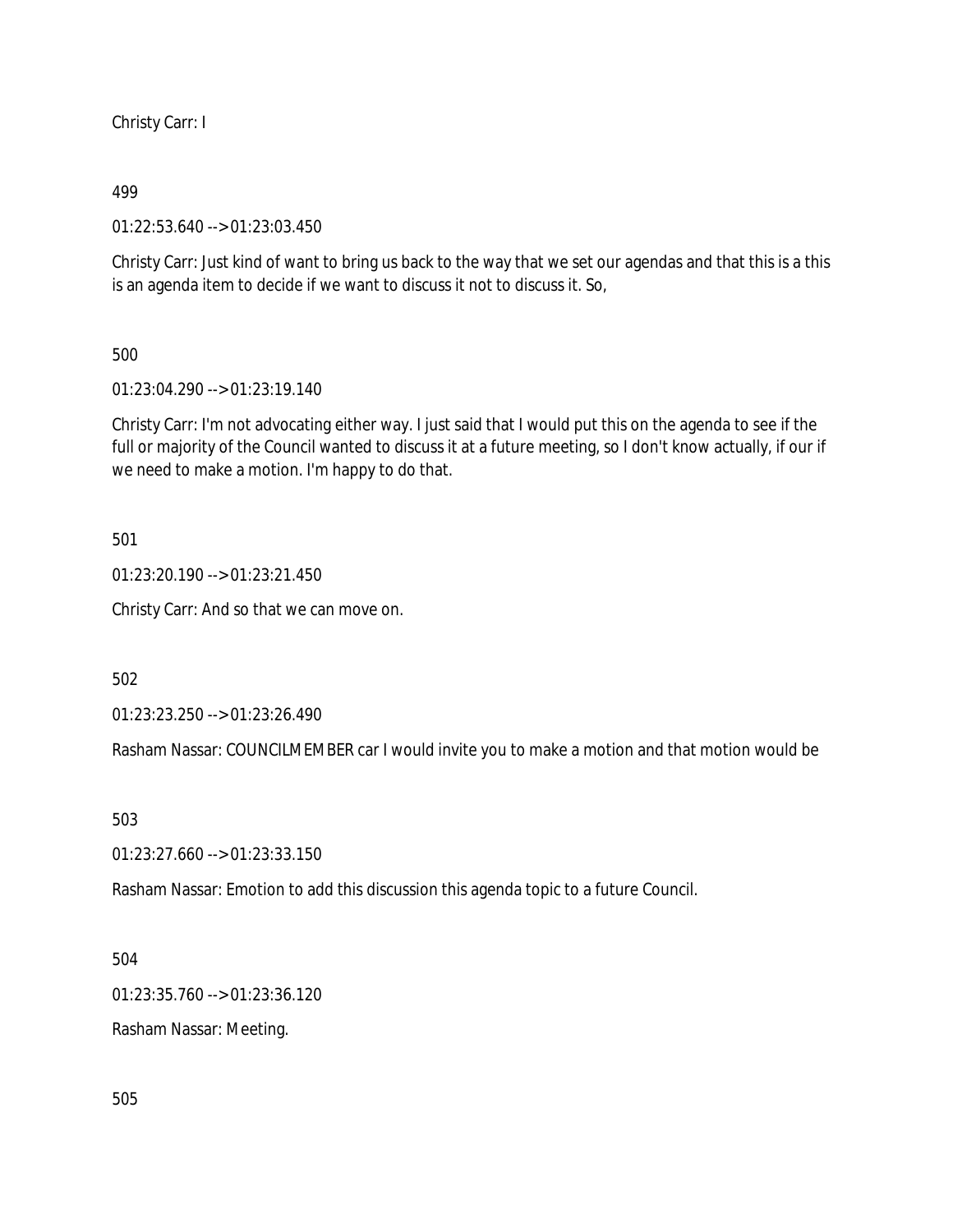Christy Carr: I

499

01:22:53.640 --> 01:23:03.450

Christy Carr: Just kind of want to bring us back to the way that we set our agendas and that this is a this is an agenda item to decide if we want to discuss it not to discuss it. So,

500

01:23:04.290 --> 01:23:19.140

Christy Carr: I'm not advocating either way. I just said that I would put this on the agenda to see if the full or majority of the Council wanted to discuss it at a future meeting, so I don't know actually, if our if we need to make a motion. I'm happy to do that.

501

01:23:20.190 --> 01:23:21.450

Christy Carr: And so that we can move on.

502

01:23:23.250 --> 01:23:26.490

Rasham Nassar: COUNCILMEMBER car I would invite you to make a motion and that motion would be

503

01:23:27.660 --> 01:23:33.150

Rasham Nassar: Emotion to add this discussion this agenda topic to a future Council.

504

01:23:35.760 --> 01:23:36.120

Rasham Nassar: Meeting.

505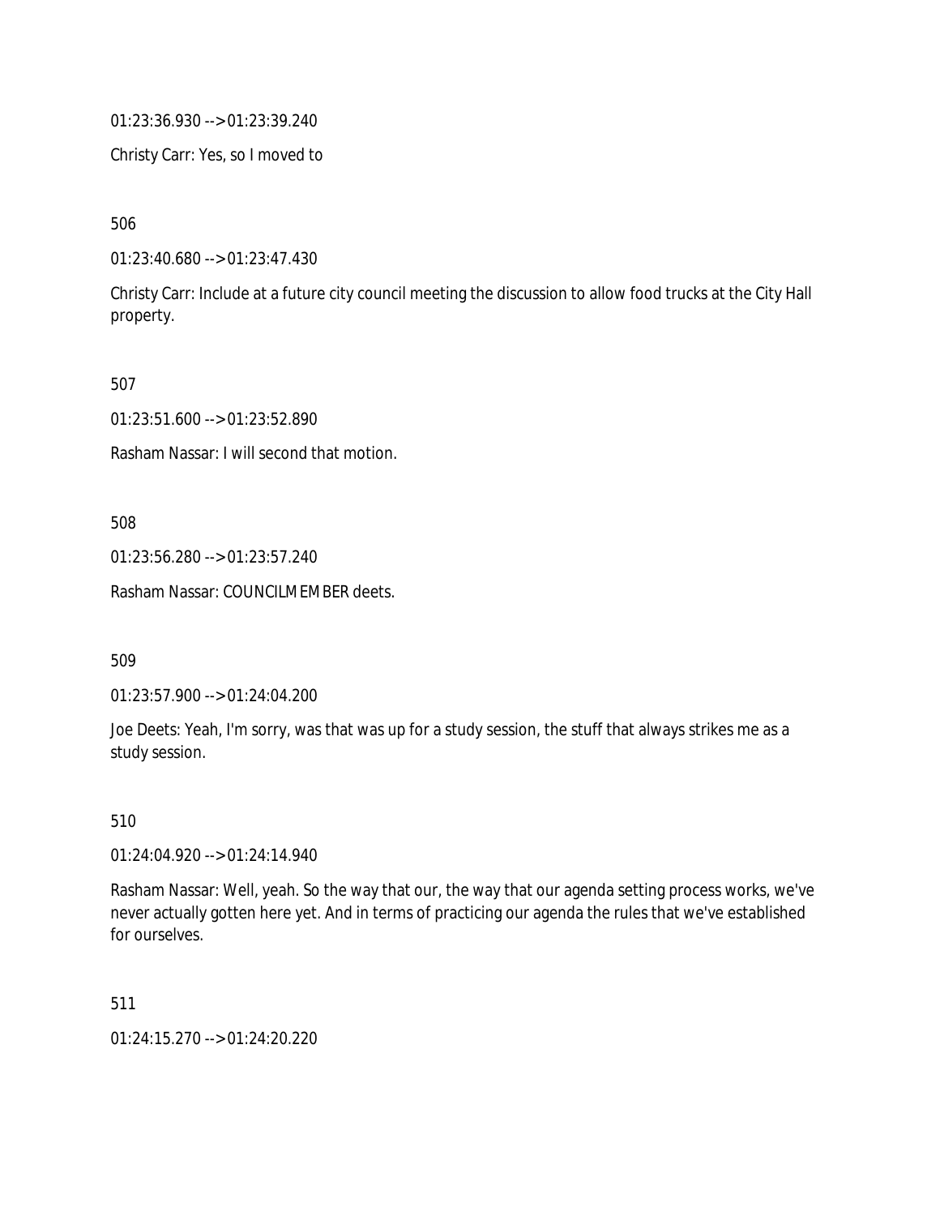01:23:36.930 --> 01:23:39.240

Christy Carr: Yes, so I moved to

506

01:23:40.680 --> 01:23:47.430

Christy Carr: Include at a future city council meeting the discussion to allow food trucks at the City Hall property.

507

01:23:51.600 --> 01:23:52.890

Rasham Nassar: I will second that motion.

508

01:23:56.280 --> 01:23:57.240

Rasham Nassar: COUNCILMEMBER deets.

509

01:23:57.900 --> 01:24:04.200

Joe Deets: Yeah, I'm sorry, was that was up for a study session, the stuff that always strikes me as a study session.

510

01:24:04.920 --> 01:24:14.940

Rasham Nassar: Well, yeah. So the way that our, the way that our agenda setting process works, we've never actually gotten here yet. And in terms of practicing our agenda the rules that we've established for ourselves.

511

01:24:15.270 --> 01:24:20.220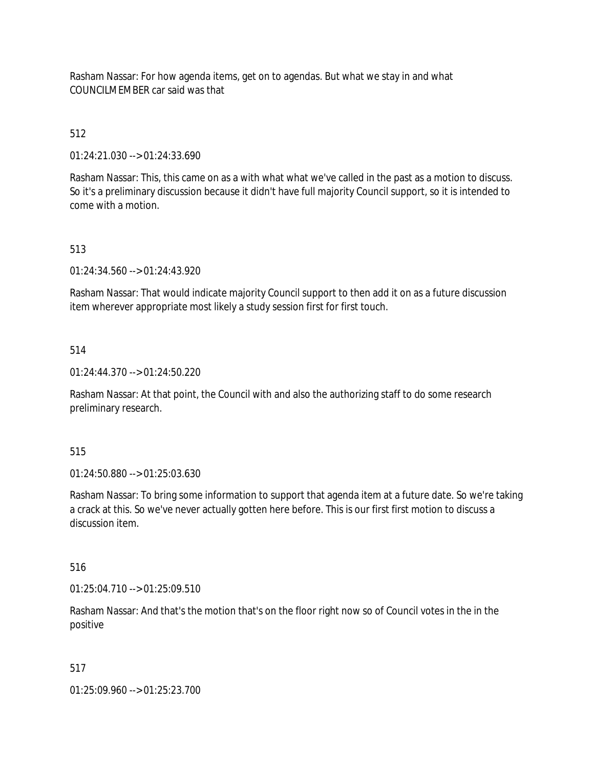Rasham Nassar: For how agenda items, get on to agendas. But what we stay in and what COUNCILMEMBER car said was that

512

01:24:21.030 --> 01:24:33.690

Rasham Nassar: This, this came on as a with what what we've called in the past as a motion to discuss. So it's a preliminary discussion because it didn't have full majority Council support, so it is intended to come with a motion.

513

01:24:34.560 --> 01:24:43.920

Rasham Nassar: That would indicate majority Council support to then add it on as a future discussion item wherever appropriate most likely a study session first for first touch.

514

01:24:44.370 --> 01:24:50.220

Rasham Nassar: At that point, the Council with and also the authorizing staff to do some research preliminary research.

515

01:24:50.880 --> 01:25:03.630

Rasham Nassar: To bring some information to support that agenda item at a future date. So we're taking a crack at this. So we've never actually gotten here before. This is our first first motion to discuss a discussion item.

516

01:25:04.710 --> 01:25:09.510

Rasham Nassar: And that's the motion that's on the floor right now so of Council votes in the in the positive

517

01:25:09.960 --> 01:25:23.700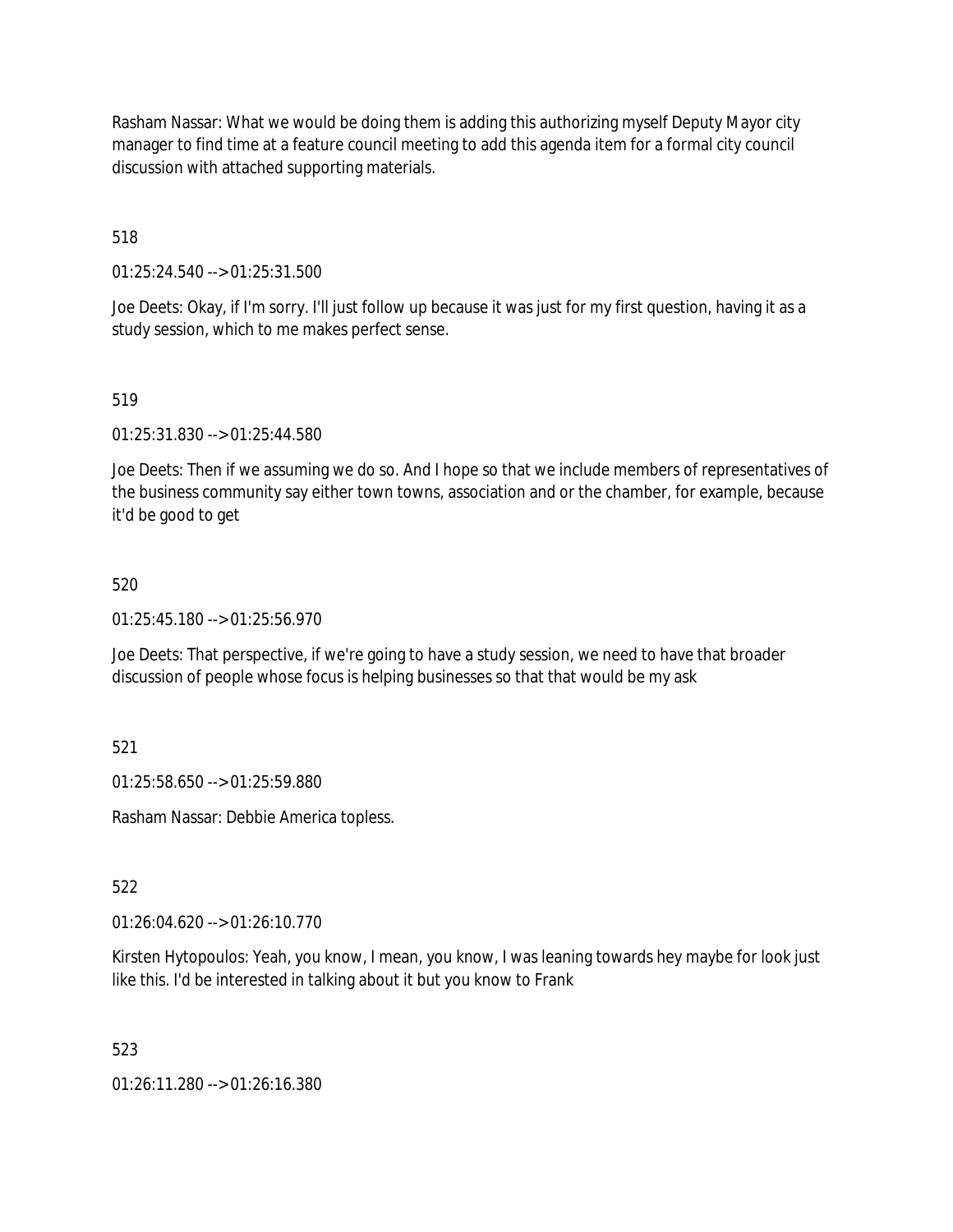Rasham Nassar: What we would be doing them is adding this authorizing myself Deputy Mayor city manager to find time at a feature council meeting to add this agenda item for a formal city council discussion with attached supporting materials.

518

01:25:24.540 --> 01:25:31.500

Joe Deets: Okay, if I'm sorry. I'll just follow up because it was just for my first question, having it as a study session, which to me makes perfect sense.

519

01:25:31.830 --> 01:25:44.580

Joe Deets: Then if we assuming we do so. And I hope so that we include members of representatives of the business community say either town towns, association and or the chamber, for example, because it'd be good to get

520

01:25:45.180 --> 01:25:56.970

Joe Deets: That perspective, if we're going to have a study session, we need to have that broader discussion of people whose focus is helping businesses so that that would be my ask

521

01:25:58.650 --> 01:25:59.880

Rasham Nassar: Debbie America topless.

522

01:26:04.620 --> 01:26:10.770

Kirsten Hytopoulos: Yeah, you know, I mean, you know, I was leaning towards hey maybe for look just like this. I'd be interested in talking about it but you know to Frank

523

01:26:11.280 --> 01:26:16.380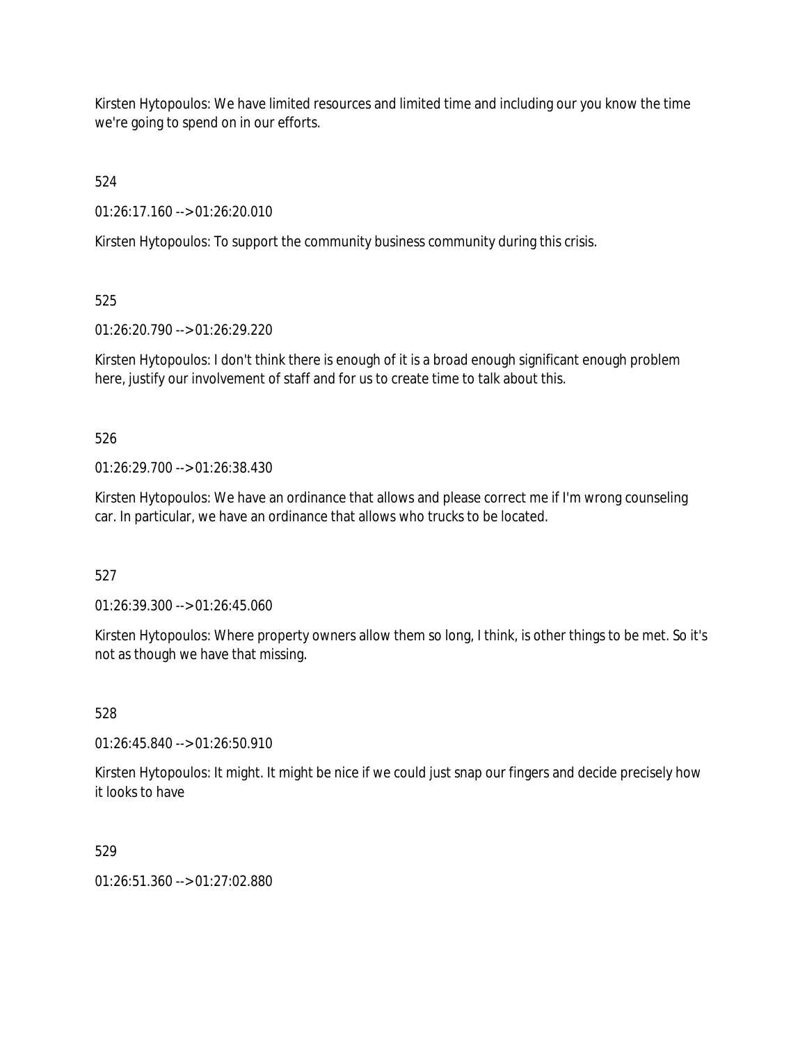Kirsten Hytopoulos: We have limited resources and limited time and including our you know the time we're going to spend on in our efforts.

524

01:26:17.160 --> 01:26:20.010

Kirsten Hytopoulos: To support the community business community during this crisis.

525

01:26:20.790 --> 01:26:29.220

Kirsten Hytopoulos: I don't think there is enough of it is a broad enough significant enough problem here, justify our involvement of staff and for us to create time to talk about this.

526

01:26:29.700 --> 01:26:38.430

Kirsten Hytopoulos: We have an ordinance that allows and please correct me if I'm wrong counseling car. In particular, we have an ordinance that allows who trucks to be located.

527

01:26:39.300 --> 01:26:45.060

Kirsten Hytopoulos: Where property owners allow them so long, I think, is other things to be met. So it's not as though we have that missing.

528

01:26:45.840 --> 01:26:50.910

Kirsten Hytopoulos: It might. It might be nice if we could just snap our fingers and decide precisely how it looks to have

529

01:26:51.360 --> 01:27:02.880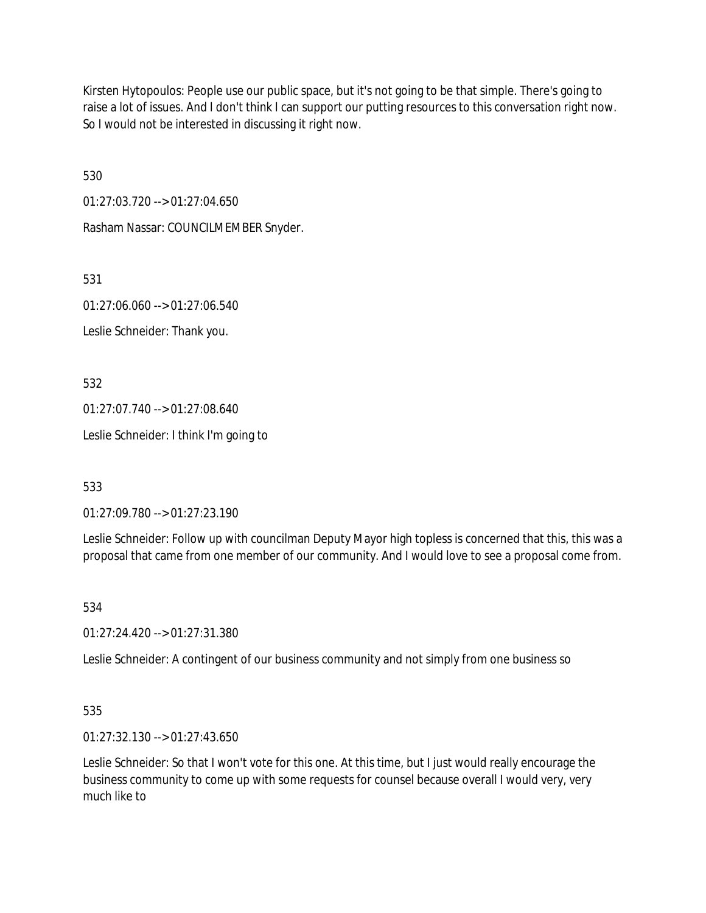Kirsten Hytopoulos: People use our public space, but it's not going to be that simple. There's going to raise a lot of issues. And I don't think I can support our putting resources to this conversation right now. So I would not be interested in discussing it right now.

530

01:27:03.720 --> 01:27:04.650

Rasham Nassar: COUNCILMEMBER Snyder.

531

01:27:06.060 --> 01:27:06.540

Leslie Schneider: Thank you.

532

01:27:07.740 --> 01:27:08.640

Leslie Schneider: I think I'm going to

533

01:27:09.780 --> 01:27:23.190

Leslie Schneider: Follow up with councilman Deputy Mayor high topless is concerned that this, this was a proposal that came from one member of our community. And I would love to see a proposal come from.

534

01:27:24.420 --> 01:27:31.380

Leslie Schneider: A contingent of our business community and not simply from one business so

535

01:27:32.130 --> 01:27:43.650

Leslie Schneider: So that I won't vote for this one. At this time, but I just would really encourage the business community to come up with some requests for counsel because overall I would very, very much like to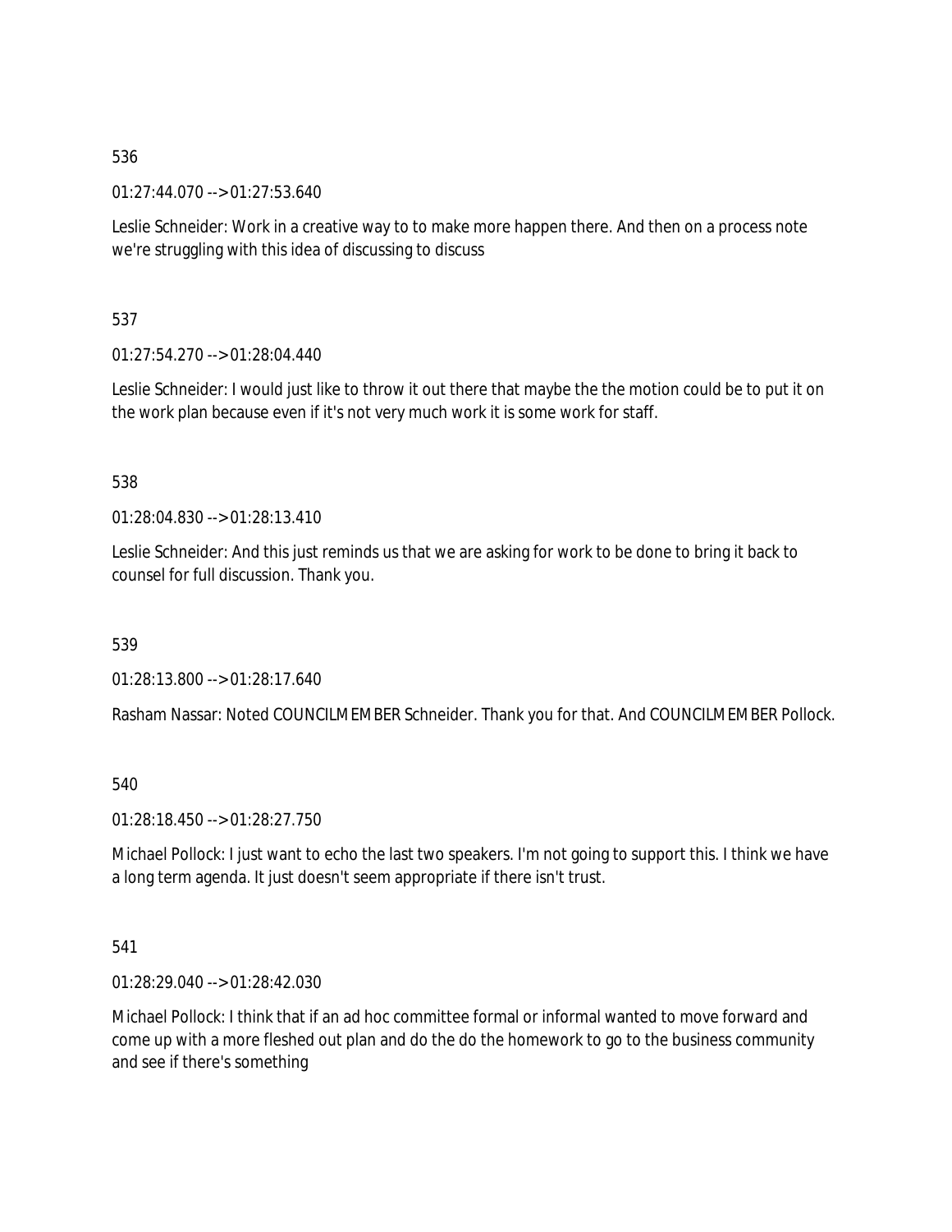536

01:27:44.070 --> 01:27:53.640

Leslie Schneider: Work in a creative way to to make more happen there. And then on a process note we're struggling with this idea of discussing to discuss

537

01:27:54.270 --> 01:28:04.440

Leslie Schneider: I would just like to throw it out there that maybe the the motion could be to put it on the work plan because even if it's not very much work it is some work for staff.

538

01:28:04.830 --> 01:28:13.410

Leslie Schneider: And this just reminds us that we are asking for work to be done to bring it back to counsel for full discussion. Thank you.

539

01:28:13.800 --> 01:28:17.640

Rasham Nassar: Noted COUNCILMEMBER Schneider. Thank you for that. And COUNCILMEMBER Pollock.

540

01:28:18.450 --> 01:28:27.750

Michael Pollock: I just want to echo the last two speakers. I'm not going to support this. I think we have a long term agenda. It just doesn't seem appropriate if there isn't trust.

541

01:28:29.040 --> 01:28:42.030

Michael Pollock: I think that if an ad hoc committee formal or informal wanted to move forward and come up with a more fleshed out plan and do the do the homework to go to the business community and see if there's something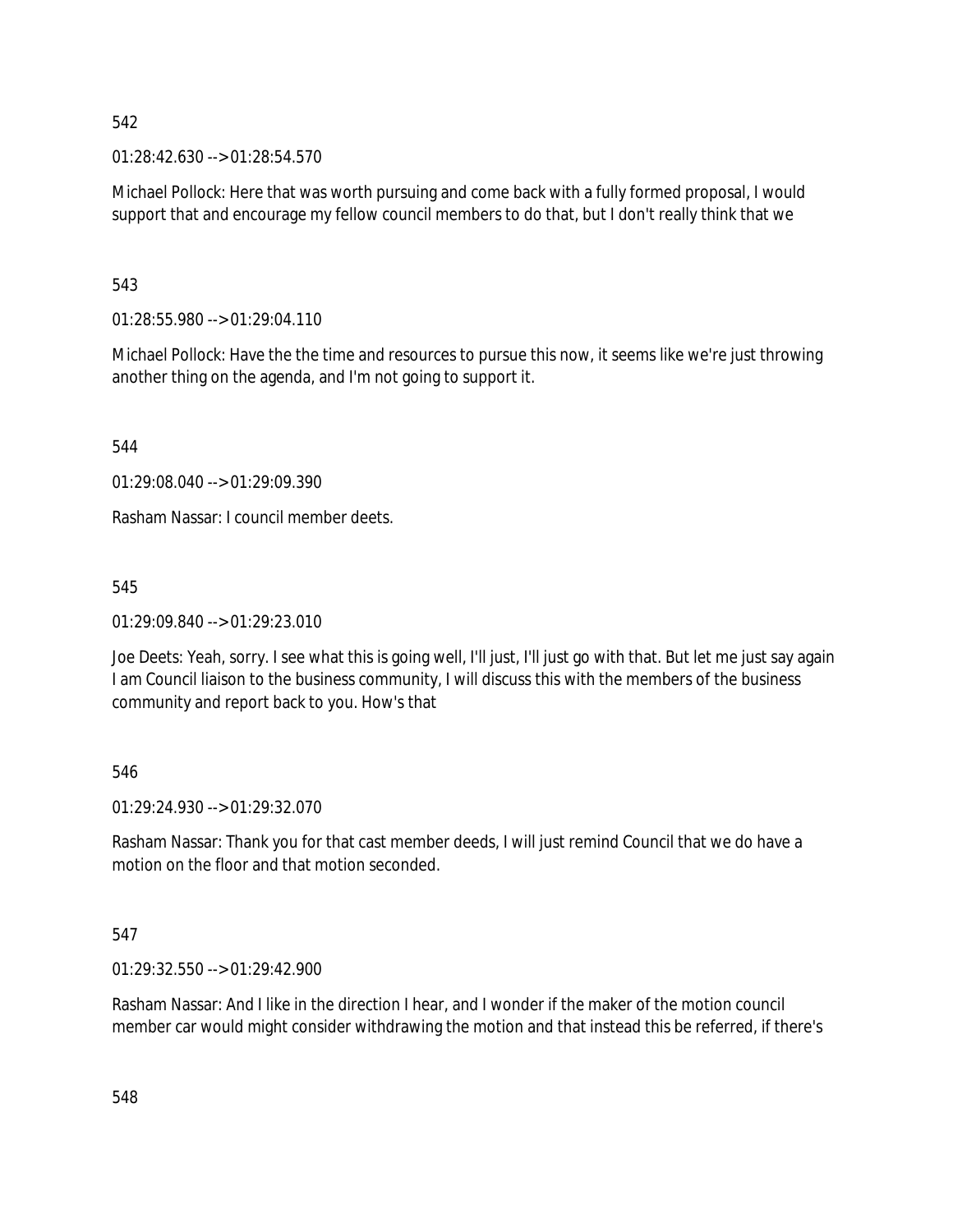542

01:28:42.630 --> 01:28:54.570

Michael Pollock: Here that was worth pursuing and come back with a fully formed proposal, I would support that and encourage my fellow council members to do that, but I don't really think that we

543

01:28:55.980 --> 01:29:04.110

Michael Pollock: Have the the time and resources to pursue this now, it seems like we're just throwing another thing on the agenda, and I'm not going to support it.

544

01:29:08.040 --> 01:29:09.390

Rasham Nassar: I council member deets.

545

01:29:09.840 --> 01:29:23.010

Joe Deets: Yeah, sorry. I see what this is going well, I'll just, I'll just go with that. But let me just say again I am Council liaison to the business community, I will discuss this with the members of the business community and report back to you. How's that

546

01:29:24.930 --> 01:29:32.070

Rasham Nassar: Thank you for that cast member deeds, I will just remind Council that we do have a motion on the floor and that motion seconded.

547

01:29:32.550 --> 01:29:42.900

Rasham Nassar: And I like in the direction I hear, and I wonder if the maker of the motion council member car would might consider withdrawing the motion and that instead this be referred, if there's

548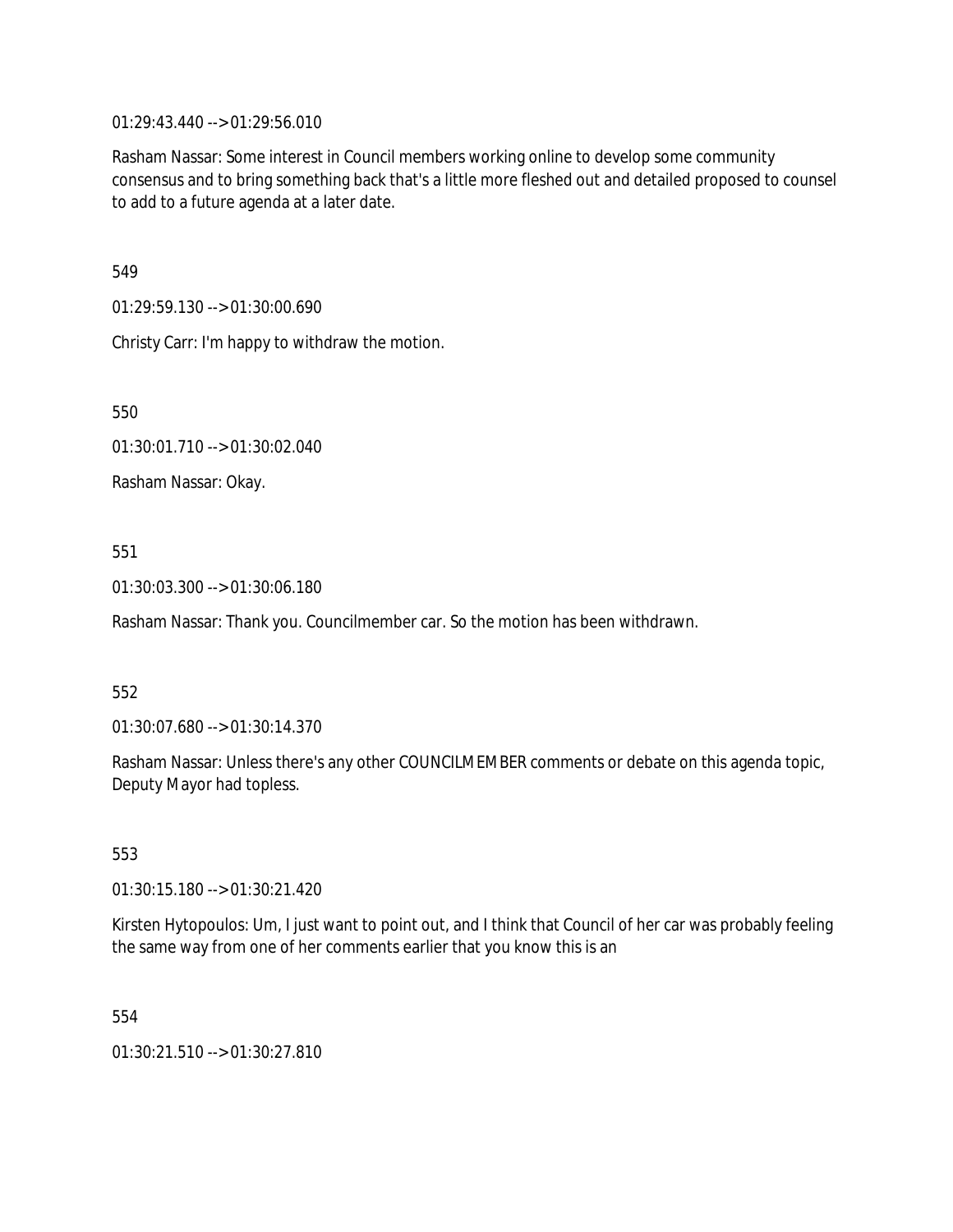01:29:43.440 --> 01:29:56.010

Rasham Nassar: Some interest in Council members working online to develop some community consensus and to bring something back that's a little more fleshed out and detailed proposed to counsel to add to a future agenda at a later date.

549

01:29:59.130 --> 01:30:00.690

Christy Carr: I'm happy to withdraw the motion.

550

01:30:01.710 --> 01:30:02.040

Rasham Nassar: Okay.

551

01:30:03.300 --> 01:30:06.180

Rasham Nassar: Thank you. Councilmember car. So the motion has been withdrawn.

552

01:30:07.680 --> 01:30:14.370

Rasham Nassar: Unless there's any other COUNCILMEMBER comments or debate on this agenda topic, Deputy Mayor had topless.

553

01:30:15.180 --> 01:30:21.420

Kirsten Hytopoulos: Um, I just want to point out, and I think that Council of her car was probably feeling the same way from one of her comments earlier that you know this is an

554

01:30:21.510 --> 01:30:27.810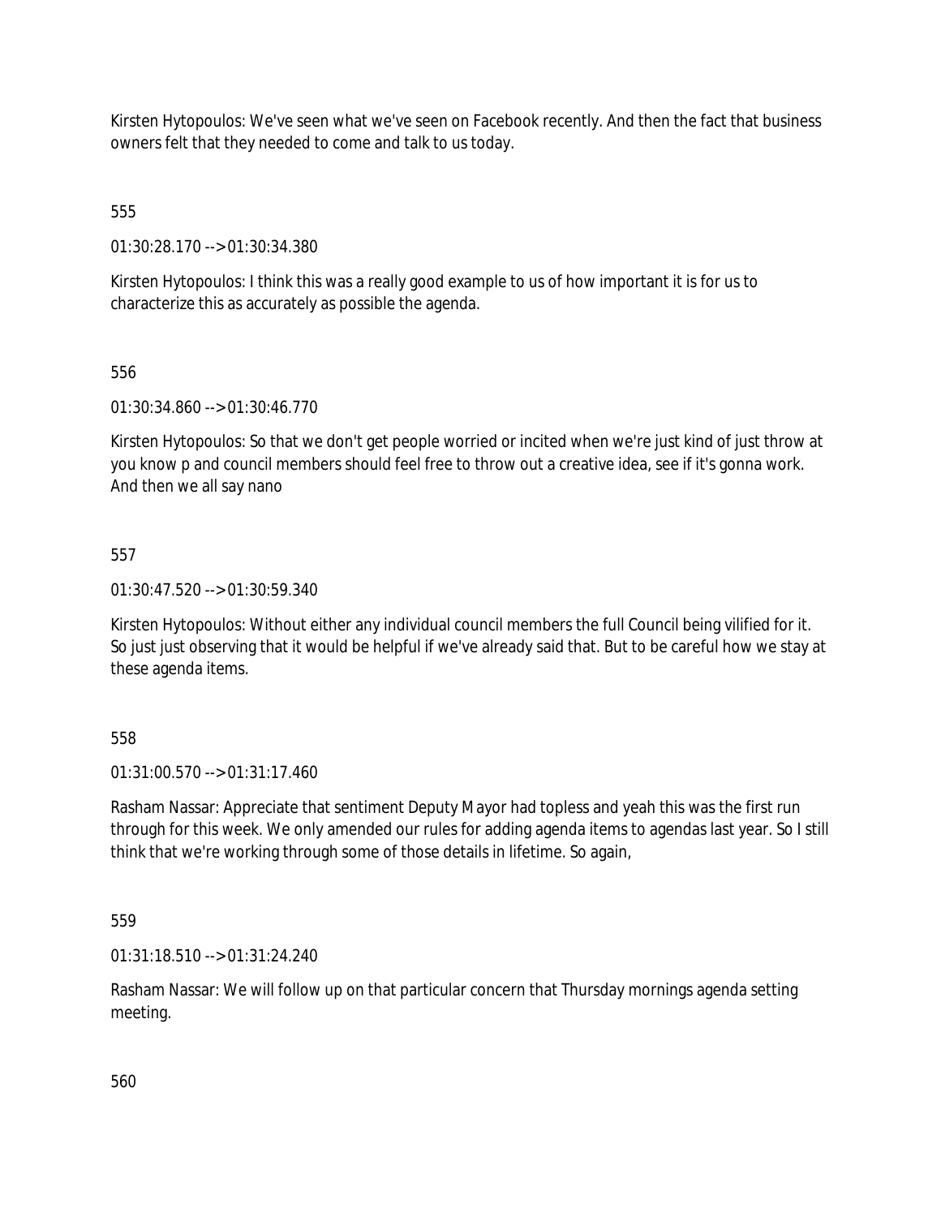Kirsten Hytopoulos: We've seen what we've seen on Facebook recently. And then the fact that business owners felt that they needed to come and talk to us today.

555

01:30:28.170 --> 01:30:34.380

Kirsten Hytopoulos: I think this was a really good example to us of how important it is for us to characterize this as accurately as possible the agenda.

556

01:30:34.860 --> 01:30:46.770

Kirsten Hytopoulos: So that we don't get people worried or incited when we're just kind of just throw at you know p and council members should feel free to throw out a creative idea, see if it's gonna work. And then we all say nano

557

01:30:47.520 --> 01:30:59.340

Kirsten Hytopoulos: Without either any individual council members the full Council being vilified for it. So just just observing that it would be helpful if we've already said that. But to be careful how we stay at these agenda items.

558

01:31:00.570 --> 01:31:17.460

Rasham Nassar: Appreciate that sentiment Deputy Mayor had topless and yeah this was the first run through for this week. We only amended our rules for adding agenda items to agendas last year. So I still think that we're working through some of those details in lifetime. So again,

559

01:31:18.510 --> 01:31:24.240

Rasham Nassar: We will follow up on that particular concern that Thursday mornings agenda setting meeting.

560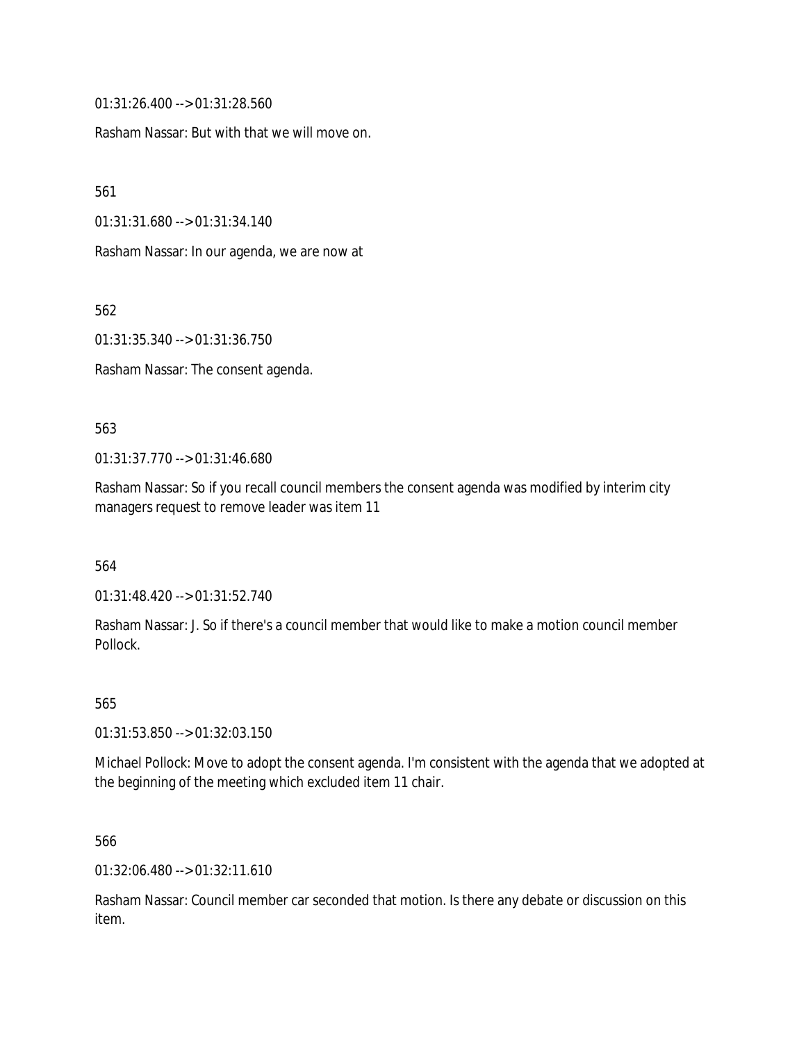01:31:26.400 --> 01:31:28.560

Rasham Nassar: But with that we will move on.

561

01:31:31.680 --> 01:31:34.140

Rasham Nassar: In our agenda, we are now at

562

01:31:35.340 --> 01:31:36.750

Rasham Nassar: The consent agenda.

563

01:31:37.770 --> 01:31:46.680

Rasham Nassar: So if you recall council members the consent agenda was modified by interim city managers request to remove leader was item 11

564

01:31:48.420 --> 01:31:52.740

Rasham Nassar: J. So if there's a council member that would like to make a motion council member Pollock.

565

01:31:53.850 --> 01:32:03.150

Michael Pollock: Move to adopt the consent agenda. I'm consistent with the agenda that we adopted at the beginning of the meeting which excluded item 11 chair.

566

01:32:06.480 --> 01:32:11.610

Rasham Nassar: Council member car seconded that motion. Is there any debate or discussion on this item.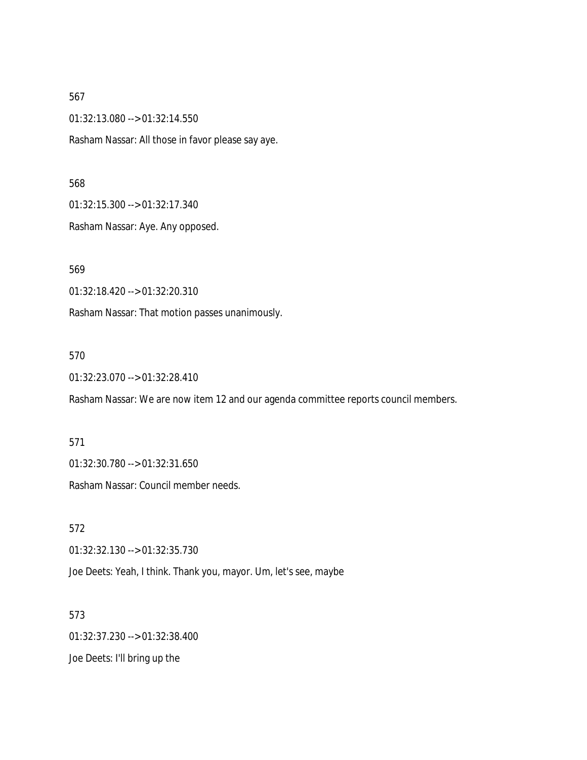567

01:32:13.080 --> 01:32:14.550

Rasham Nassar: All those in favor please say aye.

568

01:32:15.300 --> 01:32:17.340

Rasham Nassar: Aye. Any opposed.

569

01:32:18.420 --> 01:32:20.310

Rasham Nassar: That motion passes unanimously.

570

01:32:23.070 --> 01:32:28.410

Rasham Nassar: We are now item 12 and our agenda committee reports council members.

571

01:32:30.780 --> 01:32:31.650

Rasham Nassar: Council member needs.

572

01:32:32.130 --> 01:32:35.730

Joe Deets: Yeah, I think. Thank you, mayor. Um, let's see, maybe

573

01:32:37.230 --> 01:32:38.400

Joe Deets: I'll bring up the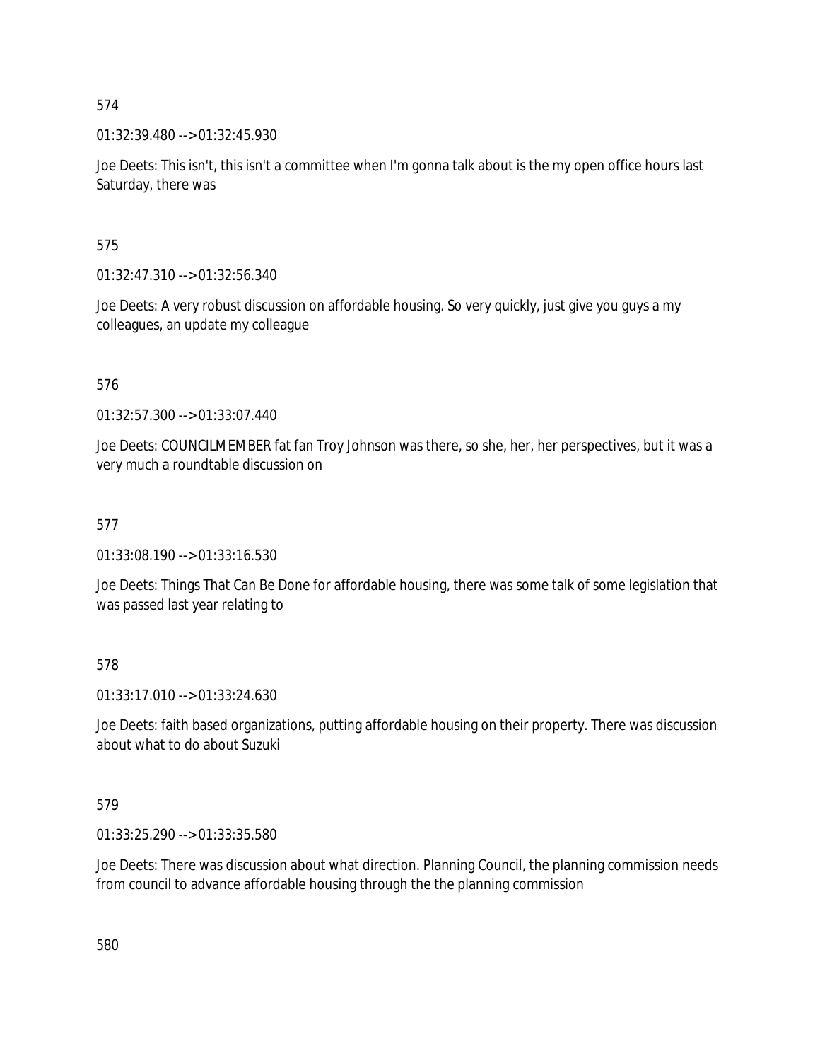574

01:32:39.480 --> 01:32:45.930

Joe Deets: This isn't, this isn't a committee when I'm gonna talk about is the my open office hours last Saturday, there was

575

01:32:47.310 --> 01:32:56.340

Joe Deets: A very robust discussion on affordable housing. So very quickly, just give you guys a my colleagues, an update my colleague

576

01:32:57.300 --> 01:33:07.440

Joe Deets: COUNCILMEMBER fat fan Troy Johnson was there, so she, her, her perspectives, but it was a very much a roundtable discussion on

577

01:33:08.190 --> 01:33:16.530

Joe Deets: Things That Can Be Done for affordable housing, there was some talk of some legislation that was passed last year relating to

578

01:33:17.010 --> 01:33:24.630

Joe Deets: faith based organizations, putting affordable housing on their property. There was discussion about what to do about Suzuki

579

01:33:25.290 --> 01:33:35.580

Joe Deets: There was discussion about what direction. Planning Council, the planning commission needs from council to advance affordable housing through the the planning commission

580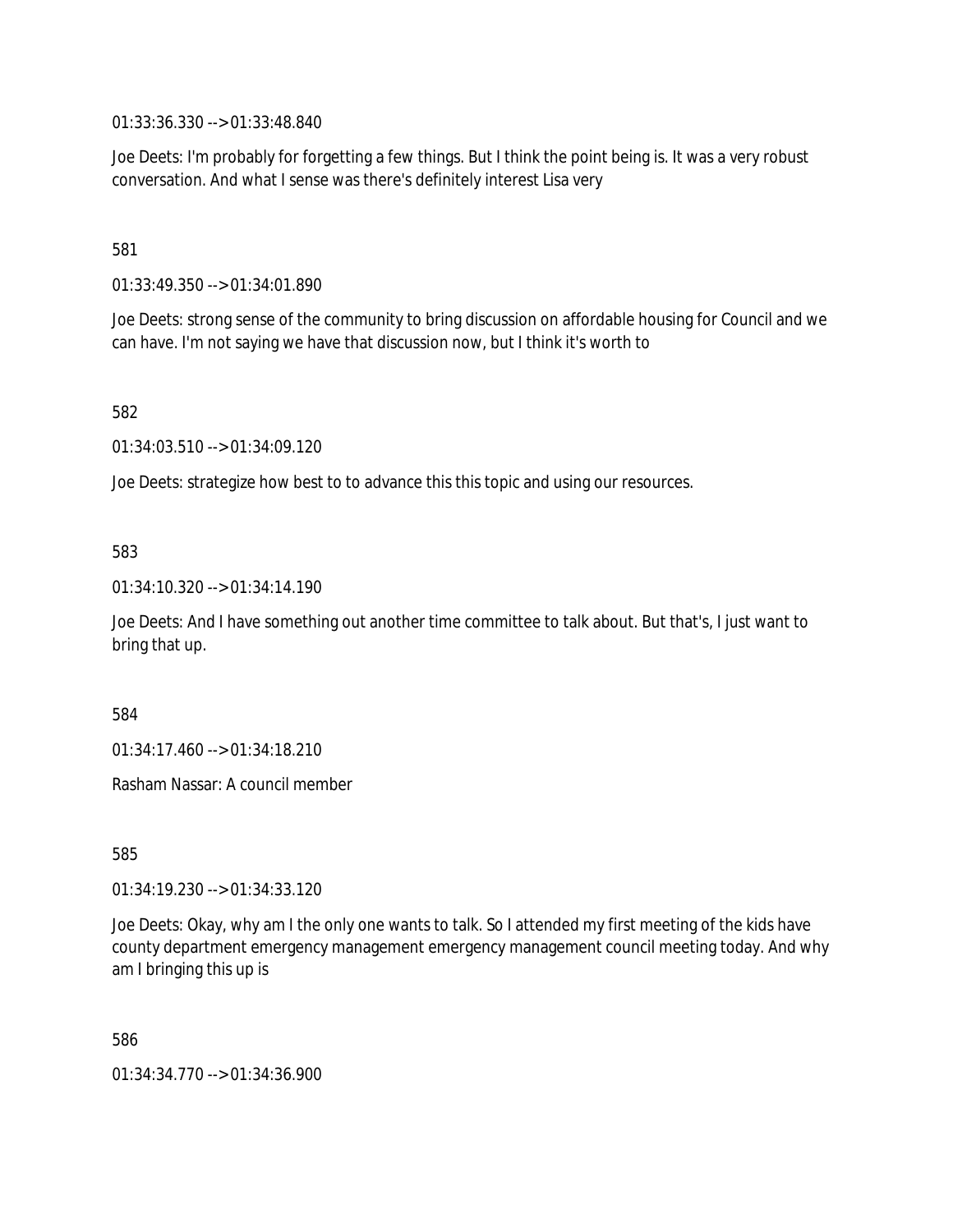01:33:36.330 --> 01:33:48.840

Joe Deets: I'm probably for forgetting a few things. But I think the point being is. It was a very robust conversation. And what I sense was there's definitely interest Lisa very

581

01:33:49.350 --> 01:34:01.890

Joe Deets: strong sense of the community to bring discussion on affordable housing for Council and we can have. I'm not saying we have that discussion now, but I think it's worth to

582

01:34:03.510 --> 01:34:09.120

Joe Deets: strategize how best to to advance this this topic and using our resources.

583

01:34:10.320 --> 01:34:14.190

Joe Deets: And I have something out another time committee to talk about. But that's, I just want to bring that up.

584

01:34:17.460 --> 01:34:18.210

Rasham Nassar: A council member

585

01:34:19.230 --> 01:34:33.120

Joe Deets: Okay, why am I the only one wants to talk. So I attended my first meeting of the kids have county department emergency management emergency management council meeting today. And why am I bringing this up is

586

01:34:34.770 --> 01:34:36.900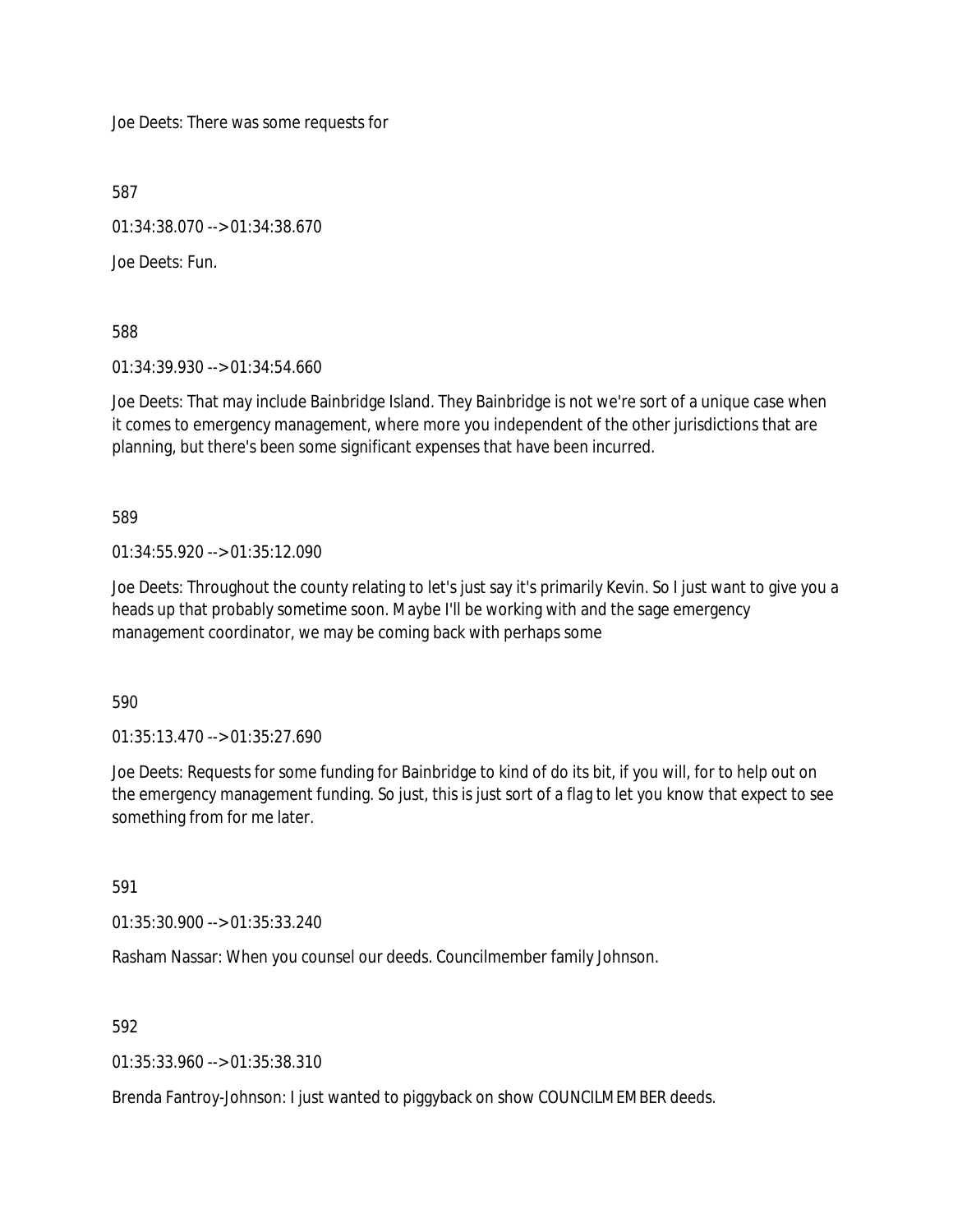Joe Deets: There was some requests for

587

01:34:38.070 --> 01:34:38.670

Joe Deets: Fun.

588

01:34:39.930 --> 01:34:54.660

Joe Deets: That may include Bainbridge Island. They Bainbridge is not we're sort of a unique case when it comes to emergency management, where more you independent of the other jurisdictions that are planning, but there's been some significant expenses that have been incurred.

589

01:34:55.920 --> 01:35:12.090

Joe Deets: Throughout the county relating to let's just say it's primarily Kevin. So I just want to give you a heads up that probably sometime soon. Maybe I'll be working with and the sage emergency management coordinator, we may be coming back with perhaps some

590

01:35:13.470 --> 01:35:27.690

Joe Deets: Requests for some funding for Bainbridge to kind of do its bit, if you will, for to help out on the emergency management funding. So just, this is just sort of a flag to let you know that expect to see something from for me later.

591

01:35:30.900 --> 01:35:33.240

Rasham Nassar: When you counsel our deeds. Councilmember family Johnson.

592

01:35:33.960 --> 01:35:38.310

Brenda Fantroy-Johnson: I just wanted to piggyback on show COUNCILMEMBER deeds.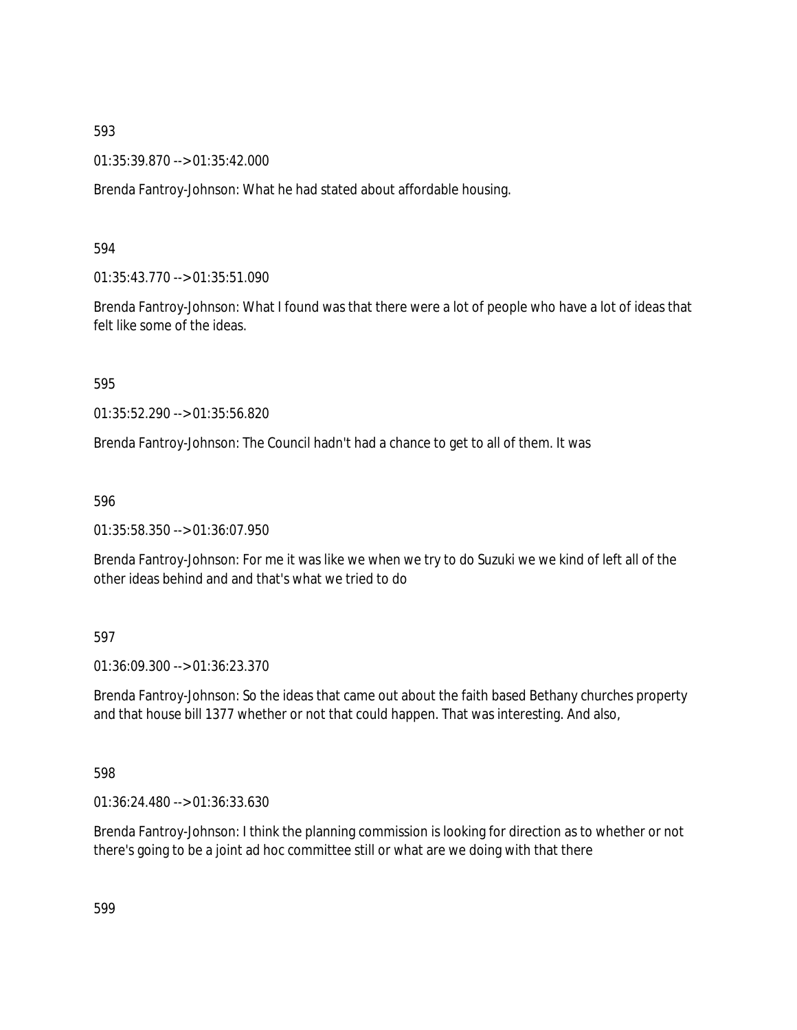593

01:35:39.870 --> 01:35:42.000

Brenda Fantroy-Johnson: What he had stated about affordable housing.

594

01:35:43.770 --> 01:35:51.090

Brenda Fantroy-Johnson: What I found was that there were a lot of people who have a lot of ideas that felt like some of the ideas.

595

01:35:52.290 --> 01:35:56.820

Brenda Fantroy-Johnson: The Council hadn't had a chance to get to all of them. It was

596

01:35:58.350 --> 01:36:07.950

Brenda Fantroy-Johnson: For me it was like we when we try to do Suzuki we we kind of left all of the other ideas behind and and that's what we tried to do

597

01:36:09.300 --> 01:36:23.370

Brenda Fantroy-Johnson: So the ideas that came out about the faith based Bethany churches property and that house bill 1377 whether or not that could happen. That was interesting. And also,

598

01:36:24.480 --> 01:36:33.630

Brenda Fantroy-Johnson: I think the planning commission is looking for direction as to whether or not there's going to be a joint ad hoc committee still or what are we doing with that there

599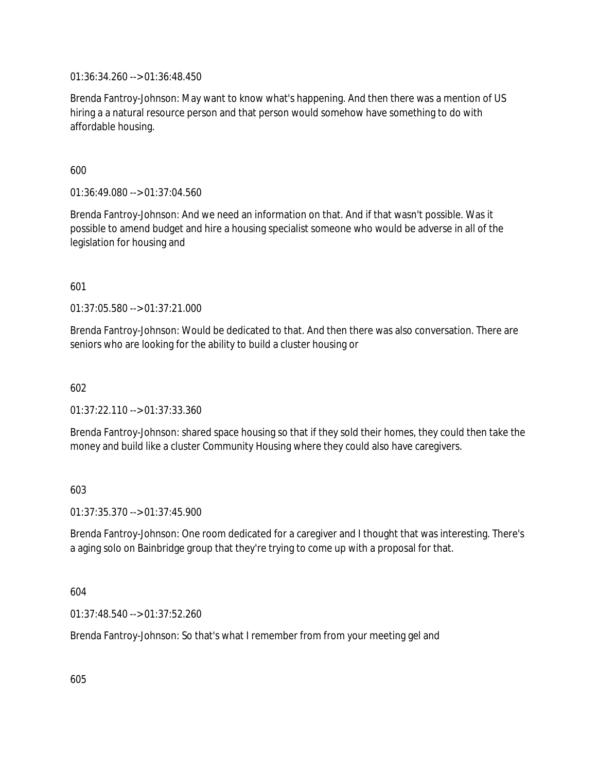01:36:34.260 --> 01:36:48.450

Brenda Fantroy-Johnson: May want to know what's happening. And then there was a mention of US hiring a a natural resource person and that person would somehow have something to do with affordable housing.

600

01:36:49.080 --> 01:37:04.560

Brenda Fantroy-Johnson: And we need an information on that. And if that wasn't possible. Was it possible to amend budget and hire a housing specialist someone who would be adverse in all of the legislation for housing and

601

01:37:05.580 --> 01:37:21.000

Brenda Fantroy-Johnson: Would be dedicated to that. And then there was also conversation. There are seniors who are looking for the ability to build a cluster housing or

602

01:37:22.110 --> 01:37:33.360

Brenda Fantroy-Johnson: shared space housing so that if they sold their homes, they could then take the money and build like a cluster Community Housing where they could also have caregivers.

603

01:37:35.370 --> 01:37:45.900

Brenda Fantroy-Johnson: One room dedicated for a caregiver and I thought that was interesting. There's a aging solo on Bainbridge group that they're trying to come up with a proposal for that.

604

01:37:48.540 --> 01:37:52.260

Brenda Fantroy-Johnson: So that's what I remember from from your meeting gel and

605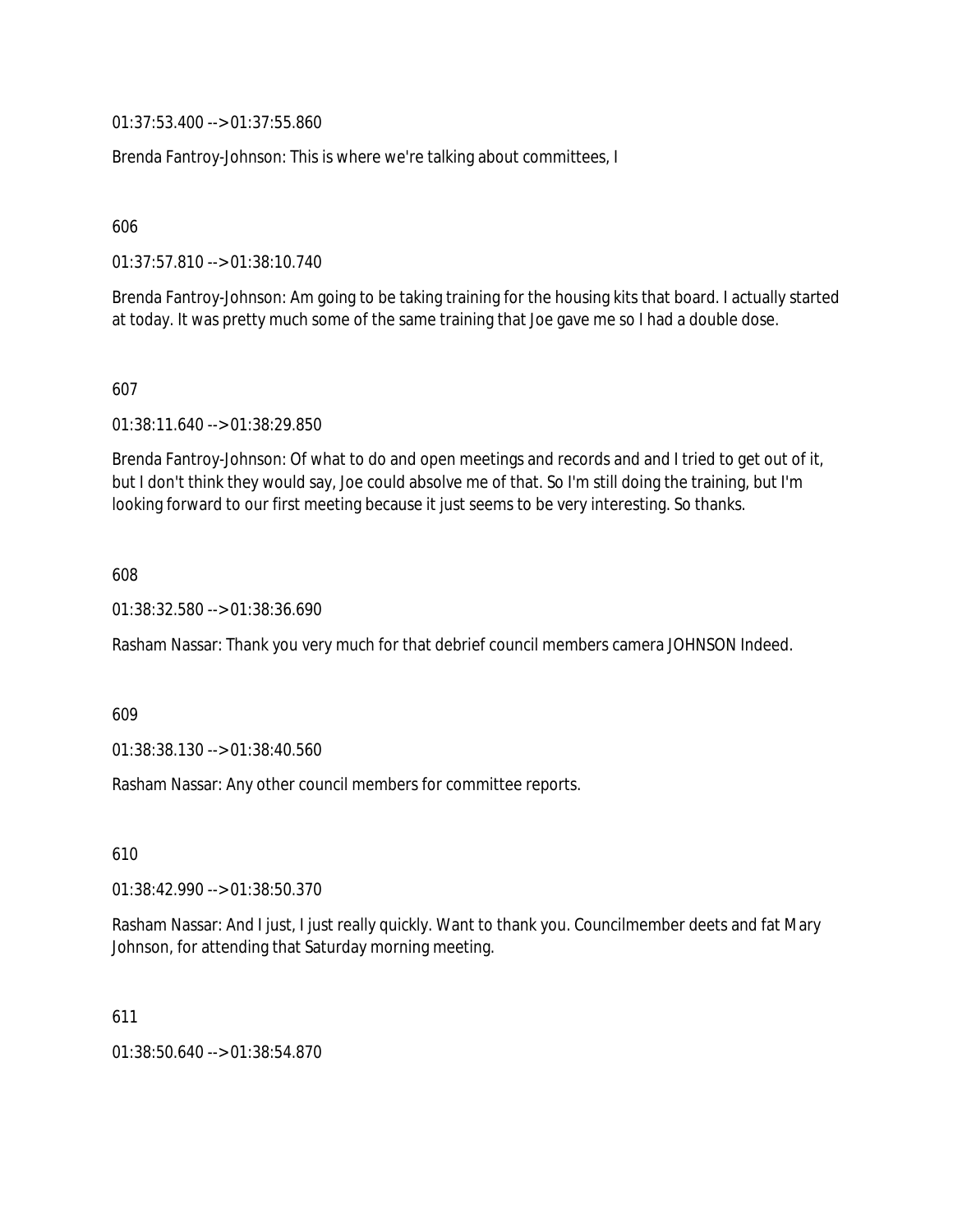01:37:53.400 --> 01:37:55.860

Brenda Fantroy-Johnson: This is where we're talking about committees, I

606

01:37:57.810 --> 01:38:10.740

Brenda Fantroy-Johnson: Am going to be taking training for the housing kits that board. I actually started at today. It was pretty much some of the same training that Joe gave me so I had a double dose.

607

01:38:11.640 --> 01:38:29.850

Brenda Fantroy-Johnson: Of what to do and open meetings and records and and I tried to get out of it, but I don't think they would say, Joe could absolve me of that. So I'm still doing the training, but I'm looking forward to our first meeting because it just seems to be very interesting. So thanks.

608

01:38:32.580 --> 01:38:36.690

Rasham Nassar: Thank you very much for that debrief council members camera JOHNSON Indeed.

609

01:38:38.130 --> 01:38:40.560

Rasham Nassar: Any other council members for committee reports.

610

01:38:42.990 --> 01:38:50.370

Rasham Nassar: And I just, I just really quickly. Want to thank you. Councilmember deets and fat Mary Johnson, for attending that Saturday morning meeting.

611

01:38:50.640 --> 01:38:54.870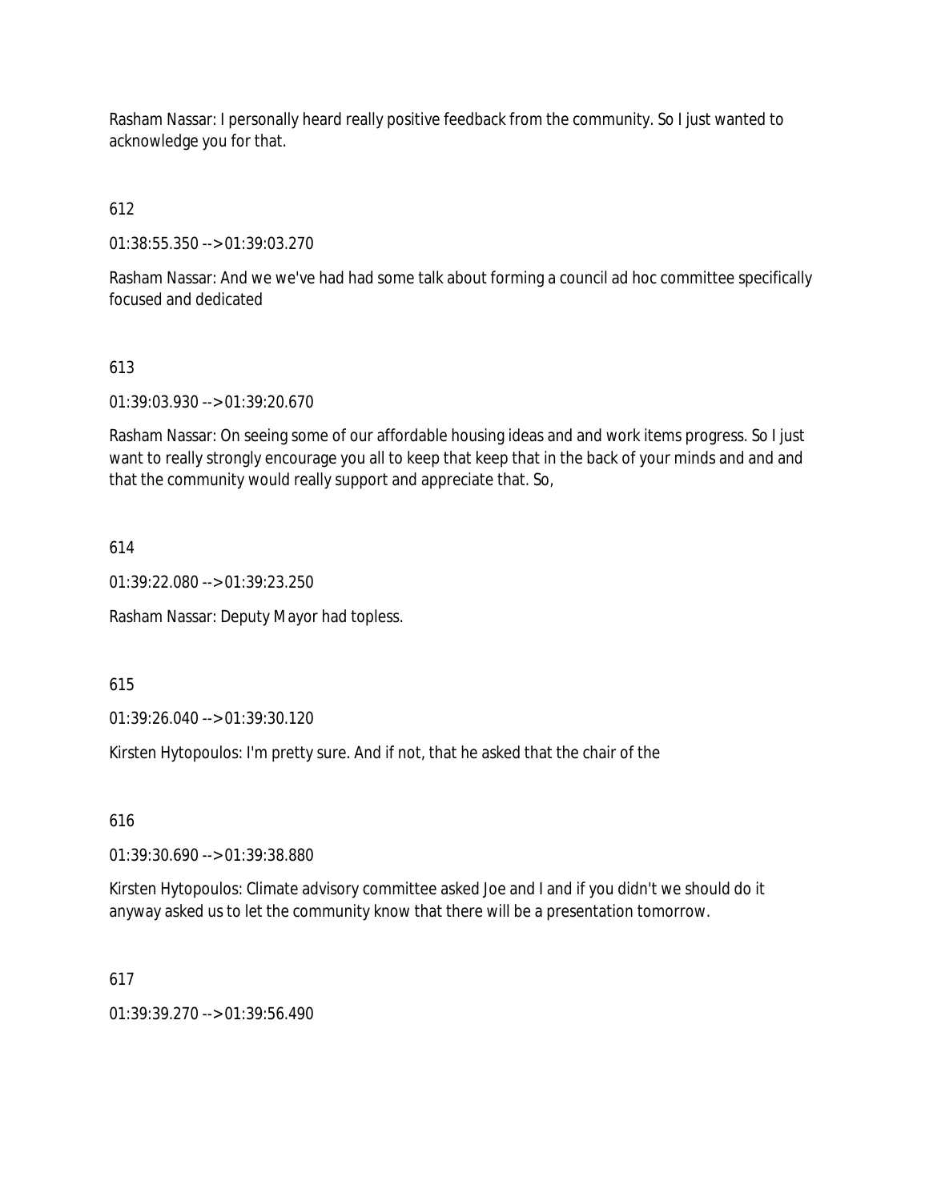Rasham Nassar: I personally heard really positive feedback from the community. So I just wanted to acknowledge you for that.

612

01:38:55.350 --> 01:39:03.270

Rasham Nassar: And we we've had had some talk about forming a council ad hoc committee specifically focused and dedicated

613

01:39:03.930 --> 01:39:20.670

Rasham Nassar: On seeing some of our affordable housing ideas and and work items progress. So I just want to really strongly encourage you all to keep that keep that in the back of your minds and and and that the community would really support and appreciate that. So,

614

01:39:22.080 --> 01:39:23.250

Rasham Nassar: Deputy Mayor had topless.

615

01:39:26.040 --> 01:39:30.120

Kirsten Hytopoulos: I'm pretty sure. And if not, that he asked that the chair of the

616

01:39:30.690 --> 01:39:38.880

Kirsten Hytopoulos: Climate advisory committee asked Joe and I and if you didn't we should do it anyway asked us to let the community know that there will be a presentation tomorrow.

617

01:39:39.270 --> 01:39:56.490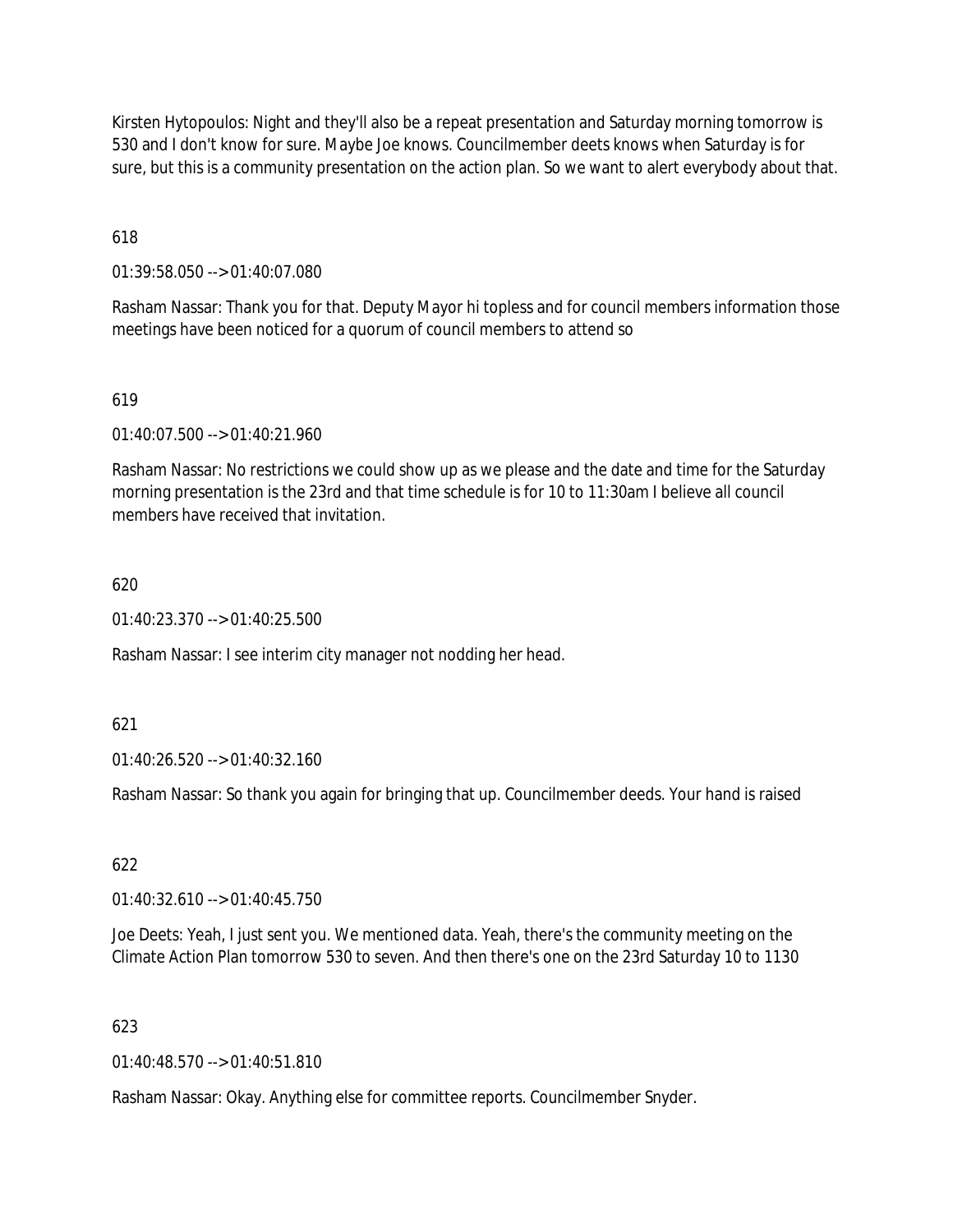Kirsten Hytopoulos: Night and they'll also be a repeat presentation and Saturday morning tomorrow is 530 and I don't know for sure. Maybe Joe knows. Councilmember deets knows when Saturday is for sure, but this is a community presentation on the action plan. So we want to alert everybody about that.

618

01:39:58.050 --> 01:40:07.080

Rasham Nassar: Thank you for that. Deputy Mayor hi topless and for council members information those meetings have been noticed for a quorum of council members to attend so

619

01:40:07.500 --> 01:40:21.960

Rasham Nassar: No restrictions we could show up as we please and the date and time for the Saturday morning presentation is the 23rd and that time schedule is for 10 to 11:30am I believe all council members have received that invitation.

620

01:40:23.370 --> 01:40:25.500

Rasham Nassar: I see interim city manager not nodding her head.

621

01:40:26.520 --> 01:40:32.160

Rasham Nassar: So thank you again for bringing that up. Councilmember deeds. Your hand is raised

622

01:40:32.610 --> 01:40:45.750

Joe Deets: Yeah, I just sent you. We mentioned data. Yeah, there's the community meeting on the Climate Action Plan tomorrow 530 to seven. And then there's one on the 23rd Saturday 10 to 1130

623

01:40:48.570 --> 01:40:51.810

Rasham Nassar: Okay. Anything else for committee reports. Councilmember Snyder.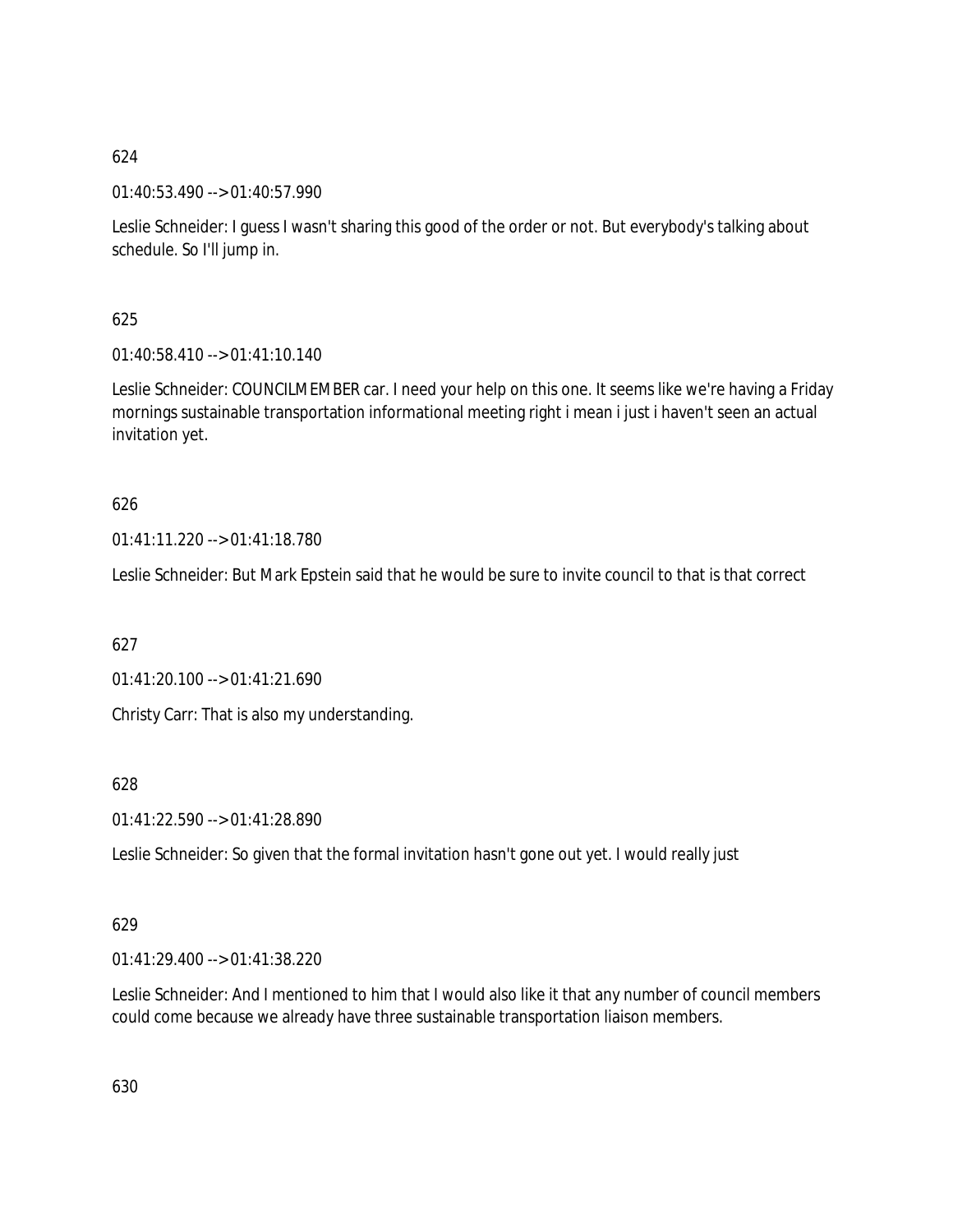624

01:40:53.490 --> 01:40:57.990

Leslie Schneider: I guess I wasn't sharing this good of the order or not. But everybody's talking about schedule. So I'll jump in.

625

01:40:58.410 --> 01:41:10.140

Leslie Schneider: COUNCILMEMBER car. I need your help on this one. It seems like we're having a Friday mornings sustainable transportation informational meeting right i mean i just i haven't seen an actual invitation yet.

626

01:41:11.220 --> 01:41:18.780

Leslie Schneider: But Mark Epstein said that he would be sure to invite council to that is that correct

627

01:41:20.100 --> 01:41:21.690

Christy Carr: That is also my understanding.

628

01:41:22.590 --> 01:41:28.890

Leslie Schneider: So given that the formal invitation hasn't gone out yet. I would really just

629

01:41:29.400 --> 01:41:38.220

Leslie Schneider: And I mentioned to him that I would also like it that any number of council members could come because we already have three sustainable transportation liaison members.

630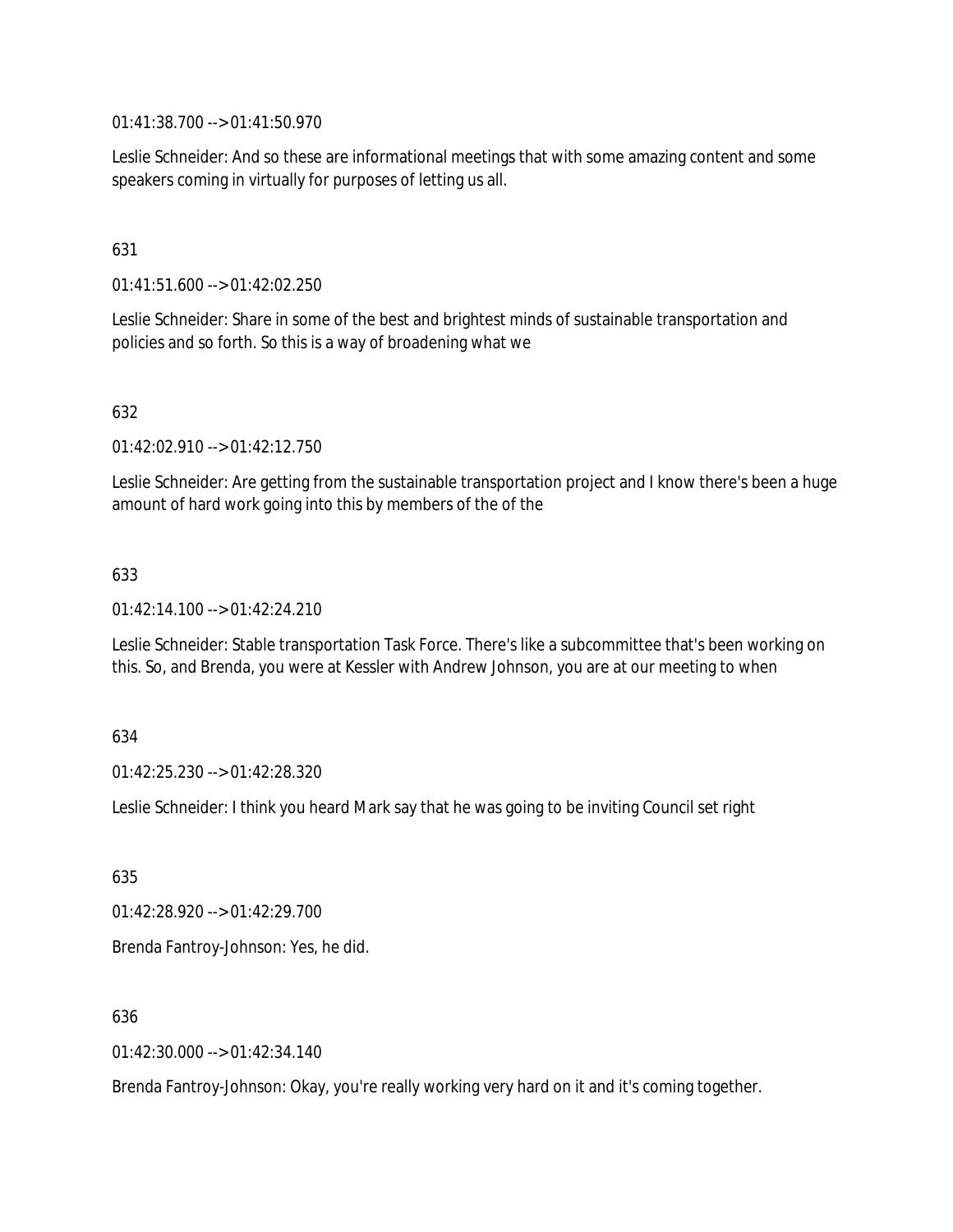01:41:38.700 --> 01:41:50.970

Leslie Schneider: And so these are informational meetings that with some amazing content and some speakers coming in virtually for purposes of letting us all.

631

01:41:51.600 --> 01:42:02.250

Leslie Schneider: Share in some of the best and brightest minds of sustainable transportation and policies and so forth. So this is a way of broadening what we

632

01:42:02.910 --> 01:42:12.750

Leslie Schneider: Are getting from the sustainable transportation project and I know there's been a huge amount of hard work going into this by members of the of the

633

01:42:14.100 --> 01:42:24.210

Leslie Schneider: Stable transportation Task Force. There's like a subcommittee that's been working on this. So, and Brenda, you were at Kessler with Andrew Johnson, you are at our meeting to when

634

01:42:25.230 --> 01:42:28.320

Leslie Schneider: I think you heard Mark say that he was going to be inviting Council set right

635

01:42:28.920 --> 01:42:29.700

Brenda Fantroy-Johnson: Yes, he did.

636

01:42:30.000 --> 01:42:34.140

Brenda Fantroy-Johnson: Okay, you're really working very hard on it and it's coming together.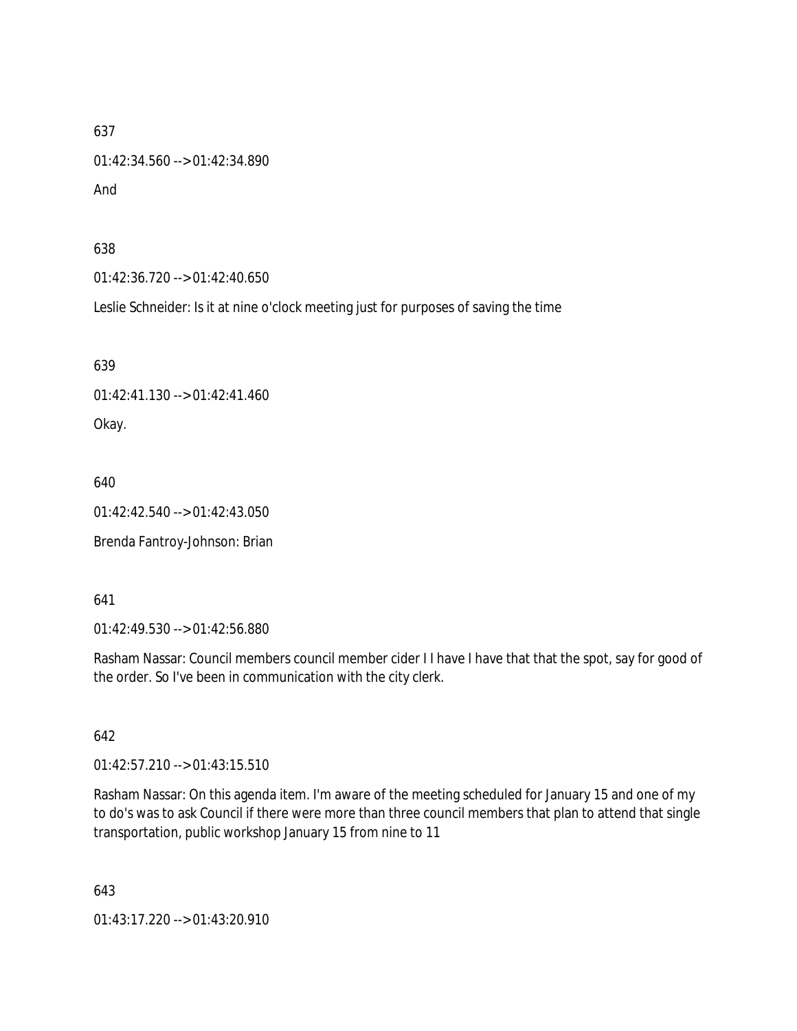637

01:42:34.560 --> 01:42:34.890

And

638

01:42:36.720 --> 01:42:40.650

Leslie Schneider: Is it at nine o'clock meeting just for purposes of saving the time

639

01:42:41.130 --> 01:42:41.460

Okay.

640

01:42:42.540 --> 01:42:43.050

Brenda Fantroy-Johnson: Brian

641

01:42:49.530 --> 01:42:56.880

Rasham Nassar: Council members council member cider I I have I have that that the spot, say for good of the order. So I've been in communication with the city clerk.

642

01:42:57.210 --> 01:43:15.510

Rasham Nassar: On this agenda item. I'm aware of the meeting scheduled for January 15 and one of my to do's was to ask Council if there were more than three council members that plan to attend that single transportation, public workshop January 15 from nine to 11

643

01:43:17.220 --> 01:43:20.910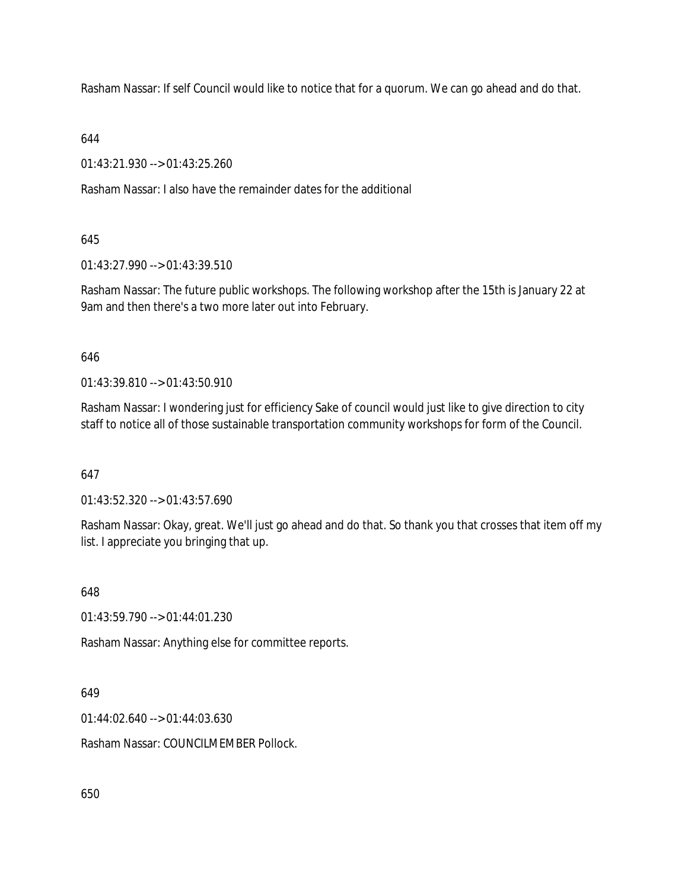Rasham Nassar: If self Council would like to notice that for a quorum. We can go ahead and do that.

644

01:43:21.930 --> 01:43:25.260

Rasham Nassar: I also have the remainder dates for the additional

645

01:43:27.990 --> 01:43:39.510

Rasham Nassar: The future public workshops. The following workshop after the 15th is January 22 at 9am and then there's a two more later out into February.

646

01:43:39.810 --> 01:43:50.910

Rasham Nassar: I wondering just for efficiency Sake of council would just like to give direction to city staff to notice all of those sustainable transportation community workshops for form of the Council.

647

01:43:52.320 --> 01:43:57.690

Rasham Nassar: Okay, great. We'll just go ahead and do that. So thank you that crosses that item off my list. I appreciate you bringing that up.

648

01:43:59.790 --> 01:44:01.230

Rasham Nassar: Anything else for committee reports.

649

01:44:02.640 --> 01:44:03.630

Rasham Nassar: COUNCILMEMBER Pollock.

650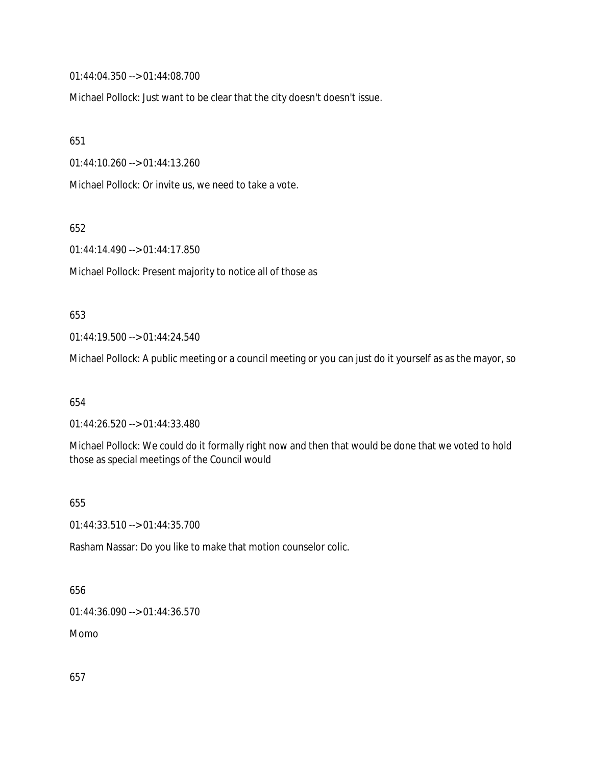01:44:04.350 --> 01:44:08.700

Michael Pollock: Just want to be clear that the city doesn't doesn't issue.

651

01:44:10.260 --> 01:44:13.260

Michael Pollock: Or invite us, we need to take a vote.

652

01:44:14.490 --> 01:44:17.850

Michael Pollock: Present majority to notice all of those as

653

01:44:19.500 --> 01:44:24.540

Michael Pollock: A public meeting or a council meeting or you can just do it yourself as as the mayor, so

654

01:44:26.520 --> 01:44:33.480

Michael Pollock: We could do it formally right now and then that would be done that we voted to hold those as special meetings of the Council would

655

01:44:33.510 --> 01:44:35.700

Rasham Nassar: Do you like to make that motion counselor colic.

656

01:44:36.090 --> 01:44:36.570

Momo

657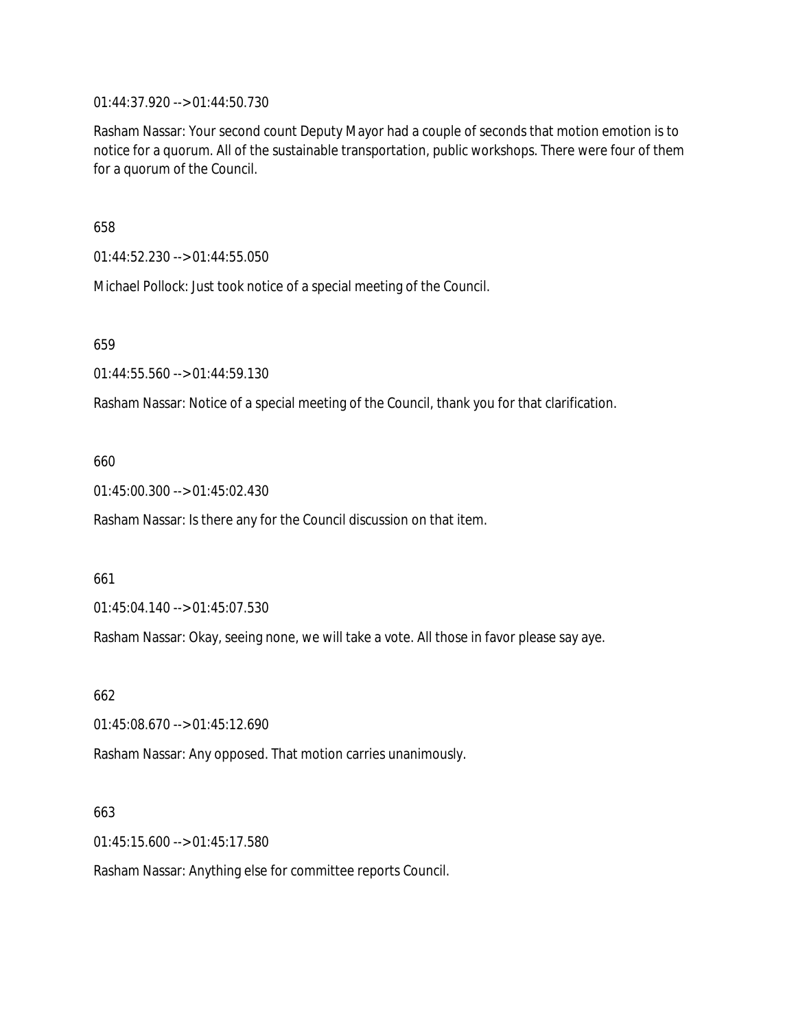01:44:37.920 --> 01:44:50.730

Rasham Nassar: Your second count Deputy Mayor had a couple of seconds that motion emotion is to notice for a quorum. All of the sustainable transportation, public workshops. There were four of them for a quorum of the Council.

658

01:44:52.230 --> 01:44:55.050

Michael Pollock: Just took notice of a special meeting of the Council.

659

01:44:55.560 --> 01:44:59.130

Rasham Nassar: Notice of a special meeting of the Council, thank you for that clarification.

660

01:45:00.300 --> 01:45:02.430

Rasham Nassar: Is there any for the Council discussion on that item.

661

01:45:04.140 --> 01:45:07.530

Rasham Nassar: Okay, seeing none, we will take a vote. All those in favor please say aye.

662

01:45:08.670 --> 01:45:12.690

Rasham Nassar: Any opposed. That motion carries unanimously.

663

01:45:15.600 --> 01:45:17.580

Rasham Nassar: Anything else for committee reports Council.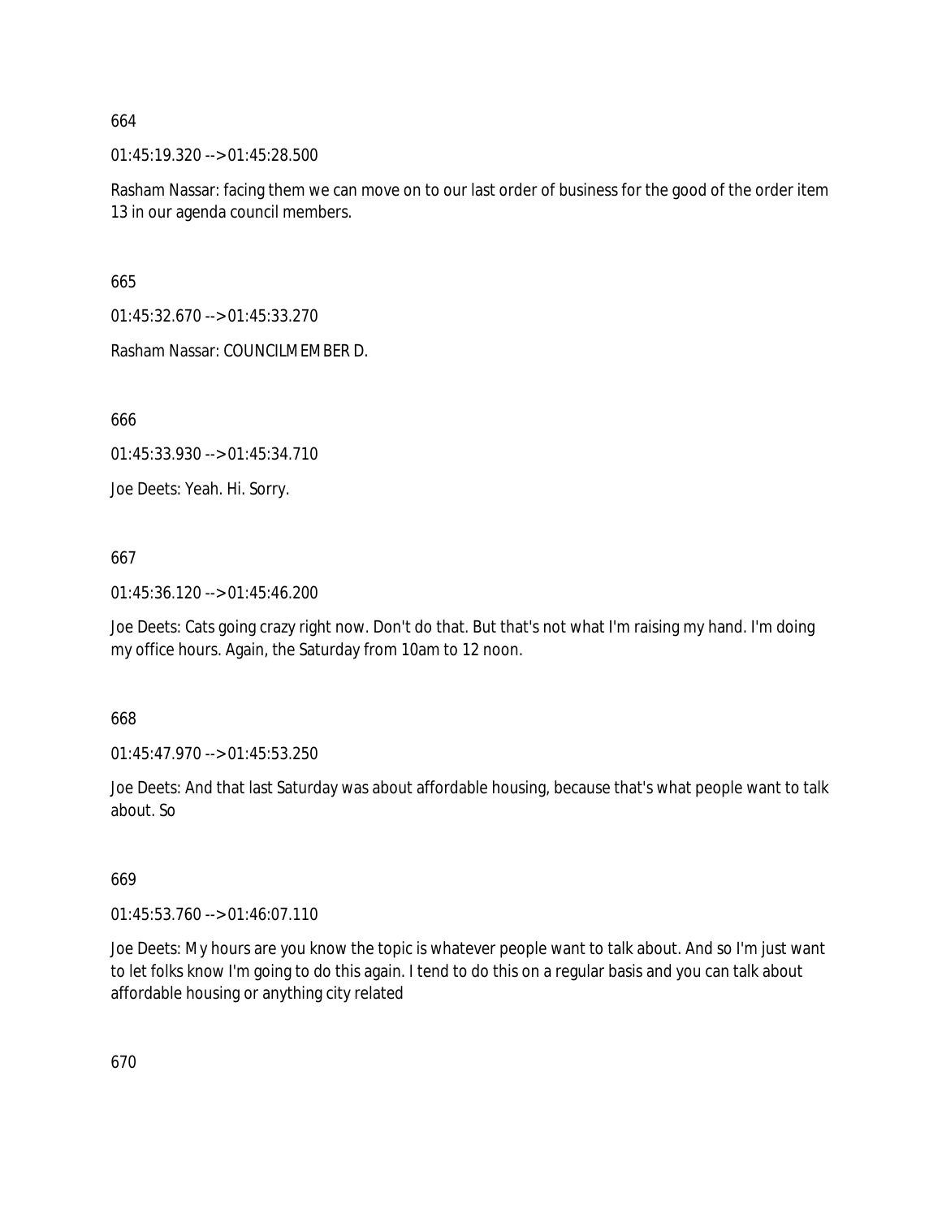664

01:45:19.320 --> 01:45:28.500

Rasham Nassar: facing them we can move on to our last order of business for the good of the order item 13 in our agenda council members.

665

01:45:32.670 --> 01:45:33.270

Rasham Nassar: COUNCILMEMBER D.

666

01:45:33.930 --> 01:45:34.710

Joe Deets: Yeah. Hi. Sorry.

667

01:45:36.120 --> 01:45:46.200

Joe Deets: Cats going crazy right now. Don't do that. But that's not what I'm raising my hand. I'm doing my office hours. Again, the Saturday from 10am to 12 noon.

668

01:45:47.970 --> 01:45:53.250

Joe Deets: And that last Saturday was about affordable housing, because that's what people want to talk about. So

669

01:45:53.760 --> 01:46:07.110

Joe Deets: My hours are you know the topic is whatever people want to talk about. And so I'm just want to let folks know I'm going to do this again. I tend to do this on a regular basis and you can talk about affordable housing or anything city related

670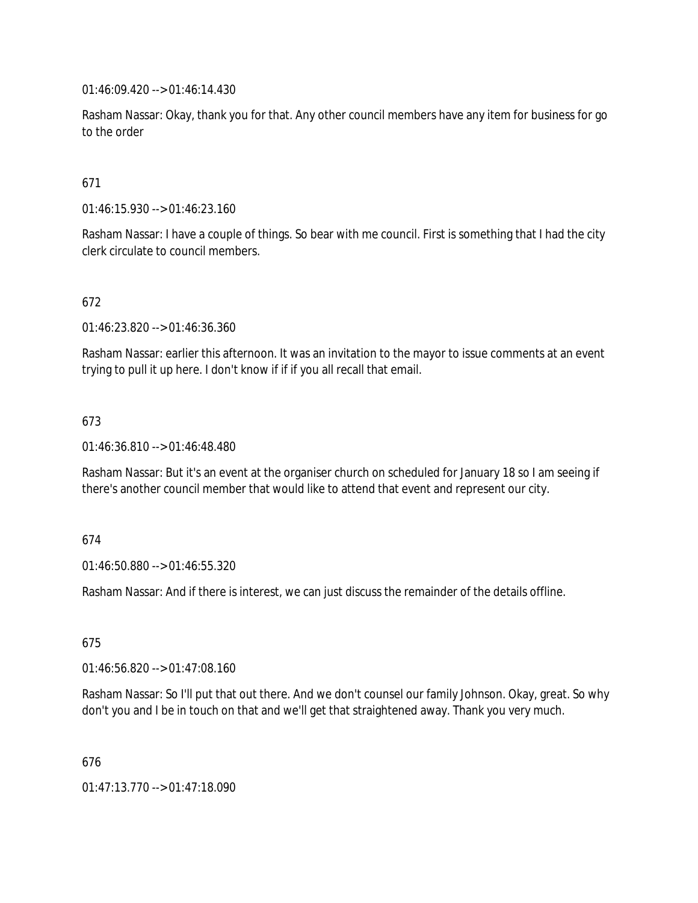01:46:09.420 --> 01:46:14.430

Rasham Nassar: Okay, thank you for that. Any other council members have any item for business for go to the order

671

01:46:15.930 --> 01:46:23.160

Rasham Nassar: I have a couple of things. So bear with me council. First is something that I had the city clerk circulate to council members.

672

01:46:23.820 --> 01:46:36.360

Rasham Nassar: earlier this afternoon. It was an invitation to the mayor to issue comments at an event trying to pull it up here. I don't know if if if you all recall that email.

673

01:46:36.810 --> 01:46:48.480

Rasham Nassar: But it's an event at the organiser church on scheduled for January 18 so I am seeing if there's another council member that would like to attend that event and represent our city.

674

01:46:50.880 --> 01:46:55.320

Rasham Nassar: And if there is interest, we can just discuss the remainder of the details offline.

675

01:46:56.820 --> 01:47:08.160

Rasham Nassar: So I'll put that out there. And we don't counsel our family Johnson. Okay, great. So why don't you and I be in touch on that and we'll get that straightened away. Thank you very much.

676

01:47:13.770 --> 01:47:18.090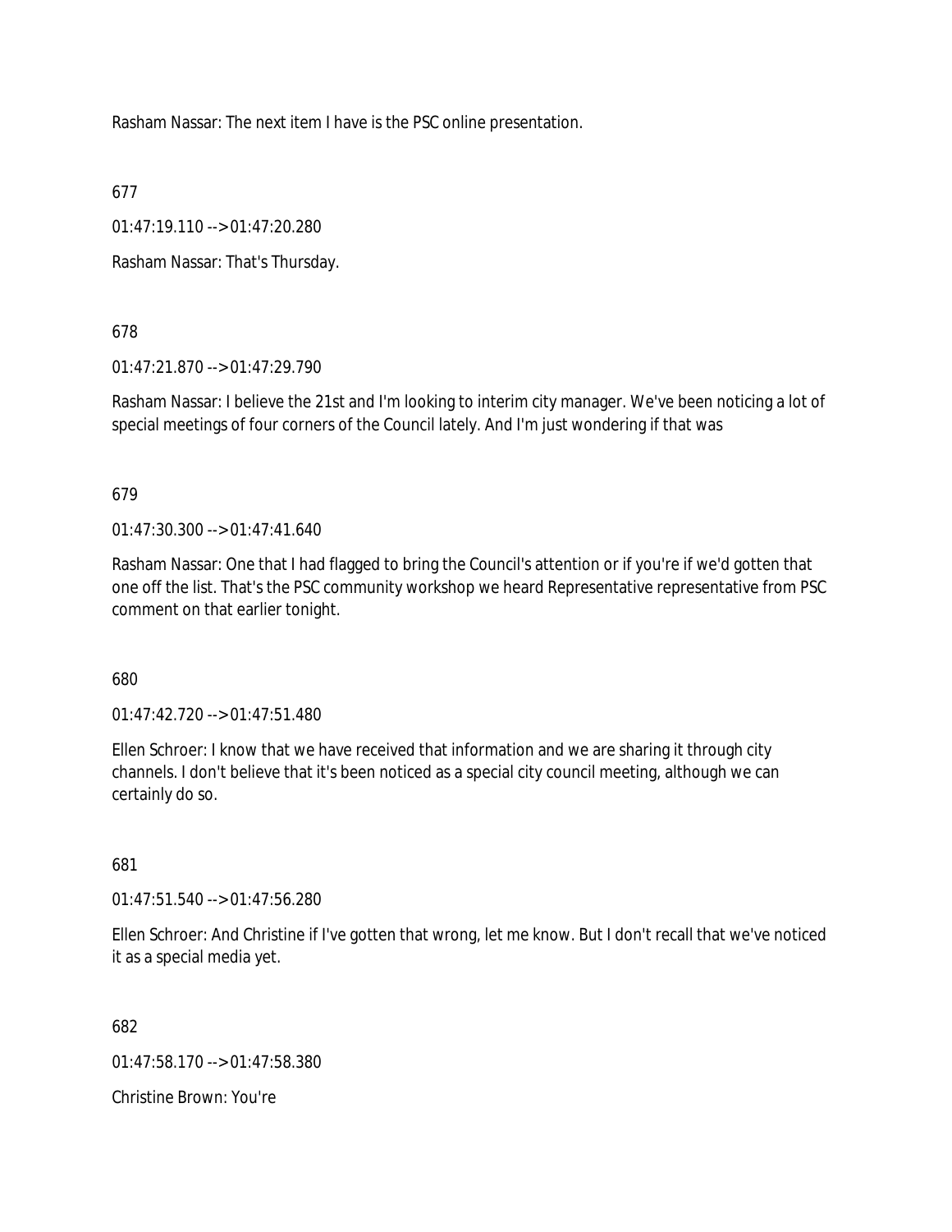Rasham Nassar: The next item I have is the PSC online presentation.

677

01:47:19.110 --> 01:47:20.280

Rasham Nassar: That's Thursday.

678

01:47:21.870 --> 01:47:29.790

Rasham Nassar: I believe the 21st and I'm looking to interim city manager. We've been noticing a lot of special meetings of four corners of the Council lately. And I'm just wondering if that was

679

01:47:30.300 --> 01:47:41.640

Rasham Nassar: One that I had flagged to bring the Council's attention or if you're if we'd gotten that one off the list. That's the PSC community workshop we heard Representative representative from PSC comment on that earlier tonight.

680

01:47:42.720 --> 01:47:51.480

Ellen Schroer: I know that we have received that information and we are sharing it through city channels. I don't believe that it's been noticed as a special city council meeting, although we can certainly do so.

681

01:47:51.540 --> 01:47:56.280

Ellen Schroer: And Christine if I've gotten that wrong, let me know. But I don't recall that we've noticed it as a special media yet.

682

01:47:58.170 --> 01:47:58.380

Christine Brown: You're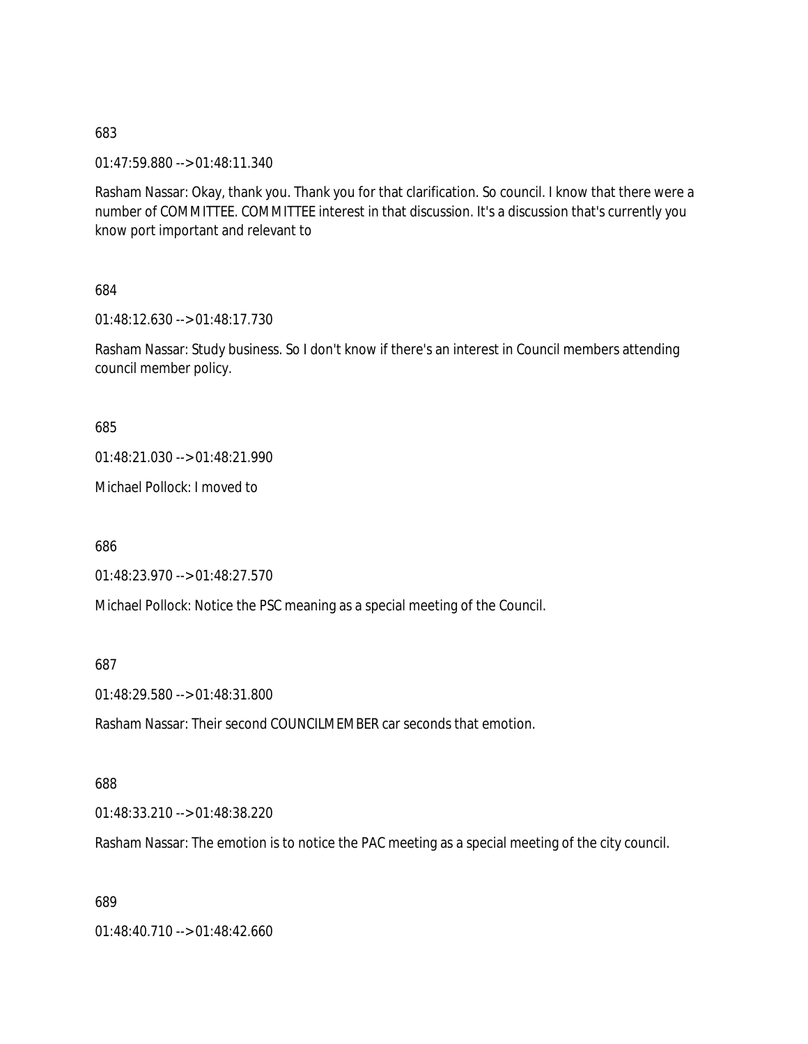683

01:47:59.880 --> 01:48:11.340

Rasham Nassar: Okay, thank you. Thank you for that clarification. So council. I know that there were a number of COMMITTEE. COMMITTEE interest in that discussion. It's a discussion that's currently you know port important and relevant to

684

01:48:12.630 --> 01:48:17.730

Rasham Nassar: Study business. So I don't know if there's an interest in Council members attending council member policy.

685

01:48:21.030 --> 01:48:21.990

Michael Pollock: I moved to

686

01:48:23.970 --> 01:48:27.570

Michael Pollock: Notice the PSC meaning as a special meeting of the Council.

687

01:48:29.580 --> 01:48:31.800

Rasham Nassar: Their second COUNCILMEMBER car seconds that emotion.

688

01:48:33.210 --> 01:48:38.220

Rasham Nassar: The emotion is to notice the PAC meeting as a special meeting of the city council.

689

01:48:40.710 --> 01:48:42.660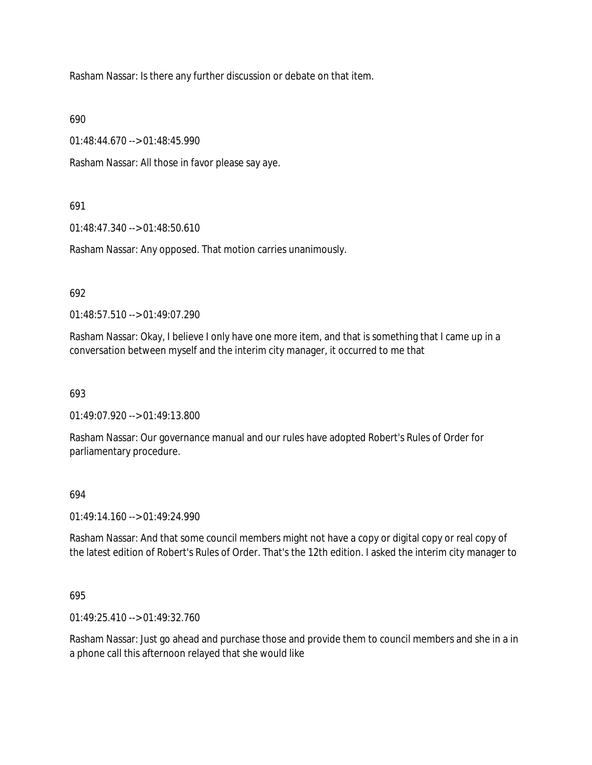Rasham Nassar: Is there any further discussion or debate on that item.

690

01:48:44.670 --> 01:48:45.990

Rasham Nassar: All those in favor please say aye.

691

01:48:47.340 --> 01:48:50.610

Rasham Nassar: Any opposed. That motion carries unanimously.

692

01:48:57.510 --> 01:49:07.290

Rasham Nassar: Okay, I believe I only have one more item, and that is something that I came up in a conversation between myself and the interim city manager, it occurred to me that

693

01:49:07.920 --> 01:49:13.800

Rasham Nassar: Our governance manual and our rules have adopted Robert's Rules of Order for parliamentary procedure.

694

01:49:14.160 --> 01:49:24.990

Rasham Nassar: And that some council members might not have a copy or digital copy or real copy of the latest edition of Robert's Rules of Order. That's the 12th edition. I asked the interim city manager to

695

01:49:25.410 --> 01:49:32.760

Rasham Nassar: Just go ahead and purchase those and provide them to council members and she in a in a phone call this afternoon relayed that she would like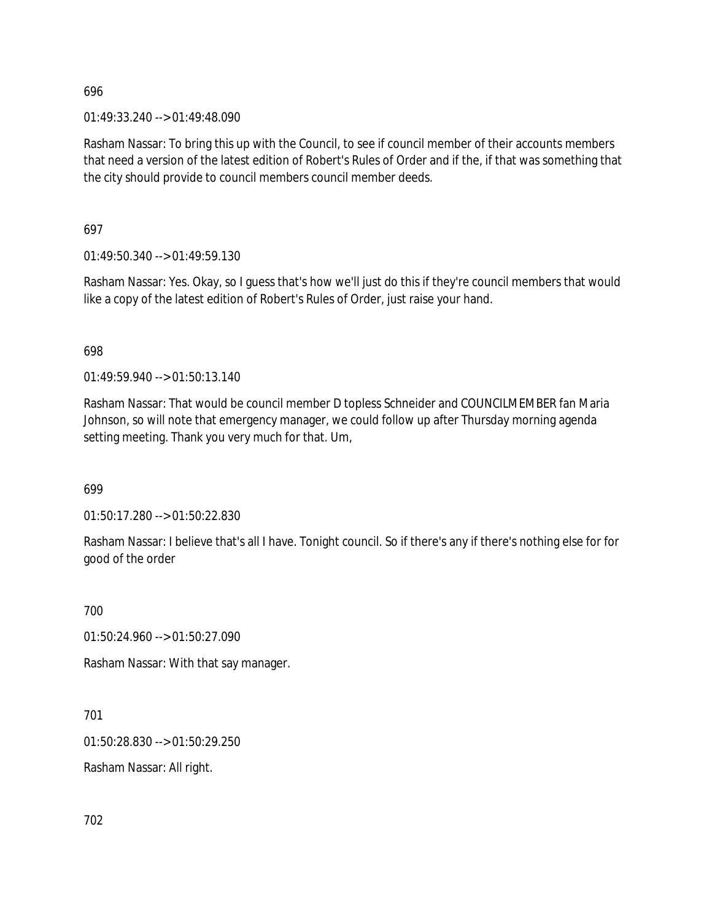696

01:49:33.240 --> 01:49:48.090

Rasham Nassar: To bring this up with the Council, to see if council member of their accounts members that need a version of the latest edition of Robert's Rules of Order and if the, if that was something that the city should provide to council members council member deeds.

697

01:49:50.340 --> 01:49:59.130

Rasham Nassar: Yes. Okay, so I guess that's how we'll just do this if they're council members that would like a copy of the latest edition of Robert's Rules of Order, just raise your hand.

698

01:49:59.940 --> 01:50:13.140

Rasham Nassar: That would be council member D topless Schneider and COUNCILMEMBER fan Maria Johnson, so will note that emergency manager, we could follow up after Thursday morning agenda setting meeting. Thank you very much for that. Um,

699

01:50:17.280 --> 01:50:22.830

Rasham Nassar: I believe that's all I have. Tonight council. So if there's any if there's nothing else for for good of the order

700

01:50:24.960 --> 01:50:27.090

Rasham Nassar: With that say manager.

701

01:50:28.830 --> 01:50:29.250

Rasham Nassar: All right.

702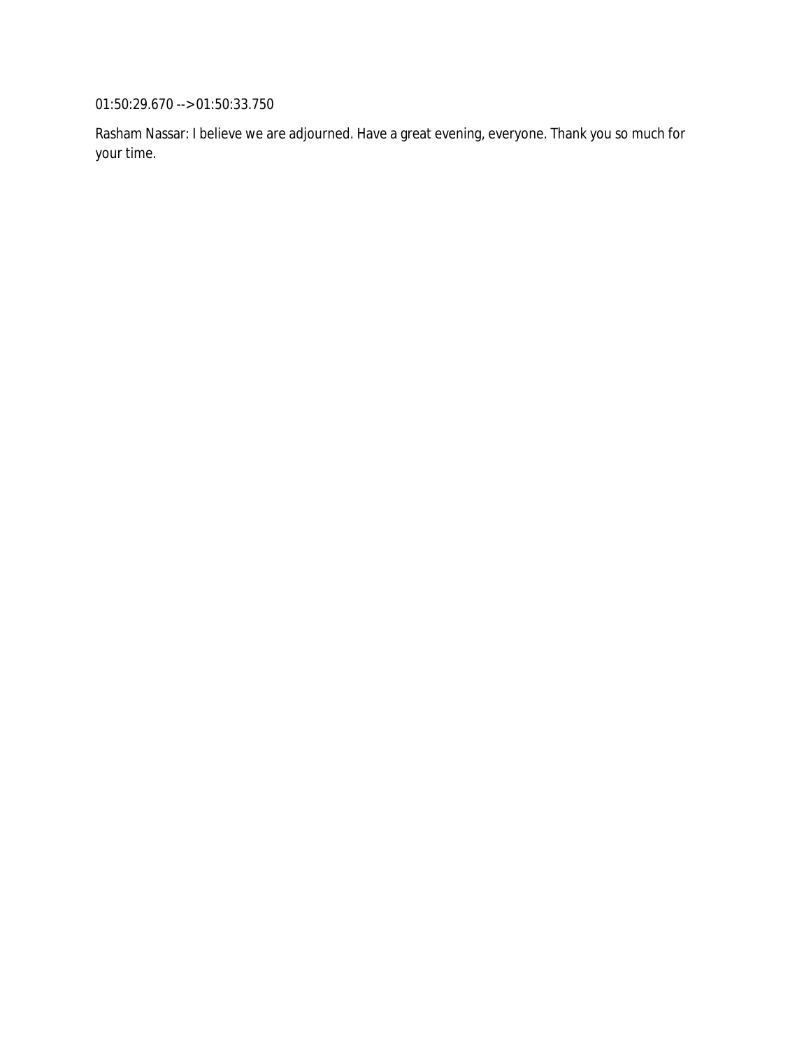01:50:29.670 --> 01:50:33.750

Rasham Nassar: I believe we are adjourned. Have a great evening, everyone. Thank you so much for your time.